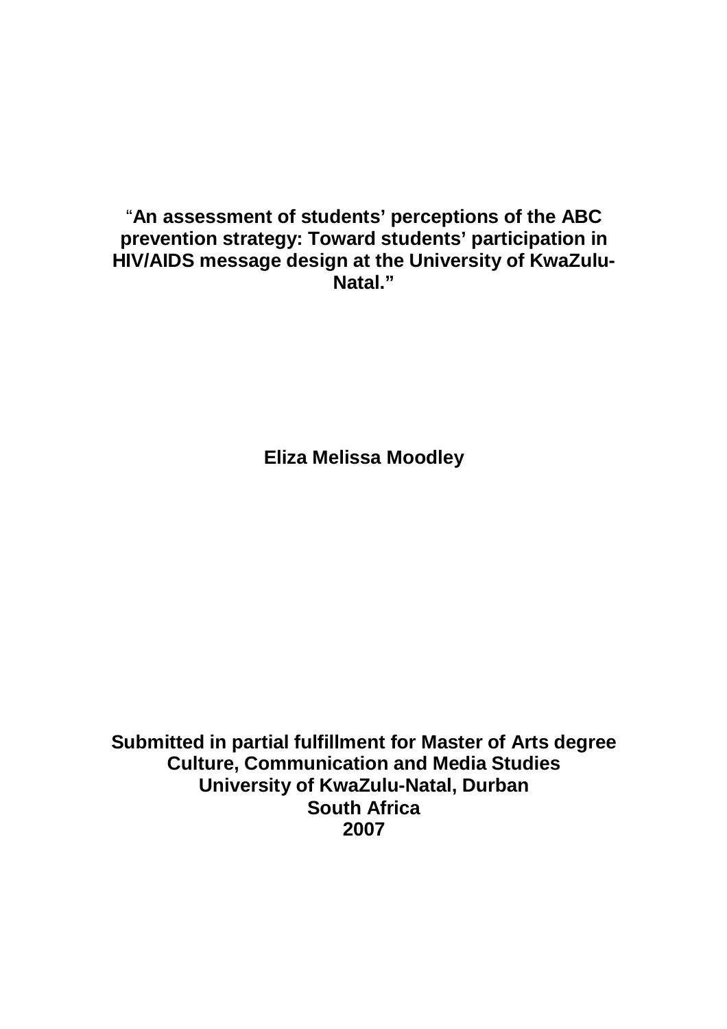# "An assessment of students' perceptions of the ABC prevention strategy: Toward students' participation in HIV/AIDS message design at the University of KwaZulu-Natal."

**Eliza Melissa Moodley**

**Submitted in partial fulfillment for Master of Arts degree**
**Culture, Communication and Media Studies**
**University of KwaZulu-Natal, Durban**
**South Africa**
**2007**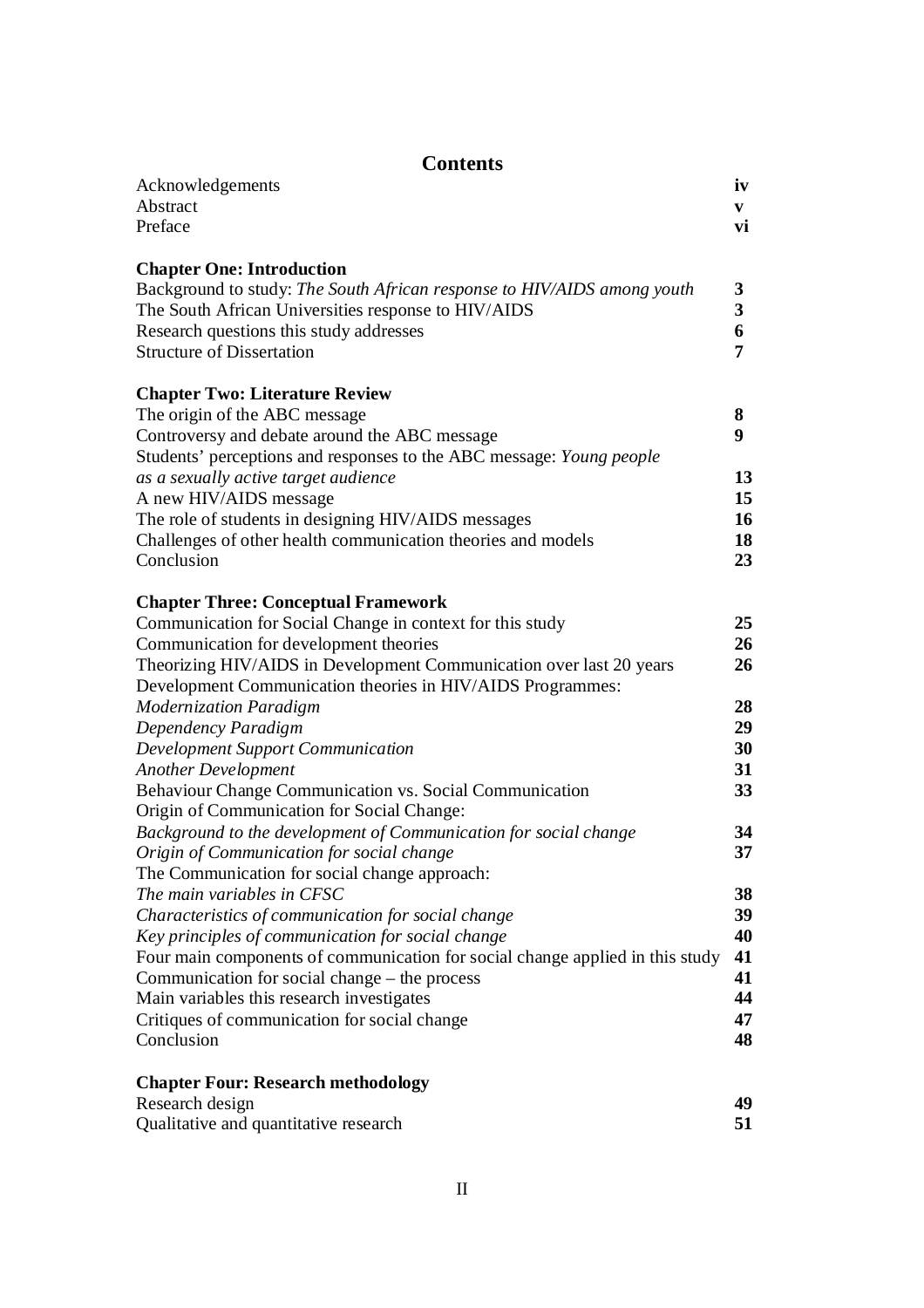# Contents

| | |
|---|---|
| Acknowledgements | **iv** |
| Abstract | **v** |
| Preface | **vi** |
| **Chapter One: Introduction** | |
| Background to study: *The South African response to HIV/AIDS among youth* | **3** |
| The South African Universities response to HIV/AIDS | **3** |
| Research questions this study addresses | **6** |
| Structure of Dissertation | **7** |
| **Chapter Two: Literature Review** | |
| The origin of the ABC message | **8** |
| Controversy and debate around the ABC message | **9** |
| Students' perceptions and responses to the ABC message: *Young people as a sexually active target audience* | **13** |
| A new HIV/AIDS message | **15** |
| The role of students in designing HIV/AIDS messages | **16** |
| Challenges of other health communication theories and models | **18** |
| Conclusion | **23** |
| **Chapter Three: Conceptual Framework** | |
| Communication for Social Change in context for this study | **25** |
| Communication for development theories | **26** |
| Theorizing HIV/AIDS in Development Communication over last 20 years | **26** |
| Development Communication theories in HIV/AIDS Programmes: | |
| *Modernization Paradigm* | **28** |
| *Dependency Paradigm* | **29** |
| *Development Support Communication* | **30** |
| *Another Development* | **31** |
| Behaviour Change Communication vs. Social Communication | **33** |
| Origin of Communication for Social Change: | |
| *Background to the development of Communication for social change* | **34** |
| *Origin of Communication for social change* | **37** |
| The Communication for social change approach: | |
| *The main variables in CFSC* | **38** |
| *Characteristics of communication for social change* | **39** |
| *Key principles of communication for social change* | **40** |
| Four main components of communication for social change applied in this study | **41** |
| Communication for social change – the process | **41** |
| Main variables this research investigates | **44** |
| Critiques of communication for social change | **47** |
| Conclusion | **48** |
| **Chapter Four: Research methodology** | |
| Research design | **49** |
| Qualitative and quantitative research | **51** |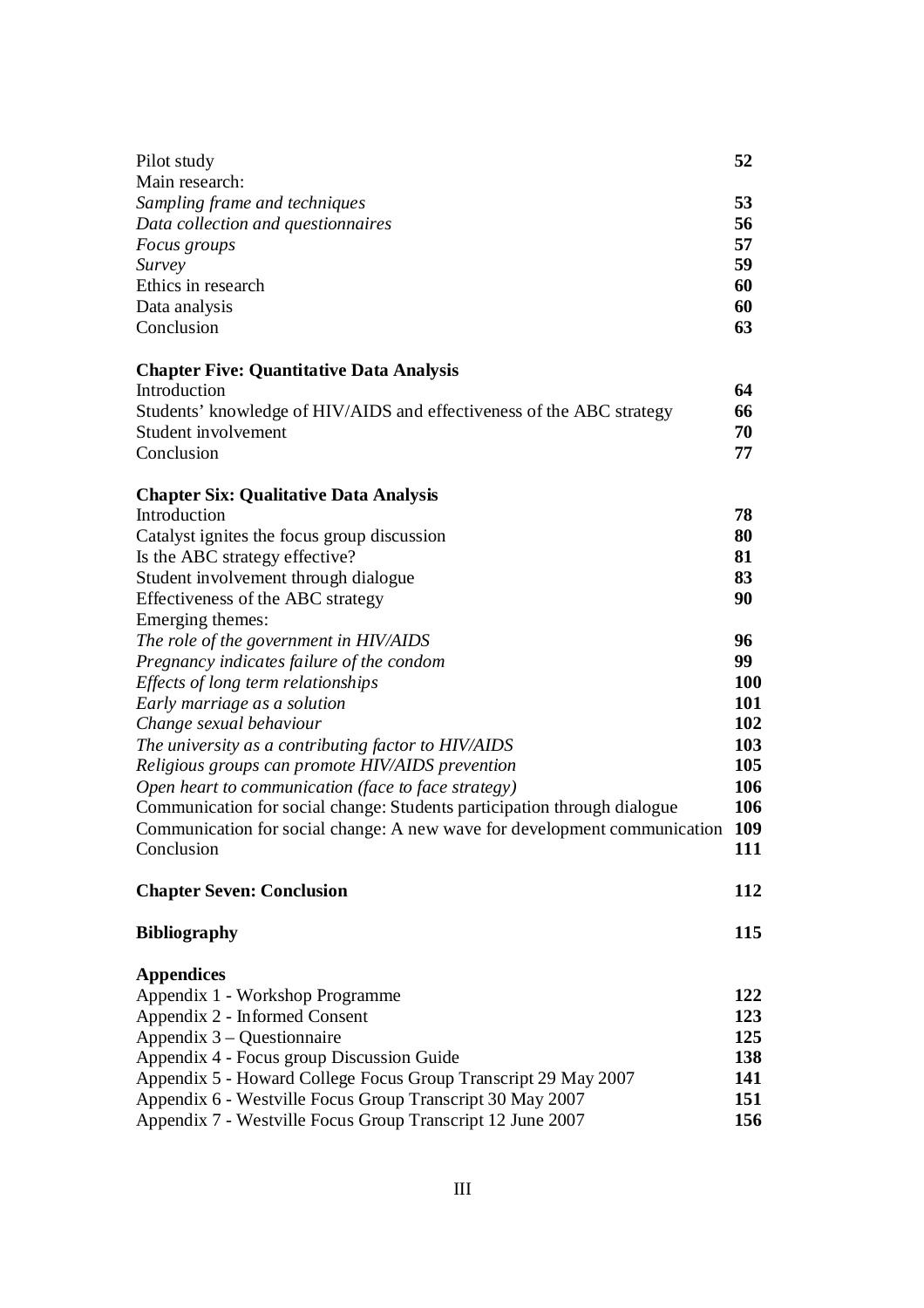| | |
|---|---|
| Pilot study | **52** |
| Main research: | |
| *Sampling frame and techniques* | **53** |
| *Data collection and questionnaires* | **56** |
| *Focus groups* | **57** |
| *Survey* | **59** |
| Ethics in research | **60** |
| Data analysis | **60** |
| Conclusion | **63** |

**Chapter Five: Quantitative Data Analysis**

| | |
|---|---|
| Introduction | **64** |
| Students' knowledge of HIV/AIDS and effectiveness of the ABC strategy | **66** |
| Student involvement | **70** |
| Conclusion | **77** |

**Chapter Six: Qualitative Data Analysis**

| | |
|---|---|
| Introduction | **78** |
| Catalyst ignites the focus group discussion | **80** |
| Is the ABC strategy effective? | **81** |
| Student involvement through dialogue | **83** |
| Effectiveness of the ABC strategy | **90** |
| Emerging themes: | |
| *The role of the government in HIV/AIDS* | **96** |
| *Pregnancy indicates failure of the condom* | **99** |
| *Effects of long term relationships* | **100** |
| *Early marriage as a solution* | **101** |
| *Change sexual behaviour* | **102** |
| *The university as a contributing factor to HIV/AIDS* | **103** |
| *Religious groups can promote HIV/AIDS prevention* | **105** |
| *Open heart to communication (face to face strategy)* | **106** |
| Communication for social change: Students participation through dialogue | **106** |
| Communication for social change: A new wave for development communication | **109** |
| Conclusion | **111** |

| | |
|---|---|
| **Chapter Seven: Conclusion** | **112** |
| **Bibliography** | **115** |

**Appendices**

| | |
|---|---|
| Appendix 1 - Workshop Programme | **122** |
| Appendix 2 - Informed Consent | **123** |
| Appendix 3 – Questionnaire | **125** |
| Appendix 4 - Focus group Discussion Guide | **138** |
| Appendix 5 - Howard College Focus Group Transcript 29 May 2007 | **141** |
| Appendix 6 - Westville Focus Group Transcript 30 May 2007 | **151** |
| Appendix 7 - Westville Focus Group Transcript 12 June 2007 | **156** |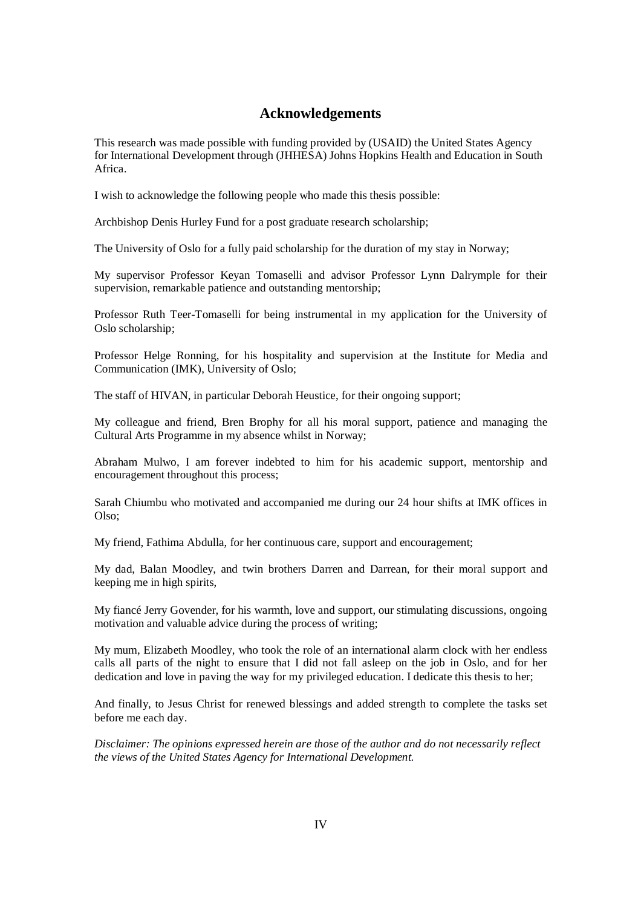## Acknowledgements

This research was made possible with funding provided by (USAID) the United States Agency for International Development through (JHHESA) Johns Hopkins Health and Education in South Africa.

I wish to acknowledge the following people who made this thesis possible:

Archbishop Denis Hurley Fund for a post graduate research scholarship;

The University of Oslo for a fully paid scholarship for the duration of my stay in Norway;

My supervisor Professor Keyan Tomaselli and advisor Professor Lynn Dalrymple for their supervision, remarkable patience and outstanding mentorship;

Professor Ruth Teer-Tomaselli for being instrumental in my application for the University of Oslo scholarship;

Professor Helge Ronning, for his hospitality and supervision at the Institute for Media and Communication (IMK), University of Oslo;

The staff of HIVAN, in particular Deborah Heustice, for their ongoing support;

My colleague and friend, Bren Brophy for all his moral support, patience and managing the Cultural Arts Programme in my absence whilst in Norway;

Abraham Mulwo, I am forever indebted to him for his academic support, mentorship and encouragement throughout this process;

Sarah Chiumbu who motivated and accompanied me during our 24 hour shifts at IMK offices in Olso;

My friend, Fathima Abdulla, for her continuous care, support and encouragement;

My dad, Balan Moodley, and twin brothers Darren and Darrean, for their moral support and keeping me in high spirits,

My fiancé Jerry Govender, for his warmth, love and support, our stimulating discussions, ongoing motivation and valuable advice during the process of writing;

My mum, Elizabeth Moodley, who took the role of an international alarm clock with her endless calls all parts of the night to ensure that I did not fall asleep on the job in Oslo, and for her dedication and love in paving the way for my privileged education. I dedicate this thesis to her;

And finally, to Jesus Christ for renewed blessings and added strength to complete the tasks set before me each day.

*Disclaimer: The opinions expressed herein are those of the author and do not necessarily reflect the views of the United States Agency for International Development.*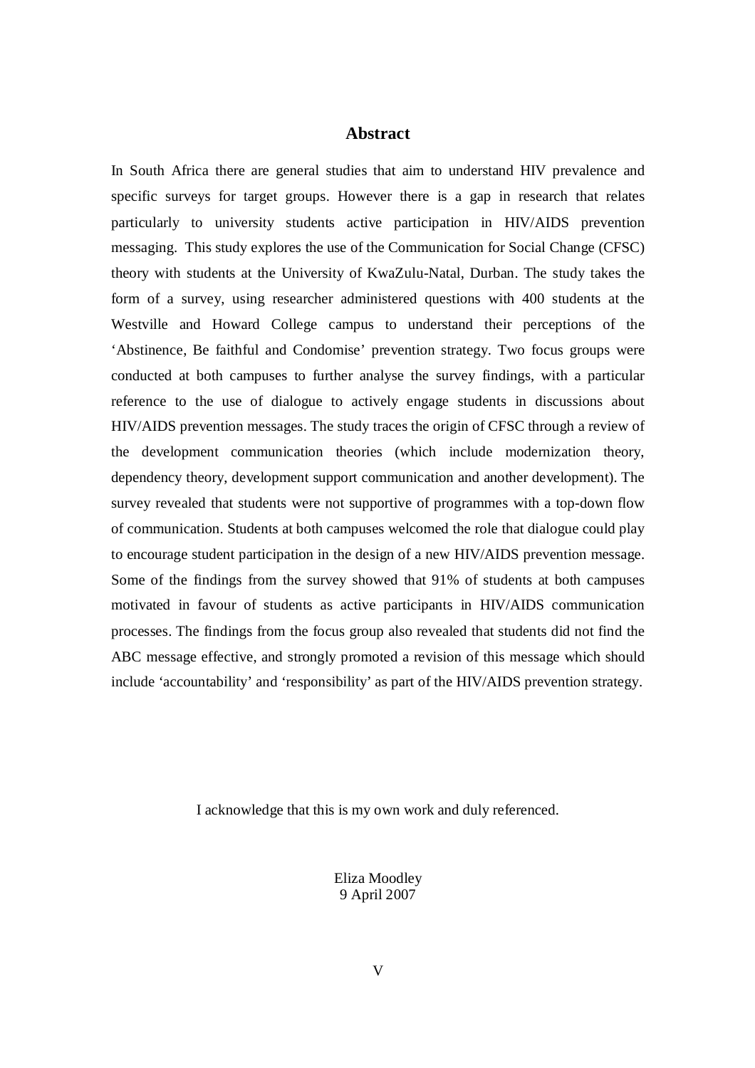# Abstract

In South Africa there are general studies that aim to understand HIV prevalence and specific surveys for target groups. However there is a gap in research that relates particularly to university students active participation in HIV/AIDS prevention messaging. This study explores the use of the Communication for Social Change (CFSC) theory with students at the University of KwaZulu-Natal, Durban. The study takes the form of a survey, using researcher administered questions with 400 students at the Westville and Howard College campus to understand their perceptions of the 'Abstinence, Be faithful and Condomise' prevention strategy. Two focus groups were conducted at both campuses to further analyse the survey findings, with a particular reference to the use of dialogue to actively engage students in discussions about HIV/AIDS prevention messages. The study traces the origin of CFSC through a review of the development communication theories (which include modernization theory, dependency theory, development support communication and another development). The survey revealed that students were not supportive of programmes with a top-down flow of communication. Students at both campuses welcomed the role that dialogue could play to encourage student participation in the design of a new HIV/AIDS prevention message. Some of the findings from the survey showed that 91% of students at both campuses motivated in favour of students as active participants in HIV/AIDS communication processes. The findings from the focus group also revealed that students did not find the ABC message effective, and strongly promoted a revision of this message which should include 'accountability' and 'responsibility' as part of the HIV/AIDS prevention strategy.

I acknowledge that this is my own work and duly referenced.

Eliza Moodley
9 April 2007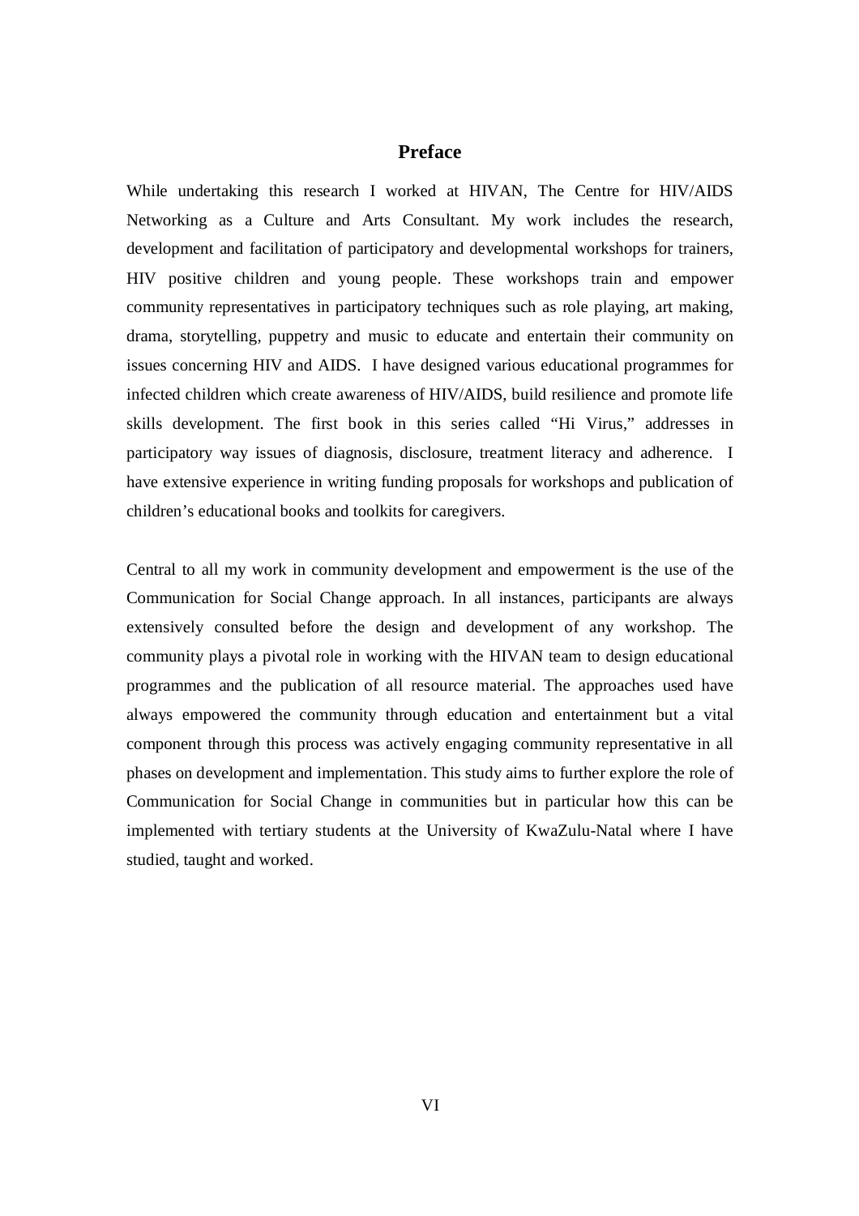# Preface

While undertaking this research I worked at HIVAN, The Centre for HIV/AIDS Networking as a Culture and Arts Consultant. My work includes the research, development and facilitation of participatory and developmental workshops for trainers, HIV positive children and young people. These workshops train and empower community representatives in participatory techniques such as role playing, art making, drama, storytelling, puppetry and music to educate and entertain their community on issues concerning HIV and AIDS. I have designed various educational programmes for infected children which create awareness of HIV/AIDS, build resilience and promote life skills development. The first book in this series called "Hi Virus," addresses in participatory way issues of diagnosis, disclosure, treatment literacy and adherence. I have extensive experience in writing funding proposals for workshops and publication of children's educational books and toolkits for caregivers.

Central to all my work in community development and empowerment is the use of the Communication for Social Change approach. In all instances, participants are always extensively consulted before the design and development of any workshop. The community plays a pivotal role in working with the HIVAN team to design educational programmes and the publication of all resource material. The approaches used have always empowered the community through education and entertainment but a vital component through this process was actively engaging community representative in all phases on development and implementation. This study aims to further explore the role of Communication for Social Change in communities but in particular how this can be implemented with tertiary students at the University of KwaZulu-Natal where I have studied, taught and worked.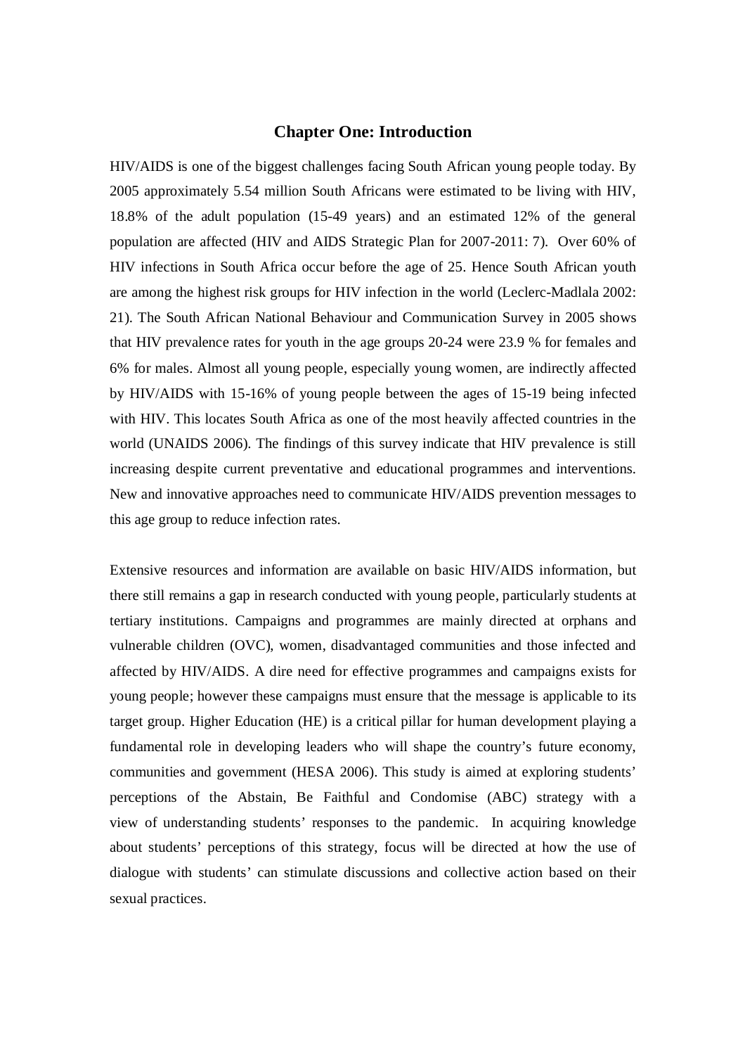# Chapter One: Introduction

HIV/AIDS is one of the biggest challenges facing South African young people today. By 2005 approximately 5.54 million South Africans were estimated to be living with HIV, 18.8% of the adult population (15-49 years) and an estimated 12% of the general population are affected (HIV and AIDS Strategic Plan for 2007-2011: 7). Over 60% of HIV infections in South Africa occur before the age of 25. Hence South African youth are among the highest risk groups for HIV infection in the world (Leclerc-Madlala 2002: 21). The South African National Behaviour and Communication Survey in 2005 shows that HIV prevalence rates for youth in the age groups 20-24 were 23.9 % for females and 6% for males. Almost all young people, especially young women, are indirectly affected by HIV/AIDS with 15-16% of young people between the ages of 15-19 being infected with HIV. This locates South Africa as one of the most heavily affected countries in the world (UNAIDS 2006). The findings of this survey indicate that HIV prevalence is still increasing despite current preventative and educational programmes and interventions. New and innovative approaches need to communicate HIV/AIDS prevention messages to this age group to reduce infection rates.

Extensive resources and information are available on basic HIV/AIDS information, but there still remains a gap in research conducted with young people, particularly students at tertiary institutions. Campaigns and programmes are mainly directed at orphans and vulnerable children (OVC), women, disadvantaged communities and those infected and affected by HIV/AIDS. A dire need for effective programmes and campaigns exists for young people; however these campaigns must ensure that the message is applicable to its target group. Higher Education (HE) is a critical pillar for human development playing a fundamental role in developing leaders who will shape the country's future economy, communities and government (HESA 2006). This study is aimed at exploring students' perceptions of the Abstain, Be Faithful and Condomise (ABC) strategy with a view of understanding students' responses to the pandemic. In acquiring knowledge about students' perceptions of this strategy, focus will be directed at how the use of dialogue with students' can stimulate discussions and collective action based on their sexual practices.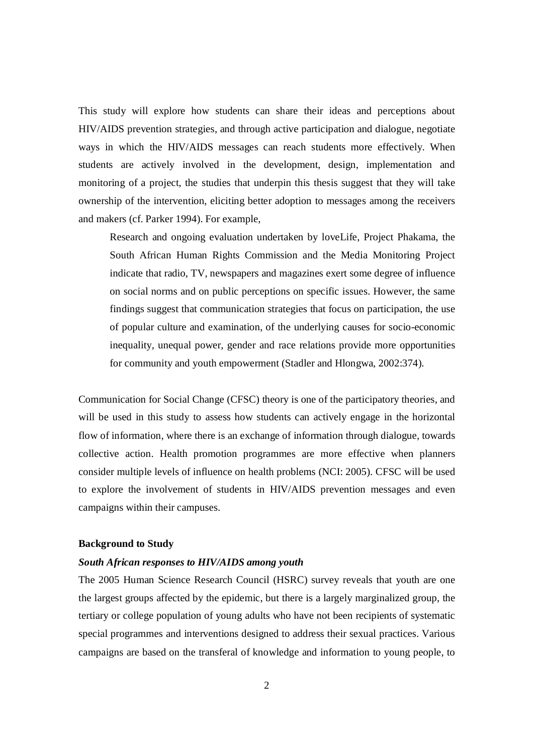This study will explore how students can share their ideas and perceptions about HIV/AIDS prevention strategies, and through active participation and dialogue, negotiate ways in which the HIV/AIDS messages can reach students more effectively. When students are actively involved in the development, design, implementation and monitoring of a project, the studies that underpin this thesis suggest that they will take ownership of the intervention, eliciting better adoption to messages among the receivers and makers (cf. Parker 1994). For example,

> Research and ongoing evaluation undertaken by loveLife, Project Phakama, the South African Human Rights Commission and the Media Monitoring Project indicate that radio, TV, newspapers and magazines exert some degree of influence on social norms and on public perceptions on specific issues. However, the same findings suggest that communication strategies that focus on participation, the use of popular culture and examination, of the underlying causes for socio-economic inequality, unequal power, gender and race relations provide more opportunities for community and youth empowerment (Stadler and Hlongwa, 2002:374).

Communication for Social Change (CFSC) theory is one of the participatory theories, and will be used in this study to assess how students can actively engage in the horizontal flow of information, where there is an exchange of information through dialogue, towards collective action. Health promotion programmes are more effective when planners consider multiple levels of influence on health problems (NCI: 2005). CFSC will be used to explore the involvement of students in HIV/AIDS prevention messages and even campaigns within their campuses.

**Background to Study**

***South African responses to HIV/AIDS among youth***

The 2005 Human Science Research Council (HSRC) survey reveals that youth are one the largest groups affected by the epidemic, but there is a largely marginalized group, the tertiary or college population of young adults who have not been recipients of systematic special programmes and interventions designed to address their sexual practices. Various campaigns are based on the transferal of knowledge and information to young people, to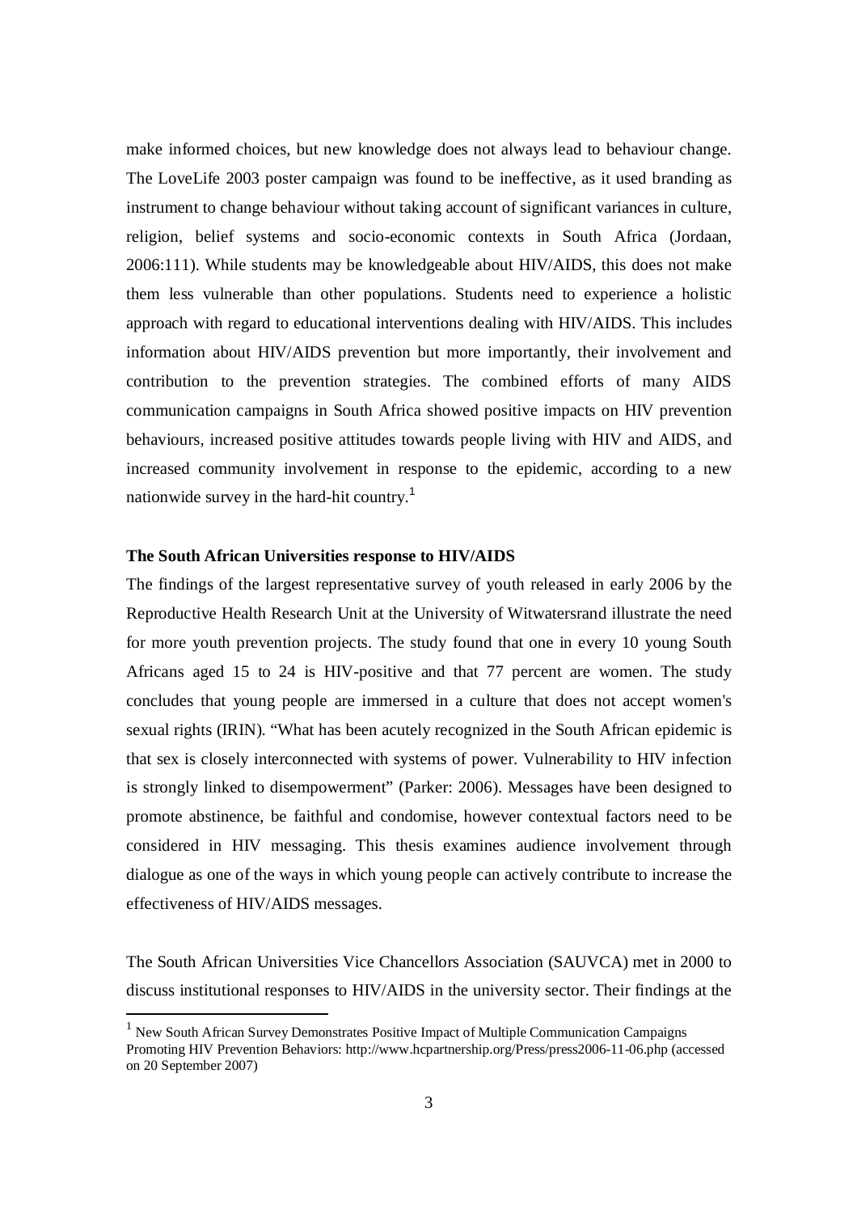make informed choices, but new knowledge does not always lead to behaviour change. The LoveLife 2003 poster campaign was found to be ineffective, as it used branding as instrument to change behaviour without taking account of significant variances in culture, religion, belief systems and socio-economic contexts in South Africa (Jordaan, 2006:111). While students may be knowledgeable about HIV/AIDS, this does not make them less vulnerable than other populations. Students need to experience a holistic approach with regard to educational interventions dealing with HIV/AIDS. This includes information about HIV/AIDS prevention but more importantly, their involvement and contribution to the prevention strategies. The combined efforts of many AIDS communication campaigns in South Africa showed positive impacts on HIV prevention behaviours, increased positive attitudes towards people living with HIV and AIDS, and increased community involvement in response to the epidemic, according to a new nationwide survey in the hard-hit country.[1]

**The South African Universities response to HIV/AIDS**

The findings of the largest representative survey of youth released in early 2006 by the Reproductive Health Research Unit at the University of Witwatersrand illustrate the need for more youth prevention projects. The study found that one in every 10 young South Africans aged 15 to 24 is HIV-positive and that 77 percent are women. The study concludes that young people are immersed in a culture that does not accept women's sexual rights (IRIN). "What has been acutely recognized in the South African epidemic is that sex is closely interconnected with systems of power. Vulnerability to HIV infection is strongly linked to disempowerment" (Parker: 2006). Messages have been designed to promote abstinence, be faithful and condomise, however contextual factors need to be considered in HIV messaging. This thesis examines audience involvement through dialogue as one of the ways in which young people can actively contribute to increase the effectiveness of HIV/AIDS messages.

The South African Universities Vice Chancellors Association (SAUVCA) met in 2000 to discuss institutional responses to HIV/AIDS in the university sector. Their findings at the

[1] New South African Survey Demonstrates Positive Impact of Multiple Communication Campaigns Promoting HIV Prevention Behaviors: http://www.hcpartnership.org/Press/press2006-11-06.php (accessed on 20 September 2007)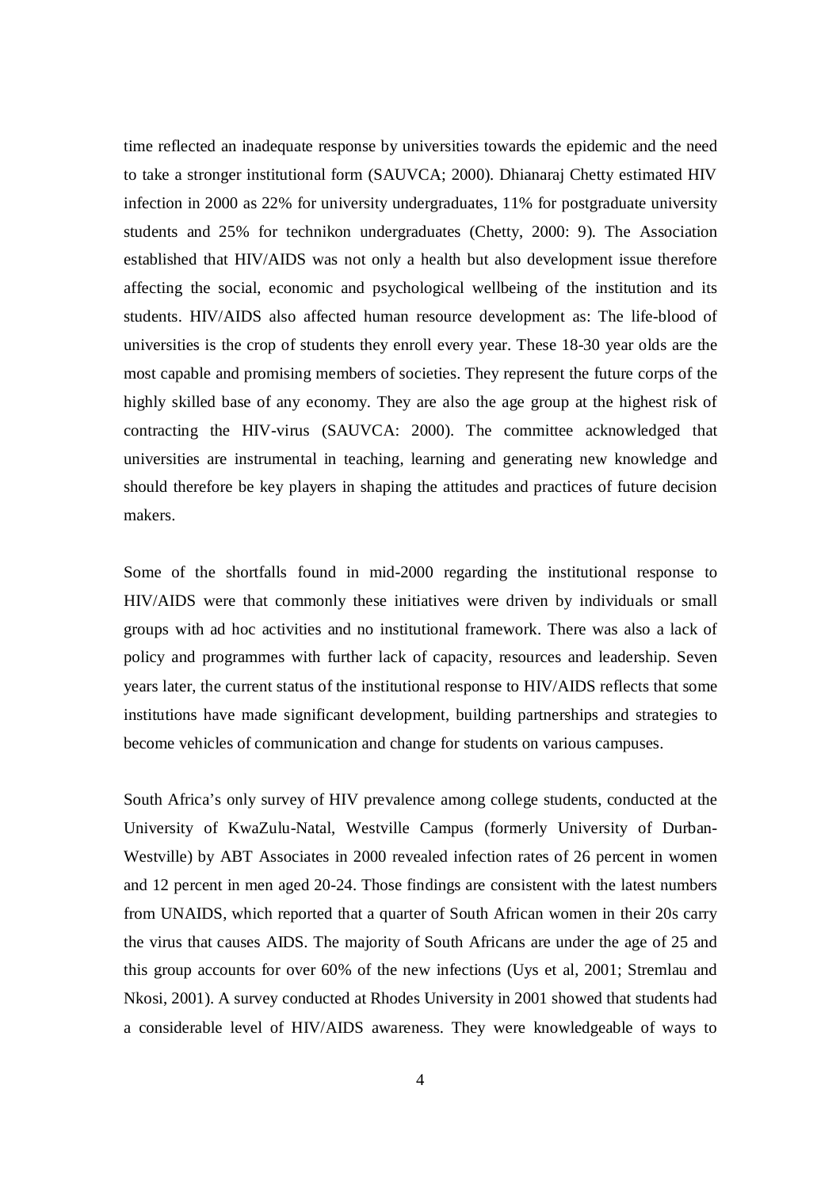time reflected an inadequate response by universities towards the epidemic and the need to take a stronger institutional form (SAUVCA; 2000). Dhianaraj Chetty estimated HIV infection in 2000 as 22% for university undergraduates, 11% for postgraduate university students and 25% for technikon undergraduates (Chetty, 2000: 9). The Association established that HIV/AIDS was not only a health but also development issue therefore affecting the social, economic and psychological wellbeing of the institution and its students. HIV/AIDS also affected human resource development as: The life-blood of universities is the crop of students they enroll every year. These 18-30 year olds are the most capable and promising members of societies. They represent the future corps of the highly skilled base of any economy. They are also the age group at the highest risk of contracting the HIV-virus (SAUVCA: 2000). The committee acknowledged that universities are instrumental in teaching, learning and generating new knowledge and should therefore be key players in shaping the attitudes and practices of future decision makers.

Some of the shortfalls found in mid-2000 regarding the institutional response to HIV/AIDS were that commonly these initiatives were driven by individuals or small groups with ad hoc activities and no institutional framework. There was also a lack of policy and programmes with further lack of capacity, resources and leadership. Seven years later, the current status of the institutional response to HIV/AIDS reflects that some institutions have made significant development, building partnerships and strategies to become vehicles of communication and change for students on various campuses.

South Africa's only survey of HIV prevalence among college students, conducted at the University of KwaZulu-Natal, Westville Campus (formerly University of Durban-Westville) by ABT Associates in 2000 revealed infection rates of 26 percent in women and 12 percent in men aged 20-24. Those findings are consistent with the latest numbers from UNAIDS, which reported that a quarter of South African women in their 20s carry the virus that causes AIDS. The majority of South Africans are under the age of 25 and this group accounts for over 60% of the new infections (Uys et al, 2001; Stremlau and Nkosi, 2001). A survey conducted at Rhodes University in 2001 showed that students had a considerable level of HIV/AIDS awareness. They were knowledgeable of ways to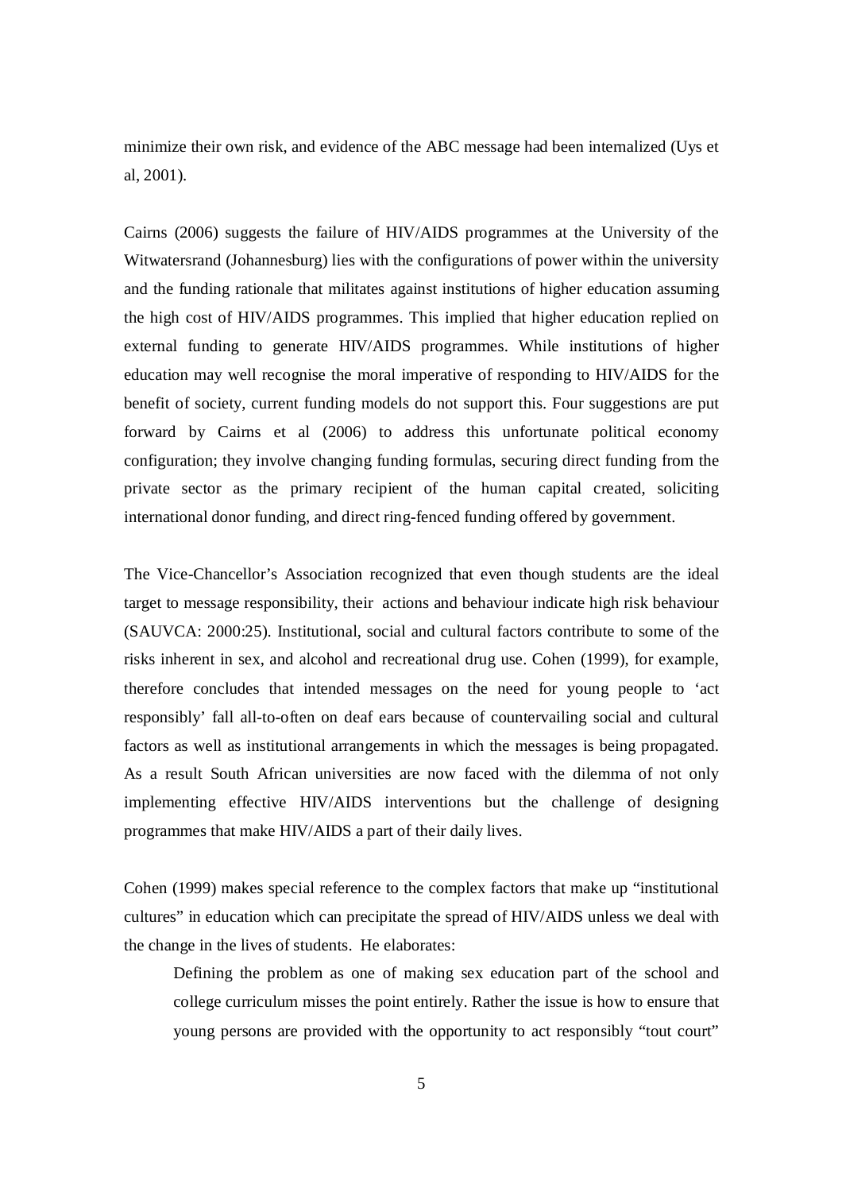minimize their own risk, and evidence of the ABC message had been internalized (Uys et al, 2001).

Cairns (2006) suggests the failure of HIV/AIDS programmes at the University of the Witwatersrand (Johannesburg) lies with the configurations of power within the university and the funding rationale that militates against institutions of higher education assuming the high cost of HIV/AIDS programmes. This implied that higher education replied on external funding to generate HIV/AIDS programmes. While institutions of higher education may well recognise the moral imperative of responding to HIV/AIDS for the benefit of society, current funding models do not support this. Four suggestions are put forward by Cairns et al (2006) to address this unfortunate political economy configuration; they involve changing funding formulas, securing direct funding from the private sector as the primary recipient of the human capital created, soliciting international donor funding, and direct ring-fenced funding offered by government.

The Vice-Chancellor's Association recognized that even though students are the ideal target to message responsibility, their actions and behaviour indicate high risk behaviour (SAUVCA: 2000:25). Institutional, social and cultural factors contribute to some of the risks inherent in sex, and alcohol and recreational drug use. Cohen (1999), for example, therefore concludes that intended messages on the need for young people to 'act responsibly' fall all-to-often on deaf ears because of countervailing social and cultural factors as well as institutional arrangements in which the messages is being propagated. As a result South African universities are now faced with the dilemma of not only implementing effective HIV/AIDS interventions but the challenge of designing programmes that make HIV/AIDS a part of their daily lives.

Cohen (1999) makes special reference to the complex factors that make up "institutional cultures" in education which can precipitate the spread of HIV/AIDS unless we deal with the change in the lives of students. He elaborates:

> Defining the problem as one of making sex education part of the school and college curriculum misses the point entirely. Rather the issue is how to ensure that young persons are provided with the opportunity to act responsibly "tout court"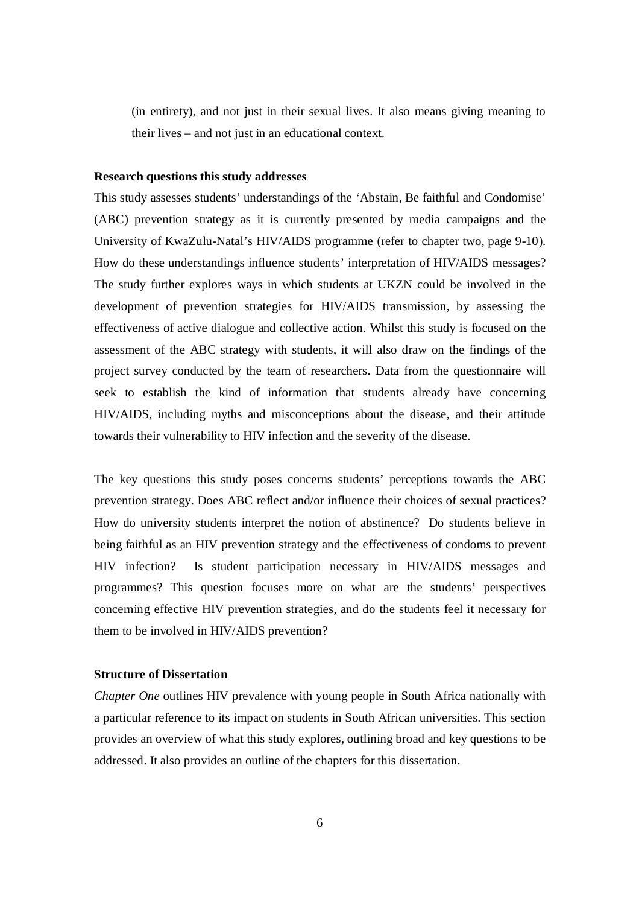(in entirety), and not just in their sexual lives. It also means giving meaning to their lives – and not just in an educational context.

**Research questions this study addresses**

This study assesses students' understandings of the 'Abstain, Be faithful and Condomise' (ABC) prevention strategy as it is currently presented by media campaigns and the University of KwaZulu-Natal's HIV/AIDS programme (refer to chapter two, page 9-10). How do these understandings influence students' interpretation of HIV/AIDS messages? The study further explores ways in which students at UKZN could be involved in the development of prevention strategies for HIV/AIDS transmission, by assessing the effectiveness of active dialogue and collective action. Whilst this study is focused on the assessment of the ABC strategy with students, it will also draw on the findings of the project survey conducted by the team of researchers. Data from the questionnaire will seek to establish the kind of information that students already have concerning HIV/AIDS, including myths and misconceptions about the disease, and their attitude towards their vulnerability to HIV infection and the severity of the disease.

The key questions this study poses concerns students' perceptions towards the ABC prevention strategy. Does ABC reflect and/or influence their choices of sexual practices? How do university students interpret the notion of abstinence? Do students believe in being faithful as an HIV prevention strategy and the effectiveness of condoms to prevent HIV infection? Is student participation necessary in HIV/AIDS messages and programmes? This question focuses more on what are the students' perspectives concerning effective HIV prevention strategies, and do the students feel it necessary for them to be involved in HIV/AIDS prevention?

**Structure of Dissertation**

*Chapter One* outlines HIV prevalence with young people in South Africa nationally with a particular reference to its impact on students in South African universities. This section provides an overview of what this study explores, outlining broad and key questions to be addressed. It also provides an outline of the chapters for this dissertation.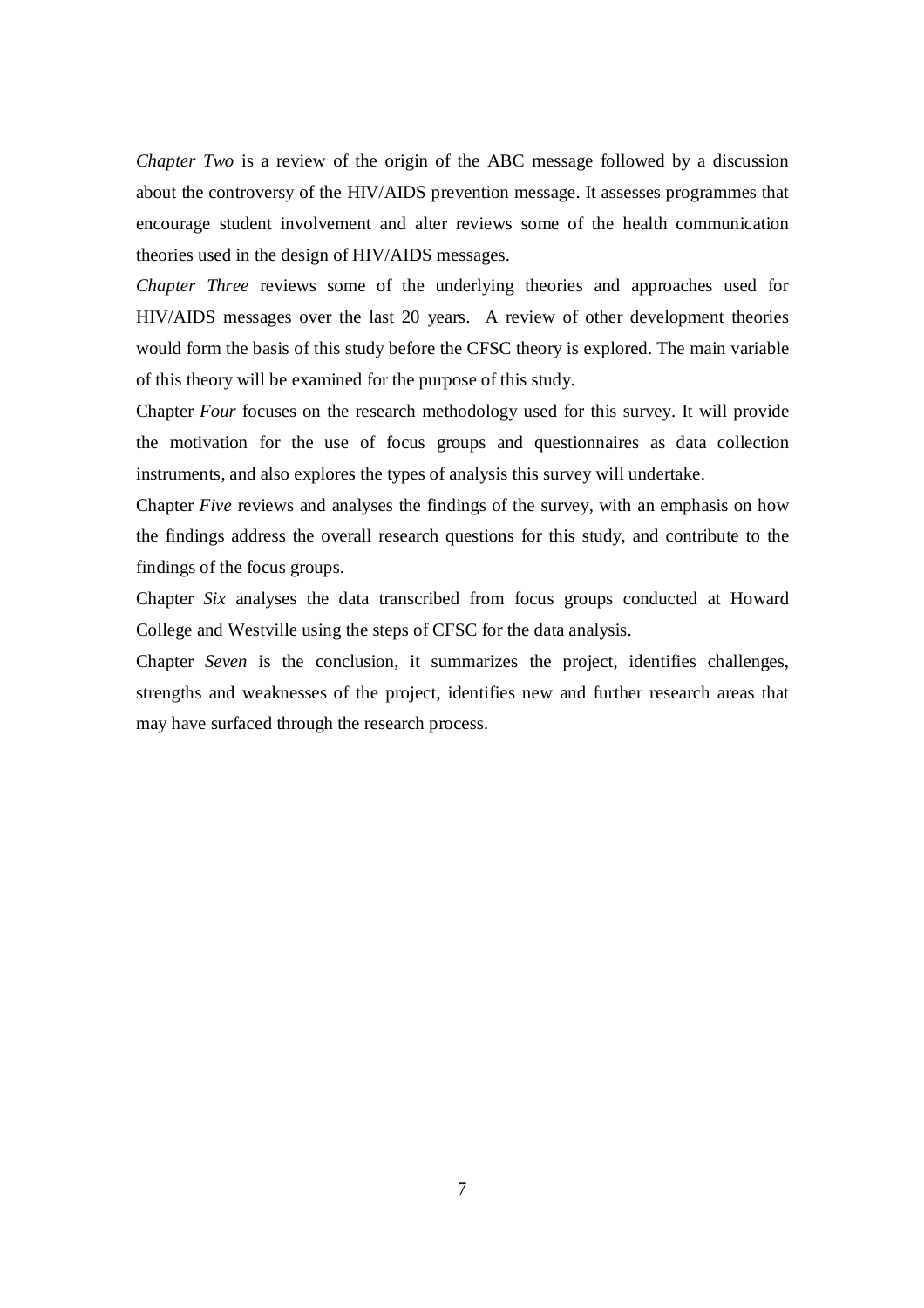*Chapter Two* is a review of the origin of the ABC message followed by a discussion about the controversy of the HIV/AIDS prevention message. It assesses programmes that encourage student involvement and alter reviews some of the health communication theories used in the design of HIV/AIDS messages.

*Chapter Three* reviews some of the underlying theories and approaches used for HIV/AIDS messages over the last 20 years. A review of other development theories would form the basis of this study before the CFSC theory is explored. The main variable of this theory will be examined for the purpose of this study.

Chapter *Four* focuses on the research methodology used for this survey. It will provide the motivation for the use of focus groups and questionnaires as data collection instruments, and also explores the types of analysis this survey will undertake.

Chapter *Five* reviews and analyses the findings of the survey, with an emphasis on how the findings address the overall research questions for this study, and contribute to the findings of the focus groups.

Chapter *Six* analyses the data transcribed from focus groups conducted at Howard College and Westville using the steps of CFSC for the data analysis.

Chapter *Seven* is the conclusion, it summarizes the project, identifies challenges, strengths and weaknesses of the project, identifies new and further research areas that may have surfaced through the research process.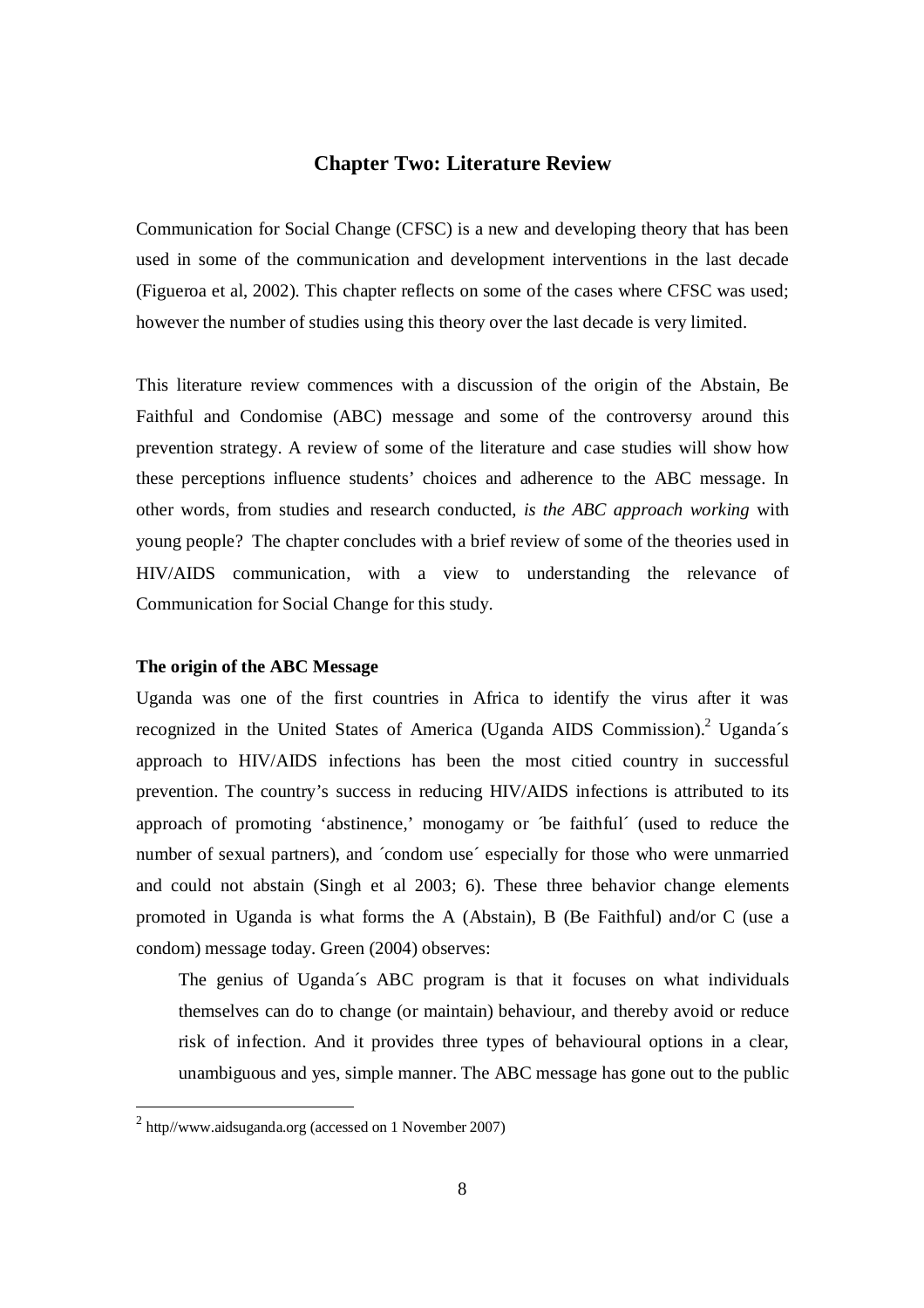## Chapter Two: Literature Review

Communication for Social Change (CFSC) is a new and developing theory that has been used in some of the communication and development interventions in the last decade (Figueroa et al, 2002). This chapter reflects on some of the cases where CFSC was used; however the number of studies using this theory over the last decade is very limited.

This literature review commences with a discussion of the origin of the Abstain, Be Faithful and Condomise (ABC) message and some of the controversy around this prevention strategy. A review of some of the literature and case studies will show how these perceptions influence students' choices and adherence to the ABC message. In other words, from studies and research conducted, *is the ABC approach working* with young people? The chapter concludes with a brief review of some of the theories used in HIV/AIDS communication, with a view to understanding the relevance of Communication for Social Change for this study.

### The origin of the ABC Message

Uganda was one of the first countries in Africa to identify the virus after it was recognized in the United States of America (Uganda AIDS Commission).[2] Uganda´s approach to HIV/AIDS infections has been the most citied country in successful prevention. The country's success in reducing HIV/AIDS infections is attributed to its approach of promoting 'abstinence,' monogamy or ´be faithful´ (used to reduce the number of sexual partners), and ´condom use´ especially for those who were unmarried and could not abstain (Singh et al 2003; 6). These three behavior change elements promoted in Uganda is what forms the A (Abstain), B (Be Faithful) and/or C (use a condom) message today. Green (2004) observes:

> The genius of Uganda´s ABC program is that it focuses on what individuals themselves can do to change (or maintain) behaviour, and thereby avoid or reduce risk of infection. And it provides three types of behavioural options in a clear, unambiguous and yes, simple manner. The ABC message has gone out to the public

---

[2] http//www.aidsuganda.org (accessed on 1 November 2007)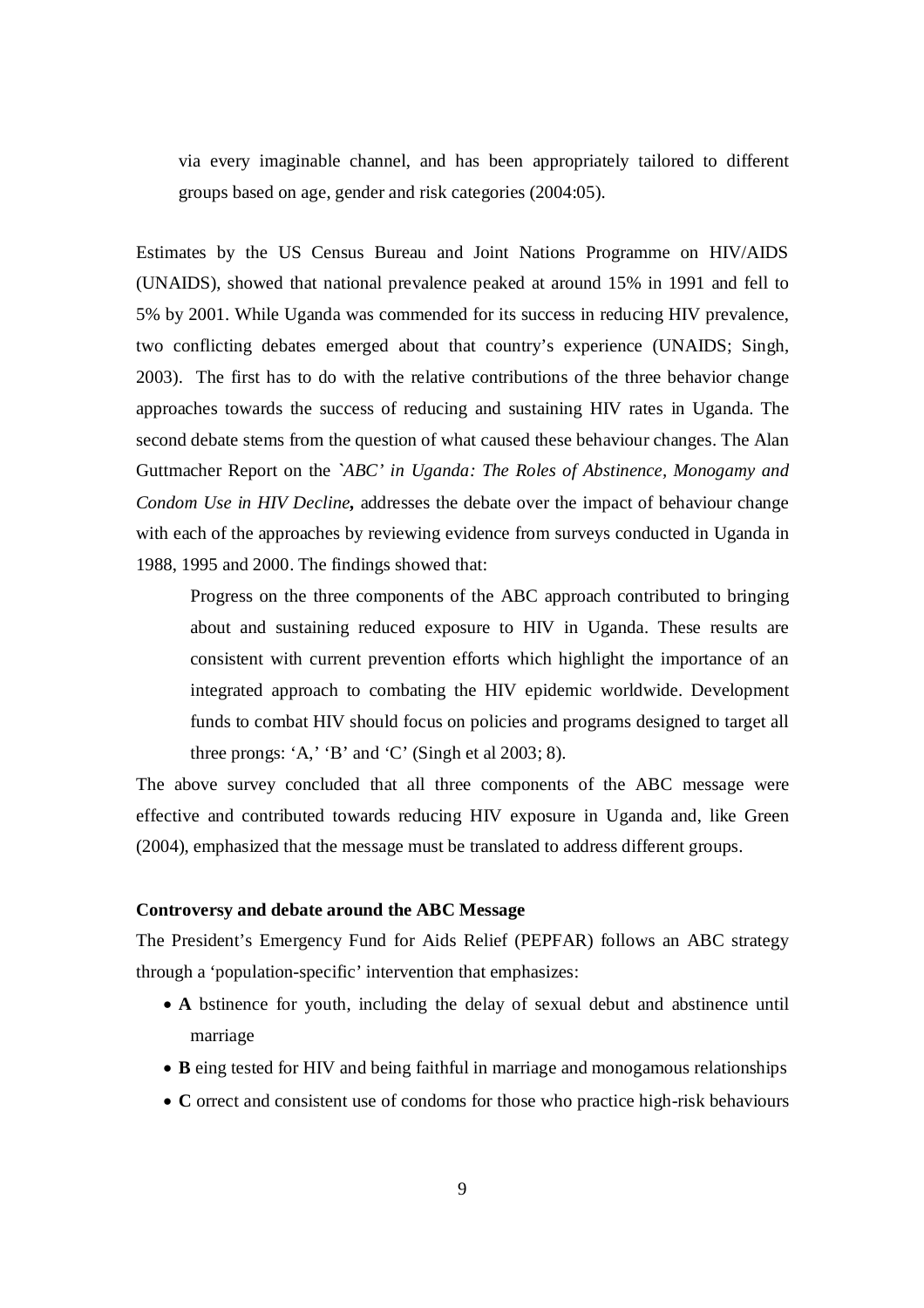> via every imaginable channel, and has been appropriately tailored to different groups based on age, gender and risk categories (2004:05).

Estimates by the US Census Bureau and Joint Nations Programme on HIV/AIDS (UNAIDS), showed that national prevalence peaked at around 15% in 1991 and fell to 5% by 2001. While Uganda was commended for its success in reducing HIV prevalence, two conflicting debates emerged about that country's experience (UNAIDS; Singh, 2003). The first has to do with the relative contributions of the three behavior change approaches towards the success of reducing and sustaining HIV rates in Uganda. The second debate stems from the question of what caused these behaviour changes. The Alan Guttmacher Report on the *`ABC' in Uganda: The Roles of Abstinence, Monogamy and Condom Use in HIV Decline***,** addresses the debate over the impact of behaviour change with each of the approaches by reviewing evidence from surveys conducted in Uganda in 1988, 1995 and 2000. The findings showed that:

> Progress on the three components of the ABC approach contributed to bringing about and sustaining reduced exposure to HIV in Uganda. These results are consistent with current prevention efforts which highlight the importance of an integrated approach to combating the HIV epidemic worldwide. Development funds to combat HIV should focus on policies and programs designed to target all three prongs: 'A,' 'B' and 'C' (Singh et al 2003; 8).

The above survey concluded that all three components of the ABC message were effective and contributed towards reducing HIV exposure in Uganda and, like Green (2004), emphasized that the message must be translated to address different groups.

**Controversy and debate around the ABC Message**

The President's Emergency Fund for Aids Relief (PEPFAR) follows an ABC strategy through a 'population-specific' intervention that emphasizes:

- **A** bstinence for youth, including the delay of sexual debut and abstinence until marriage
- **B** eing tested for HIV and being faithful in marriage and monogamous relationships
- **C** orrect and consistent use of condoms for those who practice high-risk behaviours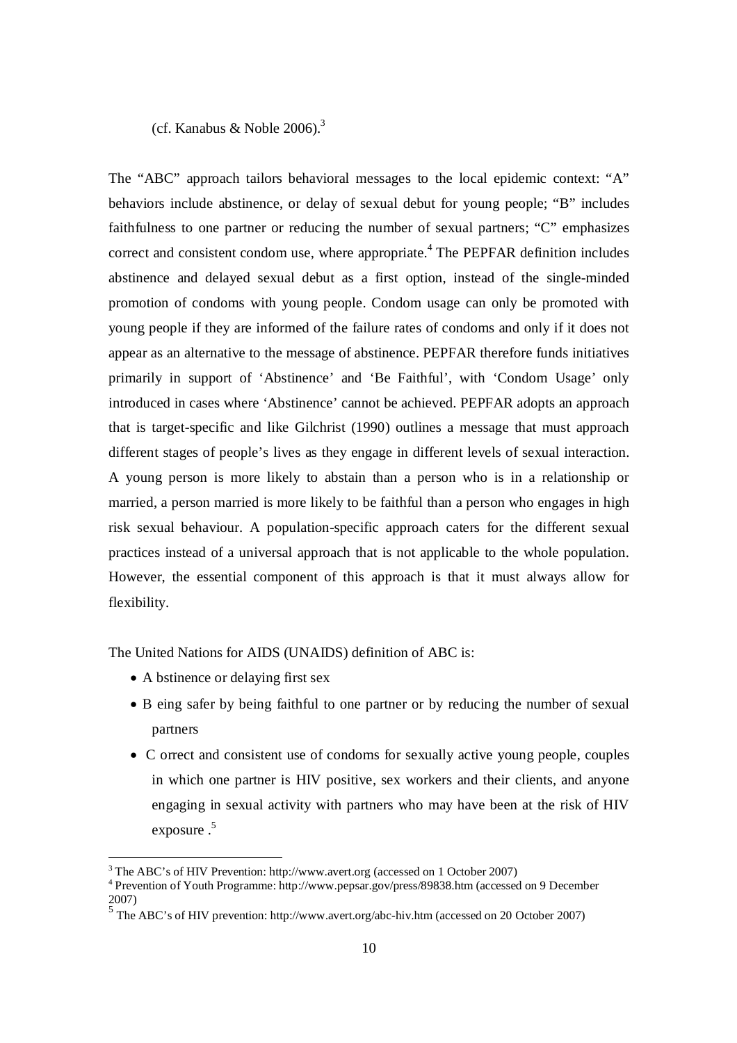(cf. Kanabus & Noble 2006).[3]

The "ABC" approach tailors behavioral messages to the local epidemic context: "A" behaviors include abstinence, or delay of sexual debut for young people; "B" includes faithfulness to one partner or reducing the number of sexual partners; "C" emphasizes correct and consistent condom use, where appropriate.[4] The PEPFAR definition includes abstinence and delayed sexual debut as a first option, instead of the single-minded promotion of condoms with young people. Condom usage can only be promoted with young people if they are informed of the failure rates of condoms and only if it does not appear as an alternative to the message of abstinence. PEPFAR therefore funds initiatives primarily in support of 'Abstinence' and 'Be Faithful', with 'Condom Usage' only introduced in cases where 'Abstinence' cannot be achieved. PEPFAR adopts an approach that is target-specific and like Gilchrist (1990) outlines a message that must approach different stages of people's lives as they engage in different levels of sexual interaction. A young person is more likely to abstain than a person who is in a relationship or married, a person married is more likely to be faithful than a person who engages in high risk sexual behaviour. A population-specific approach caters for the different sexual practices instead of a universal approach that is not applicable to the whole population. However, the essential component of this approach is that it must always allow for flexibility.

The United Nations for AIDS (UNAIDS) definition of ABC is:

- A bstinence or delaying first sex
- B eing safer by being faithful to one partner or by reducing the number of sexual partners
- C orrect and consistent use of condoms for sexually active young people, couples in which one partner is HIV positive, sex workers and their clients, and anyone engaging in sexual activity with partners who may have been at the risk of HIV exposure .[5]

---

[3] The ABC's of HIV Prevention: http://www.avert.org (accessed on 1 October 2007)

[4] Prevention of Youth Programme: http://www.pepsar.gov/press/89838.htm (accessed on 9 December 2007)

[5] The ABC's of HIV prevention: http://www.avert.org/abc-hiv.htm (accessed on 20 October 2007)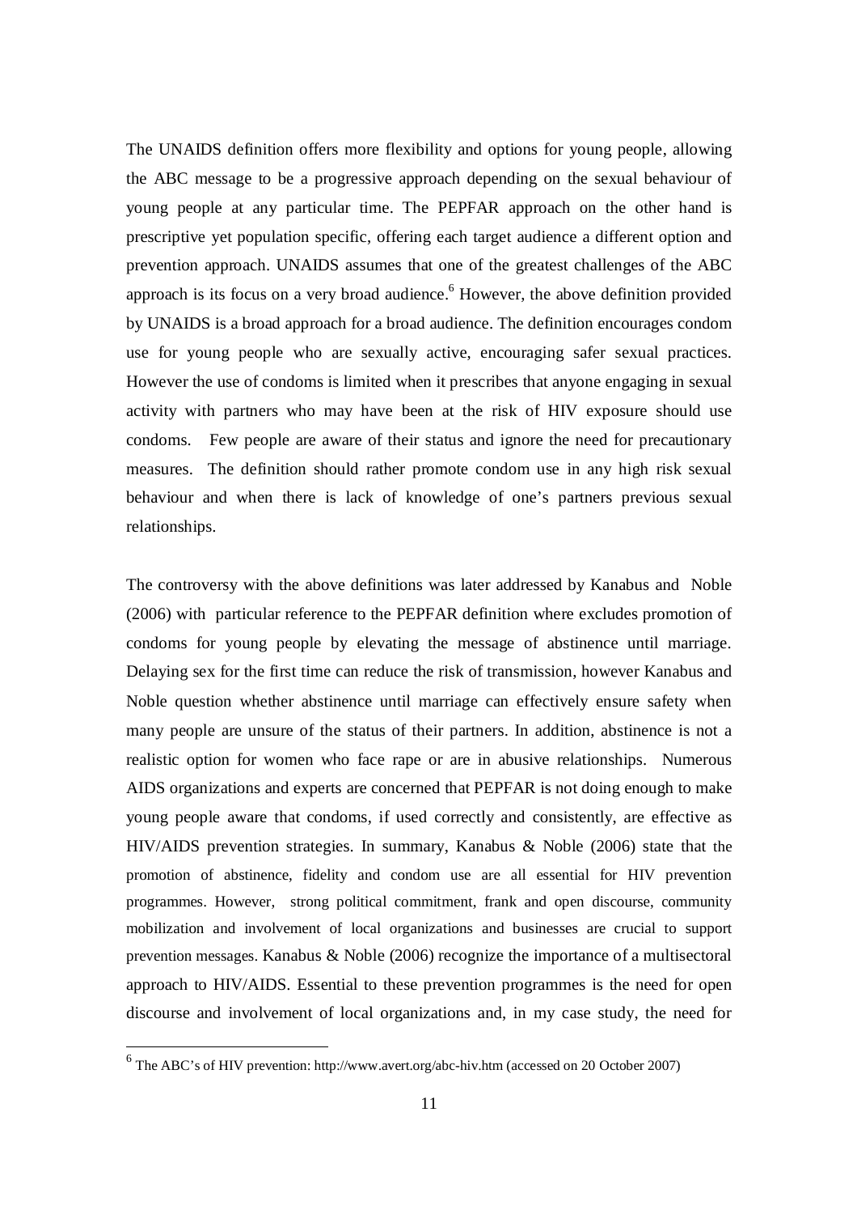The UNAIDS definition offers more flexibility and options for young people, allowing the ABC message to be a progressive approach depending on the sexual behaviour of young people at any particular time. The PEPFAR approach on the other hand is prescriptive yet population specific, offering each target audience a different option and prevention approach. UNAIDS assumes that one of the greatest challenges of the ABC approach is its focus on a very broad audience.[6] However, the above definition provided by UNAIDS is a broad approach for a broad audience. The definition encourages condom use for young people who are sexually active, encouraging safer sexual practices. However the use of condoms is limited when it prescribes that anyone engaging in sexual activity with partners who may have been at the risk of HIV exposure should use condoms. Few people are aware of their status and ignore the need for precautionary measures. The definition should rather promote condom use in any high risk sexual behaviour and when there is lack of knowledge of one's partners previous sexual relationships.

The controversy with the above definitions was later addressed by Kanabus and Noble (2006) with particular reference to the PEPFAR definition where excludes promotion of condoms for young people by elevating the message of abstinence until marriage. Delaying sex for the first time can reduce the risk of transmission, however Kanabus and Noble question whether abstinence until marriage can effectively ensure safety when many people are unsure of the status of their partners. In addition, abstinence is not a realistic option for women who face rape or are in abusive relationships. Numerous AIDS organizations and experts are concerned that PEPFAR is not doing enough to make young people aware that condoms, if used correctly and consistently, are effective as HIV/AIDS prevention strategies. In summary, Kanabus & Noble (2006) state that the promotion of abstinence, fidelity and condom use are all essential for HIV prevention programmes. However, strong political commitment, frank and open discourse, community mobilization and involvement of local organizations and businesses are crucial to support prevention messages. Kanabus & Noble (2006) recognize the importance of a multisectoral approach to HIV/AIDS. Essential to these prevention programmes is the need for open discourse and involvement of local organizations and, in my case study, the need for

---

[6] The ABC's of HIV prevention: http://www.avert.org/abc-hiv.htm (accessed on 20 October 2007)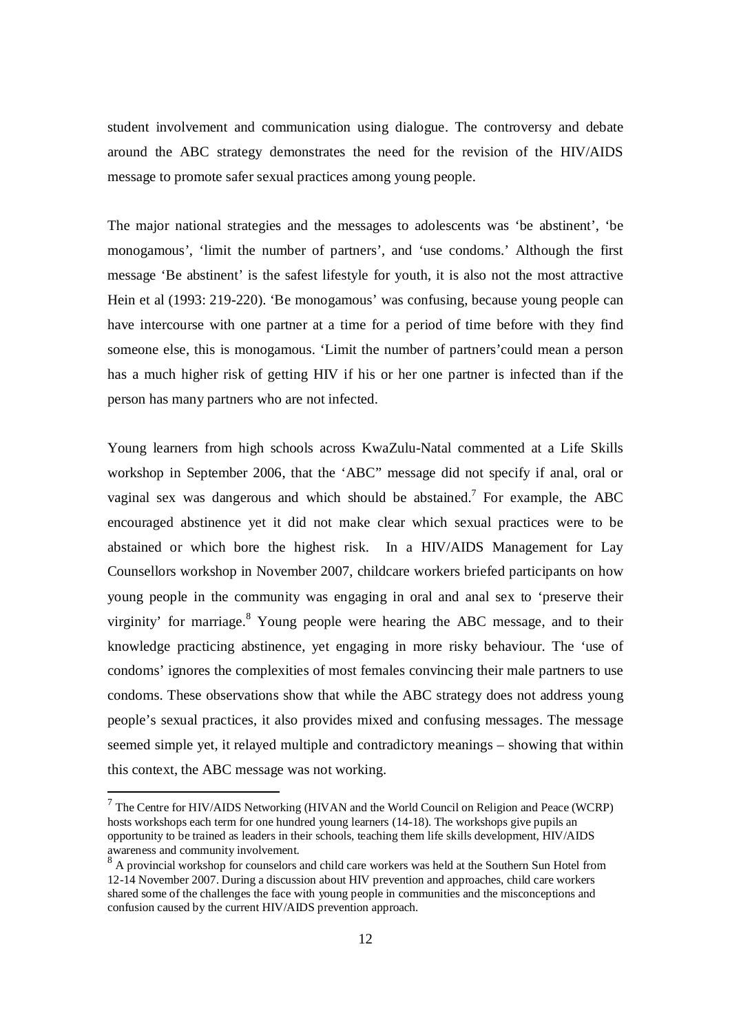student involvement and communication using dialogue. The controversy and debate around the ABC strategy demonstrates the need for the revision of the HIV/AIDS message to promote safer sexual practices among young people.

The major national strategies and the messages to adolescents was 'be abstinent', 'be monogamous', 'limit the number of partners', and 'use condoms.' Although the first message 'Be abstinent' is the safest lifestyle for youth, it is also not the most attractive Hein et al (1993: 219-220). 'Be monogamous' was confusing, because young people can have intercourse with one partner at a time for a period of time before with they find someone else, this is monogamous. 'Limit the number of partners'could mean a person has a much higher risk of getting HIV if his or her one partner is infected than if the person has many partners who are not infected.

Young learners from high schools across KwaZulu-Natal commented at a Life Skills workshop in September 2006, that the 'ABC" message did not specify if anal, oral or vaginal sex was dangerous and which should be abstained.[7] For example, the ABC encouraged abstinence yet it did not make clear which sexual practices were to be abstained or which bore the highest risk. In a HIV/AIDS Management for Lay Counsellors workshop in November 2007, childcare workers briefed participants on how young people in the community was engaging in oral and anal sex to 'preserve their virginity' for marriage.[8] Young people were hearing the ABC message, and to their knowledge practicing abstinence, yet engaging in more risky behaviour. The 'use of condoms' ignores the complexities of most females convincing their male partners to use condoms. These observations show that while the ABC strategy does not address young people's sexual practices, it also provides mixed and confusing messages. The message seemed simple yet, it relayed multiple and contradictory meanings – showing that within this context, the ABC message was not working.

---

[7] The Centre for HIV/AIDS Networking (HIVAN and the World Council on Religion and Peace (WCRP) hosts workshops each term for one hundred young learners (14-18). The workshops give pupils an opportunity to be trained as leaders in their schools, teaching them life skills development, HIV/AIDS awareness and community involvement.

[8] A provincial workshop for counselors and child care workers was held at the Southern Sun Hotel from 12-14 November 2007. During a discussion about HIV prevention and approaches, child care workers shared some of the challenges the face with young people in communities and the misconceptions and confusion caused by the current HIV/AIDS prevention approach.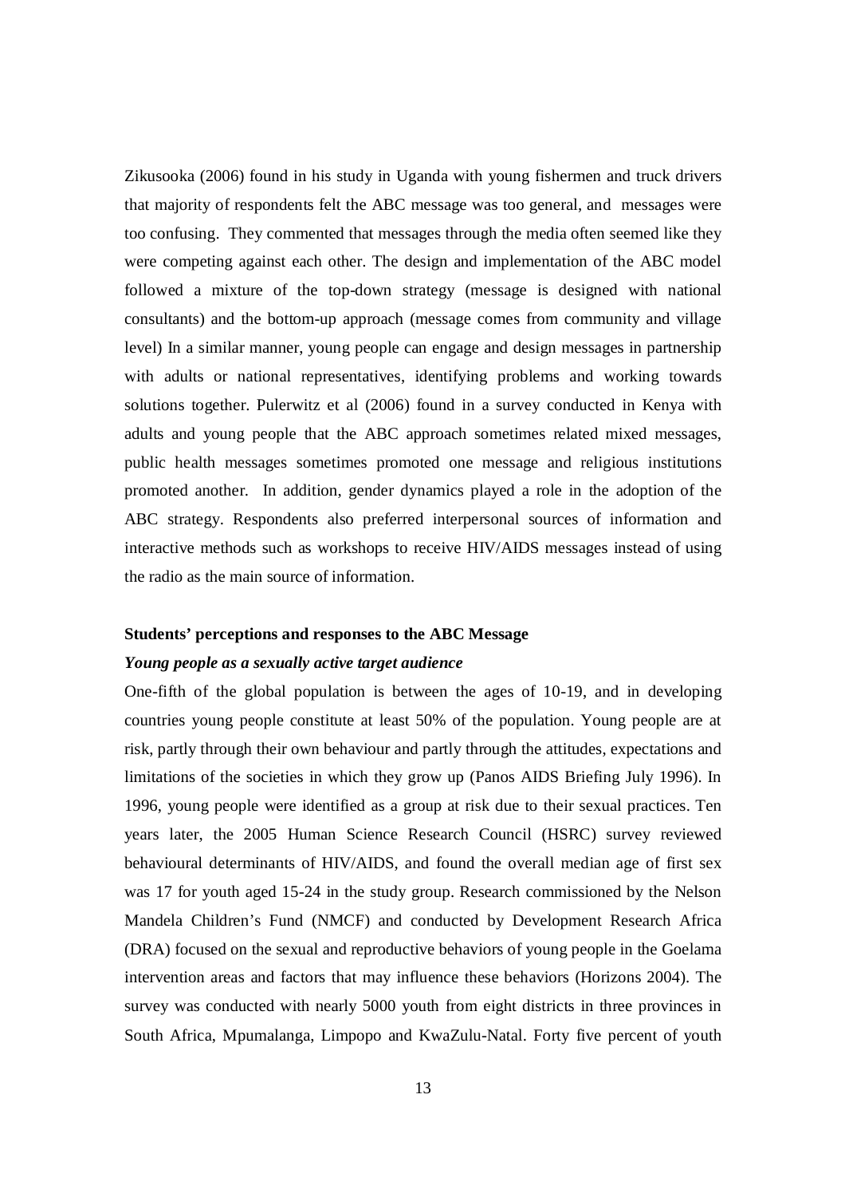Zikusooka (2006) found in his study in Uganda with young fishermen and truck drivers that majority of respondents felt the ABC message was too general, and messages were too confusing. They commented that messages through the media often seemed like they were competing against each other. The design and implementation of the ABC model followed a mixture of the top-down strategy (message is designed with national consultants) and the bottom-up approach (message comes from community and village level) In a similar manner, young people can engage and design messages in partnership with adults or national representatives, identifying problems and working towards solutions together. Pulerwitz et al (2006) found in a survey conducted in Kenya with adults and young people that the ABC approach sometimes related mixed messages, public health messages sometimes promoted one message and religious institutions promoted another. In addition, gender dynamics played a role in the adoption of the ABC strategy. Respondents also preferred interpersonal sources of information and interactive methods such as workshops to receive HIV/AIDS messages instead of using the radio as the main source of information.

**Students' perceptions and responses to the ABC Message**

***Young people as a sexually active target audience***

One-fifth of the global population is between the ages of 10-19, and in developing countries young people constitute at least 50% of the population. Young people are at risk, partly through their own behaviour and partly through the attitudes, expectations and limitations of the societies in which they grow up (Panos AIDS Briefing July 1996). In 1996, young people were identified as a group at risk due to their sexual practices. Ten years later, the 2005 Human Science Research Council (HSRC) survey reviewed behavioural determinants of HIV/AIDS, and found the overall median age of first sex was 17 for youth aged 15-24 in the study group. Research commissioned by the Nelson Mandela Children's Fund (NMCF) and conducted by Development Research Africa (DRA) focused on the sexual and reproductive behaviors of young people in the Goelama intervention areas and factors that may influence these behaviors (Horizons 2004). The survey was conducted with nearly 5000 youth from eight districts in three provinces in South Africa, Mpumalanga, Limpopo and KwaZulu-Natal. Forty five percent of youth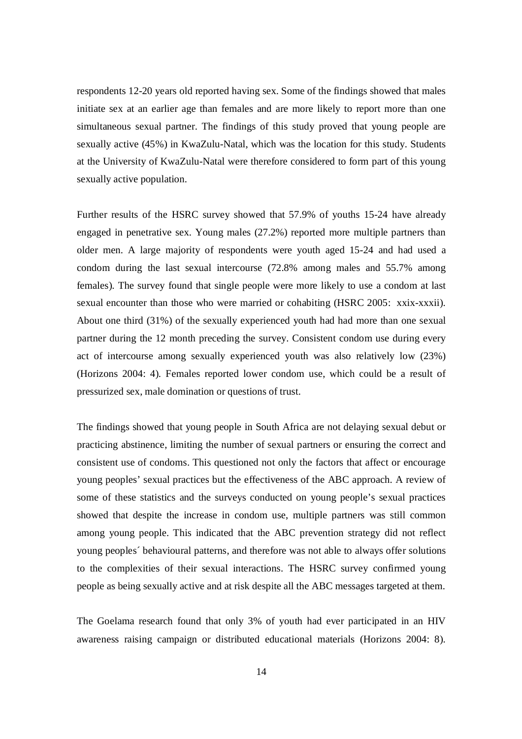respondents 12-20 years old reported having sex. Some of the findings showed that males initiate sex at an earlier age than females and are more likely to report more than one simultaneous sexual partner. The findings of this study proved that young people are sexually active (45%) in KwaZulu-Natal, which was the location for this study. Students at the University of KwaZulu-Natal were therefore considered to form part of this young sexually active population.

Further results of the HSRC survey showed that 57.9% of youths 15-24 have already engaged in penetrative sex. Young males (27.2%) reported more multiple partners than older men. A large majority of respondents were youth aged 15-24 and had used a condom during the last sexual intercourse (72.8% among males and 55.7% among females). The survey found that single people were more likely to use a condom at last sexual encounter than those who were married or cohabiting (HSRC 2005: xxix-xxxii). About one third (31%) of the sexually experienced youth had had more than one sexual partner during the 12 month preceding the survey. Consistent condom use during every act of intercourse among sexually experienced youth was also relatively low (23%) (Horizons 2004: 4). Females reported lower condom use, which could be a result of pressurized sex, male domination or questions of trust.

The findings showed that young people in South Africa are not delaying sexual debut or practicing abstinence, limiting the number of sexual partners or ensuring the correct and consistent use of condoms. This questioned not only the factors that affect or encourage young peoples' sexual practices but the effectiveness of the ABC approach. A review of some of these statistics and the surveys conducted on young people's sexual practices showed that despite the increase in condom use, multiple partners was still common among young people. This indicated that the ABC prevention strategy did not reflect young peoples´ behavioural patterns, and therefore was not able to always offer solutions to the complexities of their sexual interactions. The HSRC survey confirmed young people as being sexually active and at risk despite all the ABC messages targeted at them.

The Goelama research found that only 3% of youth had ever participated in an HIV awareness raising campaign or distributed educational materials (Horizons 2004: 8).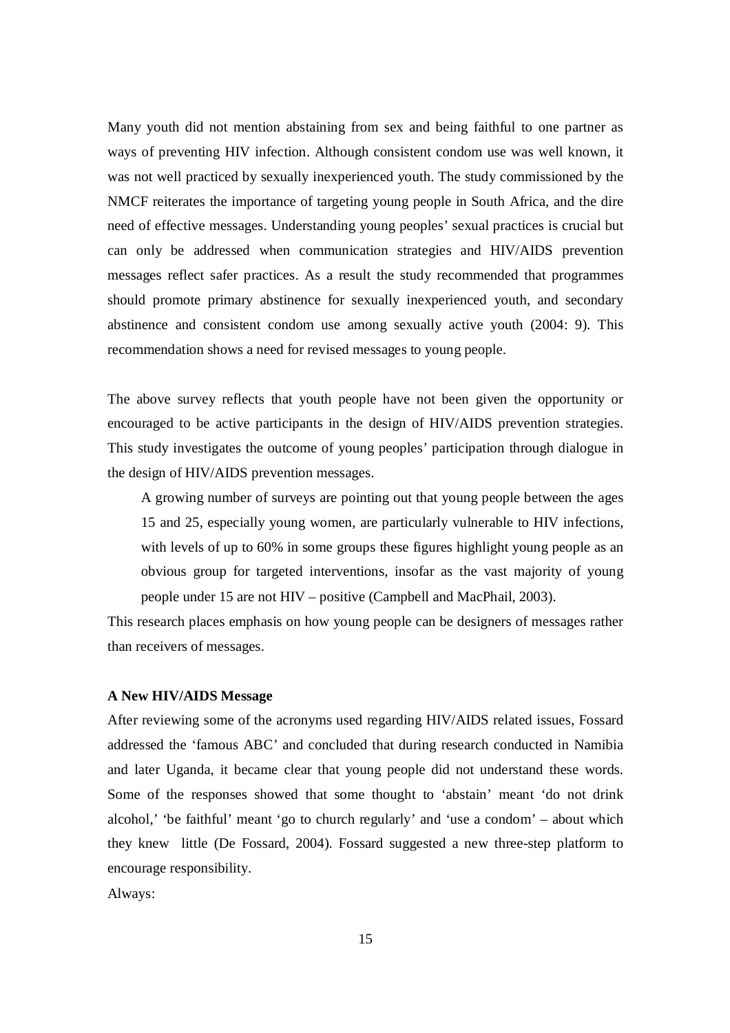Many youth did not mention abstaining from sex and being faithful to one partner as ways of preventing HIV infection. Although consistent condom use was well known, it was not well practiced by sexually inexperienced youth. The study commissioned by the NMCF reiterates the importance of targeting young people in South Africa, and the dire need of effective messages. Understanding young peoples' sexual practices is crucial but can only be addressed when communication strategies and HIV/AIDS prevention messages reflect safer practices. As a result the study recommended that programmes should promote primary abstinence for sexually inexperienced youth, and secondary abstinence and consistent condom use among sexually active youth (2004: 9). This recommendation shows a need for revised messages to young people.

The above survey reflects that youth people have not been given the opportunity or encouraged to be active participants in the design of HIV/AIDS prevention strategies. This study investigates the outcome of young peoples' participation through dialogue in the design of HIV/AIDS prevention messages.

> A growing number of surveys are pointing out that young people between the ages 15 and 25, especially young women, are particularly vulnerable to HIV infections, with levels of up to 60% in some groups these figures highlight young people as an obvious group for targeted interventions, insofar as the vast majority of young people under 15 are not HIV – positive (Campbell and MacPhail, 2003).

This research places emphasis on how young people can be designers of messages rather than receivers of messages.

**A New HIV/AIDS Message**

After reviewing some of the acronyms used regarding HIV/AIDS related issues, Fossard addressed the 'famous ABC' and concluded that during research conducted in Namibia and later Uganda, it became clear that young people did not understand these words. Some of the responses showed that some thought to 'abstain' meant 'do not drink alcohol,' 'be faithful' meant 'go to church regularly' and 'use a condom' – about which they knew little (De Fossard, 2004). Fossard suggested a new three-step platform to encourage responsibility.

Always: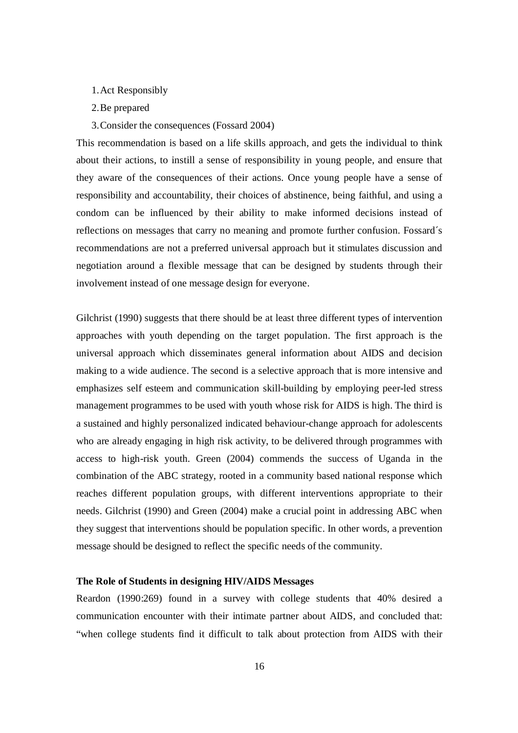1. Act Responsibly
2. Be prepared
3. Consider the consequences (Fossard 2004)

This recommendation is based on a life skills approach, and gets the individual to think about their actions, to instill a sense of responsibility in young people, and ensure that they aware of the consequences of their actions. Once young people have a sense of responsibility and accountability, their choices of abstinence, being faithful, and using a condom can be influenced by their ability to make informed decisions instead of reflections on messages that carry no meaning and promote further confusion. Fossard´s recommendations are not a preferred universal approach but it stimulates discussion and negotiation around a flexible message that can be designed by students through their involvement instead of one message design for everyone.

Gilchrist (1990) suggests that there should be at least three different types of intervention approaches with youth depending on the target population. The first approach is the universal approach which disseminates general information about AIDS and decision making to a wide audience. The second is a selective approach that is more intensive and emphasizes self esteem and communication skill-building by employing peer-led stress management programmes to be used with youth whose risk for AIDS is high. The third is a sustained and highly personalized indicated behaviour-change approach for adolescents who are already engaging in high risk activity, to be delivered through programmes with access to high-risk youth. Green (2004) commends the success of Uganda in the combination of the ABC strategy, rooted in a community based national response which reaches different population groups, with different interventions appropriate to their needs. Gilchrist (1990) and Green (2004) make a crucial point in addressing ABC when they suggest that interventions should be population specific. In other words, a prevention message should be designed to reflect the specific needs of the community.

**The Role of Students in designing HIV/AIDS Messages**

Reardon (1990:269) found in a survey with college students that 40% desired a communication encounter with their intimate partner about AIDS, and concluded that: "when college students find it difficult to talk about protection from AIDS with their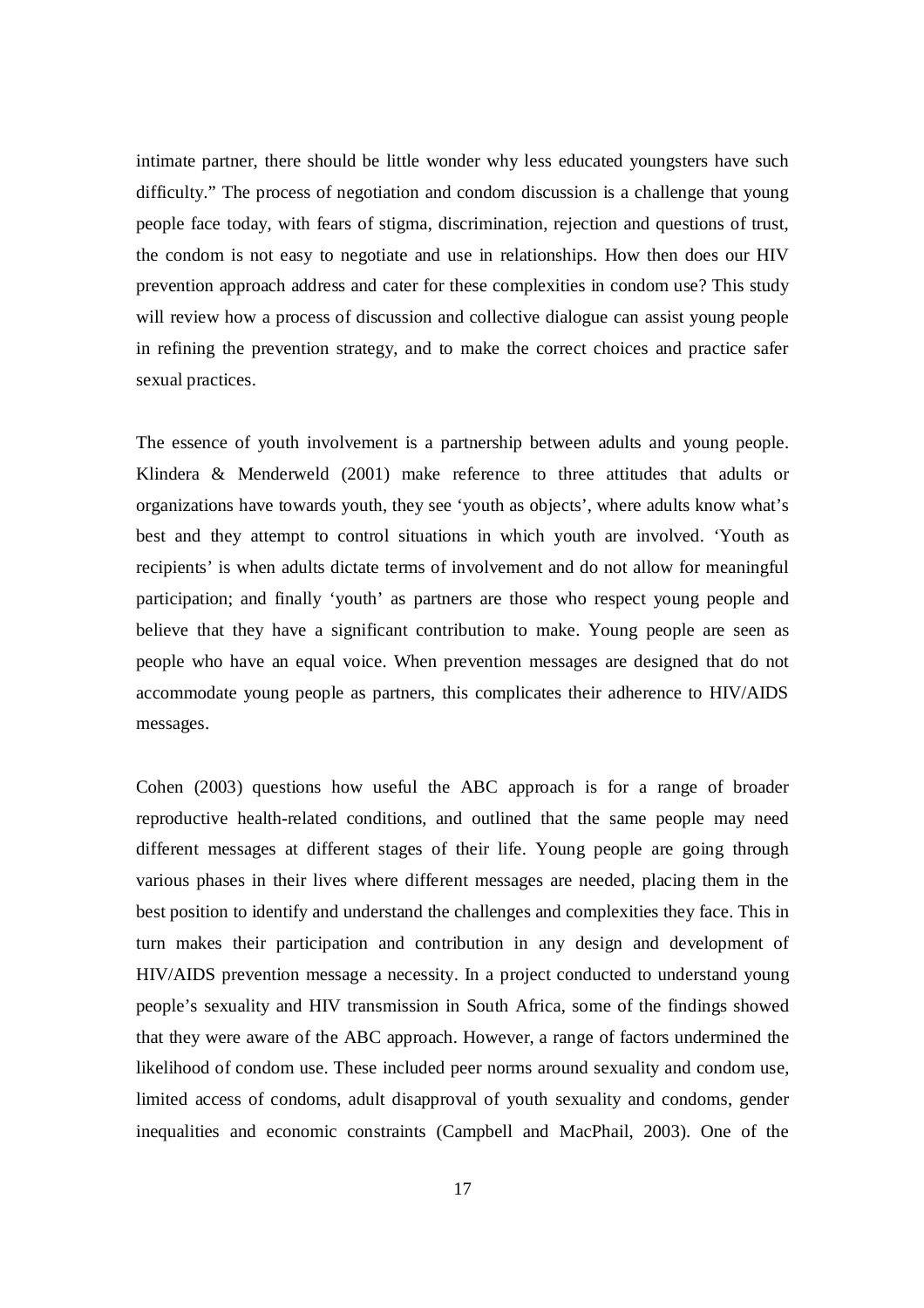intimate partner, there should be little wonder why less educated youngsters have such difficulty." The process of negotiation and condom discussion is a challenge that young people face today, with fears of stigma, discrimination, rejection and questions of trust, the condom is not easy to negotiate and use in relationships. How then does our HIV prevention approach address and cater for these complexities in condom use? This study will review how a process of discussion and collective dialogue can assist young people in refining the prevention strategy, and to make the correct choices and practice safer sexual practices.

The essence of youth involvement is a partnership between adults and young people. Klindera & Menderweld (2001) make reference to three attitudes that adults or organizations have towards youth, they see 'youth as objects', where adults know what's best and they attempt to control situations in which youth are involved. 'Youth as recipients' is when adults dictate terms of involvement and do not allow for meaningful participation; and finally 'youth' as partners are those who respect young people and believe that they have a significant contribution to make. Young people are seen as people who have an equal voice. When prevention messages are designed that do not accommodate young people as partners, this complicates their adherence to HIV/AIDS messages.

Cohen (2003) questions how useful the ABC approach is for a range of broader reproductive health-related conditions, and outlined that the same people may need different messages at different stages of their life. Young people are going through various phases in their lives where different messages are needed, placing them in the best position to identify and understand the challenges and complexities they face. This in turn makes their participation and contribution in any design and development of HIV/AIDS prevention message a necessity. In a project conducted to understand young people's sexuality and HIV transmission in South Africa, some of the findings showed that they were aware of the ABC approach. However, a range of factors undermined the likelihood of condom use. These included peer norms around sexuality and condom use, limited access of condoms, adult disapproval of youth sexuality and condoms, gender inequalities and economic constraints (Campbell and MacPhail, 2003). One of the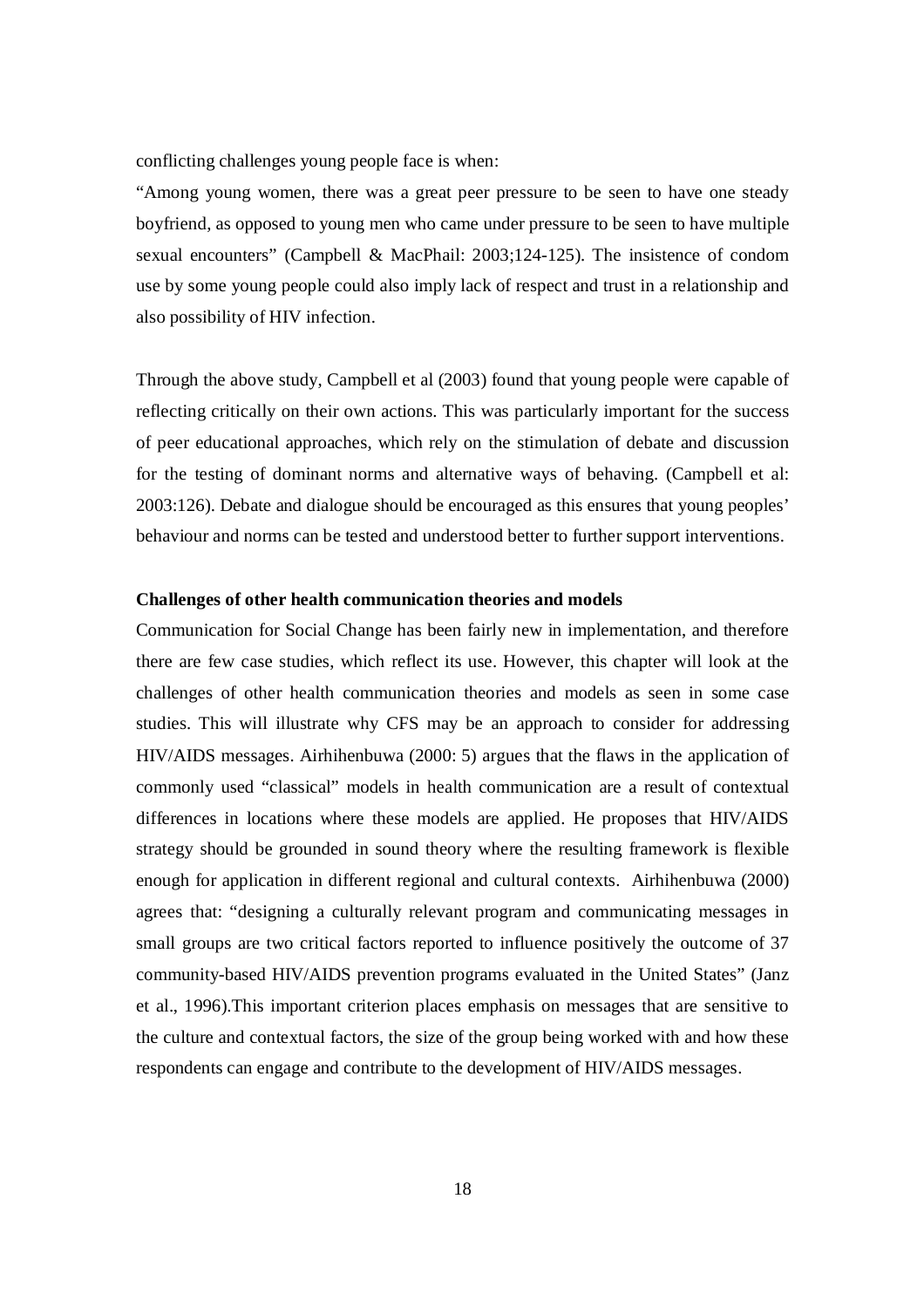conflicting challenges young people face is when:

"Among young women, there was a great peer pressure to be seen to have one steady boyfriend, as opposed to young men who came under pressure to be seen to have multiple sexual encounters" (Campbell & MacPhail: 2003;124-125). The insistence of condom use by some young people could also imply lack of respect and trust in a relationship and also possibility of HIV infection.

Through the above study, Campbell et al (2003) found that young people were capable of reflecting critically on their own actions. This was particularly important for the success of peer educational approaches, which rely on the stimulation of debate and discussion for the testing of dominant norms and alternative ways of behaving. (Campbell et al: 2003:126). Debate and dialogue should be encouraged as this ensures that young peoples' behaviour and norms can be tested and understood better to further support interventions.

**Challenges of other health communication theories and models**

Communication for Social Change has been fairly new in implementation, and therefore there are few case studies, which reflect its use. However, this chapter will look at the challenges of other health communication theories and models as seen in some case studies. This will illustrate why CFS may be an approach to consider for addressing HIV/AIDS messages. Airhihenbuwa (2000: 5) argues that the flaws in the application of commonly used "classical" models in health communication are a result of contextual differences in locations where these models are applied. He proposes that HIV/AIDS strategy should be grounded in sound theory where the resulting framework is flexible enough for application in different regional and cultural contexts. Airhihenbuwa (2000) agrees that: "designing a culturally relevant program and communicating messages in small groups are two critical factors reported to influence positively the outcome of 37 community-based HIV/AIDS prevention programs evaluated in the United States" (Janz et al., 1996).This important criterion places emphasis on messages that are sensitive to the culture and contextual factors, the size of the group being worked with and how these respondents can engage and contribute to the development of HIV/AIDS messages.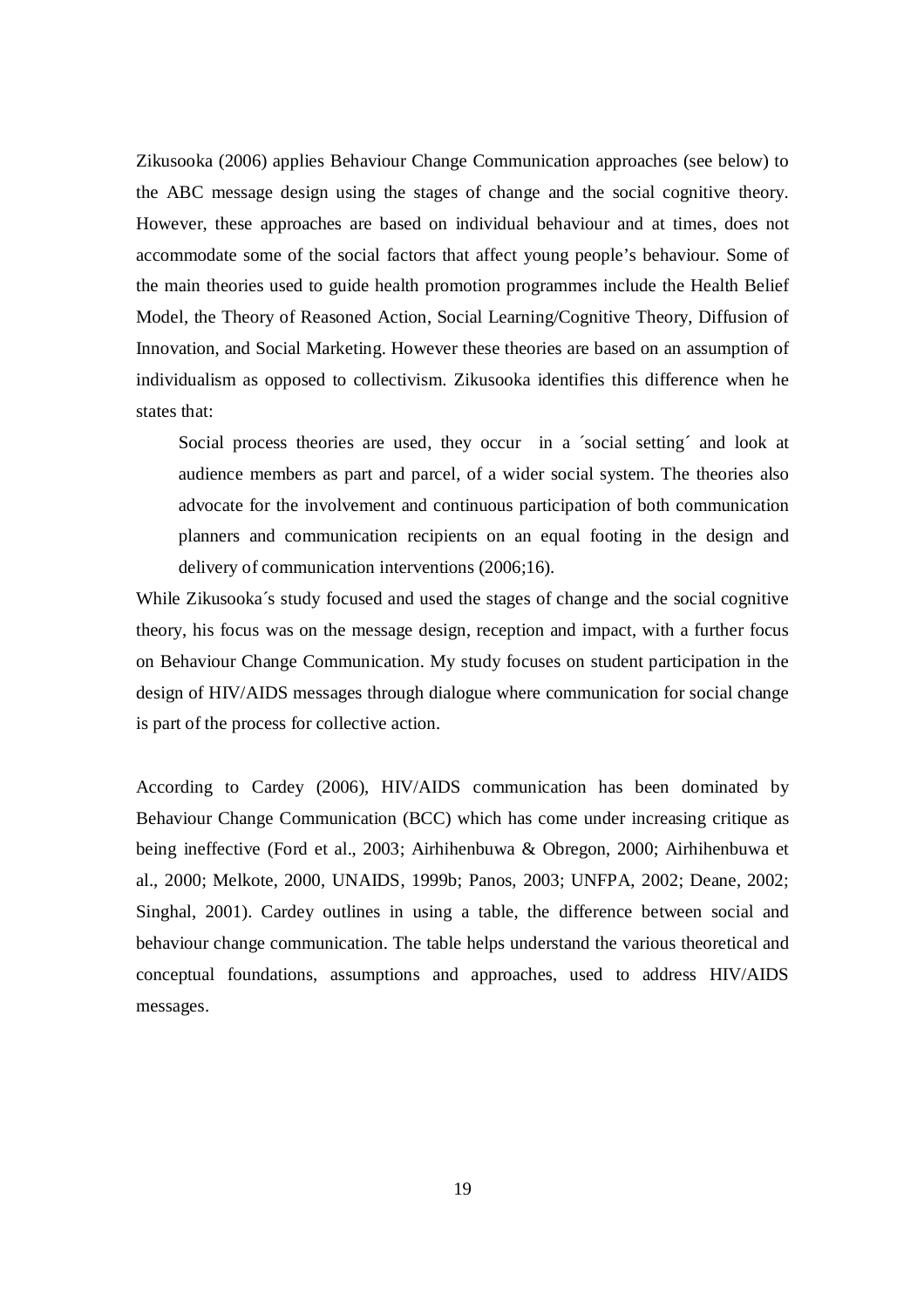Zikusooka (2006) applies Behaviour Change Communication approaches (see below) to the ABC message design using the stages of change and the social cognitive theory. However, these approaches are based on individual behaviour and at times, does not accommodate some of the social factors that affect young people's behaviour. Some of the main theories used to guide health promotion programmes include the Health Belief Model, the Theory of Reasoned Action, Social Learning/Cognitive Theory, Diffusion of Innovation, and Social Marketing. However these theories are based on an assumption of individualism as opposed to collectivism. Zikusooka identifies this difference when he states that:

> Social process theories are used, they occur in a ´social setting´ and look at audience members as part and parcel, of a wider social system. The theories also advocate for the involvement and continuous participation of both communication planners and communication recipients on an equal footing in the design and delivery of communication interventions (2006;16).

While Zikusooka´s study focused and used the stages of change and the social cognitive theory, his focus was on the message design, reception and impact, with a further focus on Behaviour Change Communication. My study focuses on student participation in the design of HIV/AIDS messages through dialogue where communication for social change is part of the process for collective action.

According to Cardey (2006), HIV/AIDS communication has been dominated by Behaviour Change Communication (BCC) which has come under increasing critique as being ineffective (Ford et al., 2003; Airhihenbuwa & Obregon, 2000; Airhihenbuwa et al., 2000; Melkote, 2000, UNAIDS, 1999b; Panos, 2003; UNFPA, 2002; Deane, 2002; Singhal, 2001). Cardey outlines in using a table, the difference between social and behaviour change communication. The table helps understand the various theoretical and conceptual foundations, assumptions and approaches, used to address HIV/AIDS messages.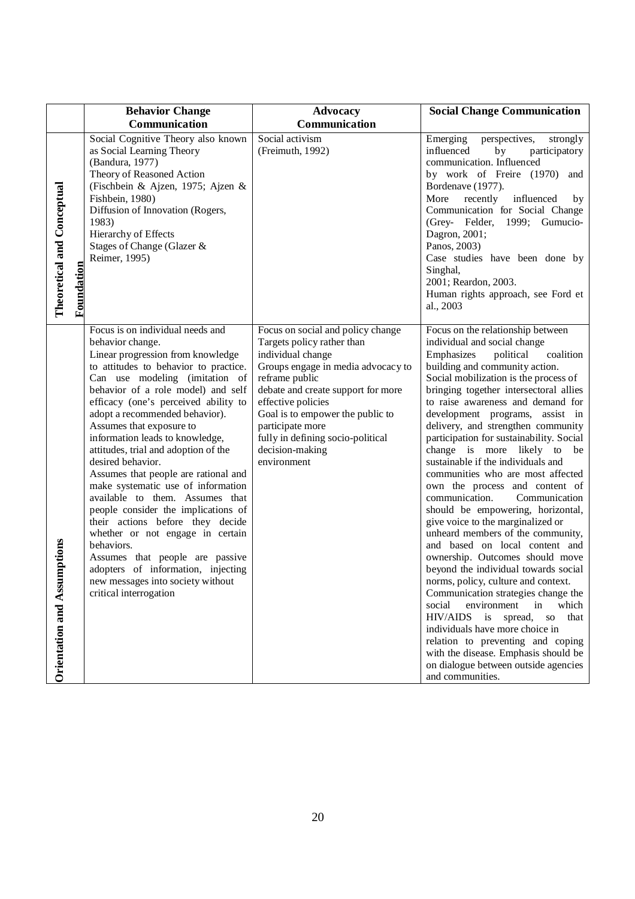| | Behavior Change Communication | Advocacy Communication | Social Change Communication |
|---|---|---|---|
| **Theoretical and Conceptual Foundation** | Social Cognitive Theory also known as Social Learning Theory (Bandura, 1977)<br>Theory of Reasoned Action (Fischbein & Ajzen, 1975; Ajzen & Fishbein, 1980)<br>Diffusion of Innovation (Rogers, 1983)<br>Hierarchy of Effects<br>Stages of Change (Glazer & Reimer, 1995) | Social activism (Freimuth, 1992) | Emerging perspectives, strongly influenced by participatory communication. Influenced by work of Freire (1970) and Bordenave (1977).<br>More recently influenced by Communication for Social Change (Grey- Felder, 1999; Gumucio-Dagron, 2001; Panos, 2003)<br>Case studies have been done by Singhal, 2001; Reardon, 2003.<br>Human rights approach, see Ford et al., 2003 |
| **Orientation and Assumptions** | Focus is on individual needs and behavior change.<br>Linear progression from knowledge to attitudes to behavior to practice. Can use modeling (imitation of behavior of a role model) and self efficacy (one's perceived ability to adopt a recommended behavior).<br>Assumes that exposure to information leads to knowledge, attitudes, trial and adoption of the desired behavior.<br>Assumes that people are rational and make systematic use of information available to them. Assumes that people consider the implications of their actions before they decide whether or not engage in certain behaviors.<br>Assumes that people are passive adopters of information, injecting new messages into society without critical interrogation | Focus on social and policy change<br>Targets policy rather than individual change<br>Groups engage in media advocacy to reframe public debate and create support for more effective policies<br>Goal is to empower the public to participate more fully in defining socio-political decision-making environment | Focus on the relationship between individual and social change<br>Emphasizes political coalition building and community action.<br>Social mobilization is the process of bringing together intersectoral allies to raise awareness and demand for development programs, assist in delivery, and strengthen community participation for sustainability. Social change is more likely to be sustainable if the individuals and communities who are most affected own the process and content of communication. Communication should be empowering, horizontal, give voice to the marginalized or unheard members of the community, and based on local content and ownership. Outcomes should move beyond the individual towards social norms, policy, culture and context.<br>Communication strategies change the social environment in which HIV/AIDS is spread, so that individuals have more choice in relation to preventing and coping with the disease. Emphasis should be on dialogue between outside agencies and communities. |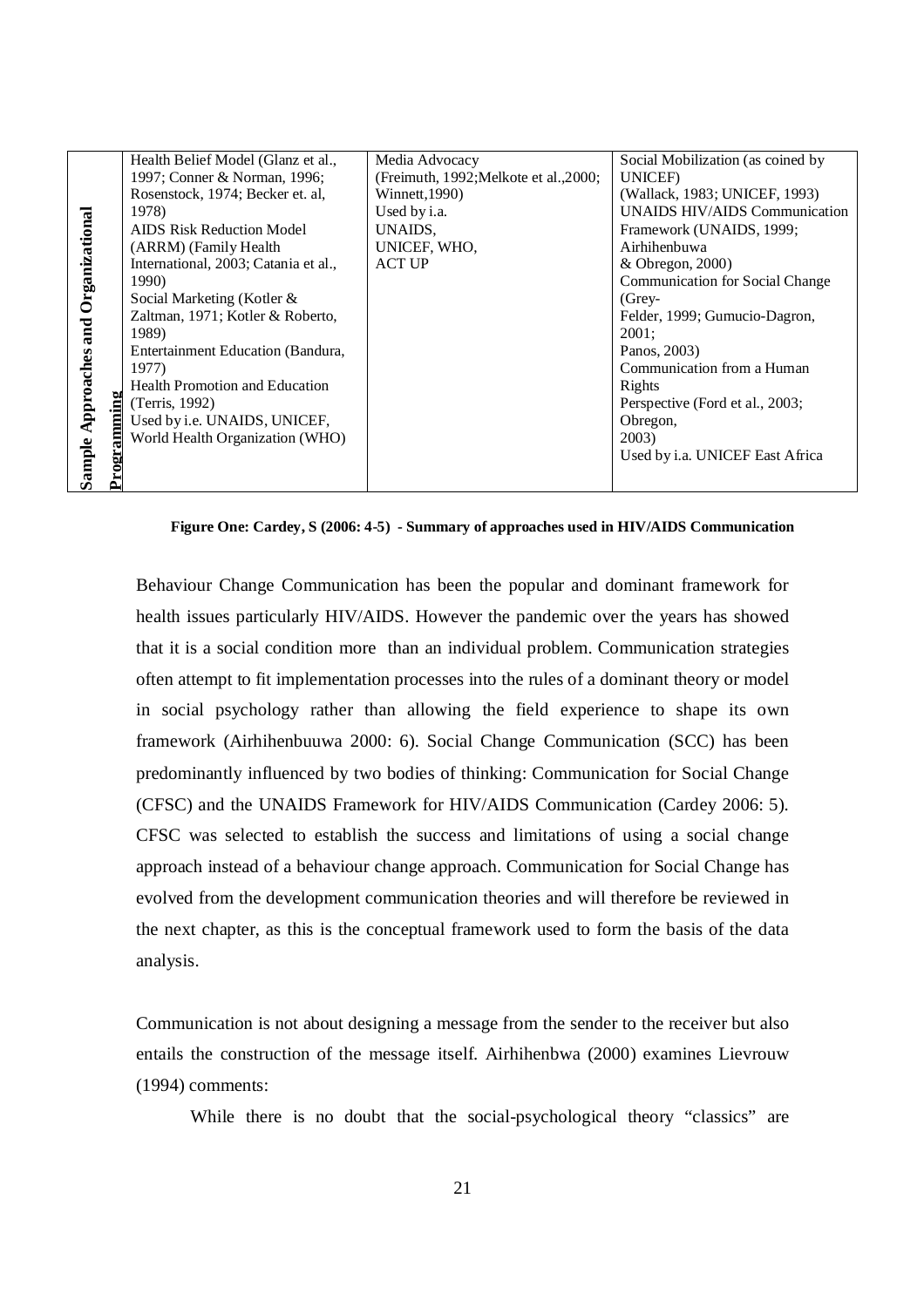| Sample Approaches and Organizational Programming | Health Belief Model (Glanz et al., 1997; Conner & Norman, 1996; Rosenstock, 1974; Becker et. al, 1978) AIDS Risk Reduction Model (ARRM) (Family Health International, 2003; Catania et al., 1990) Social Marketing (Kotler & Zaltman, 1971; Kotler & Roberto, 1989) Entertainment Education (Bandura, 1977) Health Promotion and Education (Terris, 1992) Used by i.e. UNAIDS, UNICEF, World Health Organization (WHO) | Media Advocacy (Freimuth, 1992;Melkote et al.,2000; Winnett,1990) Used by i.a. UNAIDS, UNICEF, WHO, ACT UP | Social Mobilization (as coined by UNICEF) (Wallack, 1983; UNICEF, 1993) UNAIDS HIV/AIDS Communication Framework (UNAIDS, 1999; Airhihenbuwa & Obregon, 2000) Communication for Social Change (Grey-Felder, 1999; Gumucio-Dagron, 2001; Panos, 2003) Communication from a Human Rights Perspective (Ford et al., 2003; Obregon, 2003) Used by i.a. UNICEF East Africa |
|---|---|---|---|

**Figure One: Cardey, S (2006: 4-5) - Summary of approaches used in HIV/AIDS Communication**

Behaviour Change Communication has been the popular and dominant framework for health issues particularly HIV/AIDS. However the pandemic over the years has showed that it is a social condition more than an individual problem. Communication strategies often attempt to fit implementation processes into the rules of a dominant theory or model in social psychology rather than allowing the field experience to shape its own framework (Airhihenbuuwa 2000: 6). Social Change Communication (SCC) has been predominantly influenced by two bodies of thinking: Communication for Social Change (CFSC) and the UNAIDS Framework for HIV/AIDS Communication (Cardey 2006: 5). CFSC was selected to establish the success and limitations of using a social change approach instead of a behaviour change approach. Communication for Social Change has evolved from the development communication theories and will therefore be reviewed in the next chapter, as this is the conceptual framework used to form the basis of the data analysis.

Communication is not about designing a message from the sender to the receiver but also entails the construction of the message itself. Airhihenbwa (2000) examines Lievrouw (1994) comments:

> While there is no doubt that the social-psychological theory "classics" are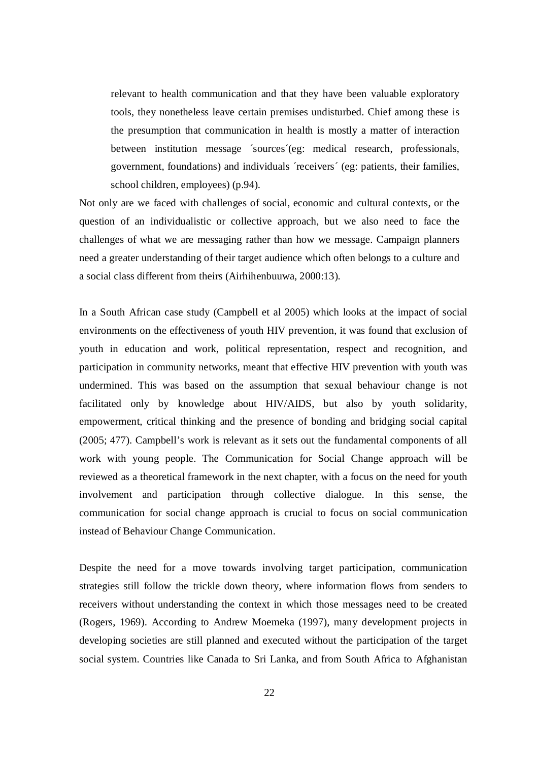> relevant to health communication and that they have been valuable exploratory tools, they nonetheless leave certain premises undisturbed. Chief among these is the presumption that communication in health is mostly a matter of interaction between institution message ´sources´(eg: medical research, professionals, government, foundations) and individuals ´receivers´ (eg: patients, their families, school children, employees) (p.94).

Not only are we faced with challenges of social, economic and cultural contexts, or the question of an individualistic or collective approach, but we also need to face the challenges of what we are messaging rather than how we message. Campaign planners need a greater understanding of their target audience which often belongs to a culture and a social class different from theirs (Airhihenbuuwa, 2000:13).

In a South African case study (Campbell et al 2005) which looks at the impact of social environments on the effectiveness of youth HIV prevention, it was found that exclusion of youth in education and work, political representation, respect and recognition, and participation in community networks, meant that effective HIV prevention with youth was undermined. This was based on the assumption that sexual behaviour change is not facilitated only by knowledge about HIV/AIDS, but also by youth solidarity, empowerment, critical thinking and the presence of bonding and bridging social capital (2005; 477). Campbell's work is relevant as it sets out the fundamental components of all work with young people. The Communication for Social Change approach will be reviewed as a theoretical framework in the next chapter, with a focus on the need for youth involvement and participation through collective dialogue. In this sense, the communication for social change approach is crucial to focus on social communication instead of Behaviour Change Communication.

Despite the need for a move towards involving target participation, communication strategies still follow the trickle down theory, where information flows from senders to receivers without understanding the context in which those messages need to be created (Rogers, 1969). According to Andrew Moemeka (1997), many development projects in developing societies are still planned and executed without the participation of the target social system. Countries like Canada to Sri Lanka, and from South Africa to Afghanistan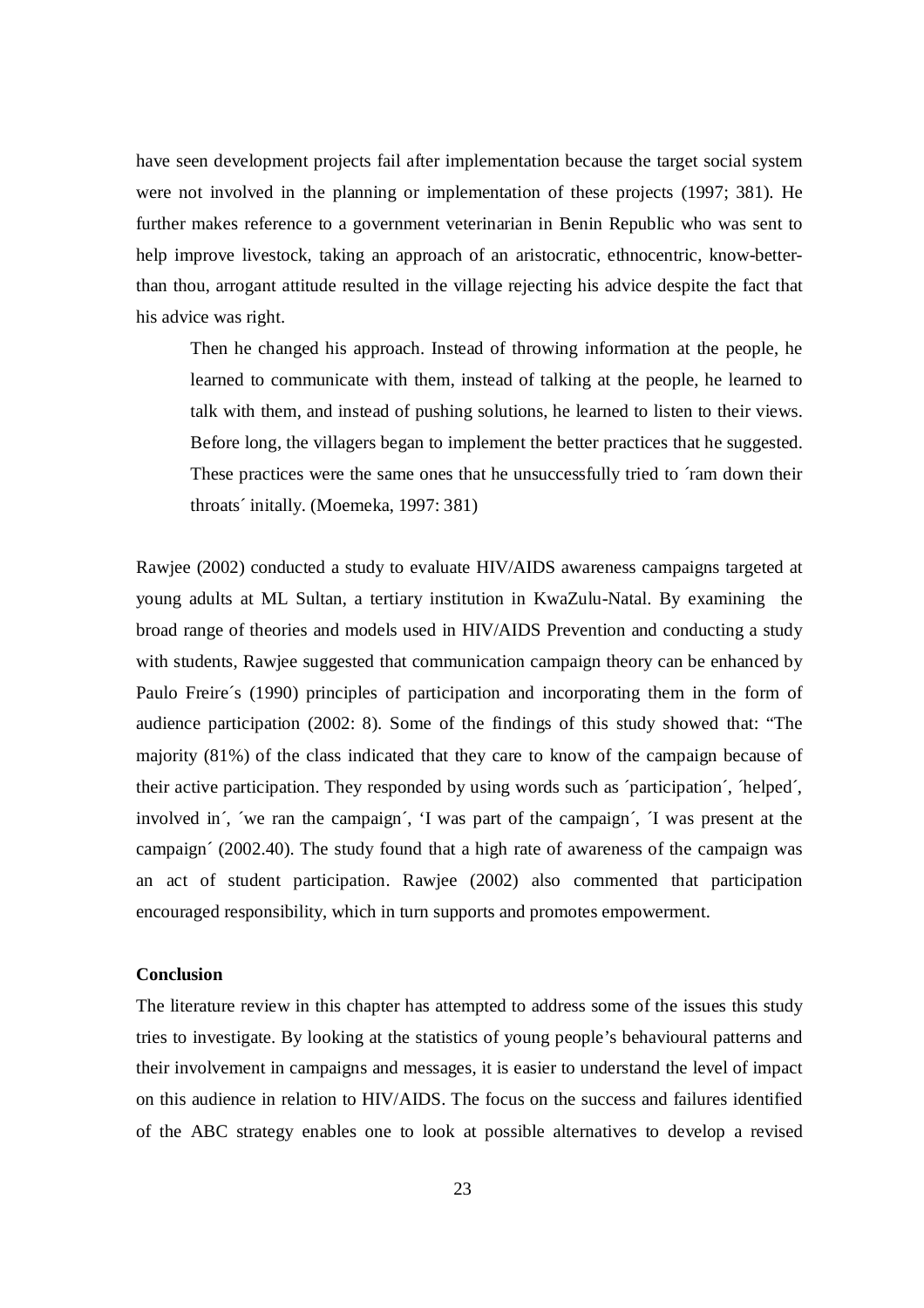have seen development projects fail after implementation because the target social system were not involved in the planning or implementation of these projects (1997; 381). He further makes reference to a government veterinarian in Benin Republic who was sent to help improve livestock, taking an approach of an aristocratic, ethnocentric, know-better-than thou, arrogant attitude resulted in the village rejecting his advice despite the fact that his advice was right.

> Then he changed his approach. Instead of throwing information at the people, he learned to communicate with them, instead of talking at the people, he learned to talk with them, and instead of pushing solutions, he learned to listen to their views. Before long, the villagers began to implement the better practices that he suggested. These practices were the same ones that he unsuccessfully tried to ´ram down their throats´ initally. (Moemeka, 1997: 381)

Rawjee (2002) conducted a study to evaluate HIV/AIDS awareness campaigns targeted at young adults at ML Sultan, a tertiary institution in KwaZulu-Natal. By examining the broad range of theories and models used in HIV/AIDS Prevention and conducting a study with students, Rawjee suggested that communication campaign theory can be enhanced by Paulo Freire´s (1990) principles of participation and incorporating them in the form of audience participation (2002: 8). Some of the findings of this study showed that: "The majority (81%) of the class indicated that they care to know of the campaign because of their active participation. They responded by using words such as ´participation´, ´helped´, involved in´, ´we ran the campaign´, 'I was part of the campaign´, ´I was present at the campaign´ (2002.40). The study found that a high rate of awareness of the campaign was an act of student participation. Rawjee (2002) also commented that participation encouraged responsibility, which in turn supports and promotes empowerment.

**Conclusion**

The literature review in this chapter has attempted to address some of the issues this study tries to investigate. By looking at the statistics of young people's behavioural patterns and their involvement in campaigns and messages, it is easier to understand the level of impact on this audience in relation to HIV/AIDS. The focus on the success and failures identified of the ABC strategy enables one to look at possible alternatives to develop a revised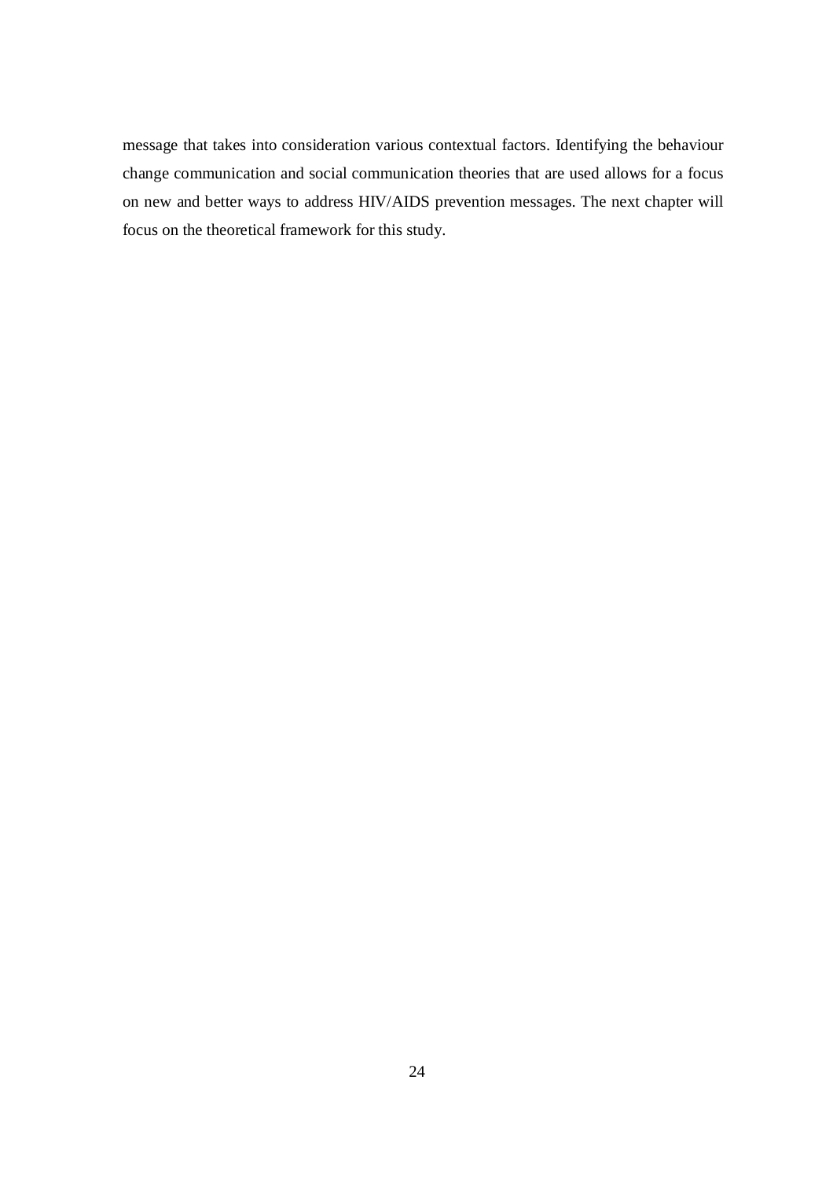message that takes into consideration various contextual factors. Identifying the behaviour change communication and social communication theories that are used allows for a focus on new and better ways to address HIV/AIDS prevention messages. The next chapter will focus on the theoretical framework for this study.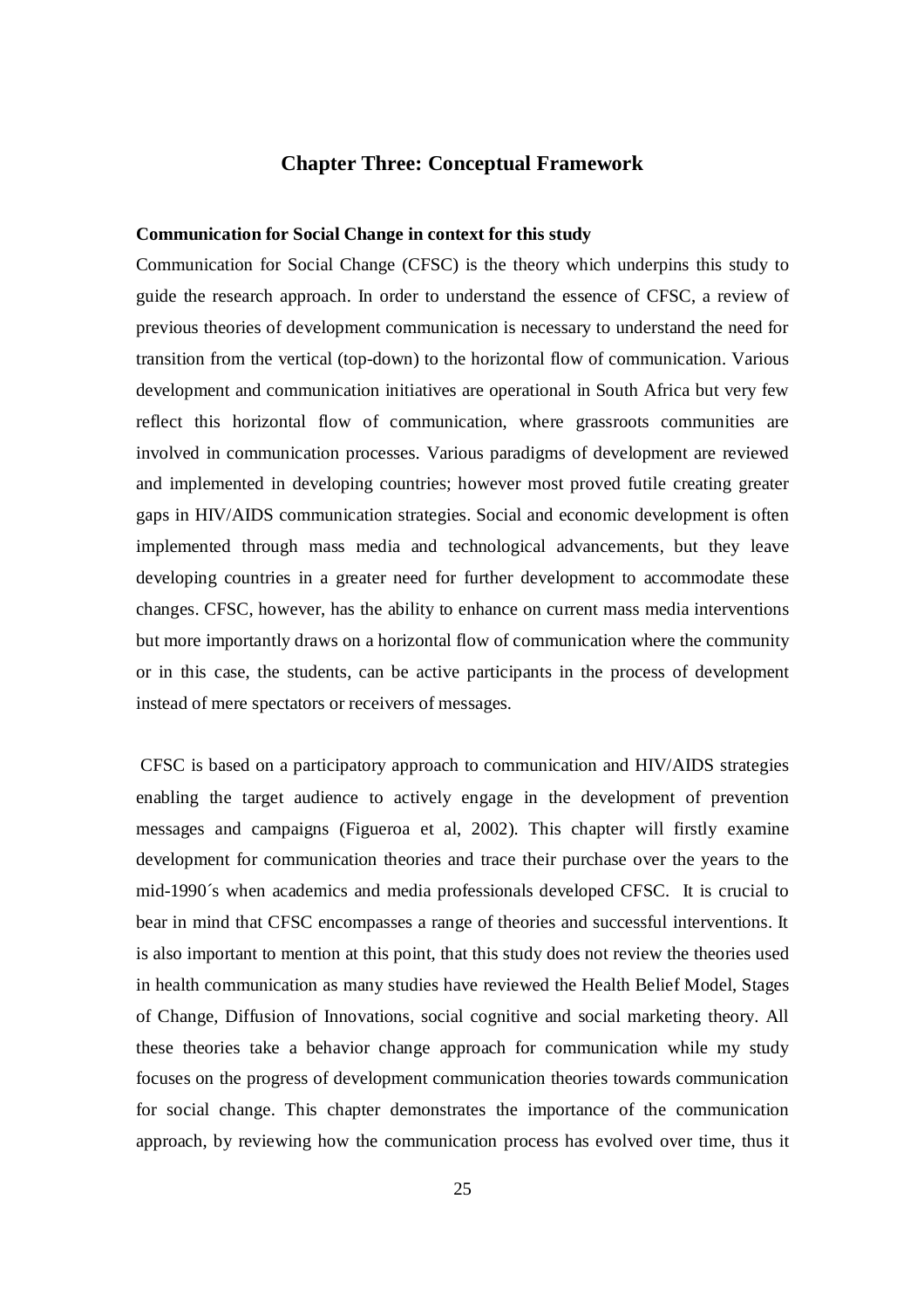# Chapter Three: Conceptual Framework

**Communication for Social Change in context for this study**

Communication for Social Change (CFSC) is the theory which underpins this study to guide the research approach. In order to understand the essence of CFSC, a review of previous theories of development communication is necessary to understand the need for transition from the vertical (top-down) to the horizontal flow of communication. Various development and communication initiatives are operational in South Africa but very few reflect this horizontal flow of communication, where grassroots communities are involved in communication processes. Various paradigms of development are reviewed and implemented in developing countries; however most proved futile creating greater gaps in HIV/AIDS communication strategies. Social and economic development is often implemented through mass media and technological advancements, but they leave developing countries in a greater need for further development to accommodate these changes. CFSC, however, has the ability to enhance on current mass media interventions but more importantly draws on a horizontal flow of communication where the community or in this case, the students, can be active participants in the process of development instead of mere spectators or receivers of messages.

CFSC is based on a participatory approach to communication and HIV/AIDS strategies enabling the target audience to actively engage in the development of prevention messages and campaigns (Figueroa et al, 2002). This chapter will firstly examine development for communication theories and trace their purchase over the years to the mid-1990´s when academics and media professionals developed CFSC. It is crucial to bear in mind that CFSC encompasses a range of theories and successful interventions. It is also important to mention at this point, that this study does not review the theories used in health communication as many studies have reviewed the Health Belief Model, Stages of Change, Diffusion of Innovations, social cognitive and social marketing theory. All these theories take a behavior change approach for communication while my study focuses on the progress of development communication theories towards communication for social change. This chapter demonstrates the importance of the communication approach, by reviewing how the communication process has evolved over time, thus it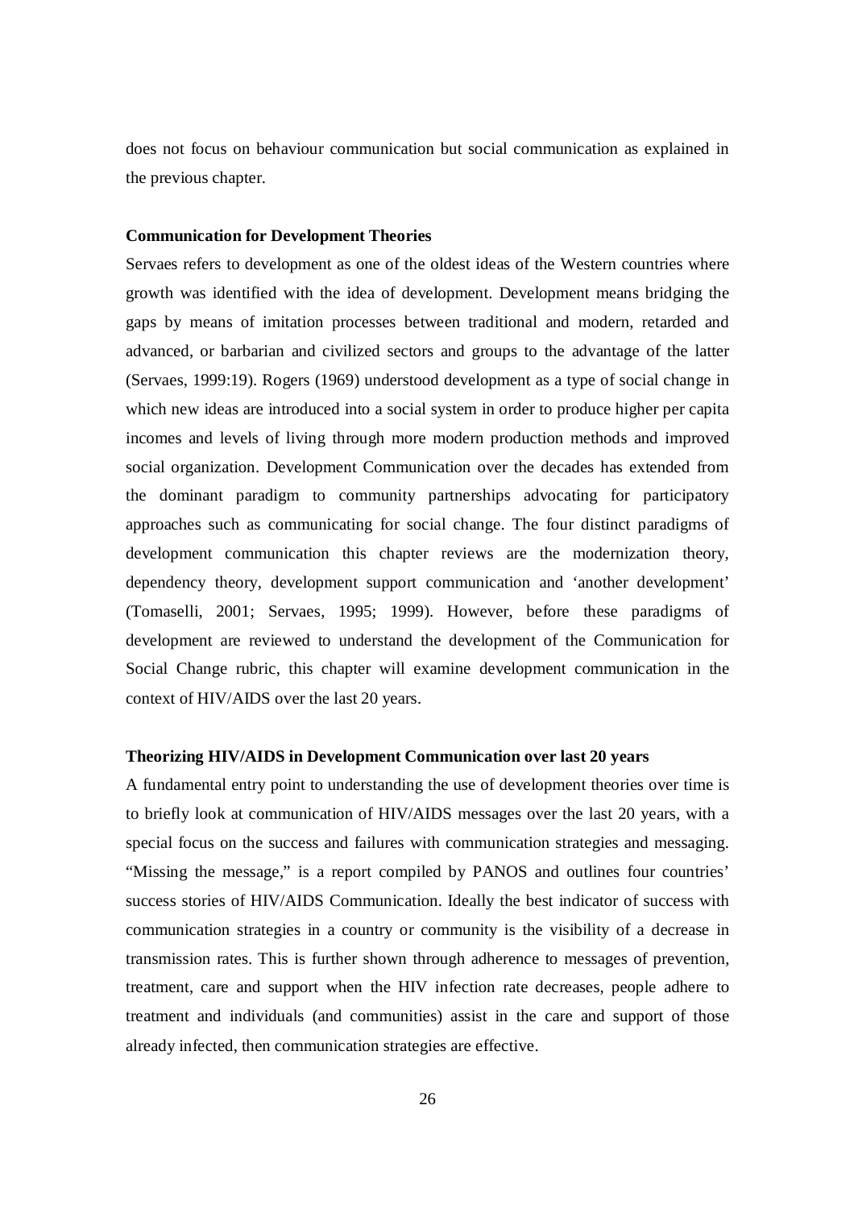does not focus on behaviour communication but social communication as explained in the previous chapter.

**Communication for Development Theories**

Servaes refers to development as one of the oldest ideas of the Western countries where growth was identified with the idea of development. Development means bridging the gaps by means of imitation processes between traditional and modern, retarded and advanced, or barbarian and civilized sectors and groups to the advantage of the latter (Servaes, 1999:19). Rogers (1969) understood development as a type of social change in which new ideas are introduced into a social system in order to produce higher per capita incomes and levels of living through more modern production methods and improved social organization. Development Communication over the decades has extended from the dominant paradigm to community partnerships advocating for participatory approaches such as communicating for social change. The four distinct paradigms of development communication this chapter reviews are the modernization theory, dependency theory, development support communication and 'another development' (Tomaselli, 2001; Servaes, 1995; 1999). However, before these paradigms of development are reviewed to understand the development of the Communication for Social Change rubric, this chapter will examine development communication in the context of HIV/AIDS over the last 20 years.

**Theorizing HIV/AIDS in Development Communication over last 20 years**

A fundamental entry point to understanding the use of development theories over time is to briefly look at communication of HIV/AIDS messages over the last 20 years, with a special focus on the success and failures with communication strategies and messaging. "Missing the message," is a report compiled by PANOS and outlines four countries' success stories of HIV/AIDS Communication. Ideally the best indicator of success with communication strategies in a country or community is the visibility of a decrease in transmission rates. This is further shown through adherence to messages of prevention, treatment, care and support when the HIV infection rate decreases, people adhere to treatment and individuals (and communities) assist in the care and support of those already infected, then communication strategies are effective.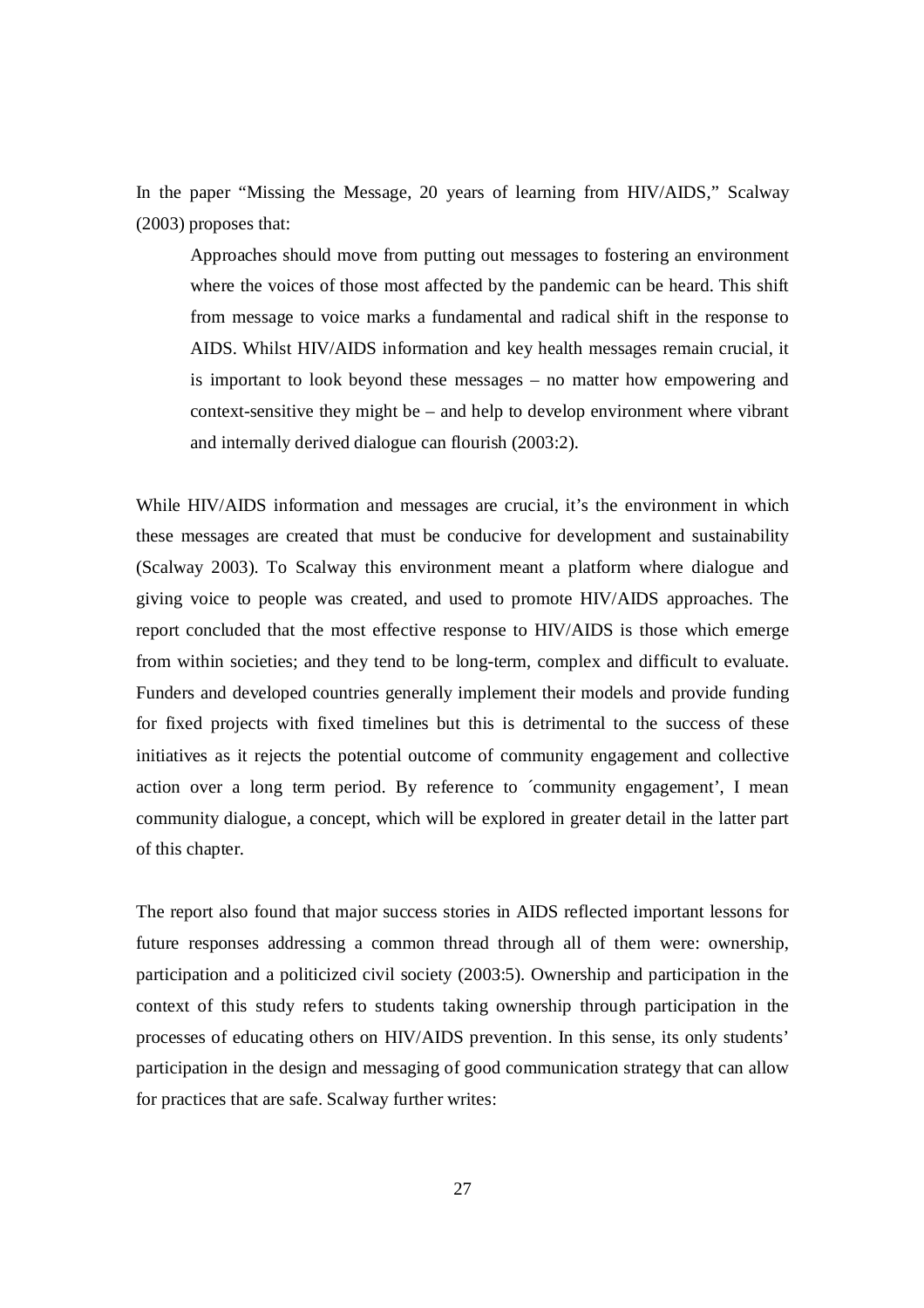In the paper "Missing the Message, 20 years of learning from HIV/AIDS," Scalway (2003) proposes that:

> Approaches should move from putting out messages to fostering an environment where the voices of those most affected by the pandemic can be heard. This shift from message to voice marks a fundamental and radical shift in the response to AIDS. Whilst HIV/AIDS information and key health messages remain crucial, it is important to look beyond these messages – no matter how empowering and context-sensitive they might be – and help to develop environment where vibrant and internally derived dialogue can flourish (2003:2).

While HIV/AIDS information and messages are crucial, it's the environment in which these messages are created that must be conducive for development and sustainability (Scalway 2003). To Scalway this environment meant a platform where dialogue and giving voice to people was created, and used to promote HIV/AIDS approaches. The report concluded that the most effective response to HIV/AIDS is those which emerge from within societies; and they tend to be long-term, complex and difficult to evaluate. Funders and developed countries generally implement their models and provide funding for fixed projects with fixed timelines but this is detrimental to the success of these initiatives as it rejects the potential outcome of community engagement and collective action over a long term period. By reference to ´community engagement', I mean community dialogue, a concept, which will be explored in greater detail in the latter part of this chapter.

The report also found that major success stories in AIDS reflected important lessons for future responses addressing a common thread through all of them were: ownership, participation and a politicized civil society (2003:5). Ownership and participation in the context of this study refers to students taking ownership through participation in the processes of educating others on HIV/AIDS prevention. In this sense, its only students' participation in the design and messaging of good communication strategy that can allow for practices that are safe. Scalway further writes: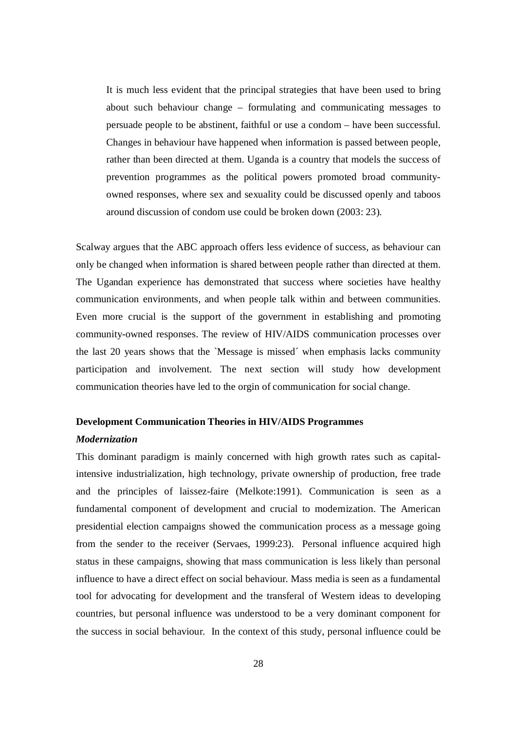> It is much less evident that the principal strategies that have been used to bring about such behaviour change – formulating and communicating messages to persuade people to be abstinent, faithful or use a condom – have been successful. Changes in behaviour have happened when information is passed between people, rather than been directed at them. Uganda is a country that models the success of prevention programmes as the political powers promoted broad community-owned responses, where sex and sexuality could be discussed openly and taboos around discussion of condom use could be broken down (2003: 23).

Scalway argues that the ABC approach offers less evidence of success, as behaviour can only be changed when information is shared between people rather than directed at them. The Ugandan experience has demonstrated that success where societies have healthy communication environments, and when people talk within and between communities. Even more crucial is the support of the government in establishing and promoting community-owned responses. The review of HIV/AIDS communication processes over the last 20 years shows that the `Message is missed´ when emphasis lacks community participation and involvement. The next section will study how development communication theories have led to the orgin of communication for social change.

**Development Communication Theories in HIV/AIDS Programmes**

***Modernization***

This dominant paradigm is mainly concerned with high growth rates such as capital-intensive industrialization, high technology, private ownership of production, free trade and the principles of laissez-faire (Melkote:1991). Communication is seen as a fundamental component of development and crucial to modernization. The American presidential election campaigns showed the communication process as a message going from the sender to the receiver (Servaes, 1999:23). Personal influence acquired high status in these campaigns, showing that mass communication is less likely than personal influence to have a direct effect on social behaviour. Mass media is seen as a fundamental tool for advocating for development and the transferal of Western ideas to developing countries, but personal influence was understood to be a very dominant component for the success in social behaviour. In the context of this study, personal influence could be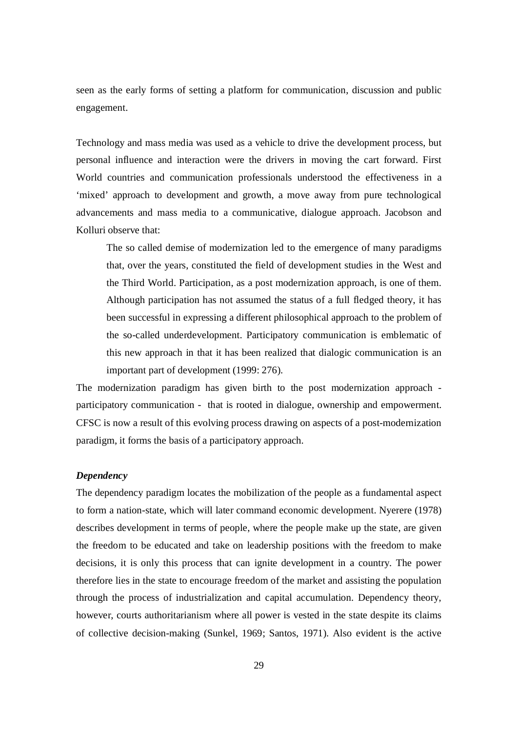seen as the early forms of setting a platform for communication, discussion and public engagement.

Technology and mass media was used as a vehicle to drive the development process, but personal influence and interaction were the drivers in moving the cart forward. First World countries and communication professionals understood the effectiveness in a 'mixed' approach to development and growth, a move away from pure technological advancements and mass media to a communicative, dialogue approach. Jacobson and Kolluri observe that:

> The so called demise of modernization led to the emergence of many paradigms that, over the years, constituted the field of development studies in the West and the Third World. Participation, as a post modernization approach, is one of them. Although participation has not assumed the status of a full fledged theory, it has been successful in expressing a different philosophical approach to the problem of the so-called underdevelopment. Participatory communication is emblematic of this new approach in that it has been realized that dialogic communication is an important part of development (1999: 276).

The modernization paradigm has given birth to the post modernization approach - participatory communication - that is rooted in dialogue, ownership and empowerment. CFSC is now a result of this evolving process drawing on aspects of a post-modernization paradigm, it forms the basis of a participatory approach.

***Dependency***

The dependency paradigm locates the mobilization of the people as a fundamental aspect to form a nation-state, which will later command economic development. Nyerere (1978) describes development in terms of people, where the people make up the state, are given the freedom to be educated and take on leadership positions with the freedom to make decisions, it is only this process that can ignite development in a country. The power therefore lies in the state to encourage freedom of the market and assisting the population through the process of industrialization and capital accumulation. Dependency theory, however, courts authoritarianism where all power is vested in the state despite its claims of collective decision-making (Sunkel, 1969; Santos, 1971). Also evident is the active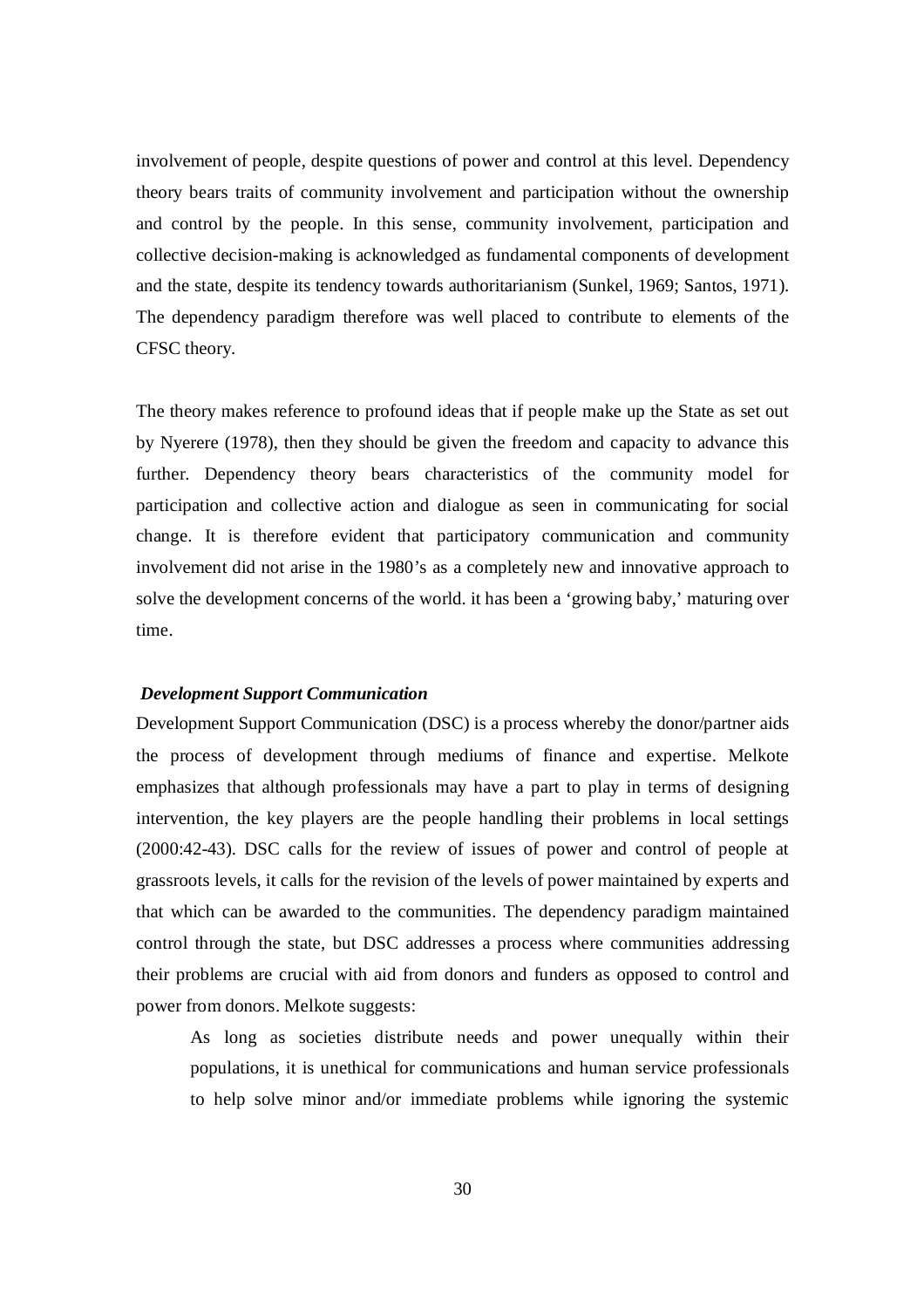involvement of people, despite questions of power and control at this level. Dependency theory bears traits of community involvement and participation without the ownership and control by the people. In this sense, community involvement, participation and collective decision-making is acknowledged as fundamental components of development and the state, despite its tendency towards authoritarianism (Sunkel, 1969; Santos, 1971). The dependency paradigm therefore was well placed to contribute to elements of the CFSC theory.

The theory makes reference to profound ideas that if people make up the State as set out by Nyerere (1978), then they should be given the freedom and capacity to advance this further. Dependency theory bears characteristics of the community model for participation and collective action and dialogue as seen in communicating for social change. It is therefore evident that participatory communication and community involvement did not arise in the 1980's as a completely new and innovative approach to solve the development concerns of the world. it has been a 'growing baby,' maturing over time.

***Development Support Communication***

Development Support Communication (DSC) is a process whereby the donor/partner aids the process of development through mediums of finance and expertise. Melkote emphasizes that although professionals may have a part to play in terms of designing intervention, the key players are the people handling their problems in local settings (2000:42-43). DSC calls for the review of issues of power and control of people at grassroots levels, it calls for the revision of the levels of power maintained by experts and that which can be awarded to the communities. The dependency paradigm maintained control through the state, but DSC addresses a process where communities addressing their problems are crucial with aid from donors and funders as opposed to control and power from donors. Melkote suggests:

> As long as societies distribute needs and power unequally within their populations, it is unethical for communications and human service professionals to help solve minor and/or immediate problems while ignoring the systemic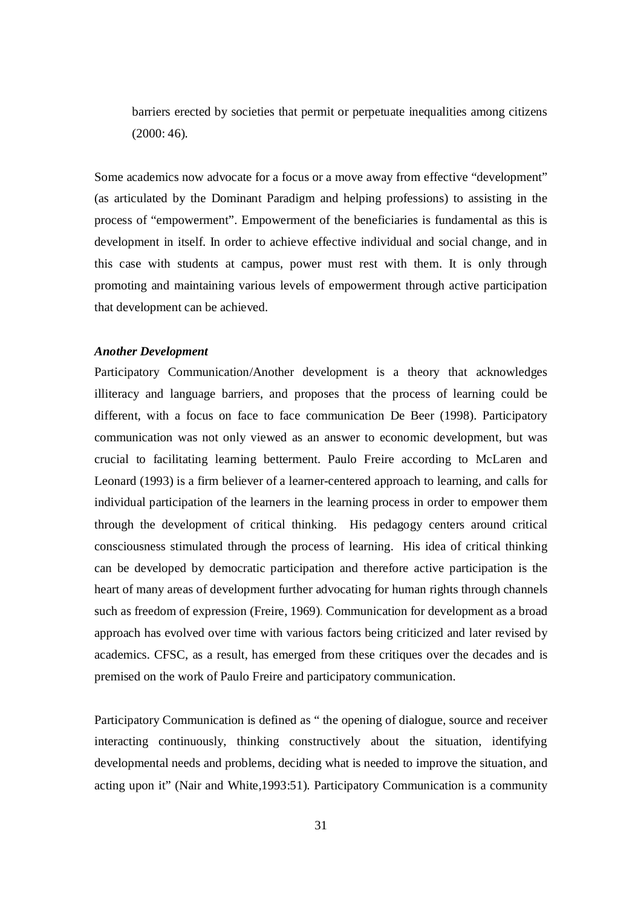> barriers erected by societies that permit or perpetuate inequalities among citizens (2000: 46).

Some academics now advocate for a focus or a move away from effective "development" (as articulated by the Dominant Paradigm and helping professions) to assisting in the process of "empowerment". Empowerment of the beneficiaries is fundamental as this is development in itself. In order to achieve effective individual and social change, and in this case with students at campus, power must rest with them. It is only through promoting and maintaining various levels of empowerment through active participation that development can be achieved.

***Another Development***

Participatory Communication/Another development is a theory that acknowledges illiteracy and language barriers, and proposes that the process of learning could be different, with a focus on face to face communication De Beer (1998). Participatory communication was not only viewed as an answer to economic development, but was crucial to facilitating learning betterment. Paulo Freire according to McLaren and Leonard (1993) is a firm believer of a learner-centered approach to learning, and calls for individual participation of the learners in the learning process in order to empower them through the development of critical thinking. His pedagogy centers around critical consciousness stimulated through the process of learning. His idea of critical thinking can be developed by democratic participation and therefore active participation is the heart of many areas of development further advocating for human rights through channels such as freedom of expression (Freire, 1969). Communication for development as a broad approach has evolved over time with various factors being criticized and later revised by academics. CFSC, as a result, has emerged from these critiques over the decades and is premised on the work of Paulo Freire and participatory communication.

Participatory Communication is defined as " the opening of dialogue, source and receiver interacting continuously, thinking constructively about the situation, identifying developmental needs and problems, deciding what is needed to improve the situation, and acting upon it" (Nair and White,1993:51). Participatory Communication is a community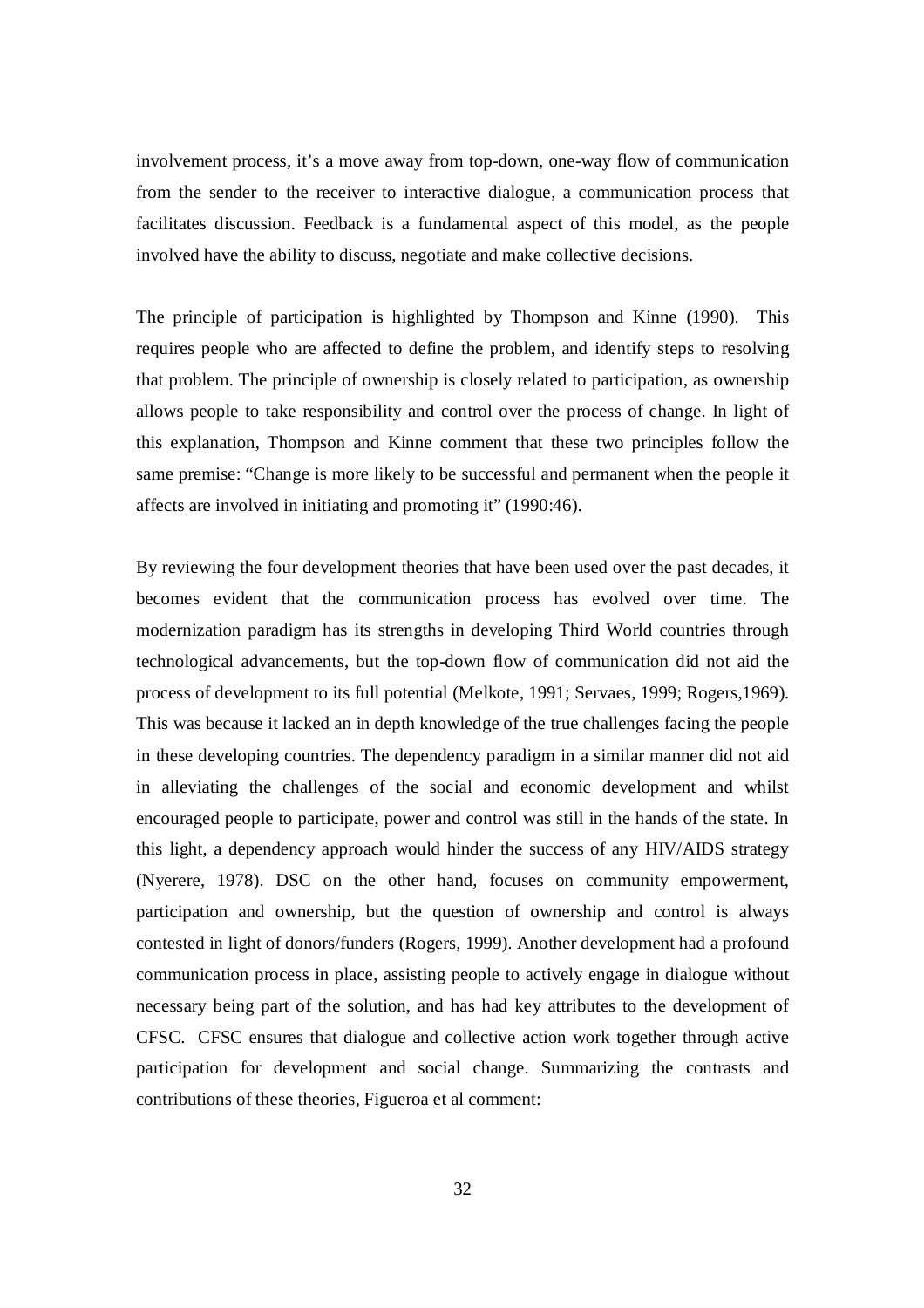involvement process, it's a move away from top-down, one-way flow of communication from the sender to the receiver to interactive dialogue, a communication process that facilitates discussion. Feedback is a fundamental aspect of this model, as the people involved have the ability to discuss, negotiate and make collective decisions.

The principle of participation is highlighted by Thompson and Kinne (1990). This requires people who are affected to define the problem, and identify steps to resolving that problem. The principle of ownership is closely related to participation, as ownership allows people to take responsibility and control over the process of change. In light of this explanation, Thompson and Kinne comment that these two principles follow the same premise: "Change is more likely to be successful and permanent when the people it affects are involved in initiating and promoting it" (1990:46).

By reviewing the four development theories that have been used over the past decades, it becomes evident that the communication process has evolved over time. The modernization paradigm has its strengths in developing Third World countries through technological advancements, but the top-down flow of communication did not aid the process of development to its full potential (Melkote, 1991; Servaes, 1999; Rogers,1969). This was because it lacked an in depth knowledge of the true challenges facing the people in these developing countries. The dependency paradigm in a similar manner did not aid in alleviating the challenges of the social and economic development and whilst encouraged people to participate, power and control was still in the hands of the state. In this light, a dependency approach would hinder the success of any HIV/AIDS strategy (Nyerere, 1978). DSC on the other hand, focuses on community empowerment, participation and ownership, but the question of ownership and control is always contested in light of donors/funders (Rogers, 1999). Another development had a profound communication process in place, assisting people to actively engage in dialogue without necessary being part of the solution, and has had key attributes to the development of CFSC. CFSC ensures that dialogue and collective action work together through active participation for development and social change. Summarizing the contrasts and contributions of these theories, Figueroa et al comment: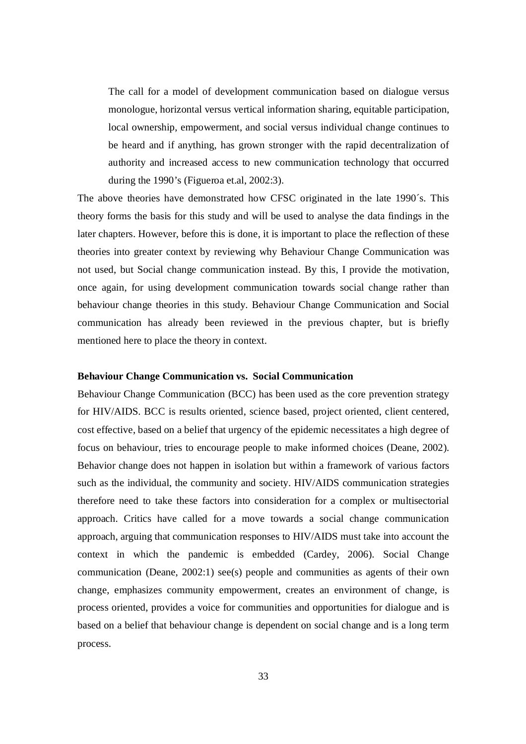> The call for a model of development communication based on dialogue versus monologue, horizontal versus vertical information sharing, equitable participation, local ownership, empowerment, and social versus individual change continues to be heard and if anything, has grown stronger with the rapid decentralization of authority and increased access to new communication technology that occurred during the 1990's (Figueroa et.al, 2002:3).

The above theories have demonstrated how CFSC originated in the late 1990´s. This theory forms the basis for this study and will be used to analyse the data findings in the later chapters. However, before this is done, it is important to place the reflection of these theories into greater context by reviewing why Behaviour Change Communication was not used, but Social change communication instead. By this, I provide the motivation, once again, for using development communication towards social change rather than behaviour change theories in this study. Behaviour Change Communication and Social communication has already been reviewed in the previous chapter, but is briefly mentioned here to place the theory in context.

**Behaviour Change Communication vs. Social Communication**

Behaviour Change Communication (BCC) has been used as the core prevention strategy for HIV/AIDS. BCC is results oriented, science based, project oriented, client centered, cost effective, based on a belief that urgency of the epidemic necessitates a high degree of focus on behaviour, tries to encourage people to make informed choices (Deane, 2002). Behavior change does not happen in isolation but within a framework of various factors such as the individual, the community and society. HIV/AIDS communication strategies therefore need to take these factors into consideration for a complex or multisectorial approach. Critics have called for a move towards a social change communication approach, arguing that communication responses to HIV/AIDS must take into account the context in which the pandemic is embedded (Cardey, 2006). Social Change communication (Deane, 2002:1) see(s) people and communities as agents of their own change, emphasizes community empowerment, creates an environment of change, is process oriented, provides a voice for communities and opportunities for dialogue and is based on a belief that behaviour change is dependent on social change and is a long term process.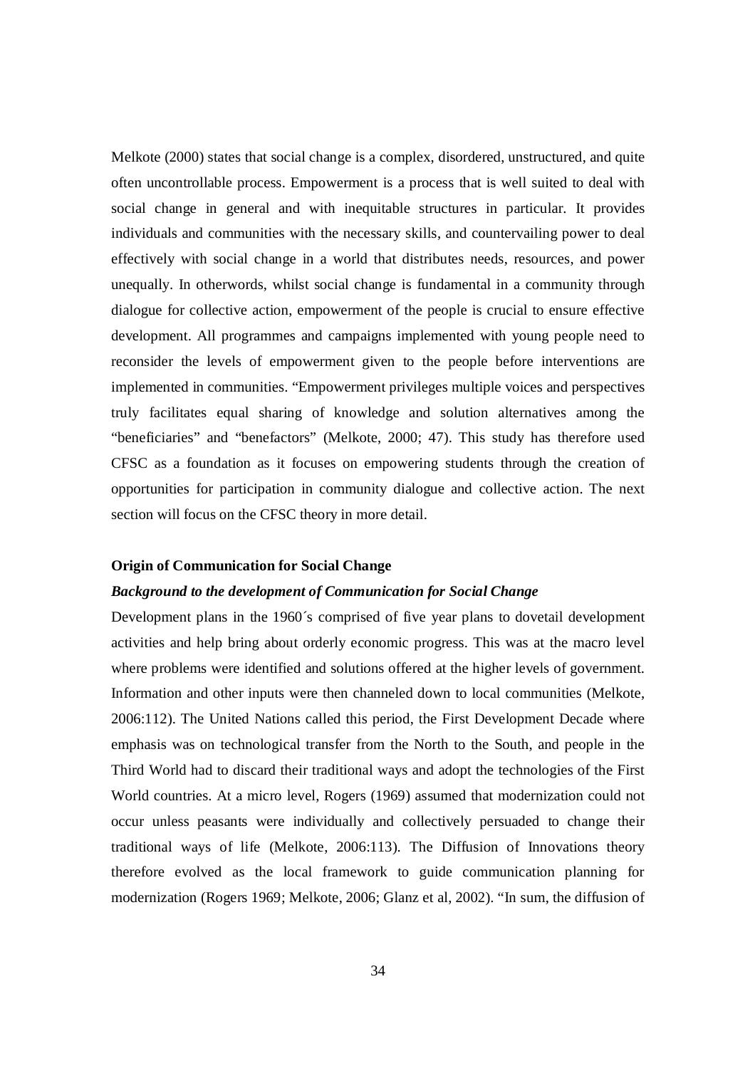Melkote (2000) states that social change is a complex, disordered, unstructured, and quite often uncontrollable process. Empowerment is a process that is well suited to deal with social change in general and with inequitable structures in particular. It provides individuals and communities with the necessary skills, and countervailing power to deal effectively with social change in a world that distributes needs, resources, and power unequally. In otherwords, whilst social change is fundamental in a community through dialogue for collective action, empowerment of the people is crucial to ensure effective development. All programmes and campaigns implemented with young people need to reconsider the levels of empowerment given to the people before interventions are implemented in communities. "Empowerment privileges multiple voices and perspectives truly facilitates equal sharing of knowledge and solution alternatives among the "beneficiaries" and "benefactors" (Melkote, 2000; 47). This study has therefore used CFSC as a foundation as it focuses on empowering students through the creation of opportunities for participation in community dialogue and collective action. The next section will focus on the CFSC theory in more detail.

**Origin of Communication for Social Change**

***Background to the development of Communication for Social Change***

Development plans in the 1960´s comprised of five year plans to dovetail development activities and help bring about orderly economic progress. This was at the macro level where problems were identified and solutions offered at the higher levels of government. Information and other inputs were then channeled down to local communities (Melkote, 2006:112). The United Nations called this period, the First Development Decade where emphasis was on technological transfer from the North to the South, and people in the Third World had to discard their traditional ways and adopt the technologies of the First World countries. At a micro level, Rogers (1969) assumed that modernization could not occur unless peasants were individually and collectively persuaded to change their traditional ways of life (Melkote, 2006:113). The Diffusion of Innovations theory therefore evolved as the local framework to guide communication planning for modernization (Rogers 1969; Melkote, 2006; Glanz et al, 2002). "In sum, the diffusion of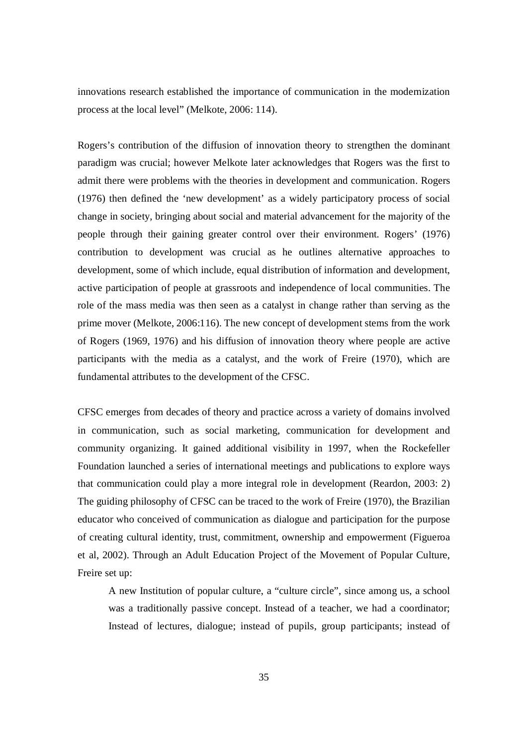innovations research established the importance of communication in the modernization process at the local level" (Melkote, 2006: 114).

Rogers's contribution of the diffusion of innovation theory to strengthen the dominant paradigm was crucial; however Melkote later acknowledges that Rogers was the first to admit there were problems with the theories in development and communication. Rogers (1976) then defined the 'new development' as a widely participatory process of social change in society, bringing about social and material advancement for the majority of the people through their gaining greater control over their environment. Rogers' (1976) contribution to development was crucial as he outlines alternative approaches to development, some of which include, equal distribution of information and development, active participation of people at grassroots and independence of local communities. The role of the mass media was then seen as a catalyst in change rather than serving as the prime mover (Melkote, 2006:116). The new concept of development stems from the work of Rogers (1969, 1976) and his diffusion of innovation theory where people are active participants with the media as a catalyst, and the work of Freire (1970), which are fundamental attributes to the development of the CFSC.

CFSC emerges from decades of theory and practice across a variety of domains involved in communication, such as social marketing, communication for development and community organizing. It gained additional visibility in 1997, when the Rockefeller Foundation launched a series of international meetings and publications to explore ways that communication could play a more integral role in development (Reardon, 2003: 2) The guiding philosophy of CFSC can be traced to the work of Freire (1970), the Brazilian educator who conceived of communication as dialogue and participation for the purpose of creating cultural identity, trust, commitment, ownership and empowerment (Figueroa et al, 2002). Through an Adult Education Project of the Movement of Popular Culture, Freire set up:

> A new Institution of popular culture, a "culture circle", since among us, a school was a traditionally passive concept. Instead of a teacher, we had a coordinator; Instead of lectures, dialogue; instead of pupils, group participants; instead of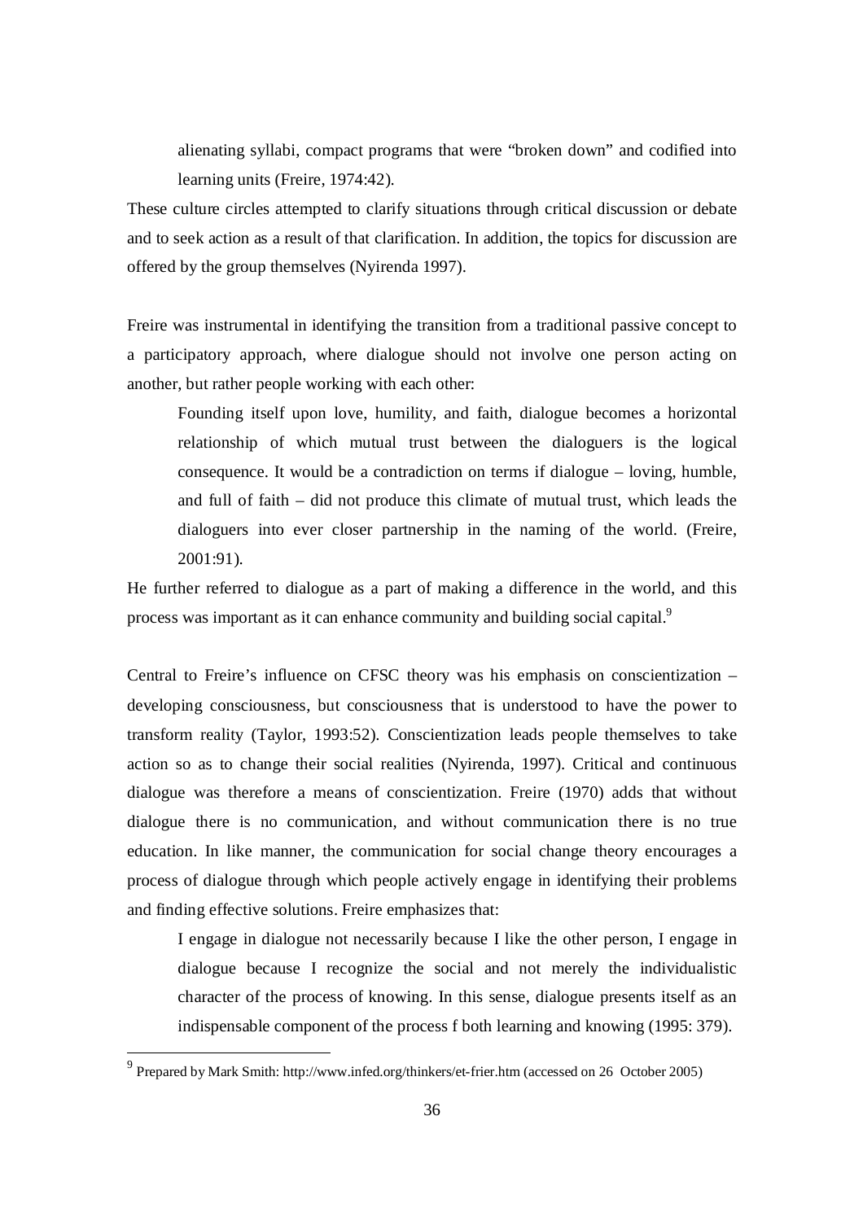> alienating syllabi, compact programs that were "broken down" and codified into learning units (Freire, 1974:42).

These culture circles attempted to clarify situations through critical discussion or debate and to seek action as a result of that clarification. In addition, the topics for discussion are offered by the group themselves (Nyirenda 1997).

Freire was instrumental in identifying the transition from a traditional passive concept to a participatory approach, where dialogue should not involve one person acting on another, but rather people working with each other:

> Founding itself upon love, humility, and faith, dialogue becomes a horizontal relationship of which mutual trust between the dialoguers is the logical consequence. It would be a contradiction on terms if dialogue – loving, humble, and full of faith – did not produce this climate of mutual trust, which leads the dialoguers into ever closer partnership in the naming of the world. (Freire, 2001:91).

He further referred to dialogue as a part of making a difference in the world, and this process was important as it can enhance community and building social capital.[9]

Central to Freire's influence on CFSC theory was his emphasis on conscientization – developing consciousness, but consciousness that is understood to have the power to transform reality (Taylor, 1993:52). Conscientization leads people themselves to take action so as to change their social realities (Nyirenda, 1997). Critical and continuous dialogue was therefore a means of conscientization. Freire (1970) adds that without dialogue there is no communication, and without communication there is no true education. In like manner, the communication for social change theory encourages a process of dialogue through which people actively engage in identifying their problems and finding effective solutions. Freire emphasizes that:

> I engage in dialogue not necessarily because I like the other person, I engage in dialogue because I recognize the social and not merely the individualistic character of the process of knowing. In this sense, dialogue presents itself as an indispensable component of the process f both learning and knowing (1995: 379).

---

[9] Prepared by Mark Smith: http://www.infed.org/thinkers/et-frier.htm (accessed on 26 October 2005)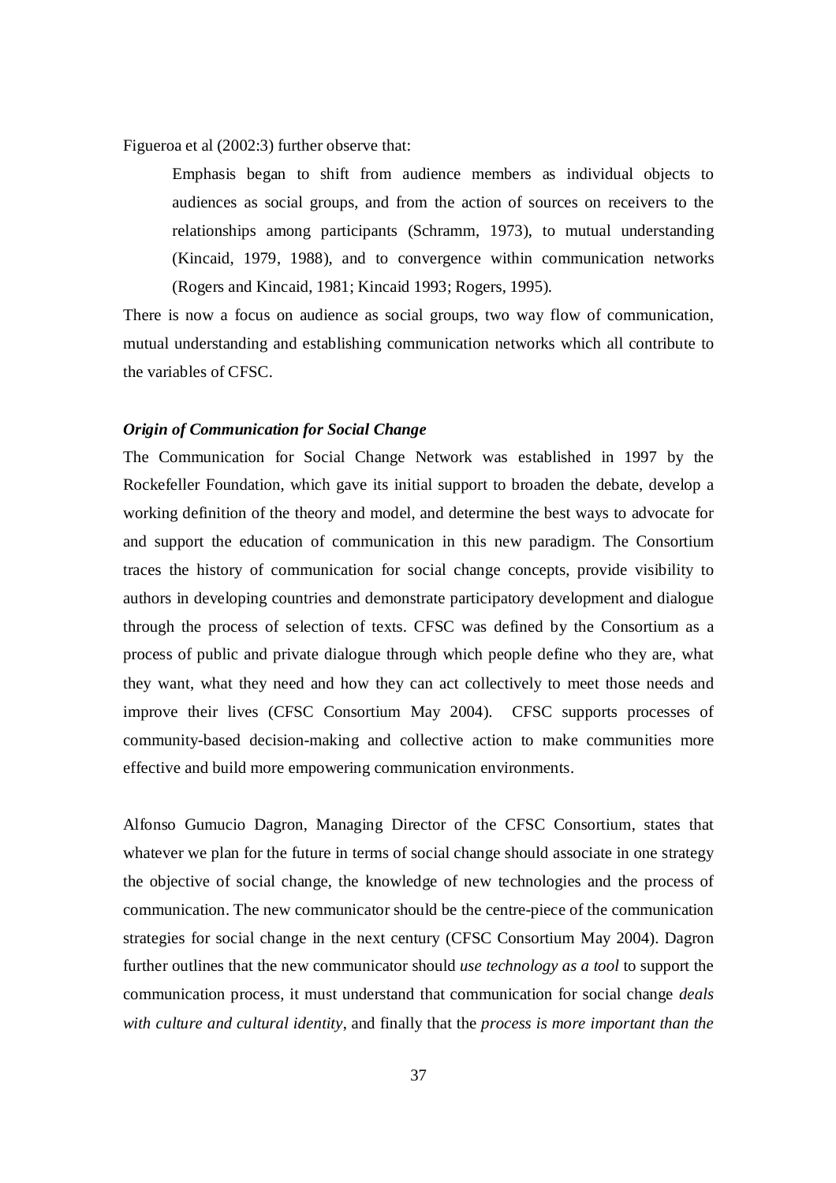Figueroa et al (2002:3) further observe that:

> Emphasis began to shift from audience members as individual objects to audiences as social groups, and from the action of sources on receivers to the relationships among participants (Schramm, 1973), to mutual understanding (Kincaid, 1979, 1988), and to convergence within communication networks (Rogers and Kincaid, 1981; Kincaid 1993; Rogers, 1995).

There is now a focus on audience as social groups, two way flow of communication, mutual understanding and establishing communication networks which all contribute to the variables of CFSC.

***Origin of Communication for Social Change***

The Communication for Social Change Network was established in 1997 by the Rockefeller Foundation, which gave its initial support to broaden the debate, develop a working definition of the theory and model, and determine the best ways to advocate for and support the education of communication in this new paradigm. The Consortium traces the history of communication for social change concepts, provide visibility to authors in developing countries and demonstrate participatory development and dialogue through the process of selection of texts. CFSC was defined by the Consortium as a process of public and private dialogue through which people define who they are, what they want, what they need and how they can act collectively to meet those needs and improve their lives (CFSC Consortium May 2004). CFSC supports processes of community-based decision-making and collective action to make communities more effective and build more empowering communication environments.

Alfonso Gumucio Dagron, Managing Director of the CFSC Consortium, states that whatever we plan for the future in terms of social change should associate in one strategy the objective of social change, the knowledge of new technologies and the process of communication. The new communicator should be the centre-piece of the communication strategies for social change in the next century (CFSC Consortium May 2004). Dagron further outlines that the new communicator should *use technology as a tool* to support the communication process, it must understand that communication for social change *deals with culture and cultural identity*, and finally that the *process is more important than the*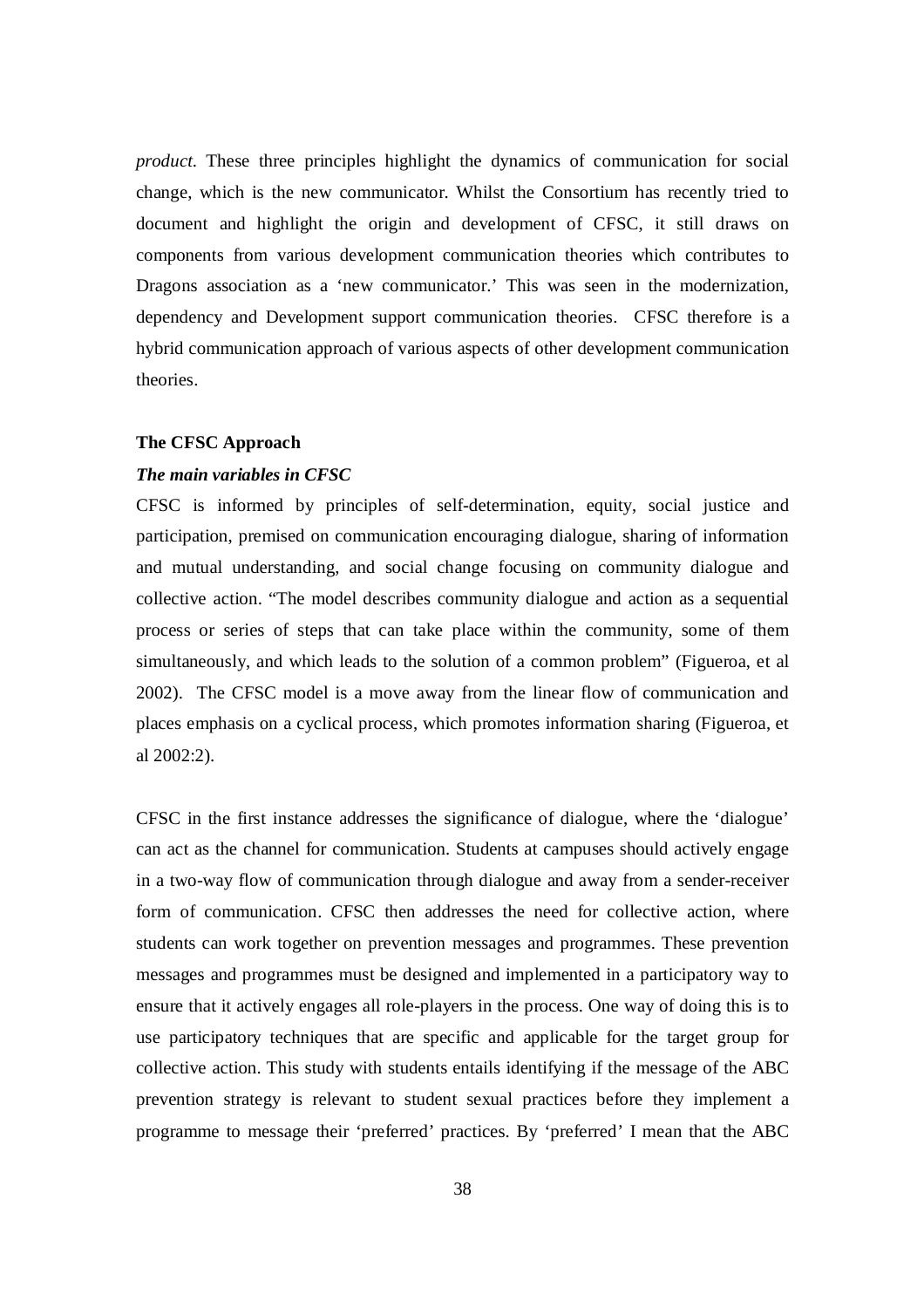*product*. These three principles highlight the dynamics of communication for social change, which is the new communicator. Whilst the Consortium has recently tried to document and highlight the origin and development of CFSC, it still draws on components from various development communication theories which contributes to Dragons association as a 'new communicator.' This was seen in the modernization, dependency and Development support communication theories. CFSC therefore is a hybrid communication approach of various aspects of other development communication theories.

**The CFSC Approach**

***The main variables in CFSC***

CFSC is informed by principles of self-determination, equity, social justice and participation, premised on communication encouraging dialogue, sharing of information and mutual understanding, and social change focusing on community dialogue and collective action. "The model describes community dialogue and action as a sequential process or series of steps that can take place within the community, some of them simultaneously, and which leads to the solution of a common problem" (Figueroa, et al 2002). The CFSC model is a move away from the linear flow of communication and places emphasis on a cyclical process, which promotes information sharing (Figueroa, et al 2002:2).

CFSC in the first instance addresses the significance of dialogue, where the 'dialogue' can act as the channel for communication. Students at campuses should actively engage in a two-way flow of communication through dialogue and away from a sender-receiver form of communication. CFSC then addresses the need for collective action, where students can work together on prevention messages and programmes. These prevention messages and programmes must be designed and implemented in a participatory way to ensure that it actively engages all role-players in the process. One way of doing this is to use participatory techniques that are specific and applicable for the target group for collective action. This study with students entails identifying if the message of the ABC prevention strategy is relevant to student sexual practices before they implement a programme to message their 'preferred' practices. By 'preferred' I mean that the ABC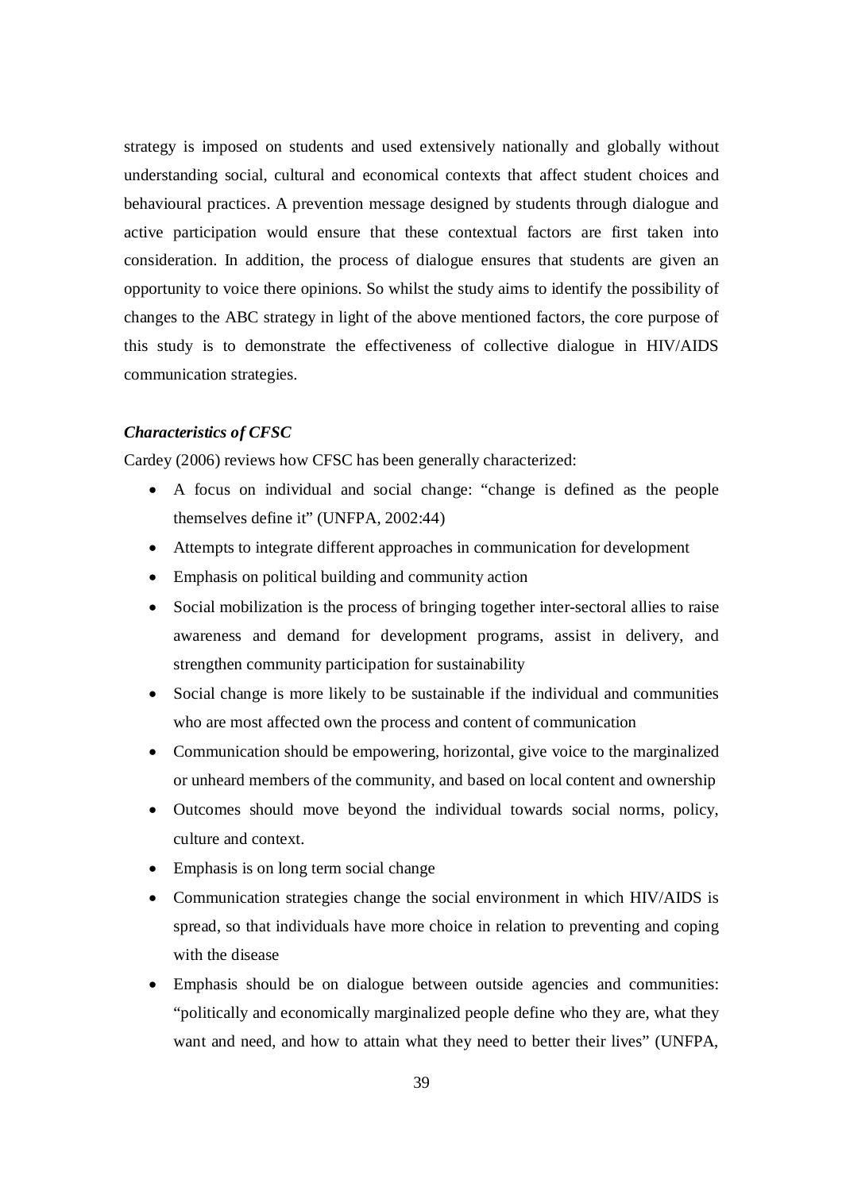strategy is imposed on students and used extensively nationally and globally without understanding social, cultural and economical contexts that affect student choices and behavioural practices. A prevention message designed by students through dialogue and active participation would ensure that these contextual factors are first taken into consideration. In addition, the process of dialogue ensures that students are given an opportunity to voice there opinions. So whilst the study aims to identify the possibility of changes to the ABC strategy in light of the above mentioned factors, the core purpose of this study is to demonstrate the effectiveness of collective dialogue in HIV/AIDS communication strategies.

***Characteristics of CFSC***

Cardey (2006) reviews how CFSC has been generally characterized:

- A focus on individual and social change: "change is defined as the people themselves define it" (UNFPA, 2002:44)
- Attempts to integrate different approaches in communication for development
- Emphasis on political building and community action
- Social mobilization is the process of bringing together inter-sectoral allies to raise awareness and demand for development programs, assist in delivery, and strengthen community participation for sustainability
- Social change is more likely to be sustainable if the individual and communities who are most affected own the process and content of communication
- Communication should be empowering, horizontal, give voice to the marginalized or unheard members of the community, and based on local content and ownership
- Outcomes should move beyond the individual towards social norms, policy, culture and context.
- Emphasis is on long term social change
- Communication strategies change the social environment in which HIV/AIDS is spread, so that individuals have more choice in relation to preventing and coping with the disease
- Emphasis should be on dialogue between outside agencies and communities: "politically and economically marginalized people define who they are, what they want and need, and how to attain what they need to better their lives" (UNFPA,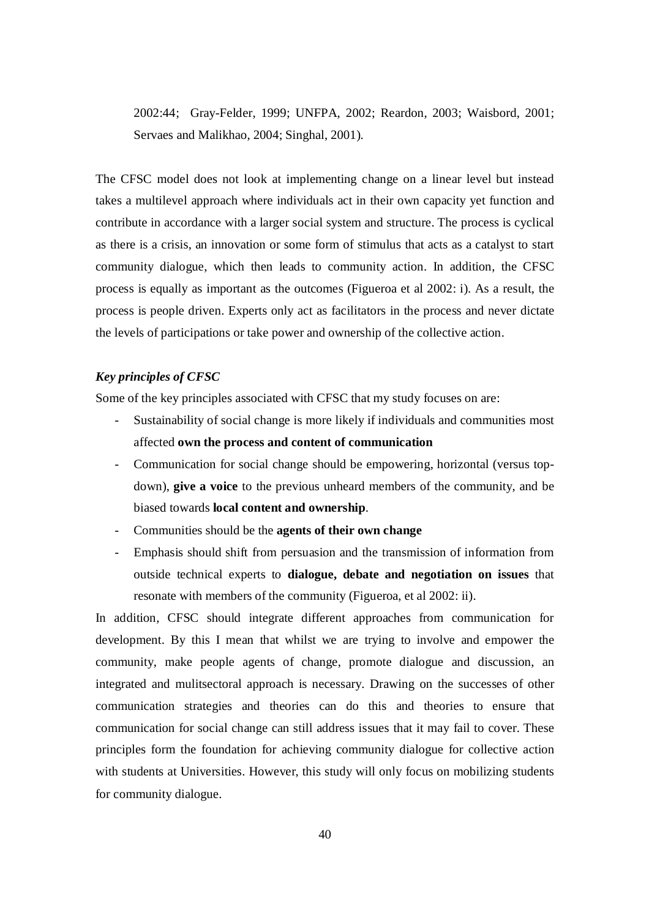2002:44; Gray-Felder, 1999; UNFPA, 2002; Reardon, 2003; Waisbord, 2001; Servaes and Malikhao, 2004; Singhal, 2001).

The CFSC model does not look at implementing change on a linear level but instead takes a multilevel approach where individuals act in their own capacity yet function and contribute in accordance with a larger social system and structure. The process is cyclical as there is a crisis, an innovation or some form of stimulus that acts as a catalyst to start community dialogue, which then leads to community action. In addition, the CFSC process is equally as important as the outcomes (Figueroa et al 2002: i). As a result, the process is people driven. Experts only act as facilitators in the process and never dictate the levels of participations or take power and ownership of the collective action.

***Key principles of CFSC***

Some of the key principles associated with CFSC that my study focuses on are:

- Sustainability of social change is more likely if individuals and communities most affected **own the process and content of communication**
- Communication for social change should be empowering, horizontal (versus top-down), **give a voice** to the previous unheard members of the community, and be biased towards **local content and ownership**.
- Communities should be the **agents of their own change**
- Emphasis should shift from persuasion and the transmission of information from outside technical experts to **dialogue, debate and negotiation on issues** that resonate with members of the community (Figueroa, et al 2002: ii).

In addition, CFSC should integrate different approaches from communication for development. By this I mean that whilst we are trying to involve and empower the community, make people agents of change, promote dialogue and discussion, an integrated and mulitsectoral approach is necessary. Drawing on the successes of other communication strategies and theories can do this and theories to ensure that communication for social change can still address issues that it may fail to cover. These principles form the foundation for achieving community dialogue for collective action with students at Universities. However, this study will only focus on mobilizing students for community dialogue.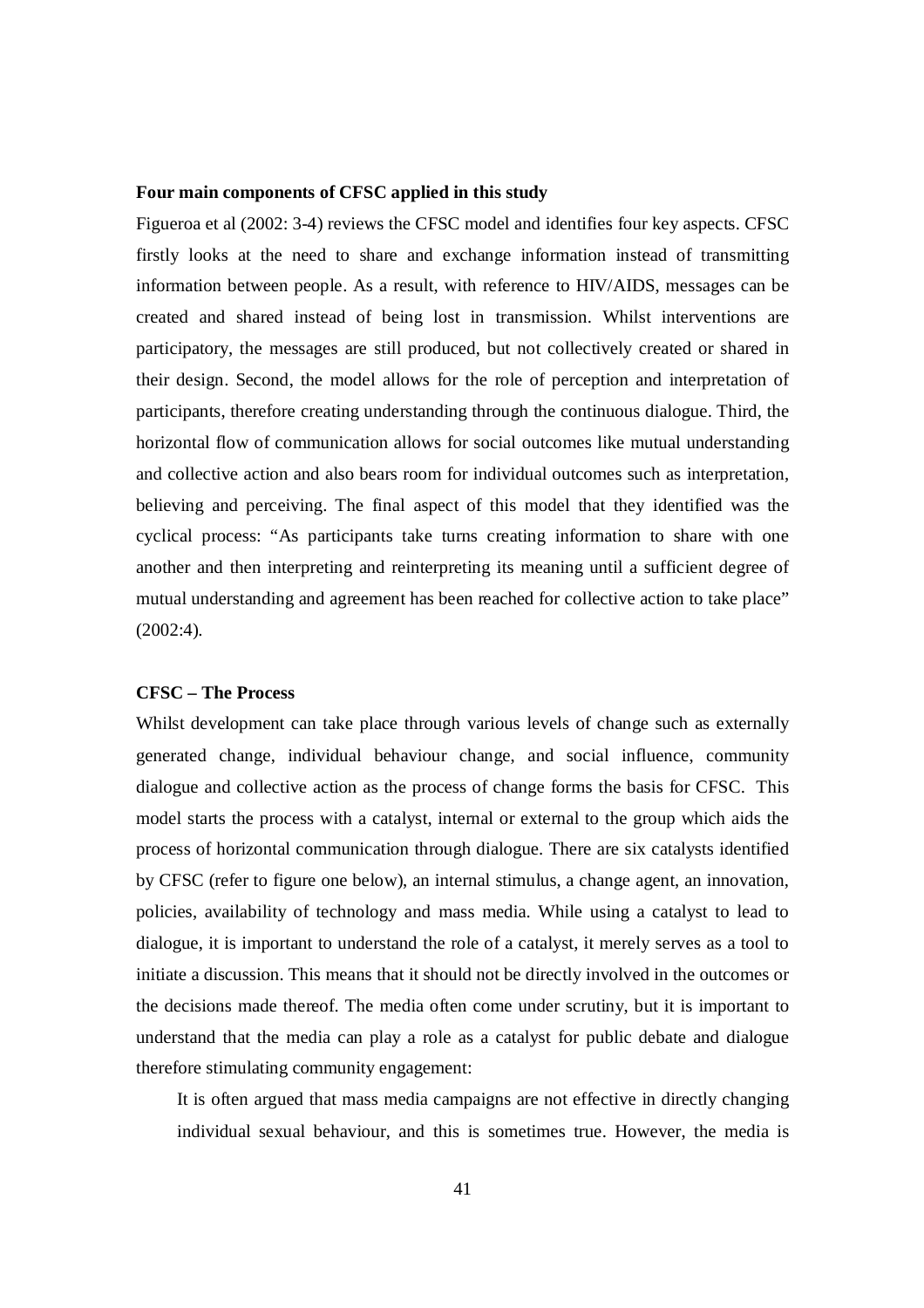**Four main components of CFSC applied in this study**

Figueroa et al (2002: 3-4) reviews the CFSC model and identifies four key aspects. CFSC firstly looks at the need to share and exchange information instead of transmitting information between people. As a result, with reference to HIV/AIDS, messages can be created and shared instead of being lost in transmission. Whilst interventions are participatory, the messages are still produced, but not collectively created or shared in their design. Second, the model allows for the role of perception and interpretation of participants, therefore creating understanding through the continuous dialogue. Third, the horizontal flow of communication allows for social outcomes like mutual understanding and collective action and also bears room for individual outcomes such as interpretation, believing and perceiving. The final aspect of this model that they identified was the cyclical process: "As participants take turns creating information to share with one another and then interpreting and reinterpreting its meaning until a sufficient degree of mutual understanding and agreement has been reached for collective action to take place" (2002:4).

**CFSC – The Process**

Whilst development can take place through various levels of change such as externally generated change, individual behaviour change, and social influence, community dialogue and collective action as the process of change forms the basis for CFSC. This model starts the process with a catalyst, internal or external to the group which aids the process of horizontal communication through dialogue. There are six catalysts identified by CFSC (refer to figure one below), an internal stimulus, a change agent, an innovation, policies, availability of technology and mass media. While using a catalyst to lead to dialogue, it is important to understand the role of a catalyst, it merely serves as a tool to initiate a discussion. This means that it should not be directly involved in the outcomes or the decisions made thereof. The media often come under scrutiny, but it is important to understand that the media can play a role as a catalyst for public debate and dialogue therefore stimulating community engagement:

> It is often argued that mass media campaigns are not effective in directly changing individual sexual behaviour, and this is sometimes true. However, the media is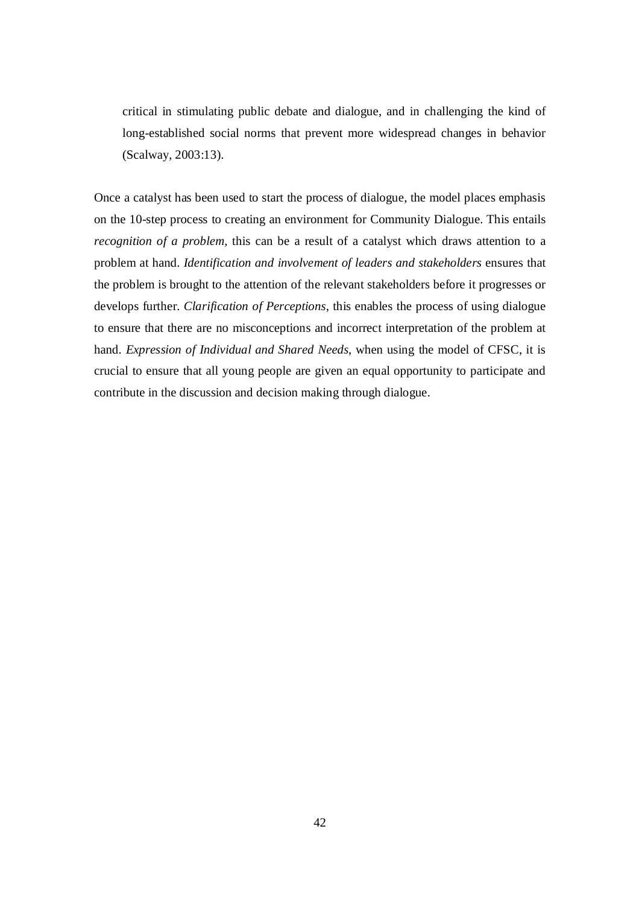> critical in stimulating public debate and dialogue, and in challenging the kind of long-established social norms that prevent more widespread changes in behavior (Scalway, 2003:13).

Once a catalyst has been used to start the process of dialogue, the model places emphasis on the 10-step process to creating an environment for Community Dialogue. This entails *recognition of a problem,* this can be a result of a catalyst which draws attention to a problem at hand. *Identification and involvement of leaders and stakeholders* ensures that the problem is brought to the attention of the relevant stakeholders before it progresses or develops further. *Clarification of Perceptions*, this enables the process of using dialogue to ensure that there are no misconceptions and incorrect interpretation of the problem at hand. *Expression of Individual and Shared Needs*, when using the model of CFSC, it is crucial to ensure that all young people are given an equal opportunity to participate and contribute in the discussion and decision making through dialogue.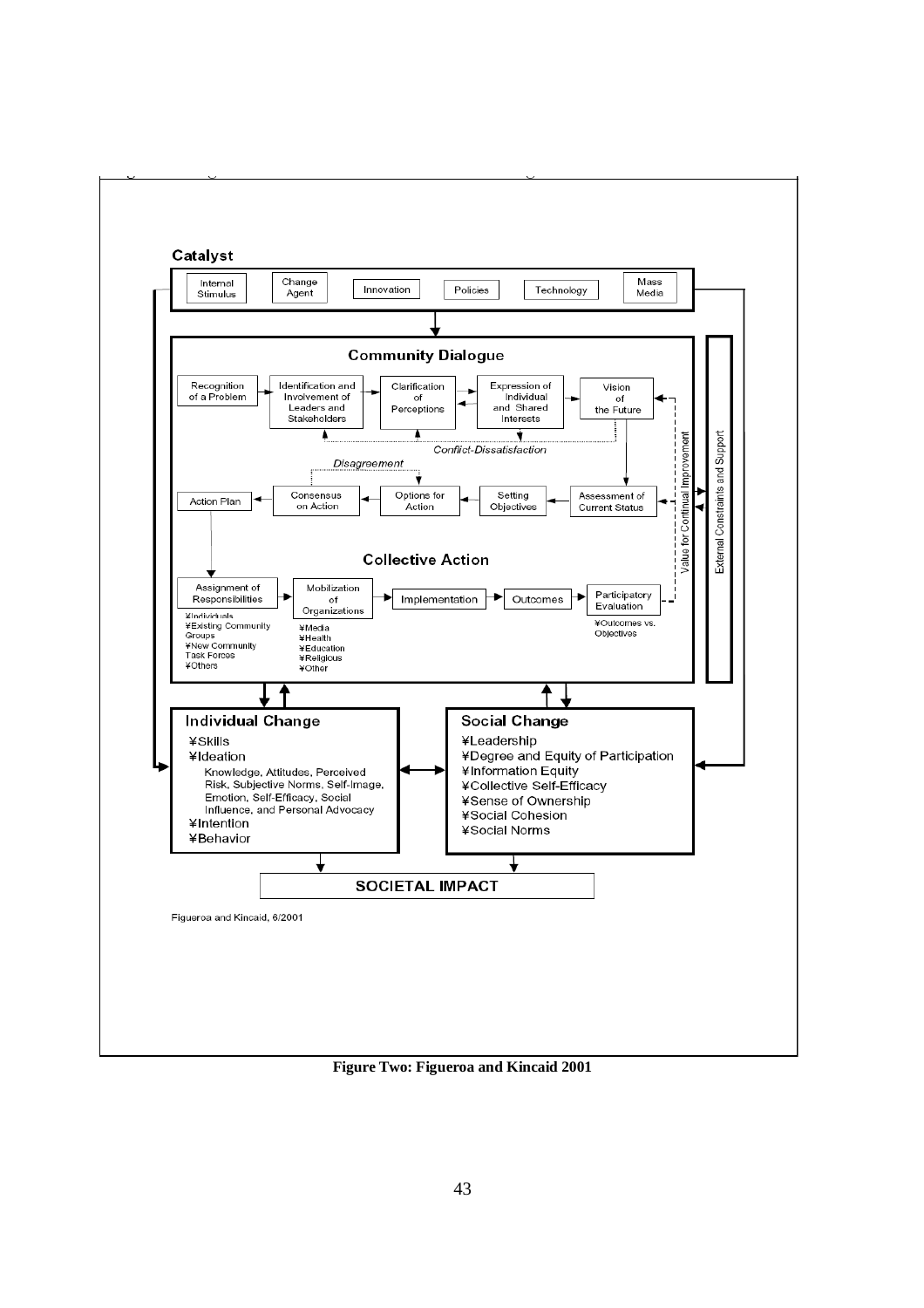**Catalyst**

- Internal Stimulus
- Change Agent
- Innovation
- Policies
- Technology
- Mass Media

**Community Dialogue**

- Recognition of a Problem
- Identification and Involvement of Leaders and Stakeholders
- Clarification of Perceptions
- Expression of Individual and Shared Interests
- Vision of the Future
- *Conflict-Dissatisfaction*
- Assessment of Current Status
- Setting Objectives
- Options for Action
- *Disagreement*
- Consensus on Action
- Action Plan

**Collective Action**

- Assignment of Responsibilities
  - ¥Individuals
  - ¥Existing Community Groups
  - ¥New Community Task Forces
  - ¥Others
- Mobilization of Organizations
  - ¥Media
  - ¥Health
  - ¥Education
  - ¥Religious
  - ¥Other
- Implementation
- Outcomes
- Participatory Evaluation
  - ¥Outcomes vs. Objectives

Value for Continual Improvement

External Constraints and Support

**Individual Change**

- ¥Skills
- ¥Ideation
  - Knowledge, Attitudes, Perceived Risk, Subjective Norms, Self-Image, Emotion, Self-Efficacy, Social Influence, and Personal Advocacy
- ¥Intention
- ¥Behavior

**Social Change**

- ¥Leadership
- ¥Degree and Equity of Participation
- ¥Information Equity
- ¥Collective Self-Efficacy
- ¥Sense of Ownership
- ¥Social Cohesion
- ¥Social Norms

**SOCIETAL IMPACT**

Figueroa and Kincaid, 6/2001

**Figure Two: Figueroa and Kincaid 2001**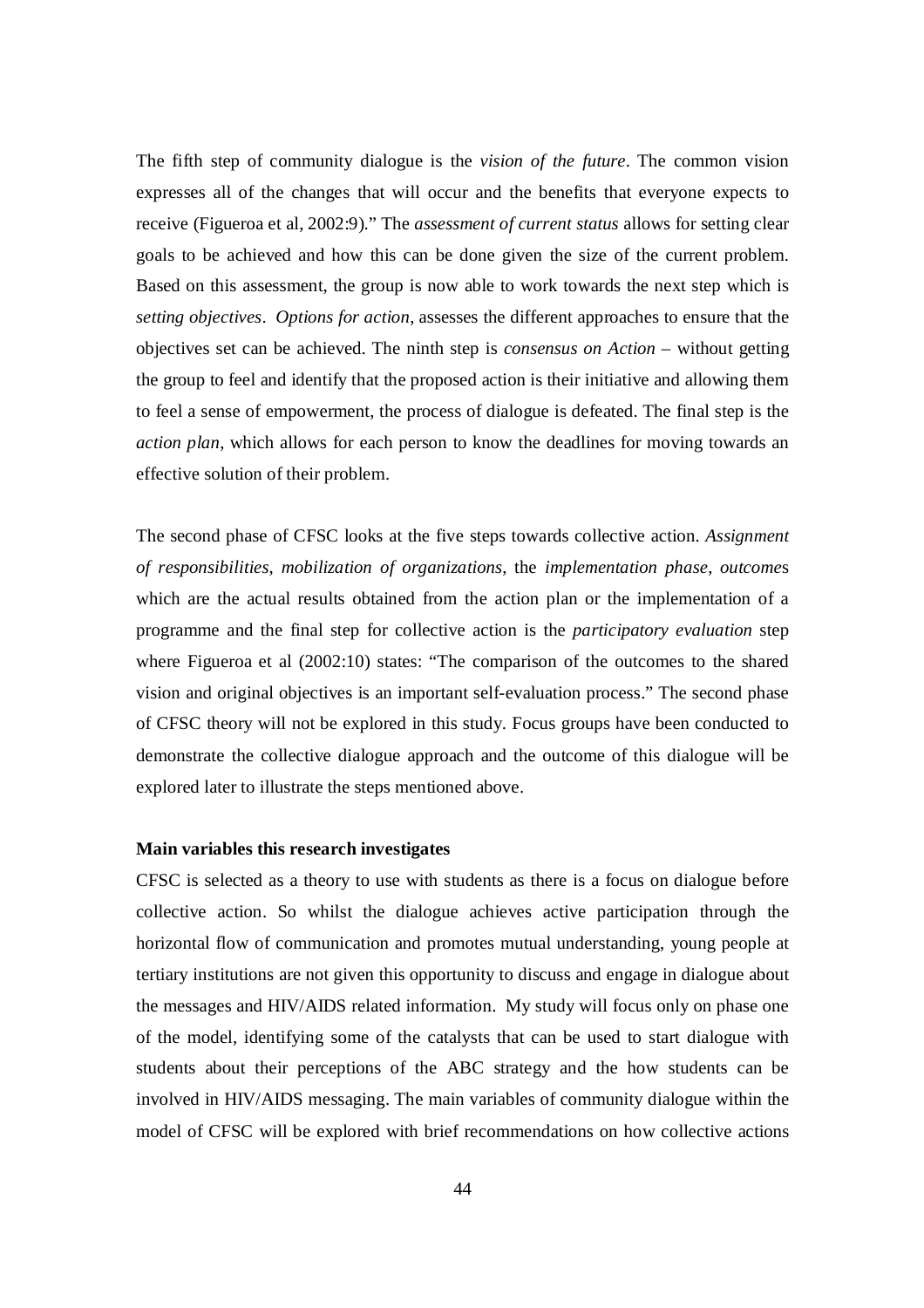The fifth step of community dialogue is the *vision of the future*. The common vision expresses all of the changes that will occur and the benefits that everyone expects to receive (Figueroa et al, 2002:9)." The *assessment of current status* allows for setting clear goals to be achieved and how this can be done given the size of the current problem. Based on this assessment, the group is now able to work towards the next step which is *setting objectives*. *Options for action*, assesses the different approaches to ensure that the objectives set can be achieved. The ninth step is *consensus on Action* – without getting the group to feel and identify that the proposed action is their initiative and allowing them to feel a sense of empowerment, the process of dialogue is defeated. The final step is the *action plan*, which allows for each person to know the deadlines for moving towards an effective solution of their problem.

The second phase of CFSC looks at the five steps towards collective action. *Assignment of responsibilities*, *mobilization of organizations*, the *implementation phase*, *outcome*s which are the actual results obtained from the action plan or the implementation of a programme and the final step for collective action is the *participatory evaluation* step where Figueroa et al (2002:10) states: "The comparison of the outcomes to the shared vision and original objectives is an important self-evaluation process." The second phase of CFSC theory will not be explored in this study. Focus groups have been conducted to demonstrate the collective dialogue approach and the outcome of this dialogue will be explored later to illustrate the steps mentioned above.

**Main variables this research investigates**

CFSC is selected as a theory to use with students as there is a focus on dialogue before collective action. So whilst the dialogue achieves active participation through the horizontal flow of communication and promotes mutual understanding, young people at tertiary institutions are not given this opportunity to discuss and engage in dialogue about the messages and HIV/AIDS related information. My study will focus only on phase one of the model, identifying some of the catalysts that can be used to start dialogue with students about their perceptions of the ABC strategy and the how students can be involved in HIV/AIDS messaging. The main variables of community dialogue within the model of CFSC will be explored with brief recommendations on how collective actions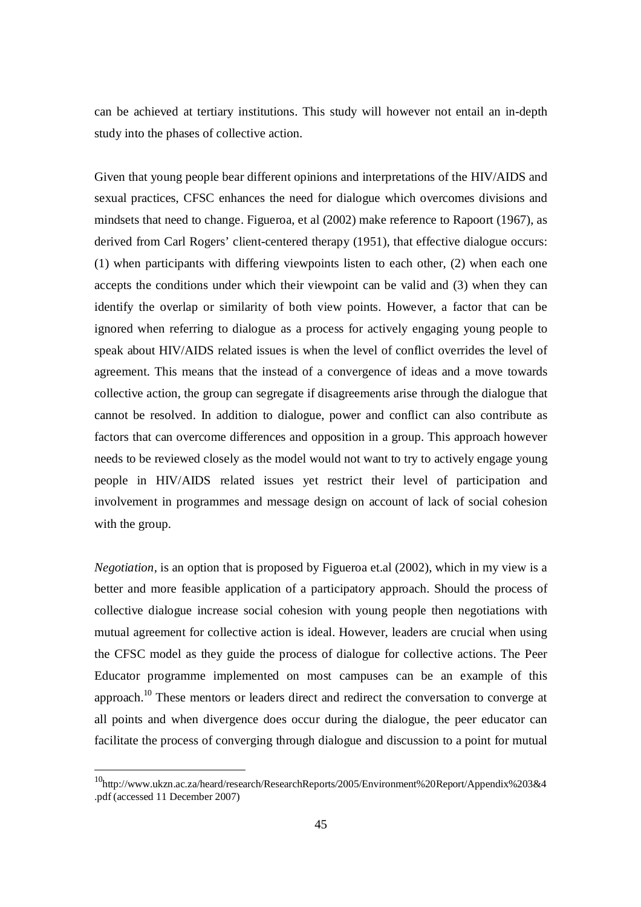can be achieved at tertiary institutions. This study will however not entail an in-depth study into the phases of collective action.

Given that young people bear different opinions and interpretations of the HIV/AIDS and sexual practices, CFSC enhances the need for dialogue which overcomes divisions and mindsets that need to change. Figueroa, et al (2002) make reference to Rapoort (1967), as derived from Carl Rogers' client-centered therapy (1951), that effective dialogue occurs: (1) when participants with differing viewpoints listen to each other, (2) when each one accepts the conditions under which their viewpoint can be valid and (3) when they can identify the overlap or similarity of both view points. However, a factor that can be ignored when referring to dialogue as a process for actively engaging young people to speak about HIV/AIDS related issues is when the level of conflict overrides the level of agreement. This means that the instead of a convergence of ideas and a move towards collective action, the group can segregate if disagreements arise through the dialogue that cannot be resolved. In addition to dialogue, power and conflict can also contribute as factors that can overcome differences and opposition in a group. This approach however needs to be reviewed closely as the model would not want to try to actively engage young people in HIV/AIDS related issues yet restrict their level of participation and involvement in programmes and message design on account of lack of social cohesion with the group.

*Negotiation*, is an option that is proposed by Figueroa et.al (2002), which in my view is a better and more feasible application of a participatory approach. Should the process of collective dialogue increase social cohesion with young people then negotiations with mutual agreement for collective action is ideal. However, leaders are crucial when using the CFSC model as they guide the process of dialogue for collective actions. The Peer Educator programme implemented on most campuses can be an example of this approach.[10] These mentors or leaders direct and redirect the conversation to converge at all points and when divergence does occur during the dialogue, the peer educator can facilitate the process of converging through dialogue and discussion to a point for mutual

[10] http://www.ukzn.ac.za/heard/research/ResearchReports/2005/Environment%20Report/Appendix%203&4.pdf (accessed 11 December 2007)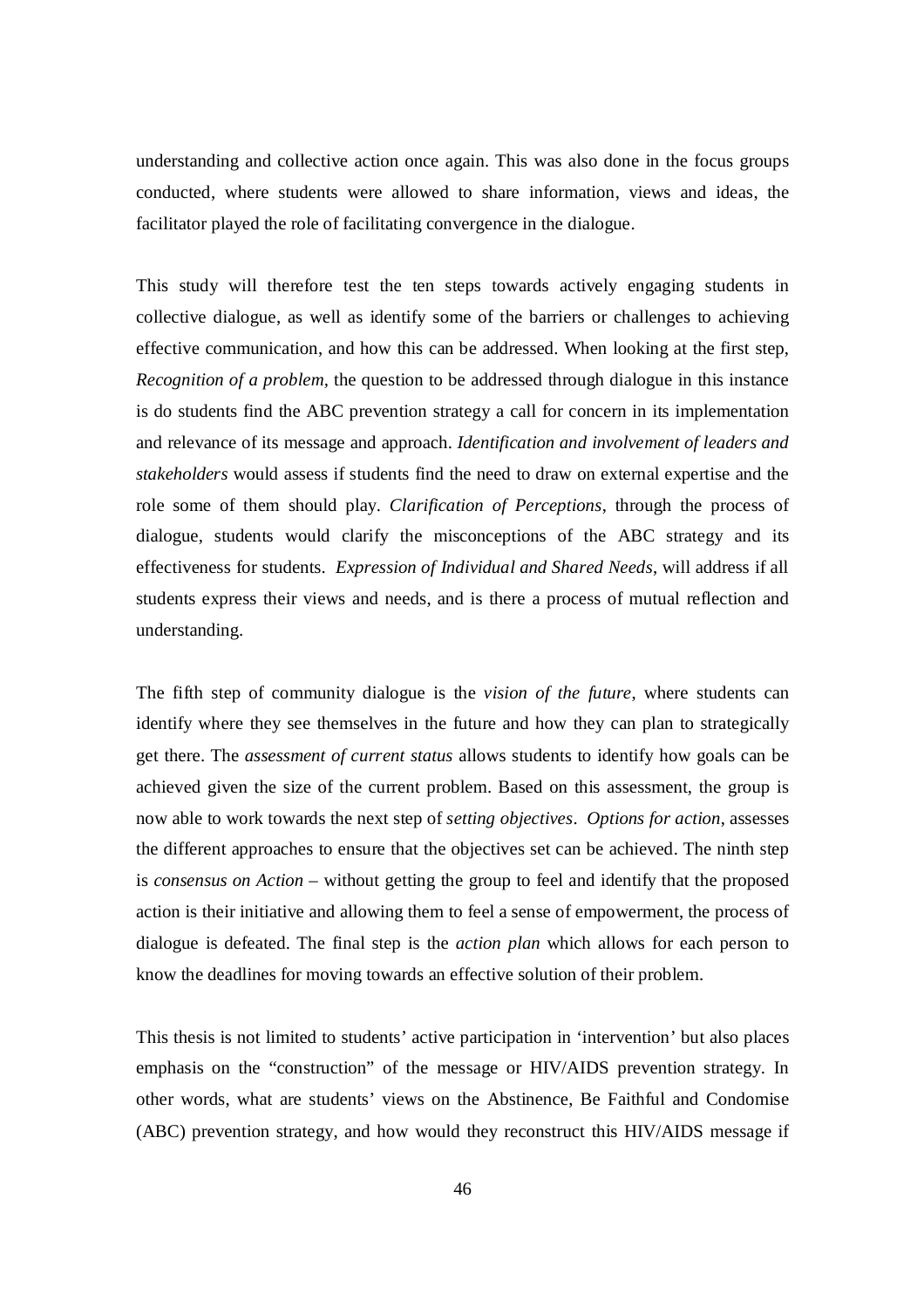understanding and collective action once again. This was also done in the focus groups conducted, where students were allowed to share information, views and ideas, the facilitator played the role of facilitating convergence in the dialogue.

This study will therefore test the ten steps towards actively engaging students in collective dialogue, as well as identify some of the barriers or challenges to achieving effective communication, and how this can be addressed. When looking at the first step, *Recognition of a problem,* the question to be addressed through dialogue in this instance is do students find the ABC prevention strategy a call for concern in its implementation and relevance of its message and approach. *Identification and involvement of leaders and stakeholders* would assess if students find the need to draw on external expertise and the role some of them should play. *Clarification of Perceptions*, through the process of dialogue, students would clarify the misconceptions of the ABC strategy and its effectiveness for students. *Expression of Individual and Shared Needs*, will address if all students express their views and needs, and is there a process of mutual reflection and understanding.

The fifth step of community dialogue is the *vision of the future*, where students can identify where they see themselves in the future and how they can plan to strategically get there. The *assessment of current status* allows students to identify how goals can be achieved given the size of the current problem. Based on this assessment, the group is now able to work towards the next step of *setting objectives*. *Options for action*, assesses the different approaches to ensure that the objectives set can be achieved. The ninth step is *consensus on Action* – without getting the group to feel and identify that the proposed action is their initiative and allowing them to feel a sense of empowerment, the process of dialogue is defeated. The final step is the *action plan* which allows for each person to know the deadlines for moving towards an effective solution of their problem.

This thesis is not limited to students' active participation in 'intervention' but also places emphasis on the "construction" of the message or HIV/AIDS prevention strategy. In other words, what are students' views on the Abstinence, Be Faithful and Condomise (ABC) prevention strategy, and how would they reconstruct this HIV/AIDS message if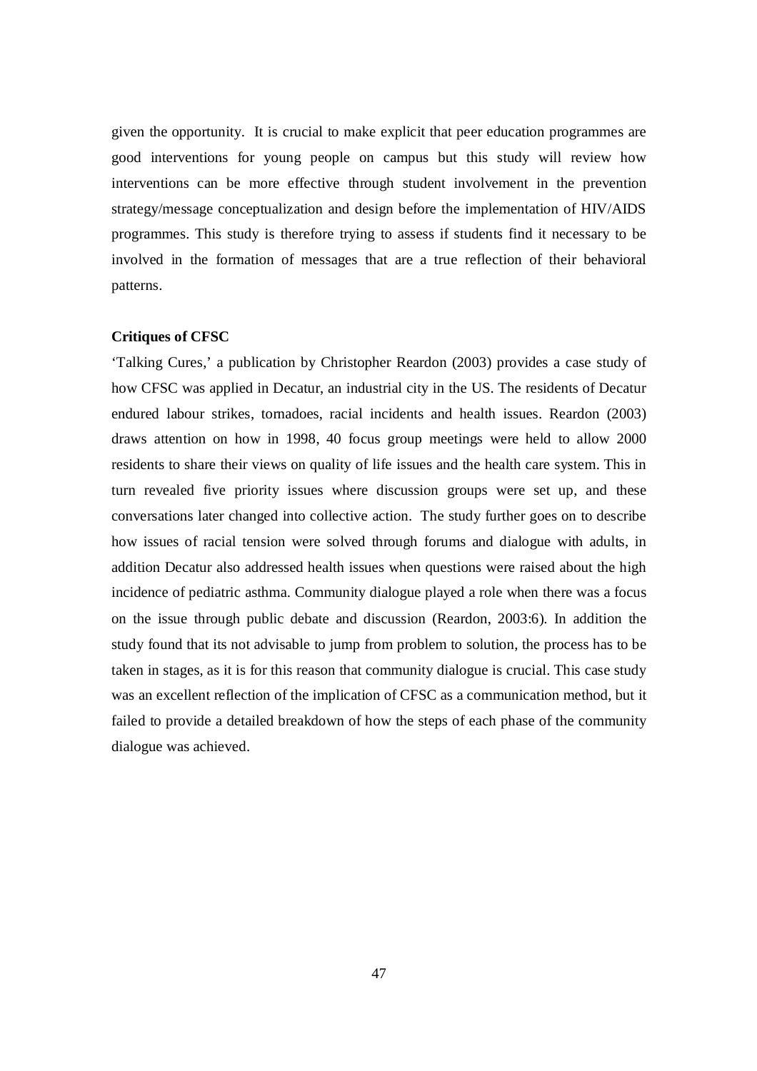given the opportunity. It is crucial to make explicit that peer education programmes are good interventions for young people on campus but this study will review how interventions can be more effective through student involvement in the prevention strategy/message conceptualization and design before the implementation of HIV/AIDS programmes. This study is therefore trying to assess if students find it necessary to be involved in the formation of messages that are a true reflection of their behavioral patterns.

**Critiques of CFSC**

'Talking Cures,' a publication by Christopher Reardon (2003) provides a case study of how CFSC was applied in Decatur, an industrial city in the US. The residents of Decatur endured labour strikes, tornadoes, racial incidents and health issues. Reardon (2003) draws attention on how in 1998, 40 focus group meetings were held to allow 2000 residents to share their views on quality of life issues and the health care system. This in turn revealed five priority issues where discussion groups were set up, and these conversations later changed into collective action. The study further goes on to describe how issues of racial tension were solved through forums and dialogue with adults, in addition Decatur also addressed health issues when questions were raised about the high incidence of pediatric asthma. Community dialogue played a role when there was a focus on the issue through public debate and discussion (Reardon, 2003:6). In addition the study found that its not advisable to jump from problem to solution, the process has to be taken in stages, as it is for this reason that community dialogue is crucial. This case study was an excellent reflection of the implication of CFSC as a communication method, but it failed to provide a detailed breakdown of how the steps of each phase of the community dialogue was achieved.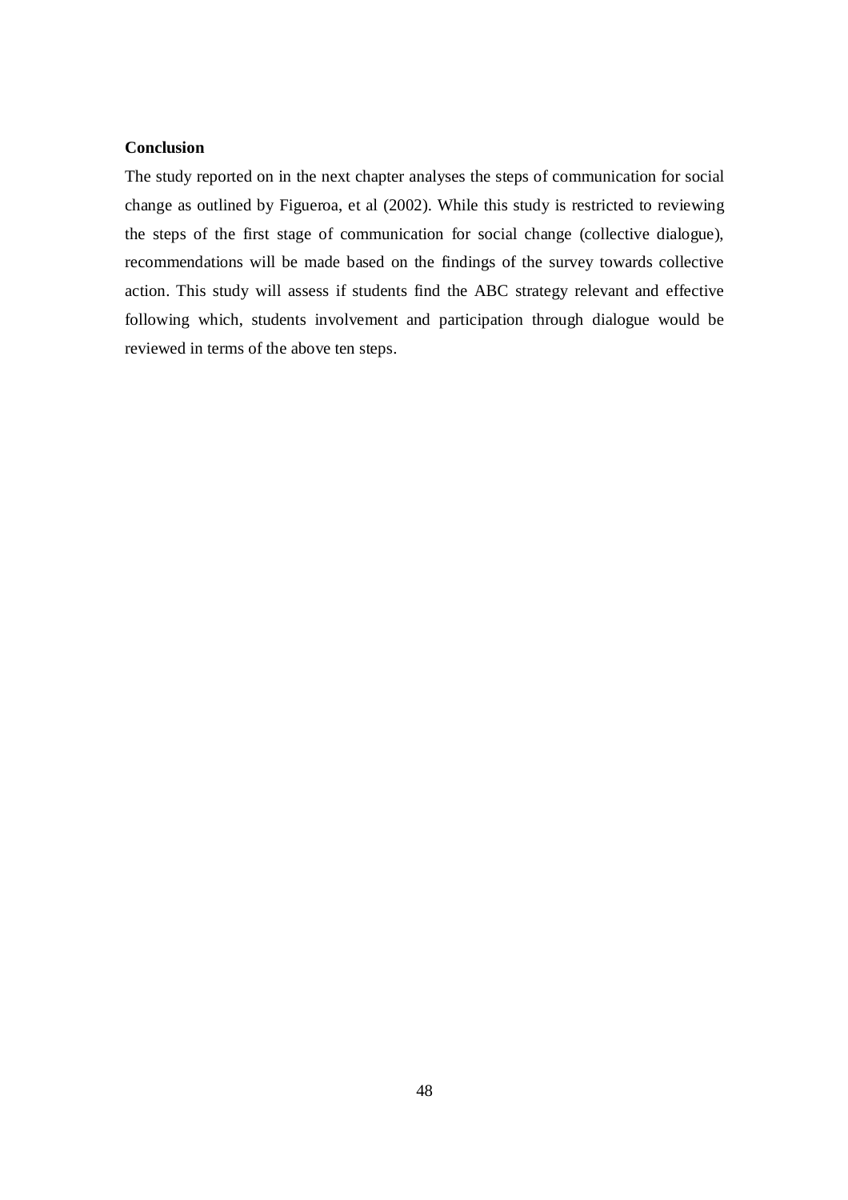**Conclusion**

The study reported on in the next chapter analyses the steps of communication for social change as outlined by Figueroa, et al (2002). While this study is restricted to reviewing the steps of the first stage of communication for social change (collective dialogue), recommendations will be made based on the findings of the survey towards collective action. This study will assess if students find the ABC strategy relevant and effective following which, students involvement and participation through dialogue would be reviewed in terms of the above ten steps.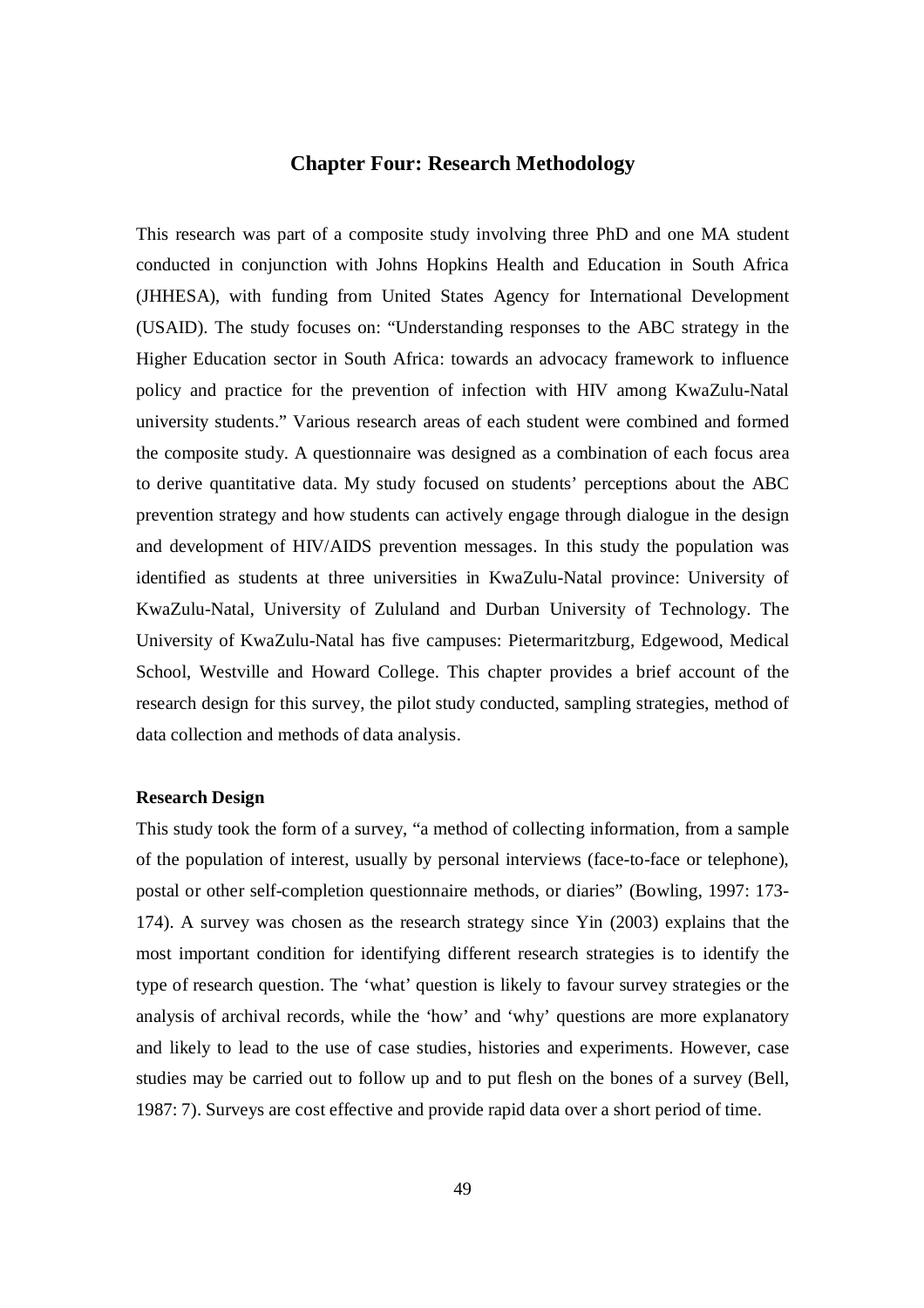# Chapter Four: Research Methodology

This research was part of a composite study involving three PhD and one MA student conducted in conjunction with Johns Hopkins Health and Education in South Africa (JHHESA), with funding from United States Agency for International Development (USAID). The study focuses on: "Understanding responses to the ABC strategy in the Higher Education sector in South Africa: towards an advocacy framework to influence policy and practice for the prevention of infection with HIV among KwaZulu-Natal university students." Various research areas of each student were combined and formed the composite study. A questionnaire was designed as a combination of each focus area to derive quantitative data. My study focused on students' perceptions about the ABC prevention strategy and how students can actively engage through dialogue in the design and development of HIV/AIDS prevention messages. In this study the population was identified as students at three universities in KwaZulu-Natal province: University of KwaZulu-Natal, University of Zululand and Durban University of Technology. The University of KwaZulu-Natal has five campuses: Pietermaritzburg, Edgewood, Medical School, Westville and Howard College. This chapter provides a brief account of the research design for this survey, the pilot study conducted, sampling strategies, method of data collection and methods of data analysis.

**Research Design**

This study took the form of a survey, "a method of collecting information, from a sample of the population of interest, usually by personal interviews (face-to-face or telephone), postal or other self-completion questionnaire methods, or diaries" (Bowling, 1997: 173-174). A survey was chosen as the research strategy since Yin (2003) explains that the most important condition for identifying different research strategies is to identify the type of research question. The 'what' question is likely to favour survey strategies or the analysis of archival records, while the 'how' and 'why' questions are more explanatory and likely to lead to the use of case studies, histories and experiments. However, case studies may be carried out to follow up and to put flesh on the bones of a survey (Bell, 1987: 7). Surveys are cost effective and provide rapid data over a short period of time.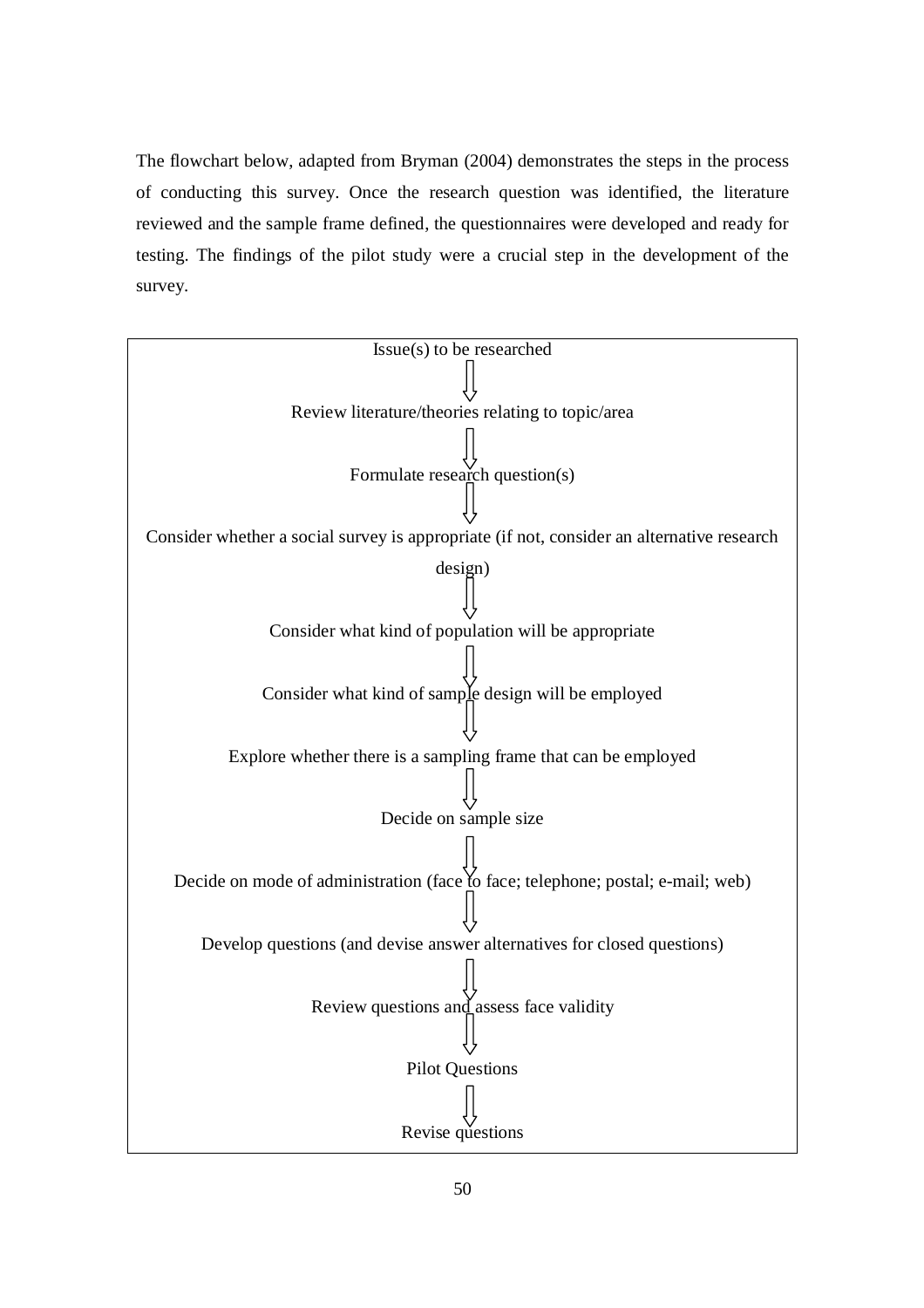The flowchart below, adapted from Bryman (2004) demonstrates the steps in the process of conducting this survey. Once the research question was identified, the literature reviewed and the sample frame defined, the questionnaires were developed and ready for testing. The findings of the pilot study were a crucial step in the development of the survey.

Issue(s) to be researched

⇓

Review literature/theories relating to topic/area

⇓

Formulate research question(s)

⇓

Consider whether a social survey is appropriate (if not, consider an alternative research design)

⇓

Consider what kind of population will be appropriate

⇓

Consider what kind of sample design will be employed

⇓

Explore whether there is a sampling frame that can be employed

⇓

Decide on sample size

⇓

Decide on mode of administration (face to face; telephone; postal; e-mail; web)

⇓

Develop questions (and devise answer alternatives for closed questions)

⇓

Review questions and assess face validity

⇓

Pilot Questions

⇓

Revise questions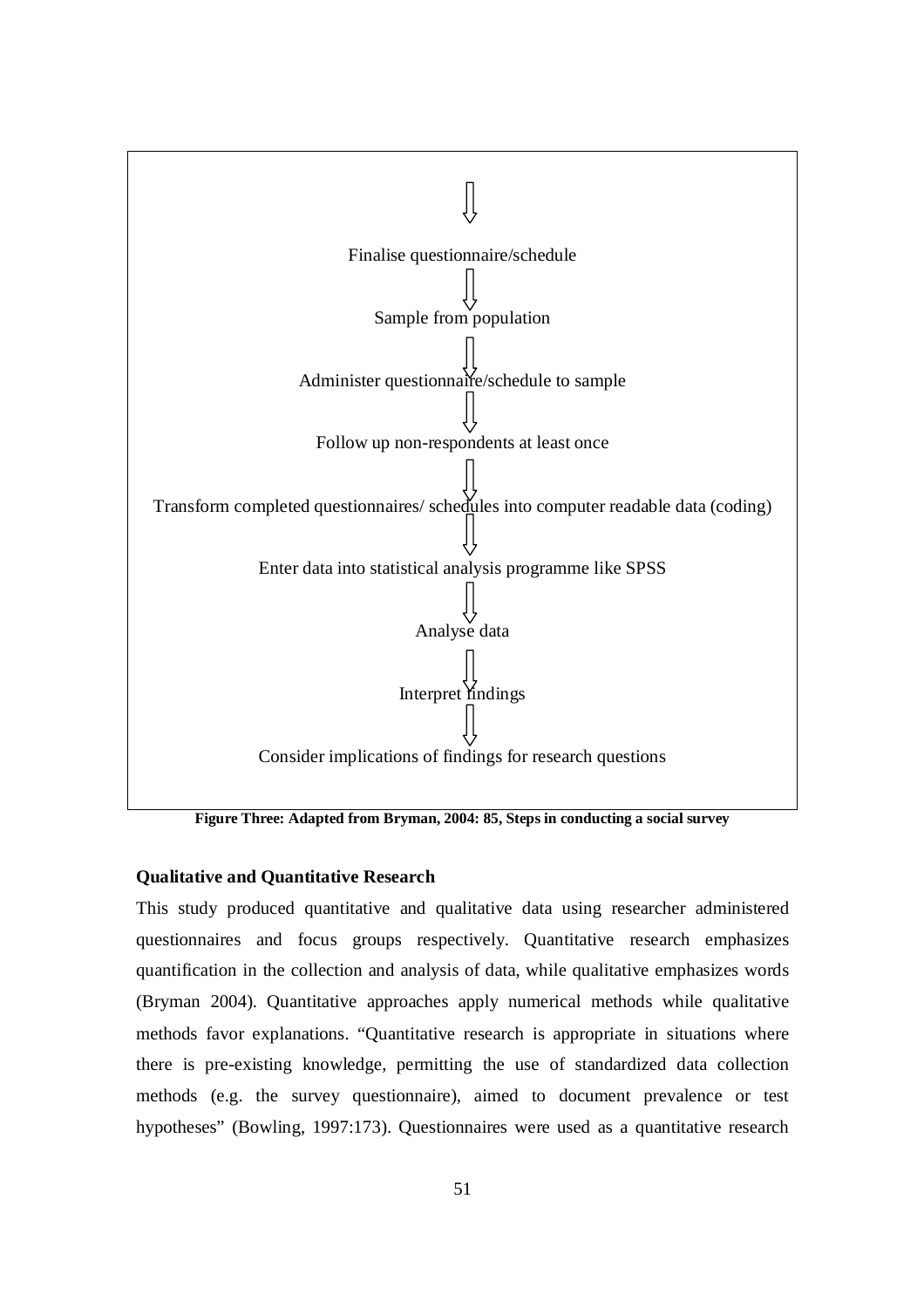↓

Finalise questionnaire/schedule

↓

Sample from population

↓

Administer questionnaire/schedule to sample

↓

Follow up non-respondents at least once

↓

Transform completed questionnaires/ schedules into computer readable data (coding)

↓

Enter data into statistical analysis programme like SPSS

↓

Analyse data

↓

Interpret findings

↓

Consider implications of findings for research questions

**Figure Three: Adapted from Bryman, 2004: 85, Steps in conducting a social survey**

**Qualitative and Quantitative Research**

This study produced quantitative and qualitative data using researcher administered questionnaires and focus groups respectively. Quantitative research emphasizes quantification in the collection and analysis of data, while qualitative emphasizes words (Bryman 2004). Quantitative approaches apply numerical methods while qualitative methods favor explanations. "Quantitative research is appropriate in situations where there is pre-existing knowledge, permitting the use of standardized data collection methods (e.g. the survey questionnaire), aimed to document prevalence or test hypotheses" (Bowling, 1997:173). Questionnaires were used as a quantitative research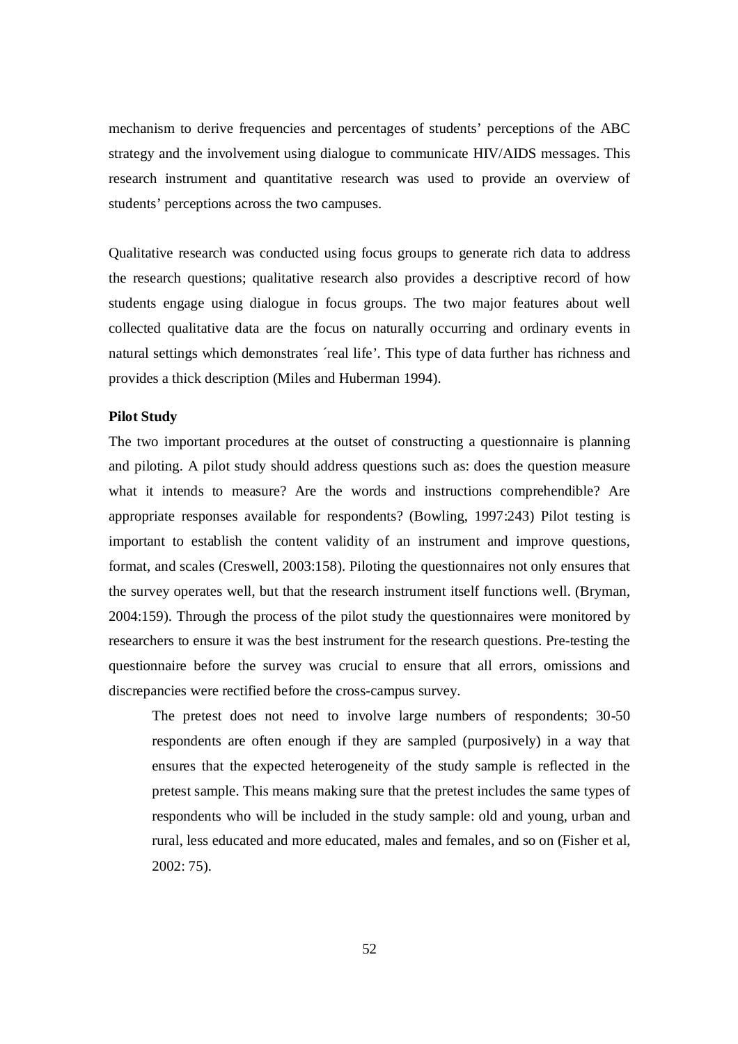mechanism to derive frequencies and percentages of students' perceptions of the ABC strategy and the involvement using dialogue to communicate HIV/AIDS messages. This research instrument and quantitative research was used to provide an overview of students' perceptions across the two campuses.

Qualitative research was conducted using focus groups to generate rich data to address the research questions; qualitative research also provides a descriptive record of how students engage using dialogue in focus groups. The two major features about well collected qualitative data are the focus on naturally occurring and ordinary events in natural settings which demonstrates ´real life'. This type of data further has richness and provides a thick description (Miles and Huberman 1994).

**Pilot Study**

The two important procedures at the outset of constructing a questionnaire is planning and piloting. A pilot study should address questions such as: does the question measure what it intends to measure? Are the words and instructions comprehendible? Are appropriate responses available for respondents? (Bowling, 1997:243) Pilot testing is important to establish the content validity of an instrument and improve questions, format, and scales (Creswell, 2003:158). Piloting the questionnaires not only ensures that the survey operates well, but that the research instrument itself functions well. (Bryman, 2004:159). Through the process of the pilot study the questionnaires were monitored by researchers to ensure it was the best instrument for the research questions. Pre-testing the questionnaire before the survey was crucial to ensure that all errors, omissions and discrepancies were rectified before the cross-campus survey.

> The pretest does not need to involve large numbers of respondents; 30-50 respondents are often enough if they are sampled (purposively) in a way that ensures that the expected heterogeneity of the study sample is reflected in the pretest sample. This means making sure that the pretest includes the same types of respondents who will be included in the study sample: old and young, urban and rural, less educated and more educated, males and females, and so on (Fisher et al, 2002: 75).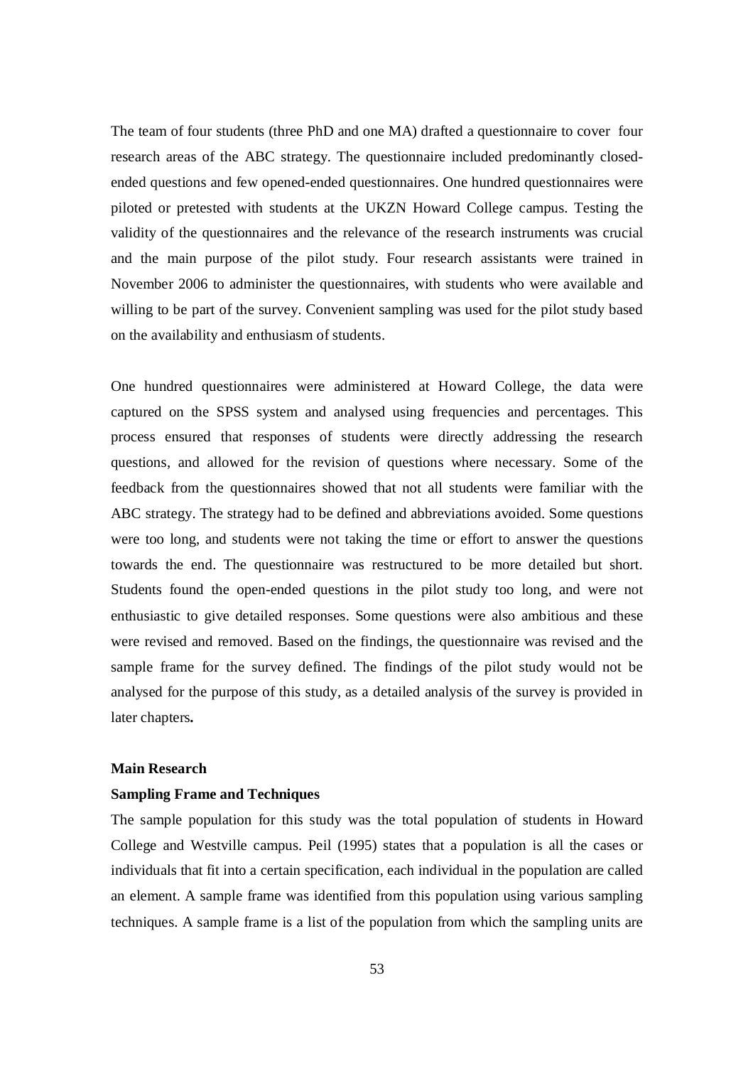The team of four students (three PhD and one MA) drafted a questionnaire to cover four research areas of the ABC strategy. The questionnaire included predominantly closed-ended questions and few opened-ended questionnaires. One hundred questionnaires were piloted or pretested with students at the UKZN Howard College campus. Testing the validity of the questionnaires and the relevance of the research instruments was crucial and the main purpose of the pilot study. Four research assistants were trained in November 2006 to administer the questionnaires, with students who were available and willing to be part of the survey. Convenient sampling was used for the pilot study based on the availability and enthusiasm of students.

One hundred questionnaires were administered at Howard College, the data were captured on the SPSS system and analysed using frequencies and percentages. This process ensured that responses of students were directly addressing the research questions, and allowed for the revision of questions where necessary. Some of the feedback from the questionnaires showed that not all students were familiar with the ABC strategy. The strategy had to be defined and abbreviations avoided. Some questions were too long, and students were not taking the time or effort to answer the questions towards the end. The questionnaire was restructured to be more detailed but short. Students found the open-ended questions in the pilot study too long, and were not enthusiastic to give detailed responses. Some questions were also ambitious and these were revised and removed. Based on the findings, the questionnaire was revised and the sample frame for the survey defined. The findings of the pilot study would not be analysed for the purpose of this study, as a detailed analysis of the survey is provided in later chapters**.**

**Main Research**

**Sampling Frame and Techniques**

The sample population for this study was the total population of students in Howard College and Westville campus. Peil (1995) states that a population is all the cases or individuals that fit into a certain specification, each individual in the population are called an element. A sample frame was identified from this population using various sampling techniques. A sample frame is a list of the population from which the sampling units are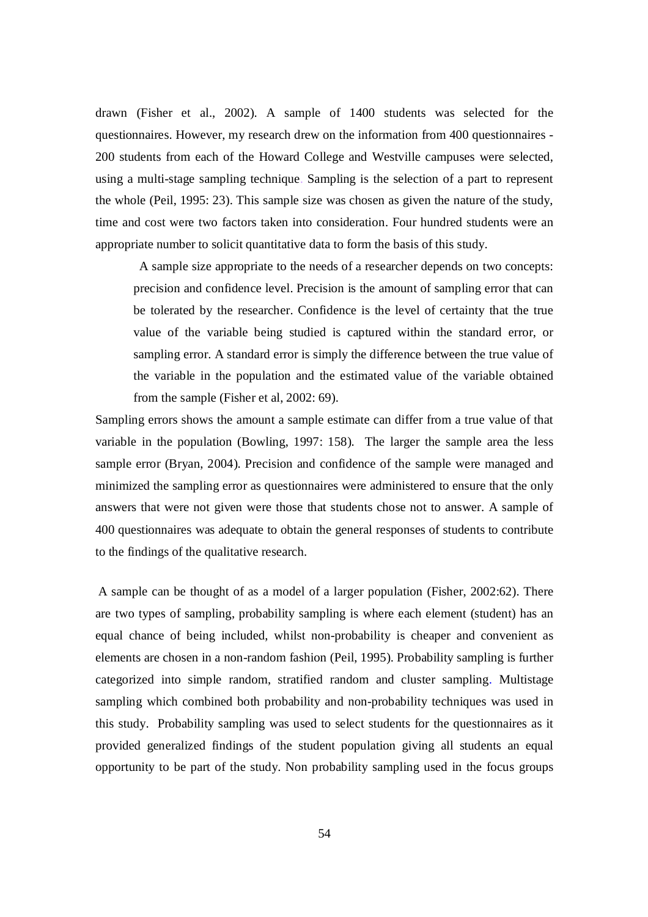drawn (Fisher et al., 2002). A sample of 1400 students was selected for the questionnaires. However, my research drew on the information from 400 questionnaires - 200 students from each of the Howard College and Westville campuses were selected, using a multi-stage sampling technique. Sampling is the selection of a part to represent the whole (Peil, 1995: 23). This sample size was chosen as given the nature of the study, time and cost were two factors taken into consideration. Four hundred students were an appropriate number to solicit quantitative data to form the basis of this study.

> A sample size appropriate to the needs of a researcher depends on two concepts: precision and confidence level. Precision is the amount of sampling error that can be tolerated by the researcher. Confidence is the level of certainty that the true value of the variable being studied is captured within the standard error, or sampling error. A standard error is simply the difference between the true value of the variable in the population and the estimated value of the variable obtained from the sample (Fisher et al, 2002: 69).

Sampling errors shows the amount a sample estimate can differ from a true value of that variable in the population (Bowling, 1997: 158). The larger the sample area the less sample error (Bryan, 2004). Precision and confidence of the sample were managed and minimized the sampling error as questionnaires were administered to ensure that the only answers that were not given were those that students chose not to answer. A sample of 400 questionnaires was adequate to obtain the general responses of students to contribute to the findings of the qualitative research.

A sample can be thought of as a model of a larger population (Fisher, 2002:62). There are two types of sampling, probability sampling is where each element (student) has an equal chance of being included, whilst non-probability is cheaper and convenient as elements are chosen in a non-random fashion (Peil, 1995). Probability sampling is further categorized into simple random, stratified random and cluster sampling. Multistage sampling which combined both probability and non-probability techniques was used in this study. Probability sampling was used to select students for the questionnaires as it provided generalized findings of the student population giving all students an equal opportunity to be part of the study. Non probability sampling used in the focus groups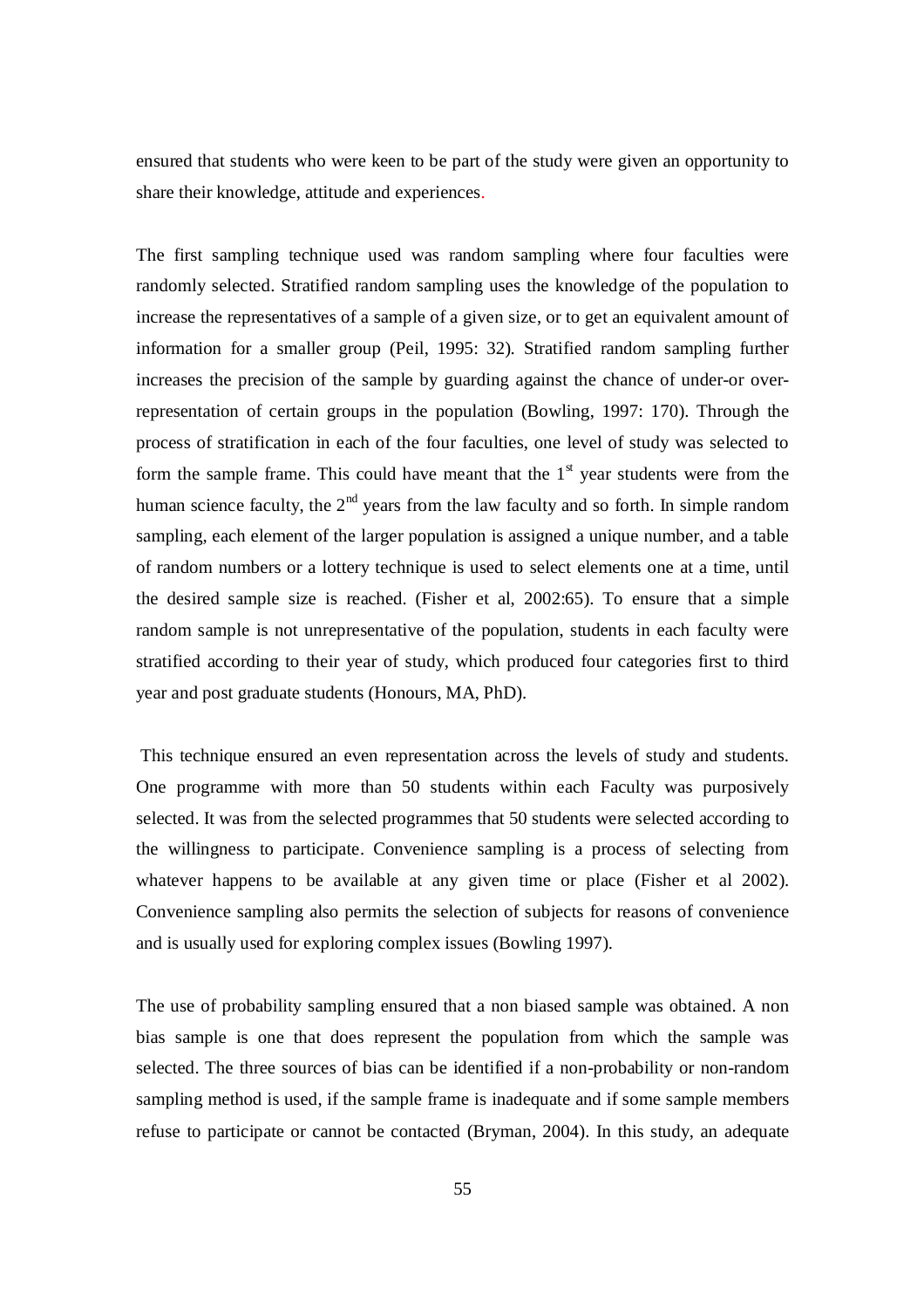ensured that students who were keen to be part of the study were given an opportunity to share their knowledge, attitude and experiences.

The first sampling technique used was random sampling where four faculties were randomly selected. Stratified random sampling uses the knowledge of the population to increase the representatives of a sample of a given size, or to get an equivalent amount of information for a smaller group (Peil, 1995: 32). Stratified random sampling further increases the precision of the sample by guarding against the chance of under-or over-representation of certain groups in the population (Bowling, 1997: 170). Through the process of stratification in each of the four faculties, one level of study was selected to form the sample frame. This could have meant that the 1st year students were from the human science faculty, the 2nd years from the law faculty and so forth. In simple random sampling, each element of the larger population is assigned a unique number, and a table of random numbers or a lottery technique is used to select elements one at a time, until the desired sample size is reached. (Fisher et al, 2002:65). To ensure that a simple random sample is not unrepresentative of the population, students in each faculty were stratified according to their year of study, which produced four categories first to third year and post graduate students (Honours, MA, PhD).

This technique ensured an even representation across the levels of study and students. One programme with more than 50 students within each Faculty was purposively selected. It was from the selected programmes that 50 students were selected according to the willingness to participate. Convenience sampling is a process of selecting from whatever happens to be available at any given time or place (Fisher et al 2002). Convenience sampling also permits the selection of subjects for reasons of convenience and is usually used for exploring complex issues (Bowling 1997).

The use of probability sampling ensured that a non biased sample was obtained. A non bias sample is one that does represent the population from which the sample was selected. The three sources of bias can be identified if a non-probability or non-random sampling method is used, if the sample frame is inadequate and if some sample members refuse to participate or cannot be contacted (Bryman, 2004). In this study, an adequate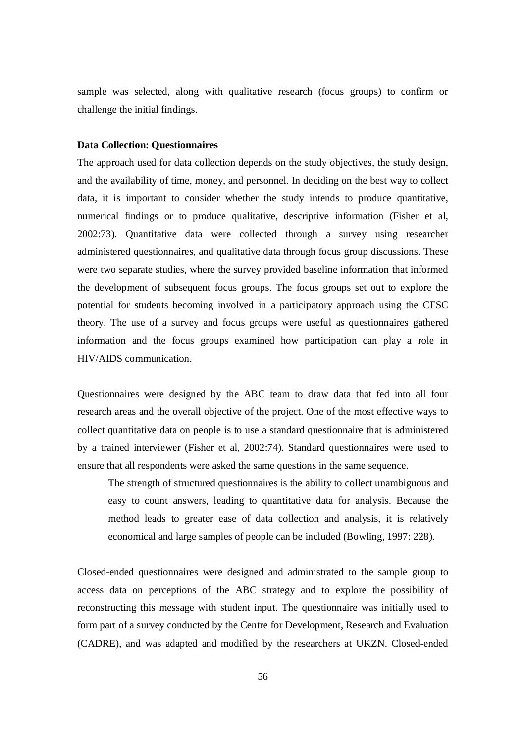sample was selected, along with qualitative research (focus groups) to confirm or challenge the initial findings.

**Data Collection: Questionnaires**

The approach used for data collection depends on the study objectives, the study design, and the availability of time, money, and personnel. In deciding on the best way to collect data, it is important to consider whether the study intends to produce quantitative, numerical findings or to produce qualitative, descriptive information (Fisher et al, 2002:73). Quantitative data were collected through a survey using researcher administered questionnaires, and qualitative data through focus group discussions. These were two separate studies, where the survey provided baseline information that informed the development of subsequent focus groups. The focus groups set out to explore the potential for students becoming involved in a participatory approach using the CFSC theory. The use of a survey and focus groups were useful as questionnaires gathered information and the focus groups examined how participation can play a role in HIV/AIDS communication.

Questionnaires were designed by the ABC team to draw data that fed into all four research areas and the overall objective of the project. One of the most effective ways to collect quantitative data on people is to use a standard questionnaire that is administered by a trained interviewer (Fisher et al, 2002:74). Standard questionnaires were used to ensure that all respondents were asked the same questions in the same sequence.

> The strength of structured questionnaires is the ability to collect unambiguous and easy to count answers, leading to quantitative data for analysis. Because the method leads to greater ease of data collection and analysis, it is relatively economical and large samples of people can be included (Bowling, 1997: 228).

Closed-ended questionnaires were designed and administrated to the sample group to access data on perceptions of the ABC strategy and to explore the possibility of reconstructing this message with student input. The questionnaire was initially used to form part of a survey conducted by the Centre for Development, Research and Evaluation (CADRE), and was adapted and modified by the researchers at UKZN. Closed-ended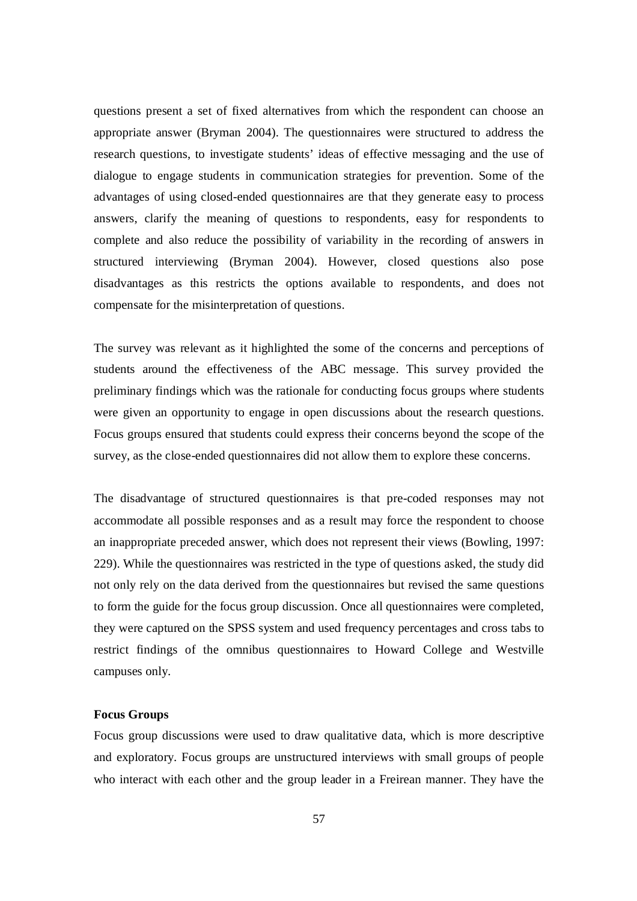questions present a set of fixed alternatives from which the respondent can choose an appropriate answer (Bryman 2004). The questionnaires were structured to address the research questions, to investigate students' ideas of effective messaging and the use of dialogue to engage students in communication strategies for prevention. Some of the advantages of using closed-ended questionnaires are that they generate easy to process answers, clarify the meaning of questions to respondents, easy for respondents to complete and also reduce the possibility of variability in the recording of answers in structured interviewing (Bryman 2004). However, closed questions also pose disadvantages as this restricts the options available to respondents, and does not compensate for the misinterpretation of questions.

The survey was relevant as it highlighted the some of the concerns and perceptions of students around the effectiveness of the ABC message. This survey provided the preliminary findings which was the rationale for conducting focus groups where students were given an opportunity to engage in open discussions about the research questions. Focus groups ensured that students could express their concerns beyond the scope of the survey, as the close-ended questionnaires did not allow them to explore these concerns.

The disadvantage of structured questionnaires is that pre-coded responses may not accommodate all possible responses and as a result may force the respondent to choose an inappropriate preceded answer, which does not represent their views (Bowling, 1997: 229). While the questionnaires was restricted in the type of questions asked, the study did not only rely on the data derived from the questionnaires but revised the same questions to form the guide for the focus group discussion. Once all questionnaires were completed, they were captured on the SPSS system and used frequency percentages and cross tabs to restrict findings of the omnibus questionnaires to Howard College and Westville campuses only.

**Focus Groups**

Focus group discussions were used to draw qualitative data, which is more descriptive and exploratory. Focus groups are unstructured interviews with small groups of people who interact with each other and the group leader in a Freirean manner. They have the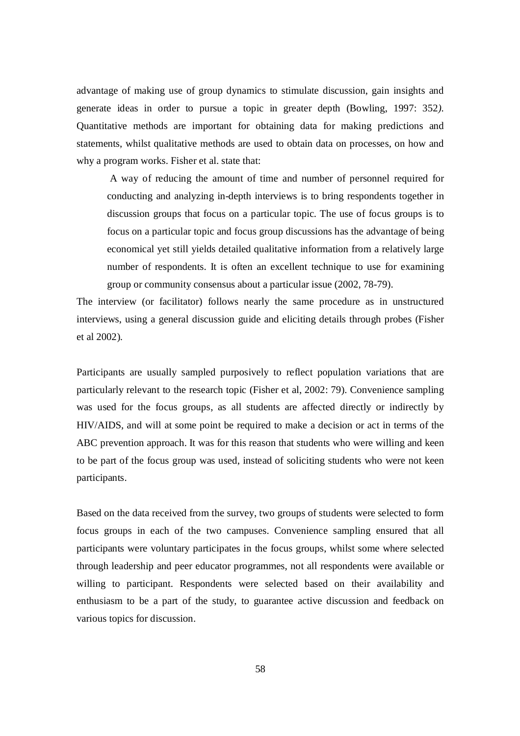advantage of making use of group dynamics to stimulate discussion, gain insights and generate ideas in order to pursue a topic in greater depth (Bowling, 1997: 352). Quantitative methods are important for obtaining data for making predictions and statements, whilst qualitative methods are used to obtain data on processes, on how and why a program works. Fisher et al. state that:

> A way of reducing the amount of time and number of personnel required for conducting and analyzing in-depth interviews is to bring respondents together in discussion groups that focus on a particular topic. The use of focus groups is to focus on a particular topic and focus group discussions has the advantage of being economical yet still yields detailed qualitative information from a relatively large number of respondents. It is often an excellent technique to use for examining group or community consensus about a particular issue (2002, 78-79).

The interview (or facilitator) follows nearly the same procedure as in unstructured interviews, using a general discussion guide and eliciting details through probes (Fisher et al 2002).

Participants are usually sampled purposively to reflect population variations that are particularly relevant to the research topic (Fisher et al, 2002: 79). Convenience sampling was used for the focus groups, as all students are affected directly or indirectly by HIV/AIDS, and will at some point be required to make a decision or act in terms of the ABC prevention approach. It was for this reason that students who were willing and keen to be part of the focus group was used, instead of soliciting students who were not keen participants.

Based on the data received from the survey, two groups of students were selected to form focus groups in each of the two campuses. Convenience sampling ensured that all participants were voluntary participates in the focus groups, whilst some where selected through leadership and peer educator programmes, not all respondents were available or willing to participant. Respondents were selected based on their availability and enthusiasm to be a part of the study, to guarantee active discussion and feedback on various topics for discussion.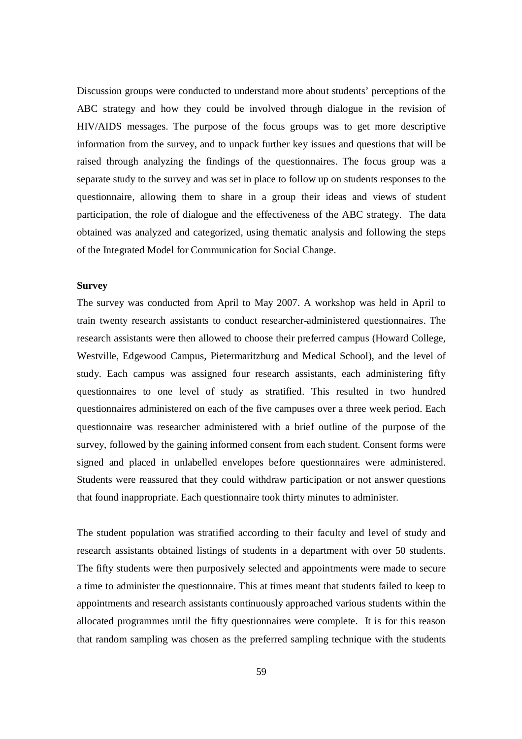Discussion groups were conducted to understand more about students' perceptions of the ABC strategy and how they could be involved through dialogue in the revision of HIV/AIDS messages. The purpose of the focus groups was to get more descriptive information from the survey, and to unpack further key issues and questions that will be raised through analyzing the findings of the questionnaires. The focus group was a separate study to the survey and was set in place to follow up on students responses to the questionnaire, allowing them to share in a group their ideas and views of student participation, the role of dialogue and the effectiveness of the ABC strategy. The data obtained was analyzed and categorized, using thematic analysis and following the steps of the Integrated Model for Communication for Social Change.

**Survey**

The survey was conducted from April to May 2007. A workshop was held in April to train twenty research assistants to conduct researcher-administered questionnaires. The research assistants were then allowed to choose their preferred campus (Howard College, Westville, Edgewood Campus, Pietermaritzburg and Medical School), and the level of study. Each campus was assigned four research assistants, each administering fifty questionnaires to one level of study as stratified. This resulted in two hundred questionnaires administered on each of the five campuses over a three week period. Each questionnaire was researcher administered with a brief outline of the purpose of the survey, followed by the gaining informed consent from each student. Consent forms were signed and placed in unlabelled envelopes before questionnaires were administered. Students were reassured that they could withdraw participation or not answer questions that found inappropriate. Each questionnaire took thirty minutes to administer.

The student population was stratified according to their faculty and level of study and research assistants obtained listings of students in a department with over 50 students. The fifty students were then purposively selected and appointments were made to secure a time to administer the questionnaire. This at times meant that students failed to keep to appointments and research assistants continuously approached various students within the allocated programmes until the fifty questionnaires were complete. It is for this reason that random sampling was chosen as the preferred sampling technique with the students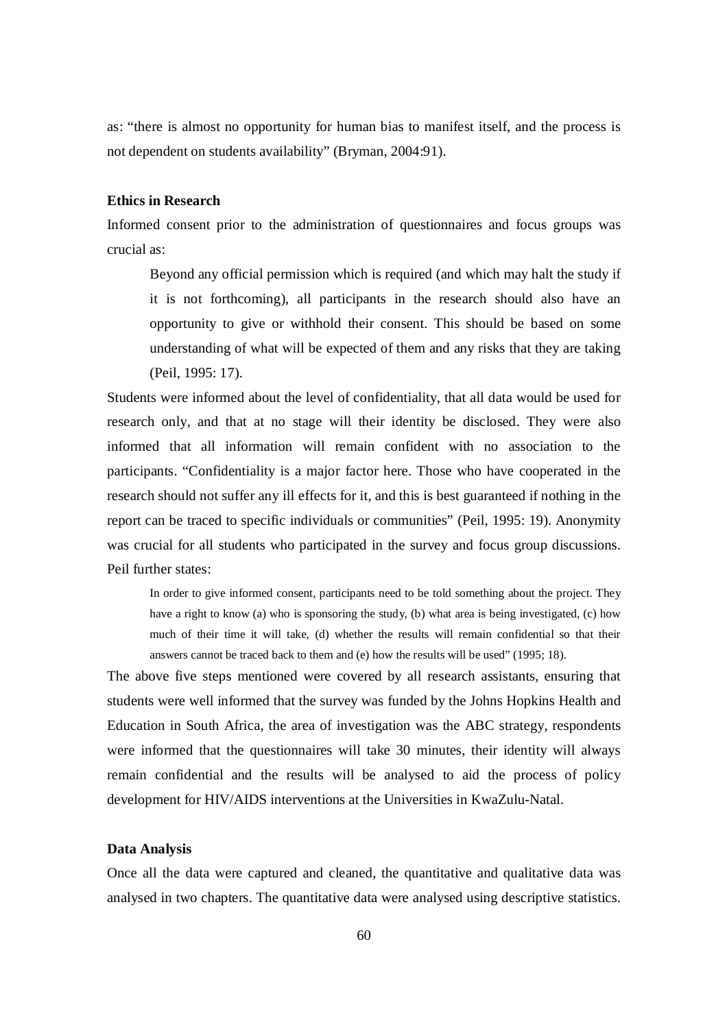as: "there is almost no opportunity for human bias to manifest itself, and the process is not dependent on students availability" (Bryman, 2004:91).

**Ethics in Research**

Informed consent prior to the administration of questionnaires and focus groups was crucial as:

> Beyond any official permission which is required (and which may halt the study if it is not forthcoming), all participants in the research should also have an opportunity to give or withhold their consent. This should be based on some understanding of what will be expected of them and any risks that they are taking (Peil, 1995: 17).

Students were informed about the level of confidentiality, that all data would be used for research only, and that at no stage will their identity be disclosed. They were also informed that all information will remain confident with no association to the participants. "Confidentiality is a major factor here. Those who have cooperated in the research should not suffer any ill effects for it, and this is best guaranteed if nothing in the report can be traced to specific individuals or communities" (Peil, 1995: 19). Anonymity was crucial for all students who participated in the survey and focus group discussions. Peil further states:

> In order to give informed consent, participants need to be told something about the project. They have a right to know (a) who is sponsoring the study, (b) what area is being investigated, (c) how much of their time it will take, (d) whether the results will remain confidential so that their answers cannot be traced back to them and (e) how the results will be used" (1995; 18).

The above five steps mentioned were covered by all research assistants, ensuring that students were well informed that the survey was funded by the Johns Hopkins Health and Education in South Africa, the area of investigation was the ABC strategy, respondents were informed that the questionnaires will take 30 minutes, their identity will always remain confidential and the results will be analysed to aid the process of policy development for HIV/AIDS interventions at the Universities in KwaZulu-Natal.

**Data Analysis**

Once all the data were captured and cleaned, the quantitative and qualitative data was analysed in two chapters. The quantitative data were analysed using descriptive statistics.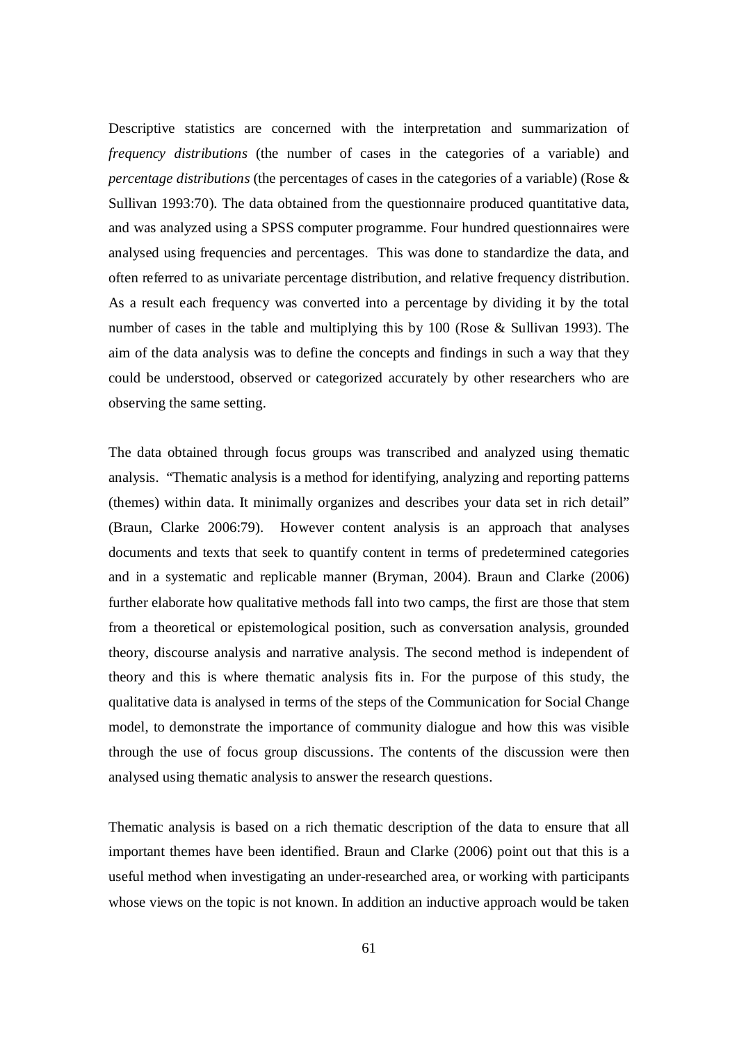Descriptive statistics are concerned with the interpretation and summarization of *frequency distributions* (the number of cases in the categories of a variable) and *percentage distributions* (the percentages of cases in the categories of a variable) (Rose & Sullivan 1993:70). The data obtained from the questionnaire produced quantitative data, and was analyzed using a SPSS computer programme. Four hundred questionnaires were analysed using frequencies and percentages. This was done to standardize the data, and often referred to as univariate percentage distribution, and relative frequency distribution. As a result each frequency was converted into a percentage by dividing it by the total number of cases in the table and multiplying this by 100 (Rose & Sullivan 1993). The aim of the data analysis was to define the concepts and findings in such a way that they could be understood, observed or categorized accurately by other researchers who are observing the same setting.

The data obtained through focus groups was transcribed and analyzed using thematic analysis. "Thematic analysis is a method for identifying, analyzing and reporting patterns (themes) within data. It minimally organizes and describes your data set in rich detail" (Braun, Clarke 2006:79). However content analysis is an approach that analyses documents and texts that seek to quantify content in terms of predetermined categories and in a systematic and replicable manner (Bryman, 2004). Braun and Clarke (2006) further elaborate how qualitative methods fall into two camps, the first are those that stem from a theoretical or epistemological position, such as conversation analysis, grounded theory, discourse analysis and narrative analysis. The second method is independent of theory and this is where thematic analysis fits in. For the purpose of this study, the qualitative data is analysed in terms of the steps of the Communication for Social Change model, to demonstrate the importance of community dialogue and how this was visible through the use of focus group discussions. The contents of the discussion were then analysed using thematic analysis to answer the research questions.

Thematic analysis is based on a rich thematic description of the data to ensure that all important themes have been identified. Braun and Clarke (2006) point out that this is a useful method when investigating an under-researched area, or working with participants whose views on the topic is not known. In addition an inductive approach would be taken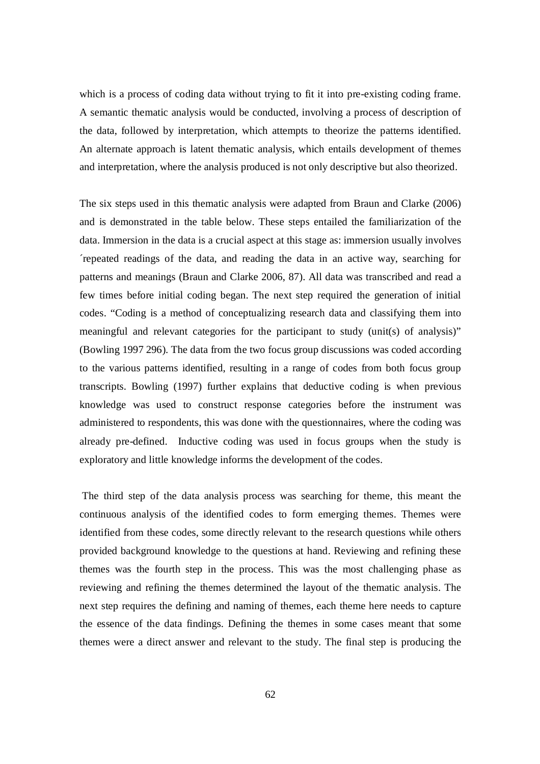which is a process of coding data without trying to fit it into pre-existing coding frame. A semantic thematic analysis would be conducted, involving a process of description of the data, followed by interpretation, which attempts to theorize the patterns identified. An alternate approach is latent thematic analysis, which entails development of themes and interpretation, where the analysis produced is not only descriptive but also theorized.

The six steps used in this thematic analysis were adapted from Braun and Clarke (2006) and is demonstrated in the table below. These steps entailed the familiarization of the data. Immersion in the data is a crucial aspect at this stage as: immersion usually involves ´repeated readings of the data, and reading the data in an active way, searching for patterns and meanings (Braun and Clarke 2006, 87). All data was transcribed and read a few times before initial coding began. The next step required the generation of initial codes. "Coding is a method of conceptualizing research data and classifying them into meaningful and relevant categories for the participant to study (unit(s) of analysis)" (Bowling 1997 296). The data from the two focus group discussions was coded according to the various patterns identified, resulting in a range of codes from both focus group transcripts. Bowling (1997) further explains that deductive coding is when previous knowledge was used to construct response categories before the instrument was administered to respondents, this was done with the questionnaires, where the coding was already pre-defined. Inductive coding was used in focus groups when the study is exploratory and little knowledge informs the development of the codes.

The third step of the data analysis process was searching for theme, this meant the continuous analysis of the identified codes to form emerging themes. Themes were identified from these codes, some directly relevant to the research questions while others provided background knowledge to the questions at hand. Reviewing and refining these themes was the fourth step in the process. This was the most challenging phase as reviewing and refining the themes determined the layout of the thematic analysis. The next step requires the defining and naming of themes, each theme here needs to capture the essence of the data findings. Defining the themes in some cases meant that some themes were a direct answer and relevant to the study. The final step is producing the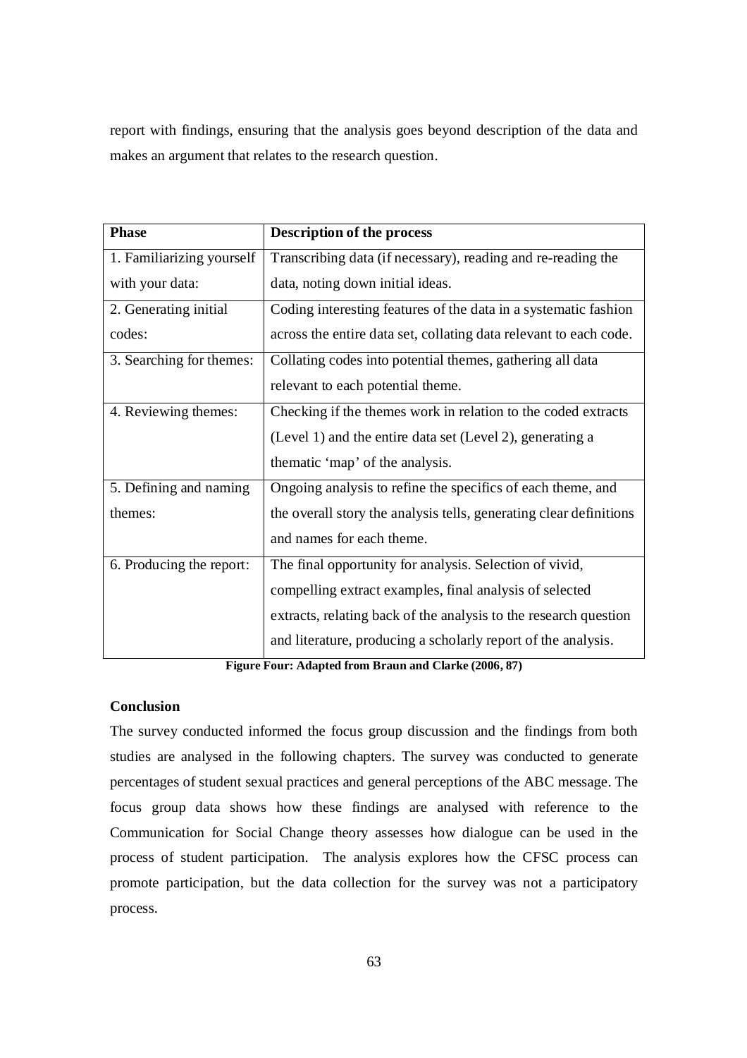report with findings, ensuring that the analysis goes beyond description of the data and makes an argument that relates to the research question.

| Phase | Description of the process |
| --- | --- |
| 1. Familiarizing yourself with your data: | Transcribing data (if necessary), reading and re-reading the data, noting down initial ideas. |
| 2. Generating initial codes: | Coding interesting features of the data in a systematic fashion across the entire data set, collating data relevant to each code. |
| 3. Searching for themes: | Collating codes into potential themes, gathering all data relevant to each potential theme. |
| 4. Reviewing themes: | Checking if the themes work in relation to the coded extracts (Level 1) and the entire data set (Level 2), generating a thematic 'map' of the analysis. |
| 5. Defining and naming themes: | Ongoing analysis to refine the specifics of each theme, and the overall story the analysis tells, generating clear definitions and names for each theme. |
| 6. Producing the report: | The final opportunity for analysis. Selection of vivid, compelling extract examples, final analysis of selected extracts, relating back of the analysis to the research question and literature, producing a scholarly report of the analysis. |

**Figure Four: Adapted from Braun and Clarke (2006, 87)**

**Conclusion**

The survey conducted informed the focus group discussion and the findings from both studies are analysed in the following chapters. The survey was conducted to generate percentages of student sexual practices and general perceptions of the ABC message. The focus group data shows how these findings are analysed with reference to the Communication for Social Change theory assesses how dialogue can be used in the process of student participation. The analysis explores how the CFSC process can promote participation, but the data collection for the survey was not a participatory process.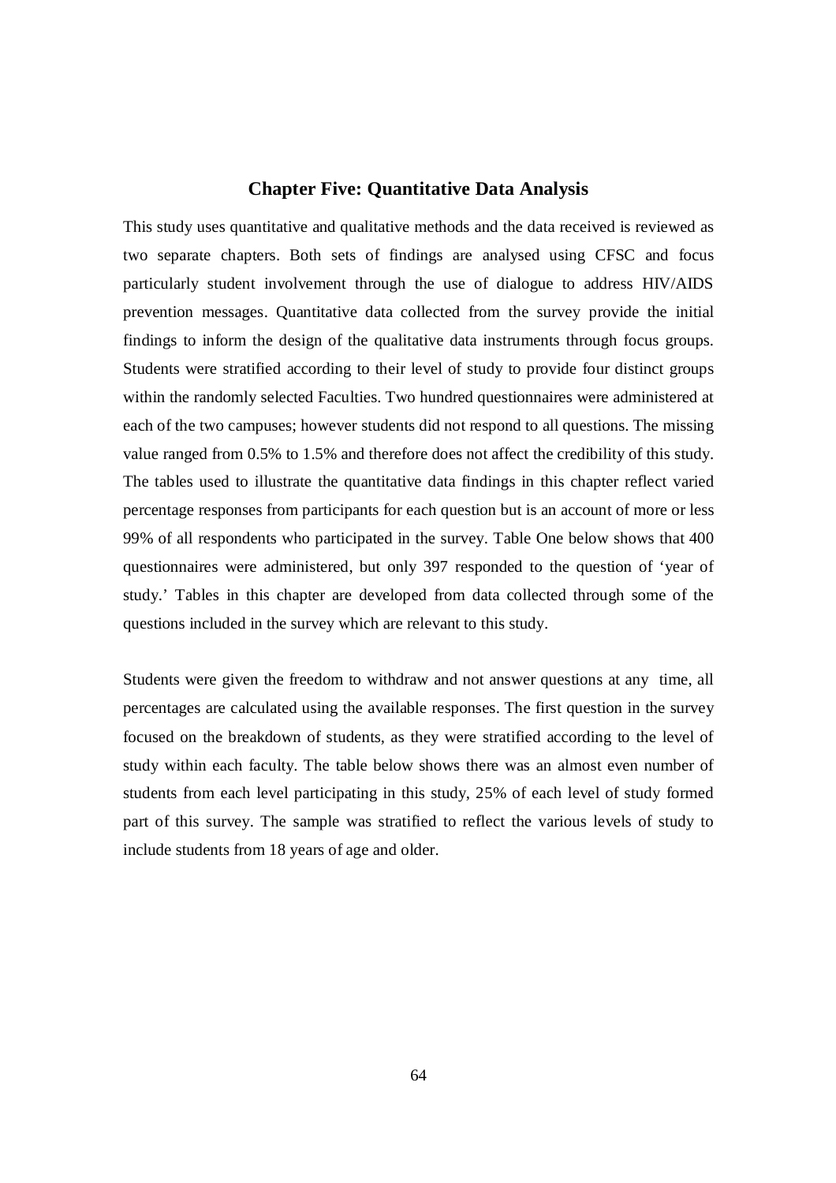# Chapter Five: Quantitative Data Analysis

This study uses quantitative and qualitative methods and the data received is reviewed as two separate chapters. Both sets of findings are analysed using CFSC and focus particularly student involvement through the use of dialogue to address HIV/AIDS prevention messages. Quantitative data collected from the survey provide the initial findings to inform the design of the qualitative data instruments through focus groups. Students were stratified according to their level of study to provide four distinct groups within the randomly selected Faculties. Two hundred questionnaires were administered at each of the two campuses; however students did not respond to all questions. The missing value ranged from 0.5% to 1.5% and therefore does not affect the credibility of this study. The tables used to illustrate the quantitative data findings in this chapter reflect varied percentage responses from participants for each question but is an account of more or less 99% of all respondents who participated in the survey. Table One below shows that 400 questionnaires were administered, but only 397 responded to the question of 'year of study.' Tables in this chapter are developed from data collected through some of the questions included in the survey which are relevant to this study.

Students were given the freedom to withdraw and not answer questions at any time, all percentages are calculated using the available responses. The first question in the survey focused on the breakdown of students, as they were stratified according to the level of study within each faculty. The table below shows there was an almost even number of students from each level participating in this study, 25% of each level of study formed part of this survey. The sample was stratified to reflect the various levels of study to include students from 18 years of age and older.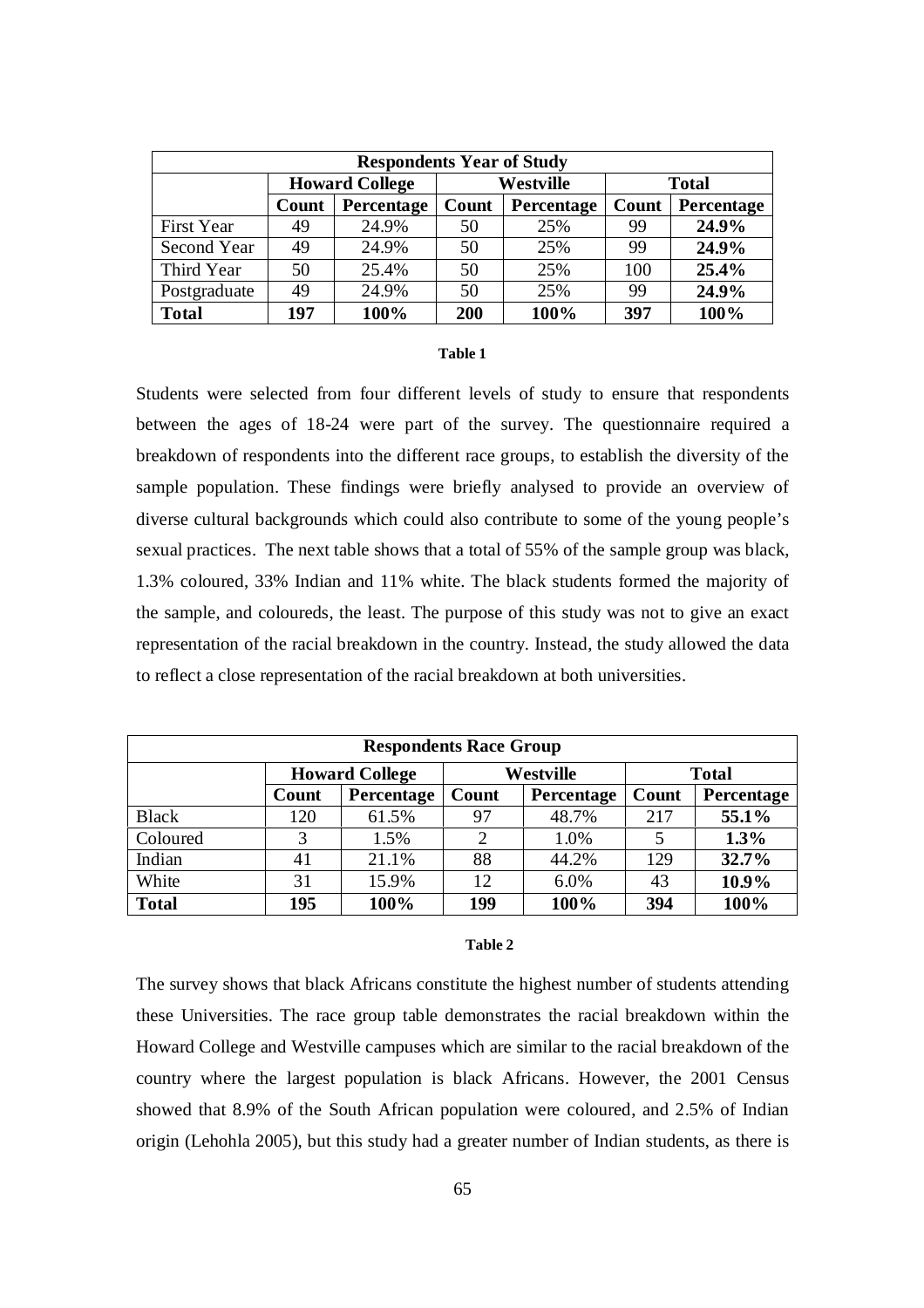| Respondents Year of Study | | | | | | |
|---|---|---|---|---|---|---|
| | Howard College | | Westville | | Total | |
| | Count | Percentage | Count | Percentage | Count | Percentage |
| First Year | 49 | 24.9% | 50 | 25% | 99 | **24.9%** |
| Second Year | 49 | 24.9% | 50 | 25% | 99 | **24.9%** |
| Third Year | 50 | 25.4% | 50 | 25% | 100 | **25.4%** |
| Postgraduate | 49 | 24.9% | 50 | 25% | 99 | **24.9%** |
| **Total** | **197** | **100%** | **200** | **100%** | **397** | **100%** |

**Table 1**

Students were selected from four different levels of study to ensure that respondents between the ages of 18-24 were part of the survey. The questionnaire required a breakdown of respondents into the different race groups, to establish the diversity of the sample population. These findings were briefly analysed to provide an overview of diverse cultural backgrounds which could also contribute to some of the young people's sexual practices. The next table shows that a total of 55% of the sample group was black, 1.3% coloured, 33% Indian and 11% white. The black students formed the majority of the sample, and coloureds, the least. The purpose of this study was not to give an exact representation of the racial breakdown in the country. Instead, the study allowed the data to reflect a close representation of the racial breakdown at both universities.

| Respondents Race Group | | | | | | |
|---|---|---|---|---|---|---|
| | Howard College | | Westville | | Total | |
| | Count | Percentage | Count | Percentage | Count | Percentage |
| Black | 120 | 61.5% | 97 | 48.7% | 217 | **55.1%** |
| Coloured | 3 | 1.5% | 2 | 1.0% | 5 | **1.3%** |
| Indian | 41 | 21.1% | 88 | 44.2% | 129 | **32.7%** |
| White | 31 | 15.9% | 12 | 6.0% | 43 | **10.9%** |
| **Total** | **195** | **100%** | **199** | **100%** | **394** | **100%** |

**Table 2**

The survey shows that black Africans constitute the highest number of students attending these Universities. The race group table demonstrates the racial breakdown within the Howard College and Westville campuses which are similar to the racial breakdown of the country where the largest population is black Africans. However, the 2001 Census showed that 8.9% of the South African population were coloured, and 2.5% of Indian origin (Lehohla 2005), but this study had a greater number of Indian students, as there is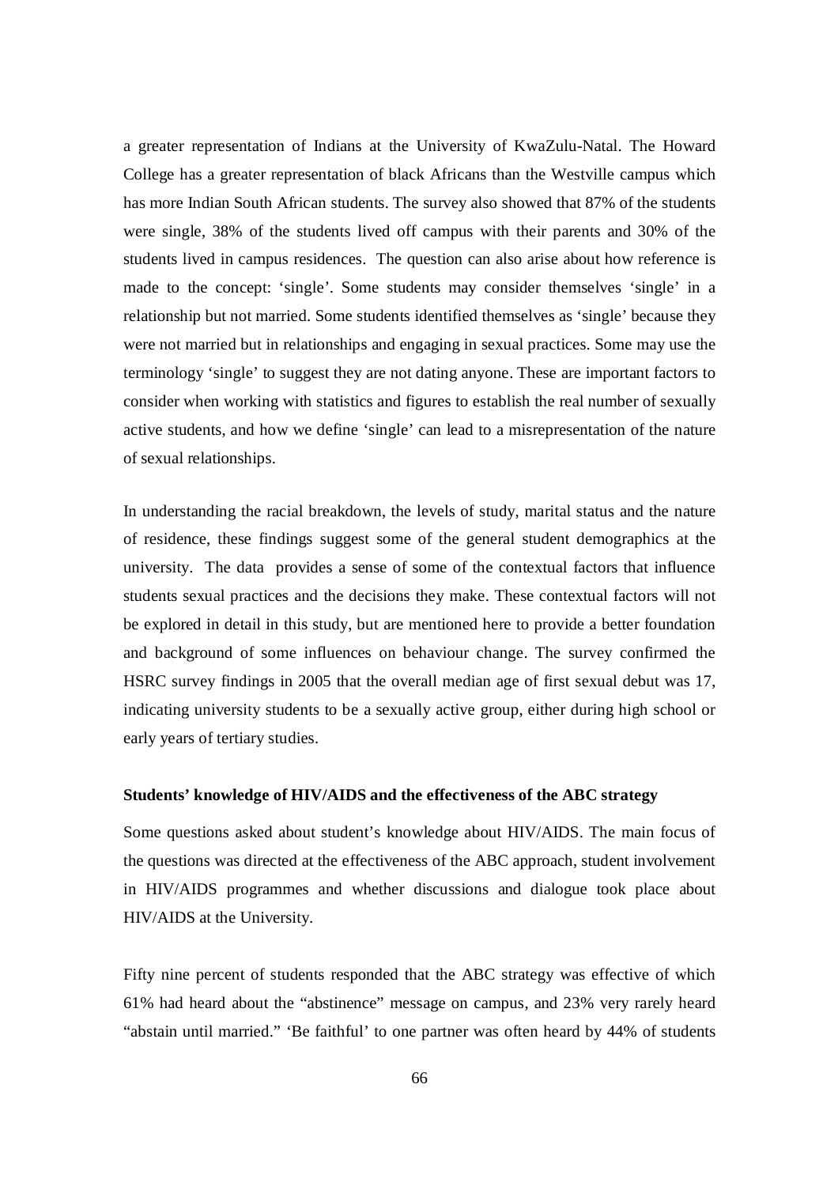a greater representation of Indians at the University of KwaZulu-Natal. The Howard College has a greater representation of black Africans than the Westville campus which has more Indian South African students. The survey also showed that 87% of the students were single, 38% of the students lived off campus with their parents and 30% of the students lived in campus residences. The question can also arise about how reference is made to the concept: 'single'. Some students may consider themselves 'single' in a relationship but not married. Some students identified themselves as 'single' because they were not married but in relationships and engaging in sexual practices. Some may use the terminology 'single' to suggest they are not dating anyone. These are important factors to consider when working with statistics and figures to establish the real number of sexually active students, and how we define 'single' can lead to a misrepresentation of the nature of sexual relationships.

In understanding the racial breakdown, the levels of study, marital status and the nature of residence, these findings suggest some of the general student demographics at the university. The data provides a sense of some of the contextual factors that influence students sexual practices and the decisions they make. These contextual factors will not be explored in detail in this study, but are mentioned here to provide a better foundation and background of some influences on behaviour change. The survey confirmed the HSRC survey findings in 2005 that the overall median age of first sexual debut was 17, indicating university students to be a sexually active group, either during high school or early years of tertiary studies.

**Students' knowledge of HIV/AIDS and the effectiveness of the ABC strategy**

Some questions asked about student's knowledge about HIV/AIDS. The main focus of the questions was directed at the effectiveness of the ABC approach, student involvement in HIV/AIDS programmes and whether discussions and dialogue took place about HIV/AIDS at the University.

Fifty nine percent of students responded that the ABC strategy was effective of which 61% had heard about the "abstinence" message on campus, and 23% very rarely heard "abstain until married." 'Be faithful' to one partner was often heard by 44% of students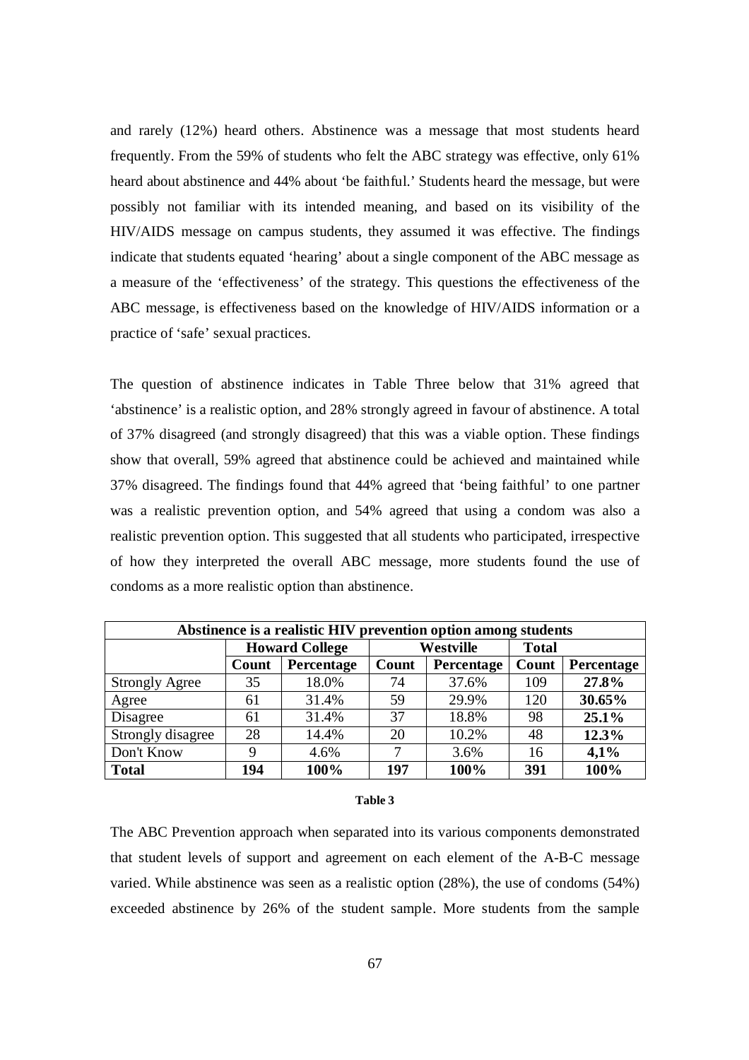and rarely (12%) heard others. Abstinence was a message that most students heard frequently. From the 59% of students who felt the ABC strategy was effective, only 61% heard about abstinence and 44% about 'be faithful.' Students heard the message, but were possibly not familiar with its intended meaning, and based on its visibility of the HIV/AIDS message on campus students, they assumed it was effective. The findings indicate that students equated 'hearing' about a single component of the ABC message as a measure of the 'effectiveness' of the strategy. This questions the effectiveness of the ABC message, is effectiveness based on the knowledge of HIV/AIDS information or a practice of 'safe' sexual practices.

The question of abstinence indicates in Table Three below that 31% agreed that 'abstinence' is a realistic option, and 28% strongly agreed in favour of abstinence. A total of 37% disagreed (and strongly disagreed) that this was a viable option. These findings show that overall, 59% agreed that abstinence could be achieved and maintained while 37% disagreed. The findings found that 44% agreed that 'being faithful' to one partner was a realistic prevention option, and 54% agreed that using a condom was also a realistic prevention option. This suggested that all students who participated, irrespective of how they interpreted the overall ABC message, more students found the use of condoms as a more realistic option than abstinence.

| **Abstinence is a realistic HIV prevention option among students** | | | | | | |
|---|---|---|---|---|---|---|
| | **Howard College** | | **Westville** | | **Total** | |
| | **Count** | **Percentage** | **Count** | **Percentage** | **Count** | **Percentage** |
| Strongly Agree | 35 | 18.0% | 74 | 37.6% | 109 | **27.8%** |
| Agree | 61 | 31.4% | 59 | 29.9% | 120 | **30.65%** |
| Disagree | 61 | 31.4% | 37 | 18.8% | 98 | **25.1%** |
| Strongly disagree | 28 | 14.4% | 20 | 10.2% | 48 | **12.3%** |
| Don't Know | 9 | 4.6% | 7 | 3.6% | 16 | **4,1%** |
| **Total** | **194** | **100%** | **197** | **100%** | **391** | **100%** |

**Table 3**

The ABC Prevention approach when separated into its various components demonstrated that student levels of support and agreement on each element of the A-B-C message varied. While abstinence was seen as a realistic option (28%), the use of condoms (54%) exceeded abstinence by 26% of the student sample. More students from the sample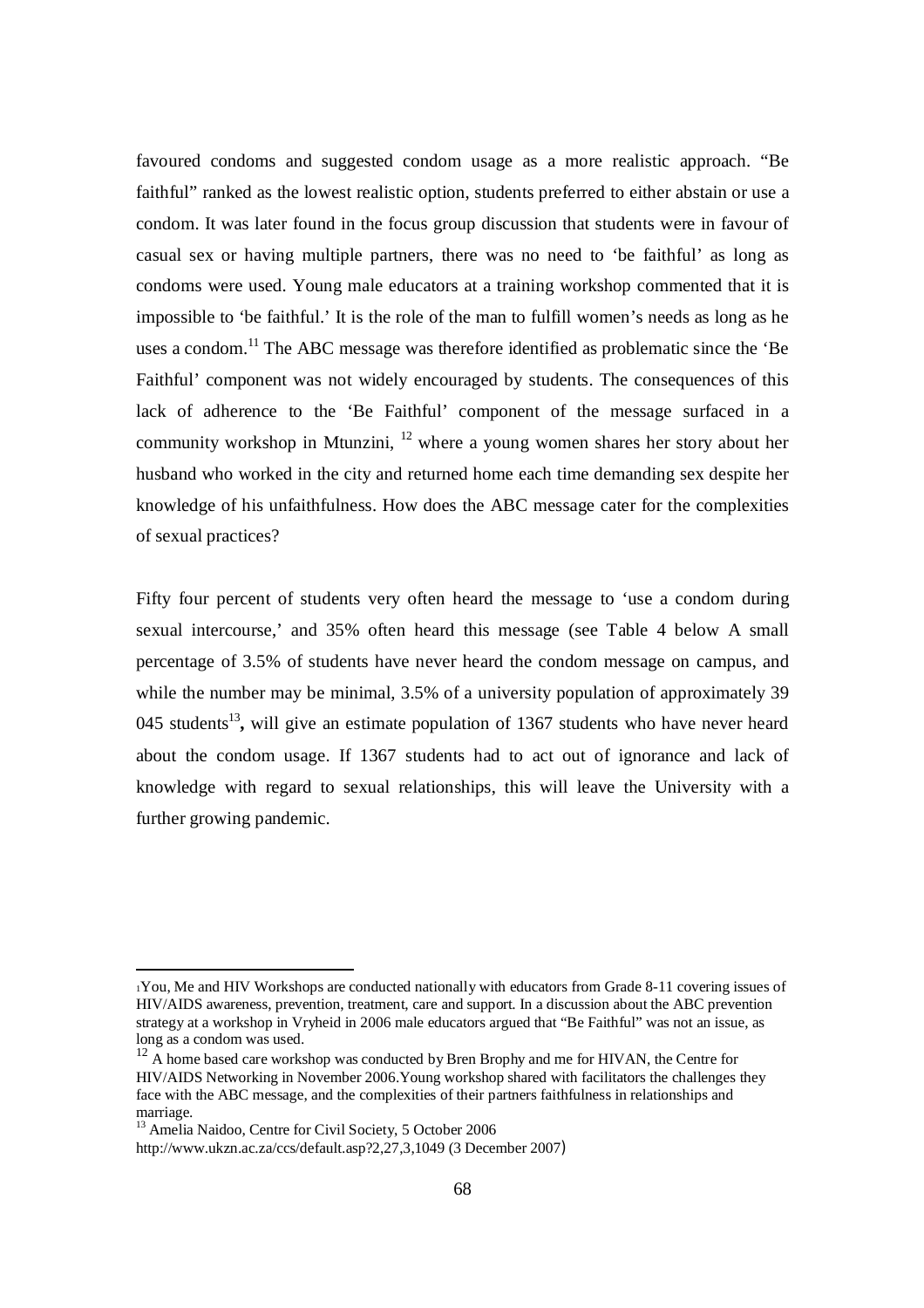favoured condoms and suggested condom usage as a more realistic approach. "Be faithful" ranked as the lowest realistic option, students preferred to either abstain or use a condom. It was later found in the focus group discussion that students were in favour of casual sex or having multiple partners, there was no need to 'be faithful' as long as condoms were used. Young male educators at a training workshop commented that it is impossible to 'be faithful.' It is the role of the man to fulfill women's needs as long as he uses a condom.[11] The ABC message was therefore identified as problematic since the 'Be Faithful' component was not widely encouraged by students. The consequences of this lack of adherence to the 'Be Faithful' component of the message surfaced in a community workshop in Mtunzini, [12] where a young women shares her story about her husband who worked in the city and returned home each time demanding sex despite her knowledge of his unfaithfulness. How does the ABC message cater for the complexities of sexual practices?

Fifty four percent of students very often heard the message to 'use a condom during sexual intercourse,' and 35% often heard this message (see Table 4 below A small percentage of 3.5% of students have never heard the condom message on campus, and while the number may be minimal, 3.5% of a university population of approximately 39 045 students[13]**,** will give an estimate population of 1367 students who have never heard about the condom usage. If 1367 students had to act out of ignorance and lack of knowledge with regard to sexual relationships, this will leave the University with a further growing pandemic.

---

[1]You, Me and HIV Workshops are conducted nationally with educators from Grade 8-11 covering issues of HIV/AIDS awareness, prevention, treatment, care and support. In a discussion about the ABC prevention strategy at a workshop in Vryheid in 2006 male educators argued that "Be Faithful" was not an issue, as long as a condom was used.

[12] A home based care workshop was conducted by Bren Brophy and me for HIVAN, the Centre for HIV/AIDS Networking in November 2006.Young workshop shared with facilitators the challenges they face with the ABC message, and the complexities of their partners faithfulness in relationships and marriage.

[13] Amelia Naidoo, Centre for Civil Society, 5 October 2006
http://www.ukzn.ac.za/ccs/default.asp?2,27,3,1049 (3 December 2007)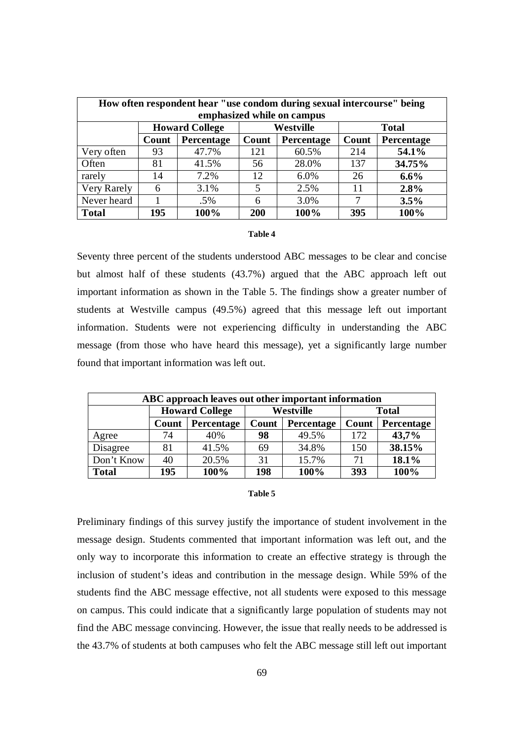| How often respondent hear "use condom during sexual intercourse" being emphasized while on campus | | | | | | |
|---|---|---|---|---|---|---|
| | **Howard College** | | **Westville** | | **Total** | |
| | **Count** | **Percentage** | **Count** | **Percentage** | **Count** | **Percentage** |
| Very often | 93 | 47.7% | 121 | 60.5% | 214 | **54.1%** |
| Often | 81 | 41.5% | 56 | 28.0% | 137 | **34.75%** |
| rarely | 14 | 7.2% | 12 | 6.0% | 26 | **6.6%** |
| Very Rarely | 6 | 3.1% | 5 | 2.5% | 11 | **2.8%** |
| Never heard | 1 | .5% | 6 | 3.0% | 7 | **3.5%** |
| **Total** | **195** | **100%** | **200** | **100%** | **395** | **100%** |

**Table 4**

Seventy three percent of the students understood ABC messages to be clear and concise but almost half of these students (43.7%) argued that the ABC approach left out important information as shown in the Table 5. The findings show a greater number of students at Westville campus (49.5%) agreed that this message left out important information. Students were not experiencing difficulty in understanding the ABC message (from those who have heard this message), yet a significantly large number found that important information was left out.

| ABC approach leaves out other important information | | | | | | |
|---|---|---|---|---|---|---|
| | **Howard College** | | **Westville** | | **Total** | |
| | **Count** | **Percentage** | **Count** | **Percentage** | **Count** | **Percentage** |
| Agree | 74 | 40% | **98** | 49.5% | 172 | **43,7%** |
| Disagree | 81 | 41.5% | 69 | 34.8% | 150 | **38.15%** |
| Don't Know | 40 | 20.5% | 31 | 15.7% | 71 | **18.1%** |
| **Total** | **195** | **100%** | **198** | **100%** | **393** | **100%** |

**Table 5**

Preliminary findings of this survey justify the importance of student involvement in the message design. Students commented that important information was left out, and the only way to incorporate this information to create an effective strategy is through the inclusion of student's ideas and contribution in the message design. While 59% of the students find the ABC message effective, not all students were exposed to this message on campus. This could indicate that a significantly large population of students may not find the ABC message convincing. However, the issue that really needs to be addressed is the 43.7% of students at both campuses who felt the ABC message still left out important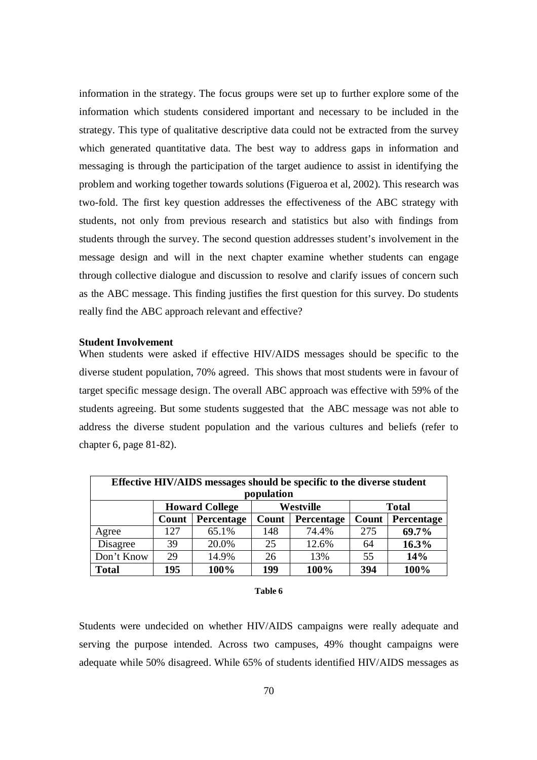information in the strategy. The focus groups were set up to further explore some of the information which students considered important and necessary to be included in the strategy. This type of qualitative descriptive data could not be extracted from the survey which generated quantitative data. The best way to address gaps in information and messaging is through the participation of the target audience to assist in identifying the problem and working together towards solutions (Figueroa et al, 2002). This research was two-fold. The first key question addresses the effectiveness of the ABC strategy with students, not only from previous research and statistics but also with findings from students through the survey. The second question addresses student's involvement in the message design and will in the next chapter examine whether students can engage through collective dialogue and discussion to resolve and clarify issues of concern such as the ABC message. This finding justifies the first question for this survey. Do students really find the ABC approach relevant and effective?

**Student Involvement**

When students were asked if effective HIV/AIDS messages should be specific to the diverse student population, 70% agreed. This shows that most students were in favour of target specific message design. The overall ABC approach was effective with 59% of the students agreeing. But some students suggested that the ABC message was not able to address the diverse student population and the various cultures and beliefs (refer to chapter 6, page 81-82).

| **Effective HIV/AIDS messages should be specific to the diverse student population** | | | | | | |
|---|---|---|---|---|---|---|
| | **Howard College** | | **Westville** | | **Total** | |
| | **Count** | **Percentage** | **Count** | **Percentage** | **Count** | **Percentage** |
| Agree | 127 | 65.1% | 148 | 74.4% | 275 | **69.7%** |
| Disagree | 39 | 20.0% | 25 | 12.6% | 64 | **16.3%** |
| Don't Know | 29 | 14.9% | 26 | 13% | 55 | **14%** |
| **Total** | **195** | **100%** | **199** | **100%** | **394** | **100%** |

**Table 6**

Students were undecided on whether HIV/AIDS campaigns were really adequate and serving the purpose intended. Across two campuses, 49% thought campaigns were adequate while 50% disagreed. While 65% of students identified HIV/AIDS messages as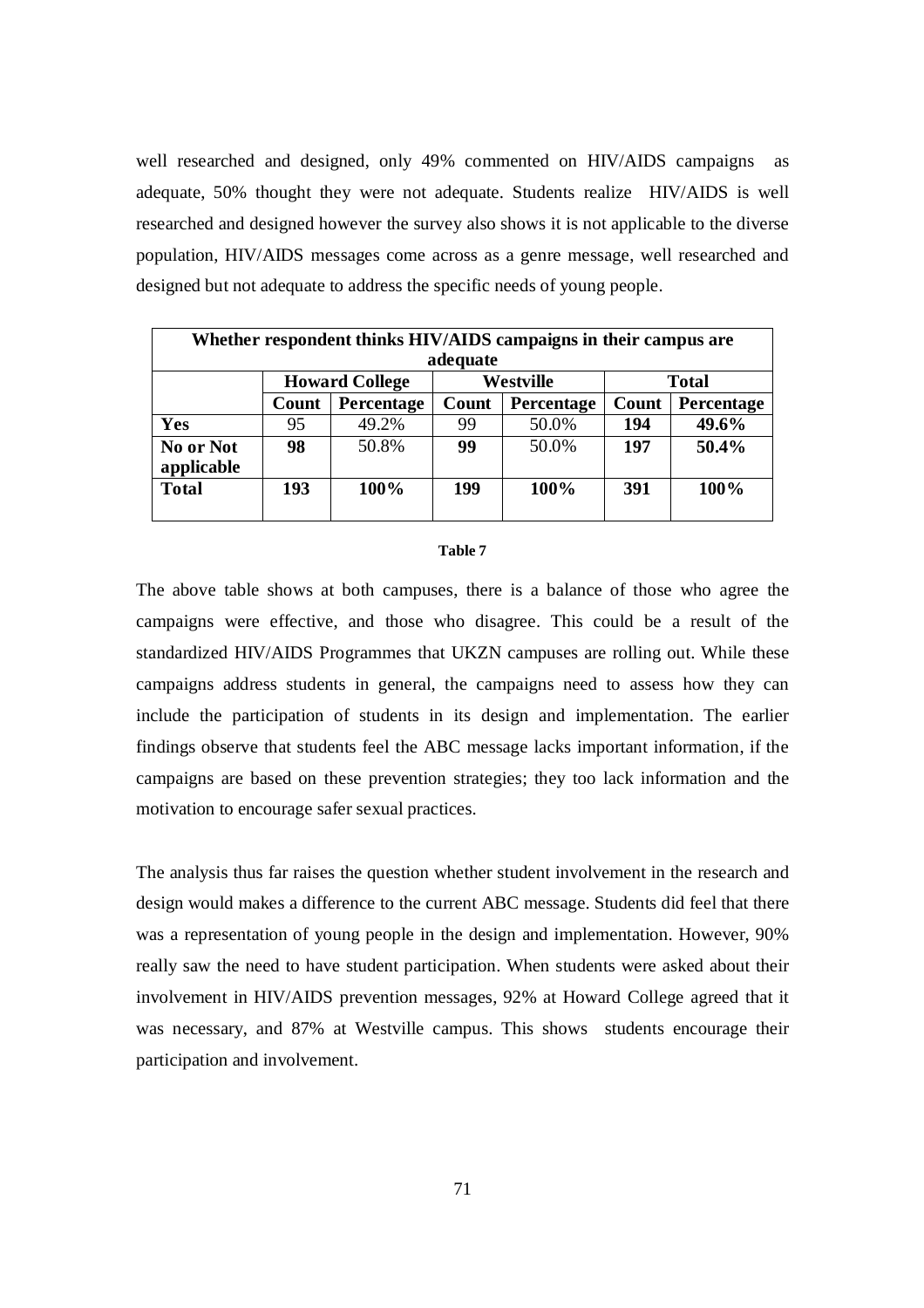well researched and designed, only 49% commented on HIV/AIDS campaigns as adequate, 50% thought they were not adequate. Students realize HIV/AIDS is well researched and designed however the survey also shows it is not applicable to the diverse population, HIV/AIDS messages come across as a genre message, well researched and designed but not adequate to address the specific needs of young people.

| Whether respondent thinks HIV/AIDS campaigns in their campus are adequate | | | | | | |
|---|---|---|---|---|---|---|
| | **Howard College** | | **Westville** | | **Total** | |
| | **Count** | **Percentage** | **Count** | **Percentage** | **Count** | **Percentage** |
| **Yes** | 95 | 49.2% | 99 | 50.0% | **194** | **49.6%** |
| **No or Not applicable** | **98** | 50.8% | **99** | 50.0% | **197** | **50.4%** |
| **Total** | **193** | **100%** | **199** | **100%** | **391** | **100%** |

**Table 7**

The above table shows at both campuses, there is a balance of those who agree the campaigns were effective, and those who disagree. This could be a result of the standardized HIV/AIDS Programmes that UKZN campuses are rolling out. While these campaigns address students in general, the campaigns need to assess how they can include the participation of students in its design and implementation. The earlier findings observe that students feel the ABC message lacks important information, if the campaigns are based on these prevention strategies; they too lack information and the motivation to encourage safer sexual practices.

The analysis thus far raises the question whether student involvement in the research and design would makes a difference to the current ABC message. Students did feel that there was a representation of young people in the design and implementation. However, 90% really saw the need to have student participation. When students were asked about their involvement in HIV/AIDS prevention messages, 92% at Howard College agreed that it was necessary, and 87% at Westville campus. This shows students encourage their participation and involvement.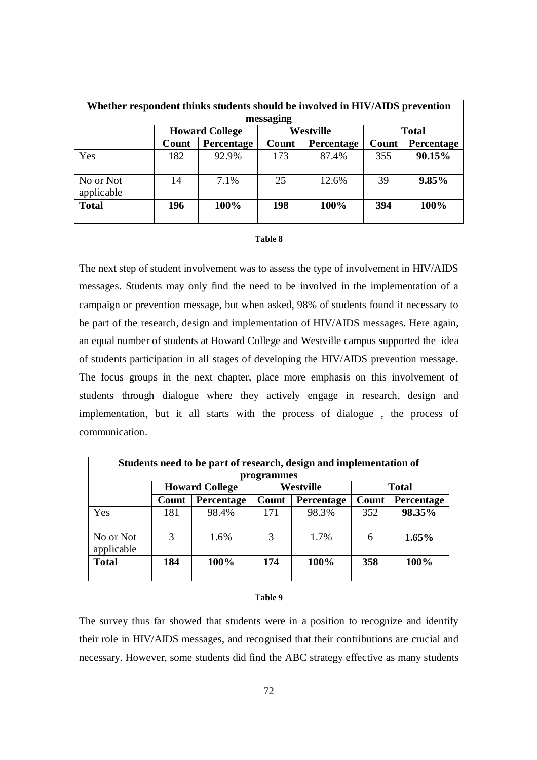| Whether respondent thinks students should be involved in HIV/AIDS prevention messaging | | | | | | |
|---|---|---|---|---|---|---|
| | **Howard College** | | **Westville** | | **Total** | |
| | **Count** | **Percentage** | **Count** | **Percentage** | **Count** | **Percentage** |
| Yes | 182 | 92.9% | 173 | 87.4% | 355 | **90.15%** |
| No or Not applicable | 14 | 7.1% | 25 | 12.6% | 39 | **9.85%** |
| **Total** | **196** | **100%** | **198** | **100%** | **394** | **100%** |

**Table 8**

The next step of student involvement was to assess the type of involvement in HIV/AIDS messages. Students may only find the need to be involved in the implementation of a campaign or prevention message, but when asked, 98% of students found it necessary to be part of the research, design and implementation of HIV/AIDS messages. Here again, an equal number of students at Howard College and Westville campus supported the idea of students participation in all stages of developing the HIV/AIDS prevention message. The focus groups in the next chapter, place more emphasis on this involvement of students through dialogue where they actively engage in research, design and implementation, but it all starts with the process of dialogue , the process of communication.

| Students need to be part of research, design and implementation of programmes | | | | | | |
|---|---|---|---|---|---|---|
| | **Howard College** | | **Westville** | | **Total** | |
| | **Count** | **Percentage** | **Count** | **Percentage** | **Count** | **Percentage** |
| Yes | 181 | 98.4% | 171 | 98.3% | 352 | **98.35%** |
| No or Not applicable | 3 | 1.6% | 3 | 1.7% | 6 | **1.65%** |
| **Total** | **184** | **100%** | **174** | **100%** | **358** | **100%** |

**Table 9**

The survey thus far showed that students were in a position to recognize and identify their role in HIV/AIDS messages, and recognised that their contributions are crucial and necessary. However, some students did find the ABC strategy effective as many students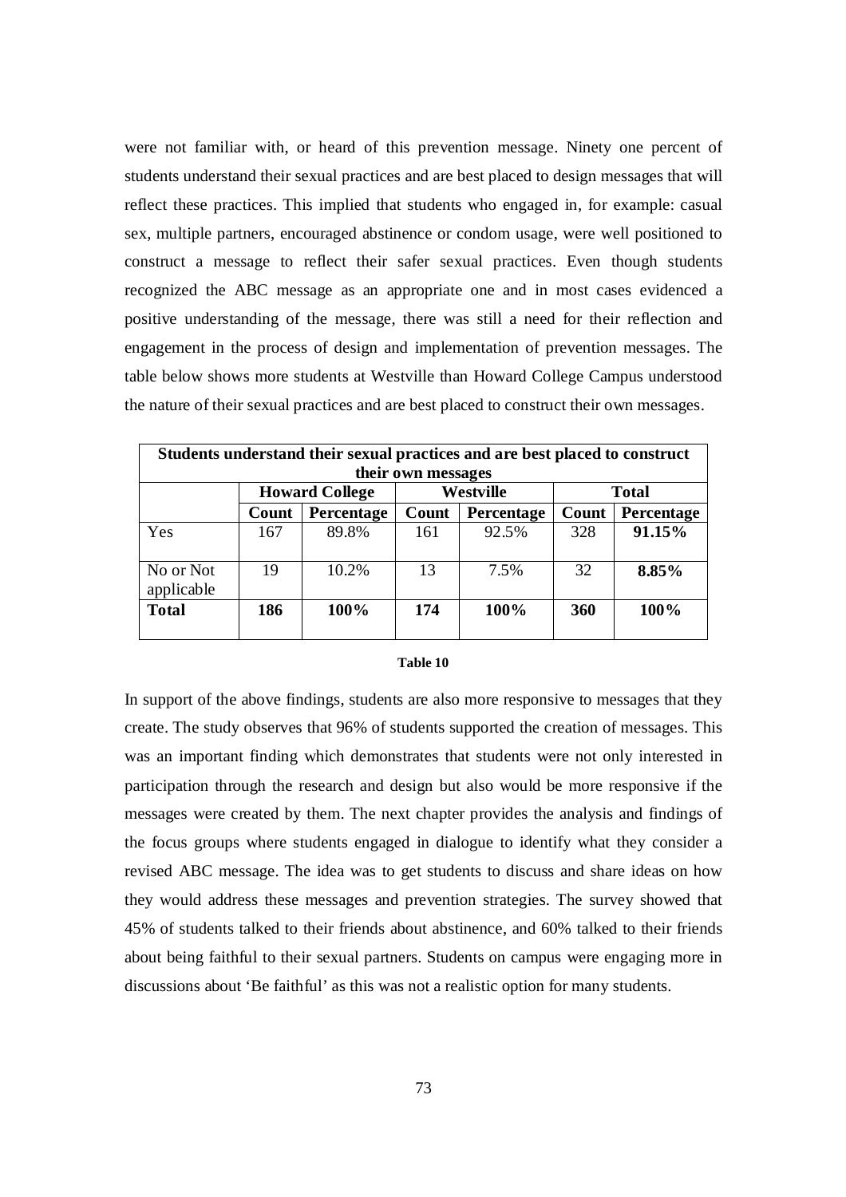were not familiar with, or heard of this prevention message. Ninety one percent of students understand their sexual practices and are best placed to design messages that will reflect these practices. This implied that students who engaged in, for example: casual sex, multiple partners, encouraged abstinence or condom usage, were well positioned to construct a message to reflect their safer sexual practices. Even though students recognized the ABC message as an appropriate one and in most cases evidenced a positive understanding of the message, there was still a need for their reflection and engagement in the process of design and implementation of prevention messages. The table below shows more students at Westville than Howard College Campus understood the nature of their sexual practices and are best placed to construct their own messages.

| **Students understand their sexual practices and are best placed to construct their own messages** | | | | | | |
|---|---|---|---|---|---|---|
| | **Howard College** | | **Westville** | | **Total** | |
| | **Count** | **Percentage** | **Count** | **Percentage** | **Count** | **Percentage** |
| Yes | 167 | 89.8% | 161 | 92.5% | 328 | **91.15%** |
| No or Not applicable | 19 | 10.2% | 13 | 7.5% | 32 | **8.85%** |
| **Total** | **186** | **100%** | **174** | **100%** | **360** | **100%** |

**Table 10**

In support of the above findings, students are also more responsive to messages that they create. The study observes that 96% of students supported the creation of messages. This was an important finding which demonstrates that students were not only interested in participation through the research and design but also would be more responsive if the messages were created by them. The next chapter provides the analysis and findings of the focus groups where students engaged in dialogue to identify what they consider a revised ABC message. The idea was to get students to discuss and share ideas on how they would address these messages and prevention strategies. The survey showed that 45% of students talked to their friends about abstinence, and 60% talked to their friends about being faithful to their sexual partners. Students on campus were engaging more in discussions about 'Be faithful' as this was not a realistic option for many students.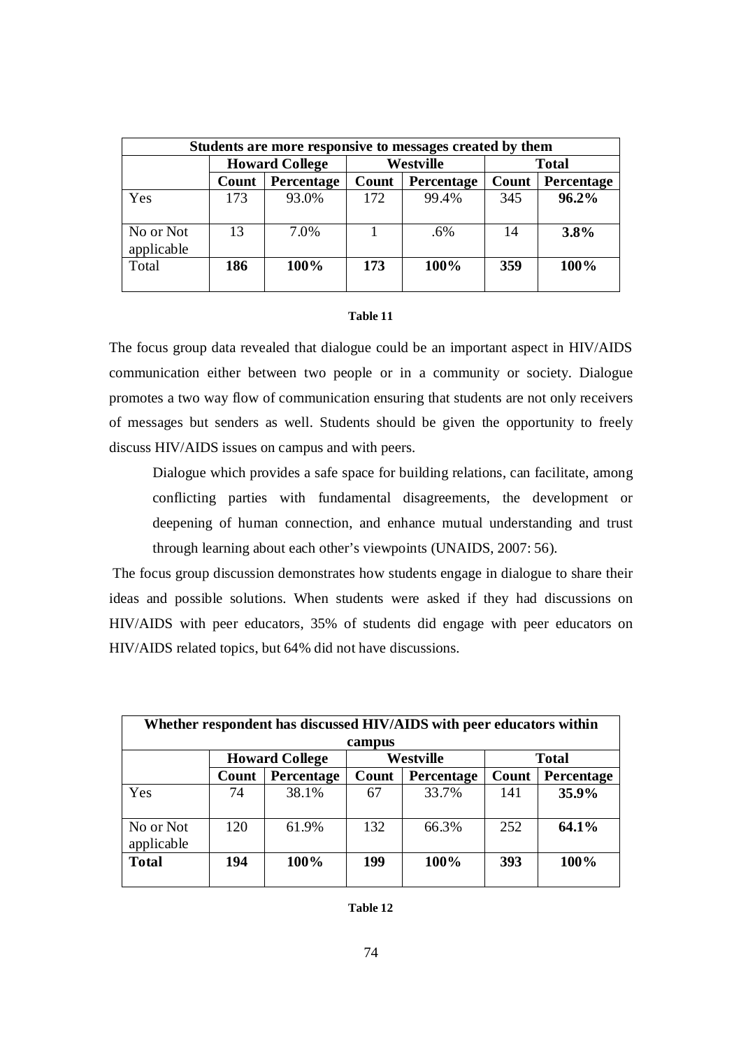| Students are more responsive to messages created by them | | | | | | |
|---|---|---|---|---|---|---|
| | Howard College | | Westville | | Total | |
| | Count | Percentage | Count | Percentage | Count | Percentage |
| Yes | 173 | 93.0% | 172 | 99.4% | 345 | **96.2%** |
| No or Not applicable | 13 | 7.0% | 1 | .6% | 14 | **3.8%** |
| Total | **186** | **100%** | **173** | **100%** | **359** | **100%** |

**Table 11**

The focus group data revealed that dialogue could be an important aspect in HIV/AIDS communication either between two people or in a community or society. Dialogue promotes a two way flow of communication ensuring that students are not only receivers of messages but senders as well. Students should be given the opportunity to freely discuss HIV/AIDS issues on campus and with peers.

> Dialogue which provides a safe space for building relations, can facilitate, among conflicting parties with fundamental disagreements, the development or deepening of human connection, and enhance mutual understanding and trust through learning about each other's viewpoints (UNAIDS, 2007: 56).

The focus group discussion demonstrates how students engage in dialogue to share their ideas and possible solutions. When students were asked if they had discussions on HIV/AIDS with peer educators, 35% of students did engage with peer educators on HIV/AIDS related topics, but 64% did not have discussions.

| Whether respondent has discussed HIV/AIDS with peer educators within campus | | | | | | |
|---|---|---|---|---|---|---|
| | Howard College | | Westville | | Total | |
| | Count | Percentage | Count | Percentage | Count | Percentage |
| Yes | 74 | 38.1% | 67 | 33.7% | 141 | **35.9%** |
| No or Not applicable | 120 | 61.9% | 132 | 66.3% | 252 | **64.1%** |
| **Total** | **194** | **100%** | **199** | **100%** | **393** | **100%** |

**Table 12**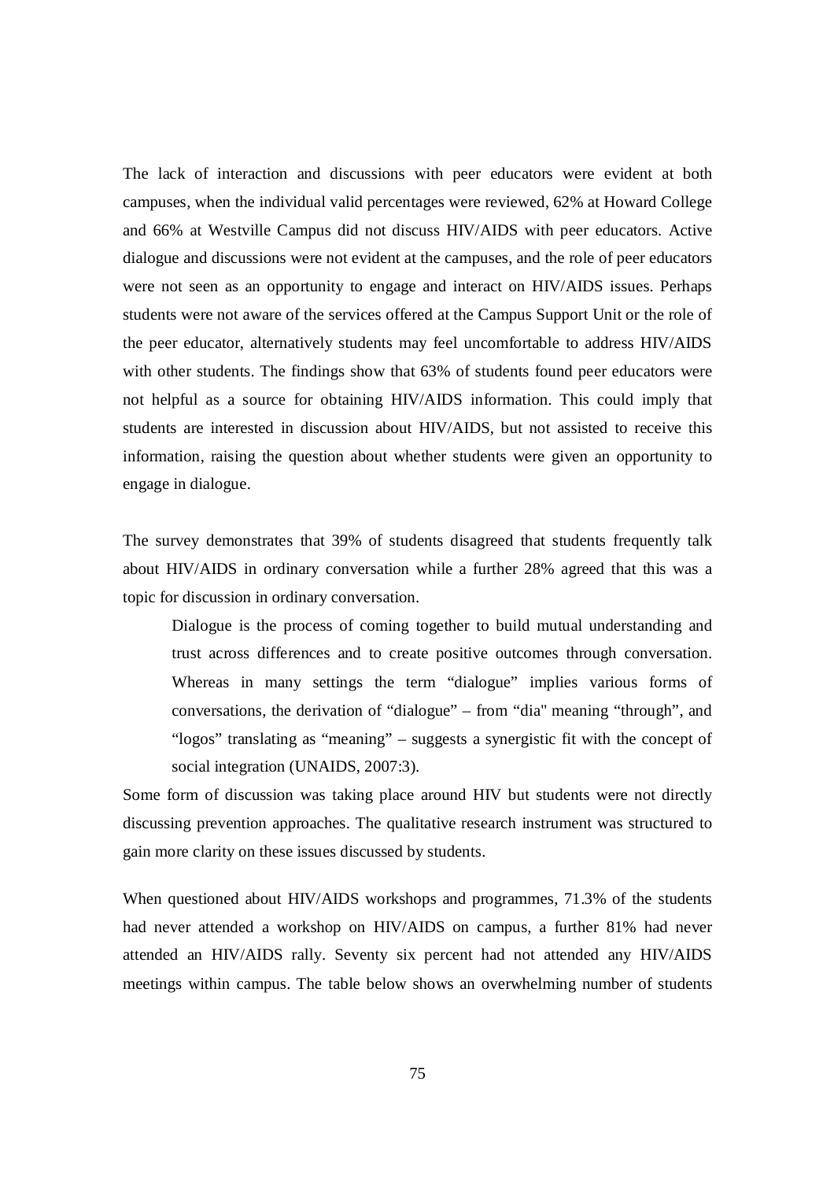The lack of interaction and discussions with peer educators were evident at both campuses, when the individual valid percentages were reviewed, 62% at Howard College and 66% at Westville Campus did not discuss HIV/AIDS with peer educators. Active dialogue and discussions were not evident at the campuses, and the role of peer educators were not seen as an opportunity to engage and interact on HIV/AIDS issues. Perhaps students were not aware of the services offered at the Campus Support Unit or the role of the peer educator, alternatively students may feel uncomfortable to address HIV/AIDS with other students. The findings show that 63% of students found peer educators were not helpful as a source for obtaining HIV/AIDS information. This could imply that students are interested in discussion about HIV/AIDS, but not assisted to receive this information, raising the question about whether students were given an opportunity to engage in dialogue.

The survey demonstrates that 39% of students disagreed that students frequently talk about HIV/AIDS in ordinary conversation while a further 28% agreed that this was a topic for discussion in ordinary conversation.

> Dialogue is the process of coming together to build mutual understanding and trust across differences and to create positive outcomes through conversation. Whereas in many settings the term "dialogue" implies various forms of conversations, the derivation of "dialogue" – from "dia" meaning "through", and "logos" translating as "meaning" – suggests a synergistic fit with the concept of social integration (UNAIDS, 2007:3).

Some form of discussion was taking place around HIV but students were not directly discussing prevention approaches. The qualitative research instrument was structured to gain more clarity on these issues discussed by students.

When questioned about HIV/AIDS workshops and programmes, 71.3% of the students had never attended a workshop on HIV/AIDS on campus, a further 81% had never attended an HIV/AIDS rally. Seventy six percent had not attended any HIV/AIDS meetings within campus. The table below shows an overwhelming number of students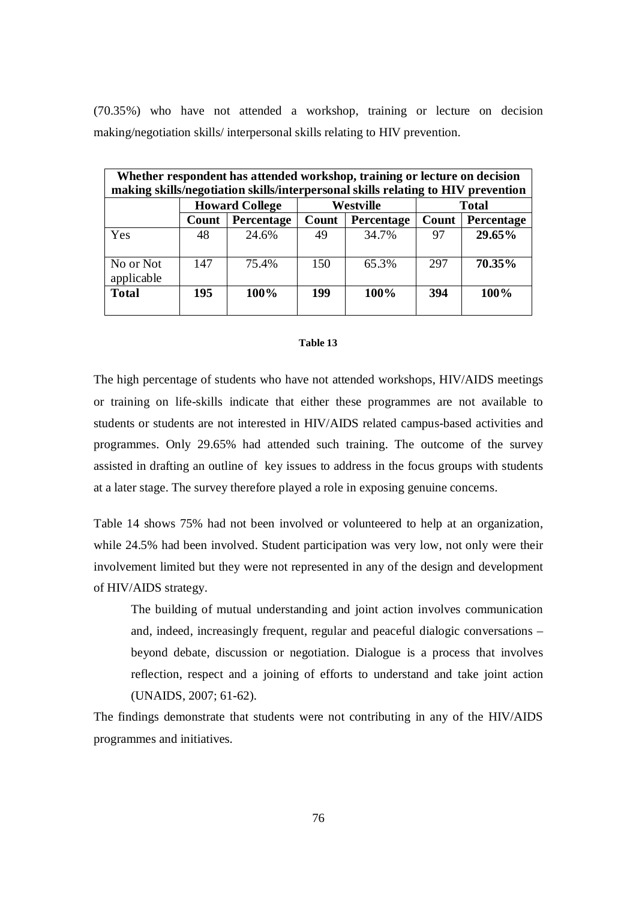(70.35%) who have not attended a workshop, training or lecture on decision making/negotiation skills/ interpersonal skills relating to HIV prevention.

| **Whether respondent has attended workshop, training or lecture on decision making skills/negotiation skills/interpersonal skills relating to HIV prevention** | | | | | | |
|---|---|---|---|---|---|---|
| | **Howard College** | | **Westville** | | **Total** | |
| | **Count** | **Percentage** | **Count** | **Percentage** | **Count** | **Percentage** |
| Yes | 48 | 24.6% | 49 | 34.7% | 97 | **29.65%** |
| No or Not applicable | 147 | 75.4% | 150 | 65.3% | 297 | **70.35%** |
| **Total** | **195** | **100%** | **199** | **100%** | **394** | **100%** |

**Table 13**

The high percentage of students who have not attended workshops, HIV/AIDS meetings or training on life-skills indicate that either these programmes are not available to students or students are not interested in HIV/AIDS related campus-based activities and programmes. Only 29.65% had attended such training. The outcome of the survey assisted in drafting an outline of key issues to address in the focus groups with students at a later stage. The survey therefore played a role in exposing genuine concerns.

Table 14 shows 75% had not been involved or volunteered to help at an organization, while 24.5% had been involved. Student participation was very low, not only were their involvement limited but they were not represented in any of the design and development of HIV/AIDS strategy.

> The building of mutual understanding and joint action involves communication and, indeed, increasingly frequent, regular and peaceful dialogic conversations – beyond debate, discussion or negotiation. Dialogue is a process that involves reflection, respect and a joining of efforts to understand and take joint action (UNAIDS, 2007; 61-62).

The findings demonstrate that students were not contributing in any of the HIV/AIDS programmes and initiatives.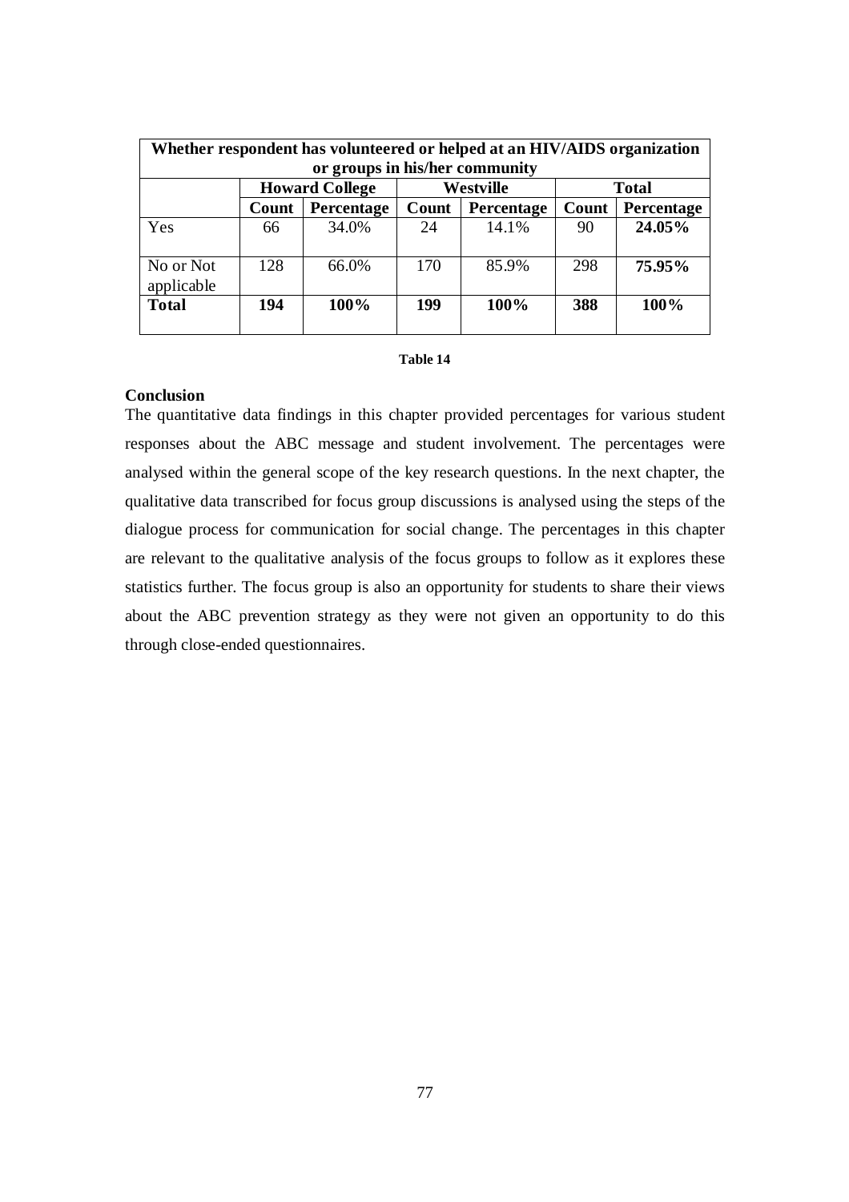| Whether respondent has volunteered or helped at an HIV/AIDS organization or groups in his/her community | | | | | | |
|---|---|---|---|---|---|---|
| | **Howard College** | | **Westville** | | **Total** | |
| | **Count** | **Percentage** | **Count** | **Percentage** | **Count** | **Percentage** |
| Yes | 66 | 34.0% | 24 | 14.1% | 90 | **24.05%** |
| No or Not applicable | 128 | 66.0% | 170 | 85.9% | 298 | **75.95%** |
| **Total** | **194** | **100%** | **199** | **100%** | **388** | **100%** |

**Table 14**

**Conclusion**

The quantitative data findings in this chapter provided percentages for various student responses about the ABC message and student involvement. The percentages were analysed within the general scope of the key research questions. In the next chapter, the qualitative data transcribed for focus group discussions is analysed using the steps of the dialogue process for communication for social change. The percentages in this chapter are relevant to the qualitative analysis of the focus groups to follow as it explores these statistics further. The focus group is also an opportunity for students to share their views about the ABC prevention strategy as they were not given an opportunity to do this through close-ended questionnaires.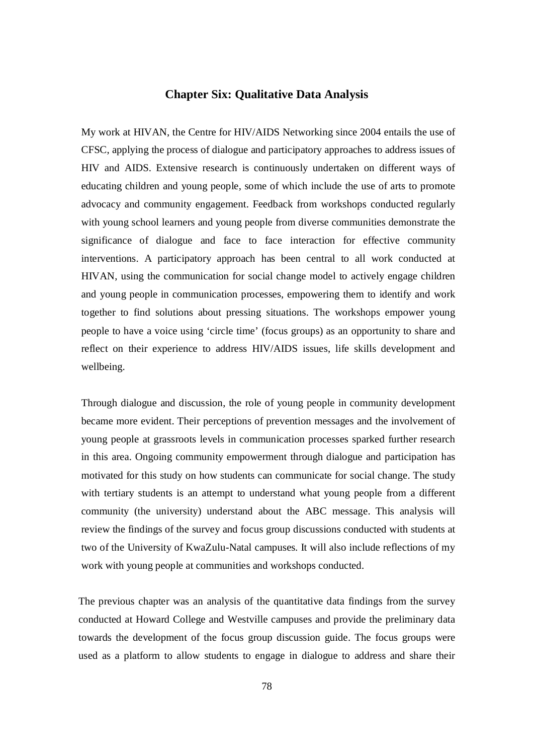# Chapter Six: Qualitative Data Analysis

My work at HIVAN, the Centre for HIV/AIDS Networking since 2004 entails the use of CFSC, applying the process of dialogue and participatory approaches to address issues of HIV and AIDS. Extensive research is continuously undertaken on different ways of educating children and young people, some of which include the use of arts to promote advocacy and community engagement. Feedback from workshops conducted regularly with young school learners and young people from diverse communities demonstrate the significance of dialogue and face to face interaction for effective community interventions. A participatory approach has been central to all work conducted at HIVAN, using the communication for social change model to actively engage children and young people in communication processes, empowering them to identify and work together to find solutions about pressing situations. The workshops empower young people to have a voice using 'circle time' (focus groups) as an opportunity to share and reflect on their experience to address HIV/AIDS issues, life skills development and wellbeing.

Through dialogue and discussion, the role of young people in community development became more evident. Their perceptions of prevention messages and the involvement of young people at grassroots levels in communication processes sparked further research in this area. Ongoing community empowerment through dialogue and participation has motivated for this study on how students can communicate for social change. The study with tertiary students is an attempt to understand what young people from a different community (the university) understand about the ABC message. This analysis will review the findings of the survey and focus group discussions conducted with students at two of the University of KwaZulu-Natal campuses. It will also include reflections of my work with young people at communities and workshops conducted.

The previous chapter was an analysis of the quantitative data findings from the survey conducted at Howard College and Westville campuses and provide the preliminary data towards the development of the focus group discussion guide. The focus groups were used as a platform to allow students to engage in dialogue to address and share their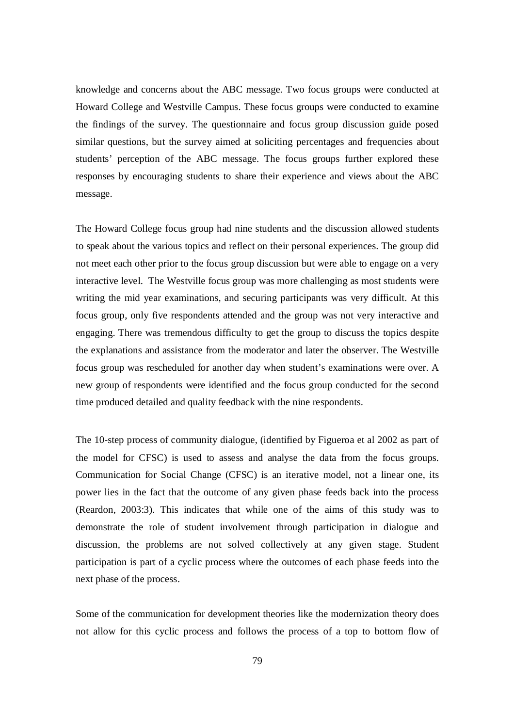knowledge and concerns about the ABC message. Two focus groups were conducted at Howard College and Westville Campus. These focus groups were conducted to examine the findings of the survey. The questionnaire and focus group discussion guide posed similar questions, but the survey aimed at soliciting percentages and frequencies about students' perception of the ABC message. The focus groups further explored these responses by encouraging students to share their experience and views about the ABC message.

The Howard College focus group had nine students and the discussion allowed students to speak about the various topics and reflect on their personal experiences. The group did not meet each other prior to the focus group discussion but were able to engage on a very interactive level. The Westville focus group was more challenging as most students were writing the mid year examinations, and securing participants was very difficult. At this focus group, only five respondents attended and the group was not very interactive and engaging. There was tremendous difficulty to get the group to discuss the topics despite the explanations and assistance from the moderator and later the observer. The Westville focus group was rescheduled for another day when student's examinations were over. A new group of respondents were identified and the focus group conducted for the second time produced detailed and quality feedback with the nine respondents.

The 10-step process of community dialogue, (identified by Figueroa et al 2002 as part of the model for CFSC) is used to assess and analyse the data from the focus groups. Communication for Social Change (CFSC) is an iterative model, not a linear one, its power lies in the fact that the outcome of any given phase feeds back into the process (Reardon, 2003:3). This indicates that while one of the aims of this study was to demonstrate the role of student involvement through participation in dialogue and discussion, the problems are not solved collectively at any given stage. Student participation is part of a cyclic process where the outcomes of each phase feeds into the next phase of the process.

Some of the communication for development theories like the modernization theory does not allow for this cyclic process and follows the process of a top to bottom flow of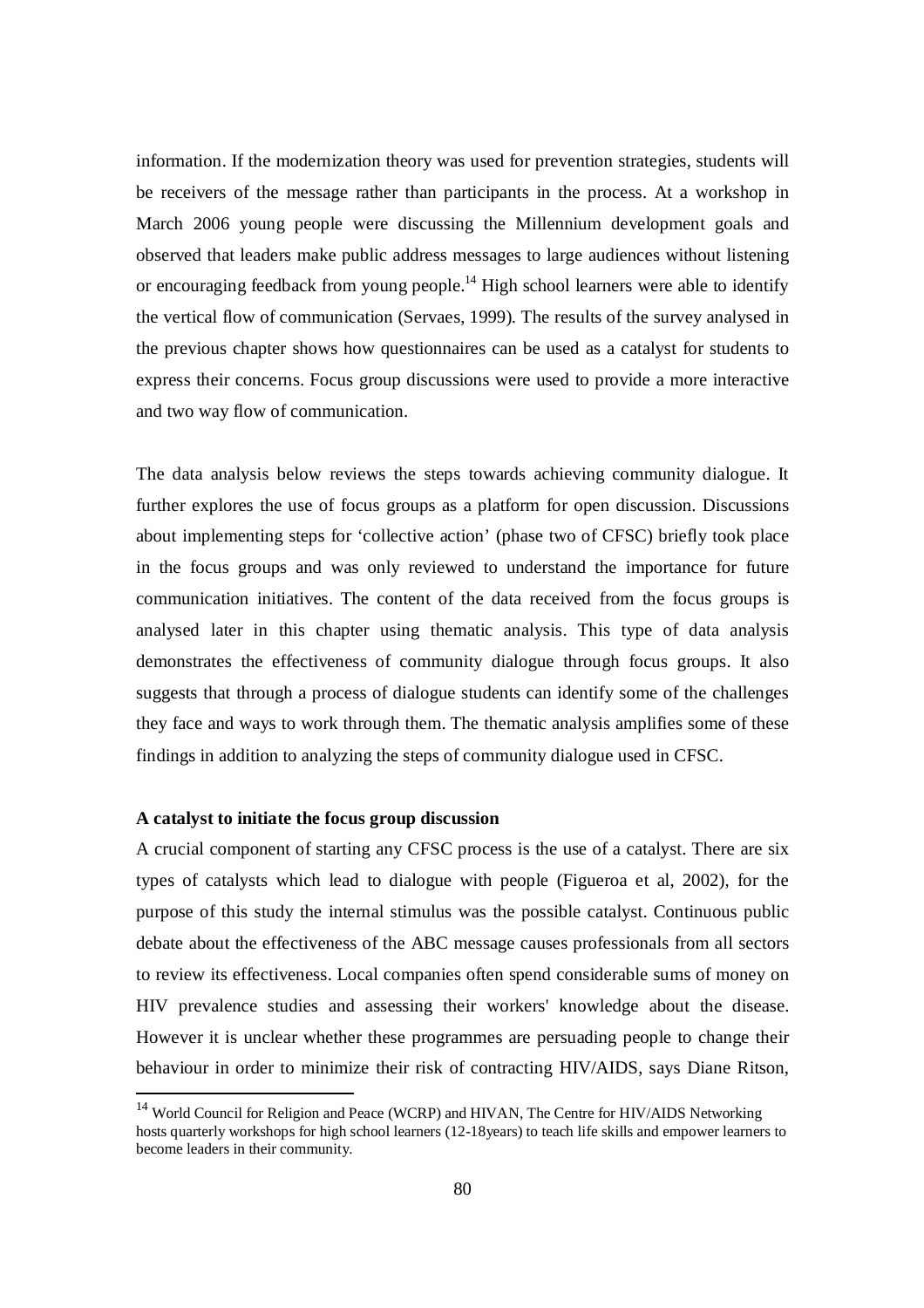information. If the modernization theory was used for prevention strategies, students will be receivers of the message rather than participants in the process. At a workshop in March 2006 young people were discussing the Millennium development goals and observed that leaders make public address messages to large audiences without listening or encouraging feedback from young people.[14] High school learners were able to identify the vertical flow of communication (Servaes, 1999). The results of the survey analysed in the previous chapter shows how questionnaires can be used as a catalyst for students to express their concerns. Focus group discussions were used to provide a more interactive and two way flow of communication.

The data analysis below reviews the steps towards achieving community dialogue. It further explores the use of focus groups as a platform for open discussion. Discussions about implementing steps for 'collective action' (phase two of CFSC) briefly took place in the focus groups and was only reviewed to understand the importance for future communication initiatives. The content of the data received from the focus groups is analysed later in this chapter using thematic analysis. This type of data analysis demonstrates the effectiveness of community dialogue through focus groups. It also suggests that through a process of dialogue students can identify some of the challenges they face and ways to work through them. The thematic analysis amplifies some of these findings in addition to analyzing the steps of community dialogue used in CFSC.

**A catalyst to initiate the focus group discussion**

A crucial component of starting any CFSC process is the use of a catalyst. There are six types of catalysts which lead to dialogue with people (Figueroa et al, 2002), for the purpose of this study the internal stimulus was the possible catalyst. Continuous public debate about the effectiveness of the ABC message causes professionals from all sectors to review its effectiveness. Local companies often spend considerable sums of money on HIV prevalence studies and assessing their workers' knowledge about the disease. However it is unclear whether these programmes are persuading people to change their behaviour in order to minimize their risk of contracting HIV/AIDS, says Diane Ritson,

[14] World Council for Religion and Peace (WCRP) and HIVAN, The Centre for HIV/AIDS Networking hosts quarterly workshops for high school learners (12-18years) to teach life skills and empower learners to become leaders in their community.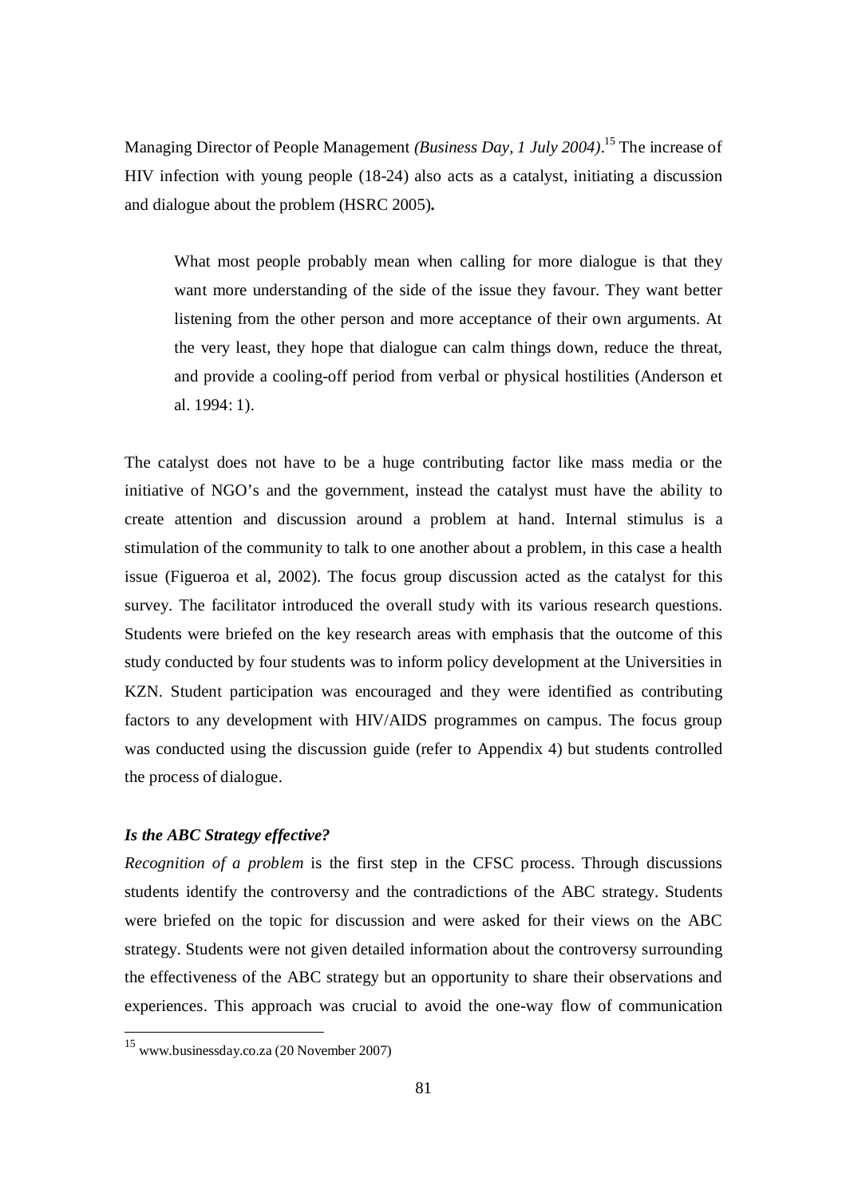Managing Director of People Management *(Business Day, 1 July 2004)*.[15] The increase of HIV infection with young people (18-24) also acts as a catalyst, initiating a discussion and dialogue about the problem (HSRC 2005)**.**

> What most people probably mean when calling for more dialogue is that they want more understanding of the side of the issue they favour. They want better listening from the other person and more acceptance of their own arguments. At the very least, they hope that dialogue can calm things down, reduce the threat, and provide a cooling-off period from verbal or physical hostilities (Anderson et al. 1994: 1).

The catalyst does not have to be a huge contributing factor like mass media or the initiative of NGO's and the government, instead the catalyst must have the ability to create attention and discussion around a problem at hand. Internal stimulus is a stimulation of the community to talk to one another about a problem, in this case a health issue (Figueroa et al, 2002). The focus group discussion acted as the catalyst for this survey. The facilitator introduced the overall study with its various research questions. Students were briefed on the key research areas with emphasis that the outcome of this study conducted by four students was to inform policy development at the Universities in KZN. Student participation was encouraged and they were identified as contributing factors to any development with HIV/AIDS programmes on campus. The focus group was conducted using the discussion guide (refer to Appendix 4) but students controlled the process of dialogue.

***Is the ABC Strategy effective?***

*Recognition of a problem* is the first step in the CFSC process. Through discussions students identify the controversy and the contradictions of the ABC strategy. Students were briefed on the topic for discussion and were asked for their views on the ABC strategy. Students were not given detailed information about the controversy surrounding the effectiveness of the ABC strategy but an opportunity to share their observations and experiences. This approach was crucial to avoid the one-way flow of communication

[15] www.businessday.co.za (20 November 2007)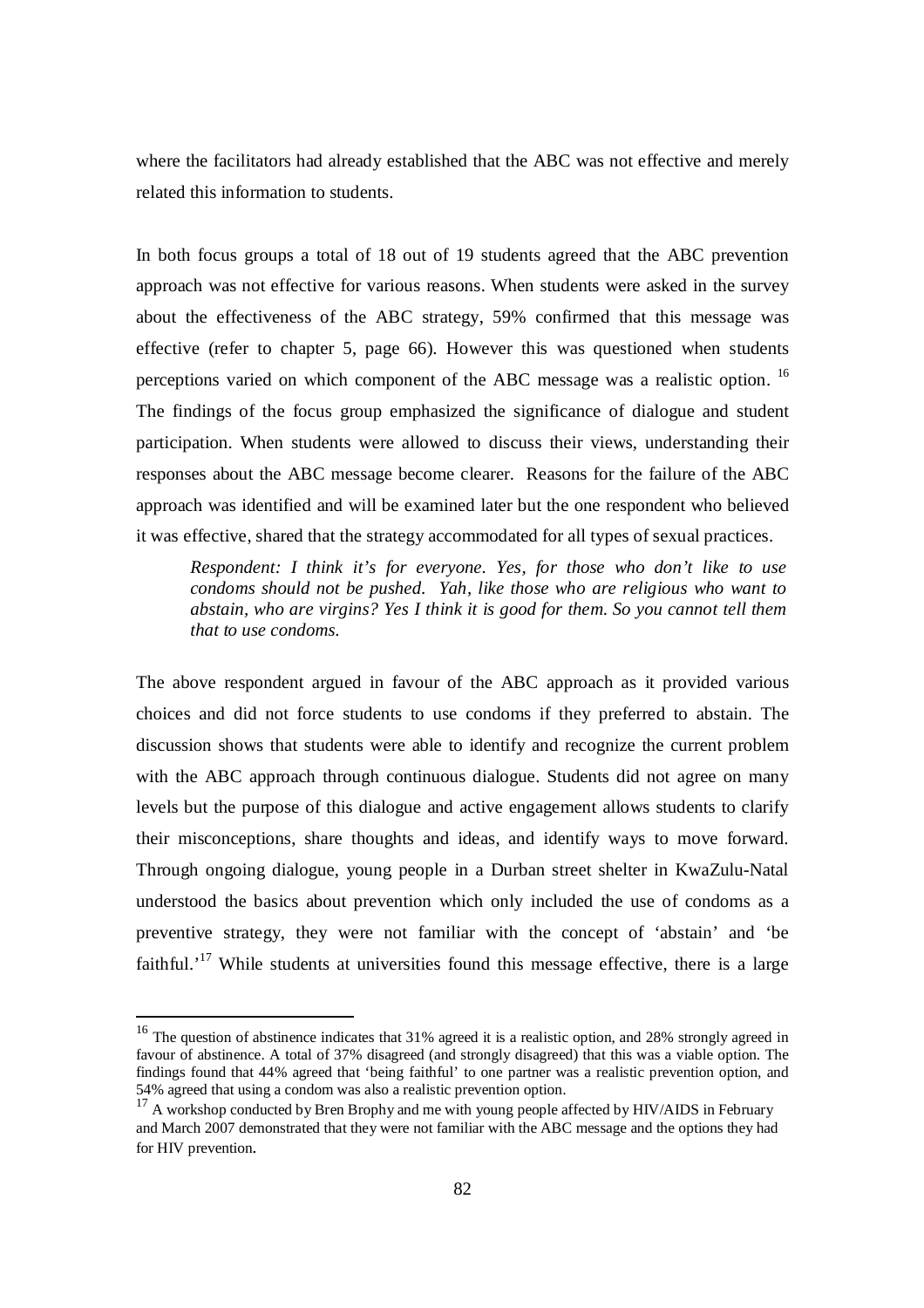where the facilitators had already established that the ABC was not effective and merely related this information to students.

In both focus groups a total of 18 out of 19 students agreed that the ABC prevention approach was not effective for various reasons. When students were asked in the survey about the effectiveness of the ABC strategy, 59% confirmed that this message was effective (refer to chapter 5, page 66). However this was questioned when students perceptions varied on which component of the ABC message was a realistic option. [16] The findings of the focus group emphasized the significance of dialogue and student participation. When students were allowed to discuss their views, understanding their responses about the ABC message become clearer. Reasons for the failure of the ABC approach was identified and will be examined later but the one respondent who believed it was effective, shared that the strategy accommodated for all types of sexual practices.

> *Respondent: I think it's for everyone. Yes, for those who don't like to use condoms should not be pushed. Yah, like those who are religious who want to abstain, who are virgins? Yes I think it is good for them. So you cannot tell them that to use condoms.*

The above respondent argued in favour of the ABC approach as it provided various choices and did not force students to use condoms if they preferred to abstain. The discussion shows that students were able to identify and recognize the current problem with the ABC approach through continuous dialogue. Students did not agree on many levels but the purpose of this dialogue and active engagement allows students to clarify their misconceptions, share thoughts and ideas, and identify ways to move forward. Through ongoing dialogue, young people in a Durban street shelter in KwaZulu-Natal understood the basics about prevention which only included the use of condoms as a preventive strategy, they were not familiar with the concept of 'abstain' and 'be faithful.'[17] While students at universities found this message effective, there is a large

---

[16] The question of abstinence indicates that 31% agreed it is a realistic option, and 28% strongly agreed in favour of abstinence. A total of 37% disagreed (and strongly disagreed) that this was a viable option. The findings found that 44% agreed that 'being faithful' to one partner was a realistic prevention option, and 54% agreed that using a condom was also a realistic prevention option.

[17] A workshop conducted by Bren Brophy and me with young people affected by HIV/AIDS in February and March 2007 demonstrated that they were not familiar with the ABC message and the options they had for HIV prevention.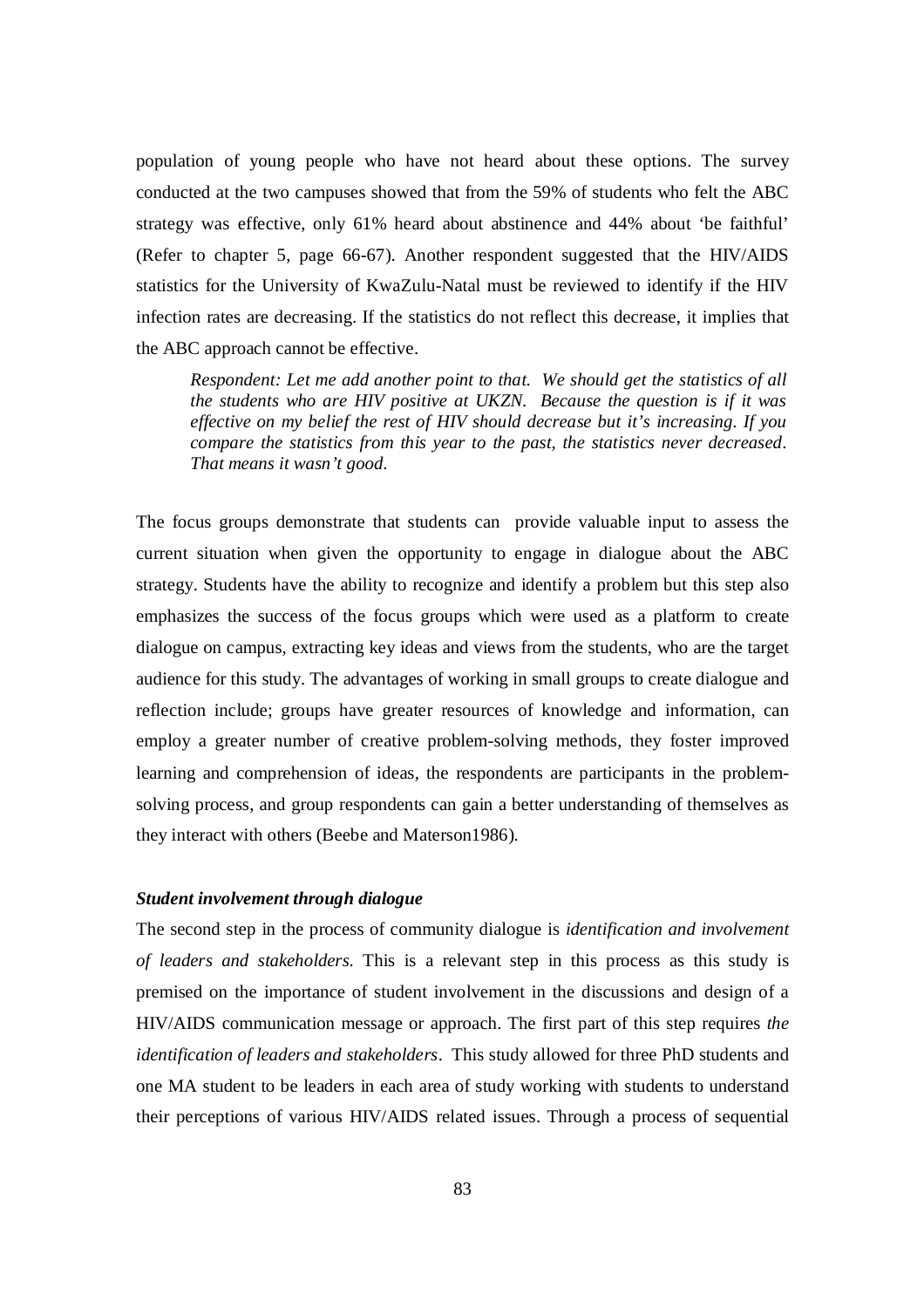population of young people who have not heard about these options. The survey conducted at the two campuses showed that from the 59% of students who felt the ABC strategy was effective, only 61% heard about abstinence and 44% about 'be faithful' (Refer to chapter 5, page 66-67). Another respondent suggested that the HIV/AIDS statistics for the University of KwaZulu-Natal must be reviewed to identify if the HIV infection rates are decreasing. If the statistics do not reflect this decrease, it implies that the ABC approach cannot be effective.

> *Respondent: Let me add another point to that. We should get the statistics of all the students who are HIV positive at UKZN. Because the question is if it was effective on my belief the rest of HIV should decrease but it's increasing. If you compare the statistics from this year to the past, the statistics never decreased. That means it wasn't good.*

The focus groups demonstrate that students can provide valuable input to assess the current situation when given the opportunity to engage in dialogue about the ABC strategy. Students have the ability to recognize and identify a problem but this step also emphasizes the success of the focus groups which were used as a platform to create dialogue on campus, extracting key ideas and views from the students, who are the target audience for this study. The advantages of working in small groups to create dialogue and reflection include; groups have greater resources of knowledge and information, can employ a greater number of creative problem-solving methods, they foster improved learning and comprehension of ideas, the respondents are participants in the problem-solving process, and group respondents can gain a better understanding of themselves as they interact with others (Beebe and Materson1986).

***Student involvement through dialogue***

The second step in the process of community dialogue is *identification and involvement of leaders and stakeholders*. This is a relevant step in this process as this study is premised on the importance of student involvement in the discussions and design of a HIV/AIDS communication message or approach. The first part of this step requires *the identification of leaders and stakeholders*. This study allowed for three PhD students and one MA student to be leaders in each area of study working with students to understand their perceptions of various HIV/AIDS related issues. Through a process of sequential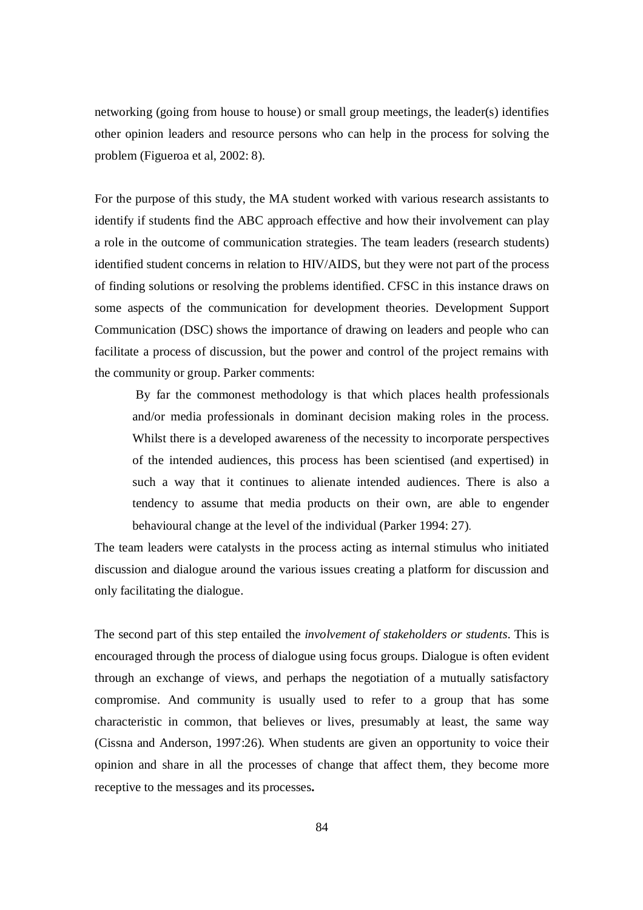networking (going from house to house) or small group meetings, the leader(s) identifies other opinion leaders and resource persons who can help in the process for solving the problem (Figueroa et al, 2002: 8).

For the purpose of this study, the MA student worked with various research assistants to identify if students find the ABC approach effective and how their involvement can play a role in the outcome of communication strategies. The team leaders (research students) identified student concerns in relation to HIV/AIDS, but they were not part of the process of finding solutions or resolving the problems identified. CFSC in this instance draws on some aspects of the communication for development theories. Development Support Communication (DSC) shows the importance of drawing on leaders and people who can facilitate a process of discussion, but the power and control of the project remains with the community or group. Parker comments:

> By far the commonest methodology is that which places health professionals and/or media professionals in dominant decision making roles in the process. Whilst there is a developed awareness of the necessity to incorporate perspectives of the intended audiences, this process has been scientised (and expertised) in such a way that it continues to alienate intended audiences. There is also a tendency to assume that media products on their own, are able to engender behavioural change at the level of the individual (Parker 1994: 27).

The team leaders were catalysts in the process acting as internal stimulus who initiated discussion and dialogue around the various issues creating a platform for discussion and only facilitating the dialogue.

The second part of this step entailed the *involvement of stakeholders or students*. This is encouraged through the process of dialogue using focus groups. Dialogue is often evident through an exchange of views, and perhaps the negotiation of a mutually satisfactory compromise. And community is usually used to refer to a group that has some characteristic in common, that believes or lives, presumably at least, the same way (Cissna and Anderson, 1997:26). When students are given an opportunity to voice their opinion and share in all the processes of change that affect them, they become more receptive to the messages and its processes.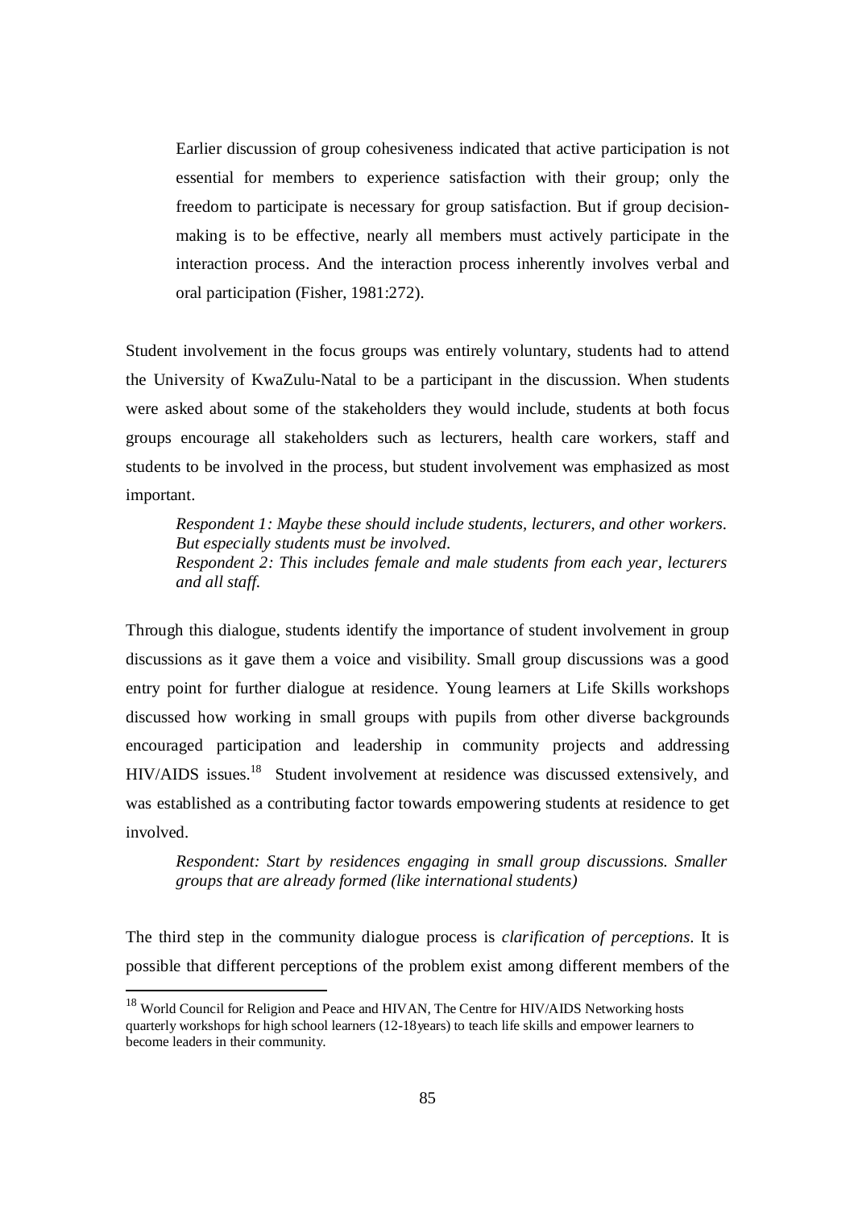> Earlier discussion of group cohesiveness indicated that active participation is not essential for members to experience satisfaction with their group; only the freedom to participate is necessary for group satisfaction. But if group decision-making is to be effective, nearly all members must actively participate in the interaction process. And the interaction process inherently involves verbal and oral participation (Fisher, 1981:272).

Student involvement in the focus groups was entirely voluntary, students had to attend the University of KwaZulu-Natal to be a participant in the discussion. When students were asked about some of the stakeholders they would include, students at both focus groups encourage all stakeholders such as lecturers, health care workers, staff and students to be involved in the process, but student involvement was emphasized as most important.

> *Respondent 1: Maybe these should include students, lecturers, and other workers. But especially students must be involved.*
> *Respondent 2: This includes female and male students from each year, lecturers and all staff.*

Through this dialogue, students identify the importance of student involvement in group discussions as it gave them a voice and visibility. Small group discussions was a good entry point for further dialogue at residence. Young learners at Life Skills workshops discussed how working in small groups with pupils from other diverse backgrounds encouraged participation and leadership in community projects and addressing HIV/AIDS issues.[18] Student involvement at residence was discussed extensively, and was established as a contributing factor towards empowering students at residence to get involved.

> *Respondent: Start by residences engaging in small group discussions. Smaller groups that are already formed (like international students)*

The third step in the community dialogue process is *clarification of perceptions*. It is possible that different perceptions of the problem exist among different members of the

---

[18] World Council for Religion and Peace and HIVAN, The Centre for HIV/AIDS Networking hosts quarterly workshops for high school learners (12-18years) to teach life skills and empower learners to become leaders in their community.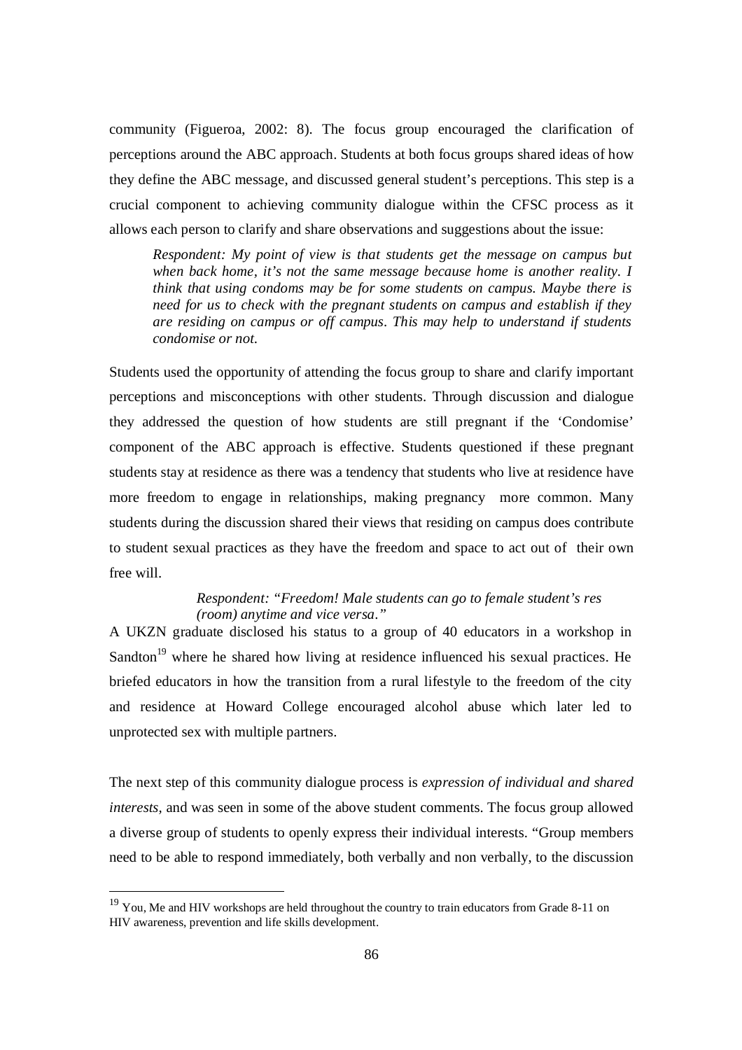community (Figueroa, 2002: 8). The focus group encouraged the clarification of perceptions around the ABC approach. Students at both focus groups shared ideas of how they define the ABC message, and discussed general student's perceptions. This step is a crucial component to achieving community dialogue within the CFSC process as it allows each person to clarify and share observations and suggestions about the issue:

> *Respondent: My point of view is that students get the message on campus but when back home, it's not the same message because home is another reality. I think that using condoms may be for some students on campus. Maybe there is need for us to check with the pregnant students on campus and establish if they are residing on campus or off campus. This may help to understand if students condomise or not.*

Students used the opportunity of attending the focus group to share and clarify important perceptions and misconceptions with other students. Through discussion and dialogue they addressed the question of how students are still pregnant if the 'Condomise' component of the ABC approach is effective. Students questioned if these pregnant students stay at residence as there was a tendency that students who live at residence have more freedom to engage in relationships, making pregnancy more common. Many students during the discussion shared their views that residing on campus does contribute to student sexual practices as they have the freedom and space to act out of their own free will.

> *Respondent: "Freedom! Male students can go to female student's res (room) anytime and vice versa."*

A UKZN graduate disclosed his status to a group of 40 educators in a workshop in Sandton[19] where he shared how living at residence influenced his sexual practices. He briefed educators in how the transition from a rural lifestyle to the freedom of the city and residence at Howard College encouraged alcohol abuse which later led to unprotected sex with multiple partners.

The next step of this community dialogue process is *expression of individual and shared interests,* and was seen in some of the above student comments. The focus group allowed a diverse group of students to openly express their individual interests. "Group members need to be able to respond immediately, both verbally and non verbally, to the discussion

[19] You, Me and HIV workshops are held throughout the country to train educators from Grade 8-11 on HIV awareness, prevention and life skills development.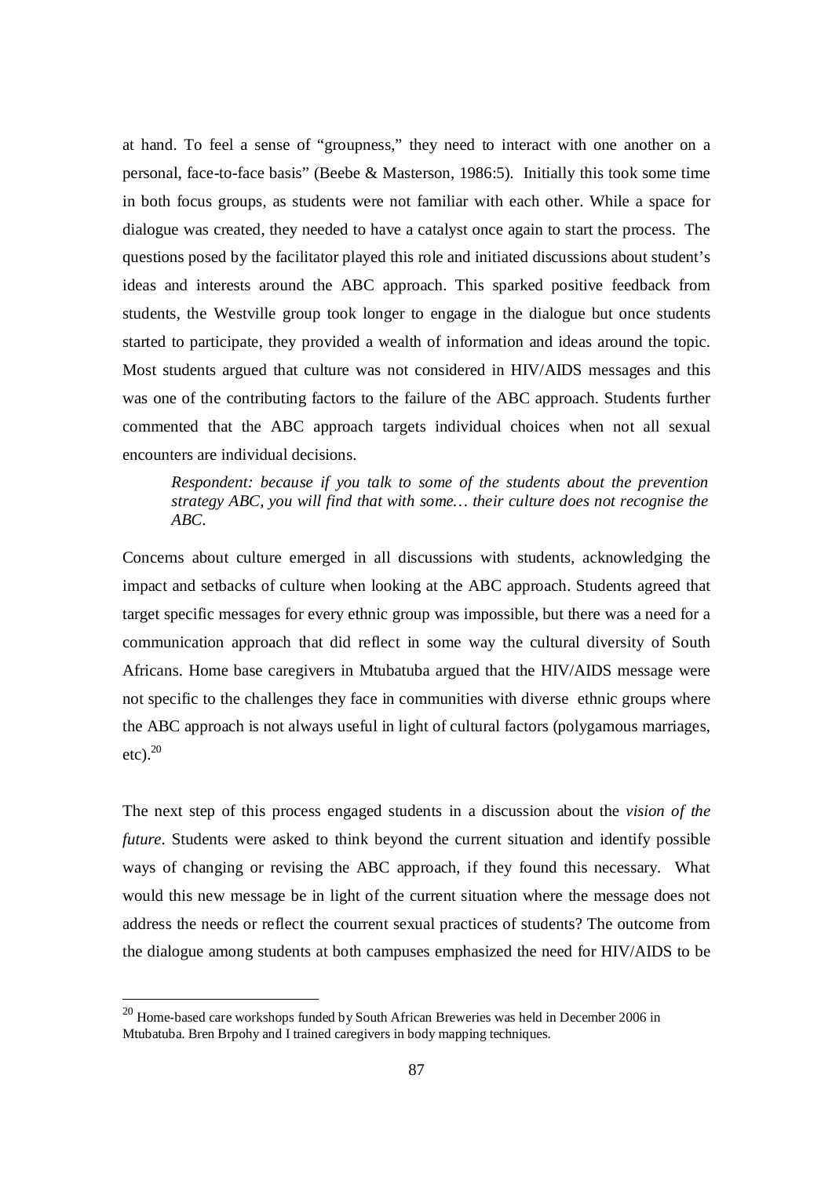at hand. To feel a sense of "groupness," they need to interact with one another on a personal, face-to-face basis" (Beebe & Masterson, 1986:5). Initially this took some time in both focus groups, as students were not familiar with each other. While a space for dialogue was created, they needed to have a catalyst once again to start the process. The questions posed by the facilitator played this role and initiated discussions about student's ideas and interests around the ABC approach. This sparked positive feedback from students, the Westville group took longer to engage in the dialogue but once students started to participate, they provided a wealth of information and ideas around the topic. Most students argued that culture was not considered in HIV/AIDS messages and this was one of the contributing factors to the failure of the ABC approach. Students further commented that the ABC approach targets individual choices when not all sexual encounters are individual decisions.

> *Respondent: because if you talk to some of the students about the prevention strategy ABC, you will find that with some… their culture does not recognise the ABC.*

Concerns about culture emerged in all discussions with students, acknowledging the impact and setbacks of culture when looking at the ABC approach. Students agreed that target specific messages for every ethnic group was impossible, but there was a need for a communication approach that did reflect in some way the cultural diversity of South Africans. Home base caregivers in Mtubatuba argued that the HIV/AIDS message were not specific to the challenges they face in communities with diverse ethnic groups where the ABC approach is not always useful in light of cultural factors (polygamous marriages, etc).[20]

The next step of this process engaged students in a discussion about the *vision of the future*. Students were asked to think beyond the current situation and identify possible ways of changing or revising the ABC approach, if they found this necessary. What would this new message be in light of the current situation where the message does not address the needs or reflect the courrent sexual practices of students? The outcome from the dialogue among students at both campuses emphasized the need for HIV/AIDS to be

---

[20] Home-based care workshops funded by South African Breweries was held in December 2006 in Mtubatuba. Bren Brpohy and I trained caregivers in body mapping techniques.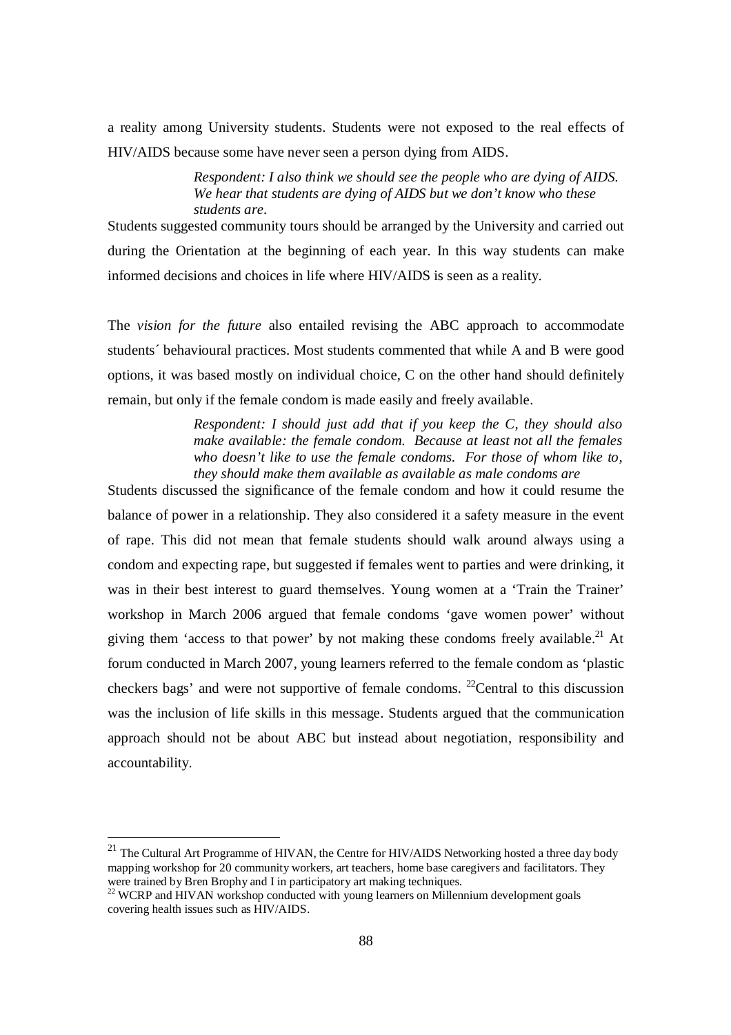a reality among University students. Students were not exposed to the real effects of HIV/AIDS because some have never seen a person dying from AIDS.

> *Respondent: I also think we should see the people who are dying of AIDS. We hear that students are dying of AIDS but we don't know who these students are.*

Students suggested community tours should be arranged by the University and carried out during the Orientation at the beginning of each year. In this way students can make informed decisions and choices in life where HIV/AIDS is seen as a reality.

The *vision for the future* also entailed revising the ABC approach to accommodate students´ behavioural practices. Most students commented that while A and B were good options, it was based mostly on individual choice, C on the other hand should definitely remain, but only if the female condom is made easily and freely available.

> *Respondent: I should just add that if you keep the C, they should also make available: the female condom. Because at least not all the females who doesn't like to use the female condoms. For those of whom like to, they should make them available as available as male condoms are*

Students discussed the significance of the female condom and how it could resume the balance of power in a relationship. They also considered it a safety measure in the event of rape. This did not mean that female students should walk around always using a condom and expecting rape, but suggested if females went to parties and were drinking, it was in their best interest to guard themselves. Young women at a 'Train the Trainer' workshop in March 2006 argued that female condoms 'gave women power' without giving them 'access to that power' by not making these condoms freely available.[21] At forum conducted in March 2007, young learners referred to the female condom as 'plastic checkers bags' and were not supportive of female condoms. [22]Central to this discussion was the inclusion of life skills in this message. Students argued that the communication approach should not be about ABC but instead about negotiation, responsibility and accountability.

---

[21] The Cultural Art Programme of HIVAN, the Centre for HIV/AIDS Networking hosted a three day body mapping workshop for 20 community workers, art teachers, home base caregivers and facilitators. They were trained by Bren Brophy and I in participatory art making techniques.

[22] WCRP and HIVAN workshop conducted with young learners on Millennium development goals covering health issues such as HIV/AIDS.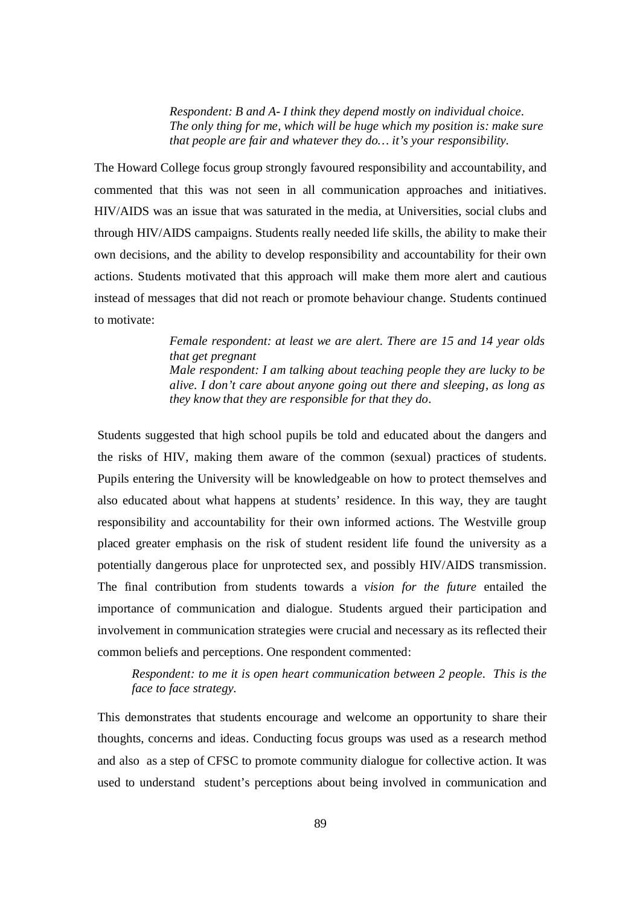> *Respondent: B and A- I think they depend mostly on individual choice. The only thing for me, which will be huge which my position is: make sure that people are fair and whatever they do… it's your responsibility.*

The Howard College focus group strongly favoured responsibility and accountability, and commented that this was not seen in all communication approaches and initiatives. HIV/AIDS was an issue that was saturated in the media, at Universities, social clubs and through HIV/AIDS campaigns. Students really needed life skills, the ability to make their own decisions, and the ability to develop responsibility and accountability for their own actions. Students motivated that this approach will make them more alert and cautious instead of messages that did not reach or promote behaviour change. Students continued to motivate:

> *Female respondent: at least we are alert. There are 15 and 14 year olds that get pregnant*
> *Male respondent: I am talking about teaching people they are lucky to be alive. I don't care about anyone going out there and sleeping, as long as they know that they are responsible for that they do.*

Students suggested that high school pupils be told and educated about the dangers and the risks of HIV, making them aware of the common (sexual) practices of students. Pupils entering the University will be knowledgeable on how to protect themselves and also educated about what happens at students' residence. In this way, they are taught responsibility and accountability for their own informed actions. The Westville group placed greater emphasis on the risk of student resident life found the university as a potentially dangerous place for unprotected sex, and possibly HIV/AIDS transmission. The final contribution from students towards a *vision for the future* entailed the importance of communication and dialogue. Students argued their participation and involvement in communication strategies were crucial and necessary as its reflected their common beliefs and perceptions. One respondent commented:

> *Respondent: to me it is open heart communication between 2 people. This is the face to face strategy.*

This demonstrates that students encourage and welcome an opportunity to share their thoughts, concerns and ideas. Conducting focus groups was used as a research method and also as a step of CFSC to promote community dialogue for collective action. It was used to understand student's perceptions about being involved in communication and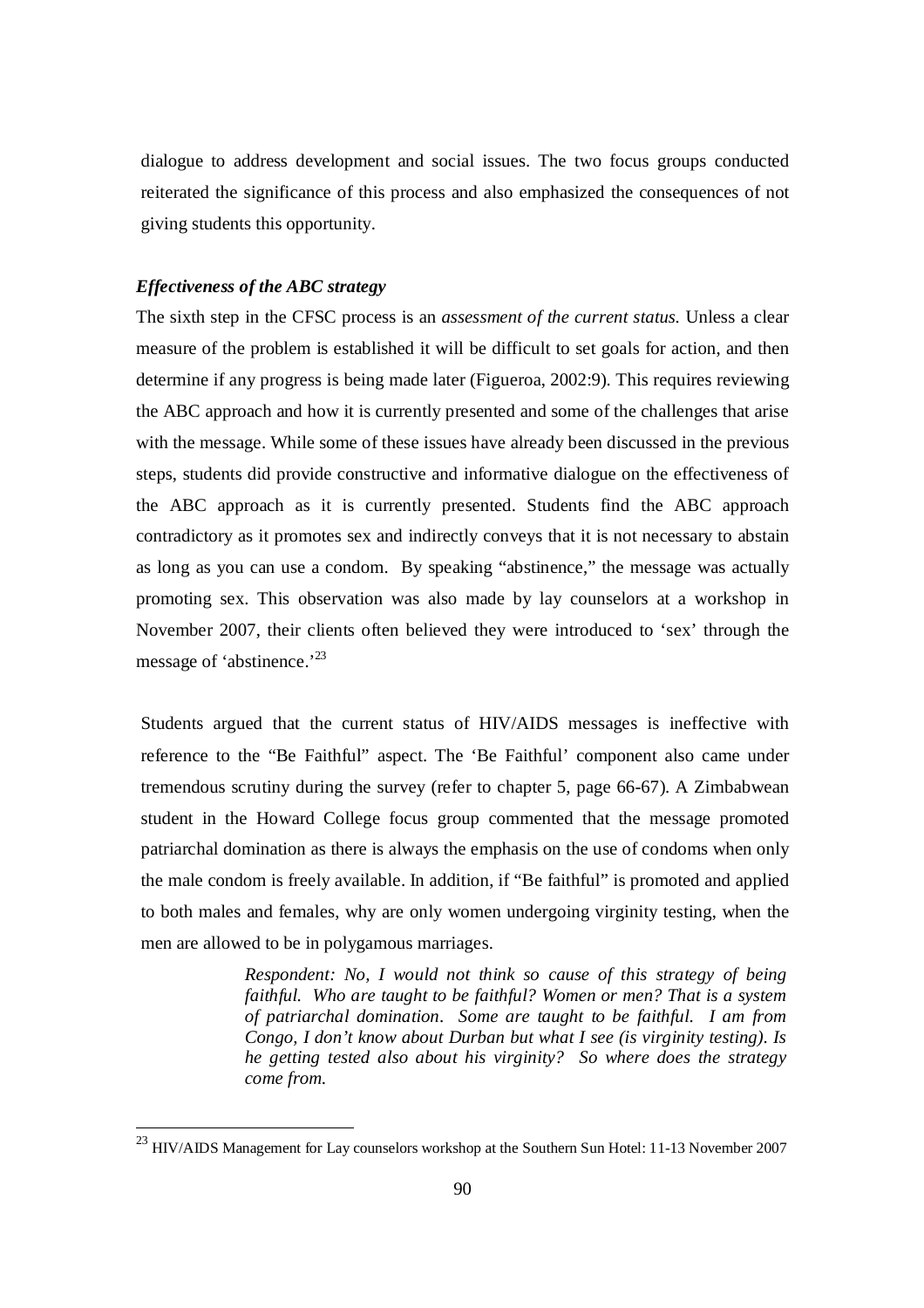dialogue to address development and social issues. The two focus groups conducted reiterated the significance of this process and also emphasized the consequences of not giving students this opportunity.

***Effectiveness of the ABC strategy***

The sixth step in the CFSC process is an *assessment of the current status.* Unless a clear measure of the problem is established it will be difficult to set goals for action, and then determine if any progress is being made later (Figueroa, 2002:9). This requires reviewing the ABC approach and how it is currently presented and some of the challenges that arise with the message. While some of these issues have already been discussed in the previous steps, students did provide constructive and informative dialogue on the effectiveness of the ABC approach as it is currently presented. Students find the ABC approach contradictory as it promotes sex and indirectly conveys that it is not necessary to abstain as long as you can use a condom. By speaking "abstinence," the message was actually promoting sex. This observation was also made by lay counselors at a workshop in November 2007, their clients often believed they were introduced to 'sex' through the message of 'abstinence.'[23]

Students argued that the current status of HIV/AIDS messages is ineffective with reference to the "Be Faithful" aspect. The 'Be Faithful' component also came under tremendous scrutiny during the survey (refer to chapter 5, page 66-67). A Zimbabwean student in the Howard College focus group commented that the message promoted patriarchal domination as there is always the emphasis on the use of condoms when only the male condom is freely available. In addition, if "Be faithful" is promoted and applied to both males and females, why are only women undergoing virginity testing, when the men are allowed to be in polygamous marriages.

> *Respondent: No, I would not think so cause of this strategy of being faithful. Who are taught to be faithful? Women or men? That is a system of patriarchal domination. Some are taught to be faithful. I am from Congo, I don't know about Durban but what I see (is virginity testing). Is he getting tested also about his virginity? So where does the strategy come from.*

[23] HIV/AIDS Management for Lay counselors workshop at the Southern Sun Hotel: 11-13 November 2007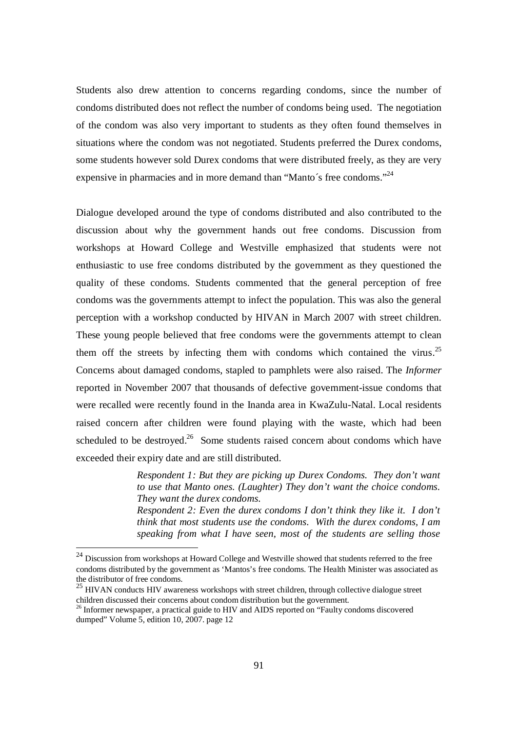Students also drew attention to concerns regarding condoms, since the number of condoms distributed does not reflect the number of condoms being used. The negotiation of the condom was also very important to students as they often found themselves in situations where the condom was not negotiated. Students preferred the Durex condoms, some students however sold Durex condoms that were distributed freely, as they are very expensive in pharmacies and in more demand than "Manto´s free condoms."[24]

Dialogue developed around the type of condoms distributed and also contributed to the discussion about why the government hands out free condoms. Discussion from workshops at Howard College and Westville emphasized that students were not enthusiastic to use free condoms distributed by the government as they questioned the quality of these condoms. Students commented that the general perception of free condoms was the governments attempt to infect the population. This was also the general perception with a workshop conducted by HIVAN in March 2007 with street children. These young people believed that free condoms were the governments attempt to clean them off the streets by infecting them with condoms which contained the virus.[25] Concerns about damaged condoms, stapled to pamphlets were also raised. The *Informer* reported in November 2007 that thousands of defective government-issue condoms that were recalled were recently found in the Inanda area in KwaZulu-Natal. Local residents raised concern after children were found playing with the waste, which had been scheduled to be destroyed.[26] Some students raised concern about condoms which have exceeded their expiry date and are still distributed.

> *Respondent 1: But they are picking up Durex Condoms. They don't want to use that Manto ones. (Laughter) They don't want the choice condoms. They want the durex condoms.*
> *Respondent 2: Even the durex condoms I don't think they like it. I don't think that most students use the condoms. With the durex condoms, I am speaking from what I have seen, most of the students are selling those*

---

[24] Discussion from workshops at Howard College and Westville showed that students referred to the free condoms distributed by the government as 'Mantos's free condoms. The Health Minister was associated as the distributor of free condoms.

[25] HIVAN conducts HIV awareness workshops with street children, through collective dialogue street children discussed their concerns about condom distribution but the government.

[26] Informer newspaper, a practical guide to HIV and AIDS reported on "Faulty condoms discovered dumped" Volume 5, edition 10, 2007. page 12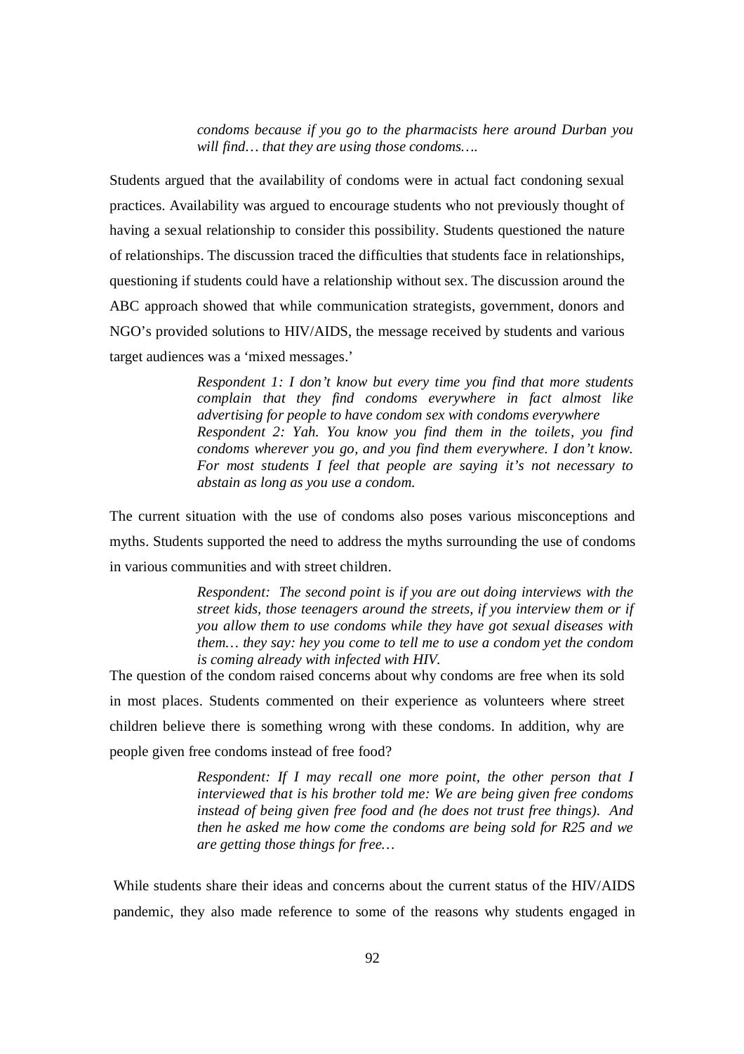*condoms because if you go to the pharmacists here around Durban you will find… that they are using those condoms….*

Students argued that the availability of condoms were in actual fact condoning sexual practices. Availability was argued to encourage students who not previously thought of having a sexual relationship to consider this possibility. Students questioned the nature of relationships. The discussion traced the difficulties that students face in relationships, questioning if students could have a relationship without sex. The discussion around the ABC approach showed that while communication strategists, government, donors and NGO's provided solutions to HIV/AIDS, the message received by students and various target audiences was a 'mixed messages.'

> *Respondent 1: I don't know but every time you find that more students complain that they find condoms everywhere in fact almost like advertising for people to have condom sex with condoms everywhere*
> *Respondent 2: Yah. You know you find them in the toilets, you find condoms wherever you go, and you find them everywhere. I don't know. For most students I feel that people are saying it's not necessary to abstain as long as you use a condom.*

The current situation with the use of condoms also poses various misconceptions and myths. Students supported the need to address the myths surrounding the use of condoms in various communities and with street children.

> *Respondent: The second point is if you are out doing interviews with the street kids, those teenagers around the streets, if you interview them or if you allow them to use condoms while they have got sexual diseases with them… they say: hey you come to tell me to use a condom yet the condom is coming already with infected with HIV.*

The question of the condom raised concerns about why condoms are free when its sold in most places. Students commented on their experience as volunteers where street children believe there is something wrong with these condoms. In addition, why are people given free condoms instead of free food?

> *Respondent: If I may recall one more point, the other person that I interviewed that is his brother told me: We are being given free condoms instead of being given free food and (he does not trust free things). And then he asked me how come the condoms are being sold for R25 and we are getting those things for free…*

While students share their ideas and concerns about the current status of the HIV/AIDS pandemic, they also made reference to some of the reasons why students engaged in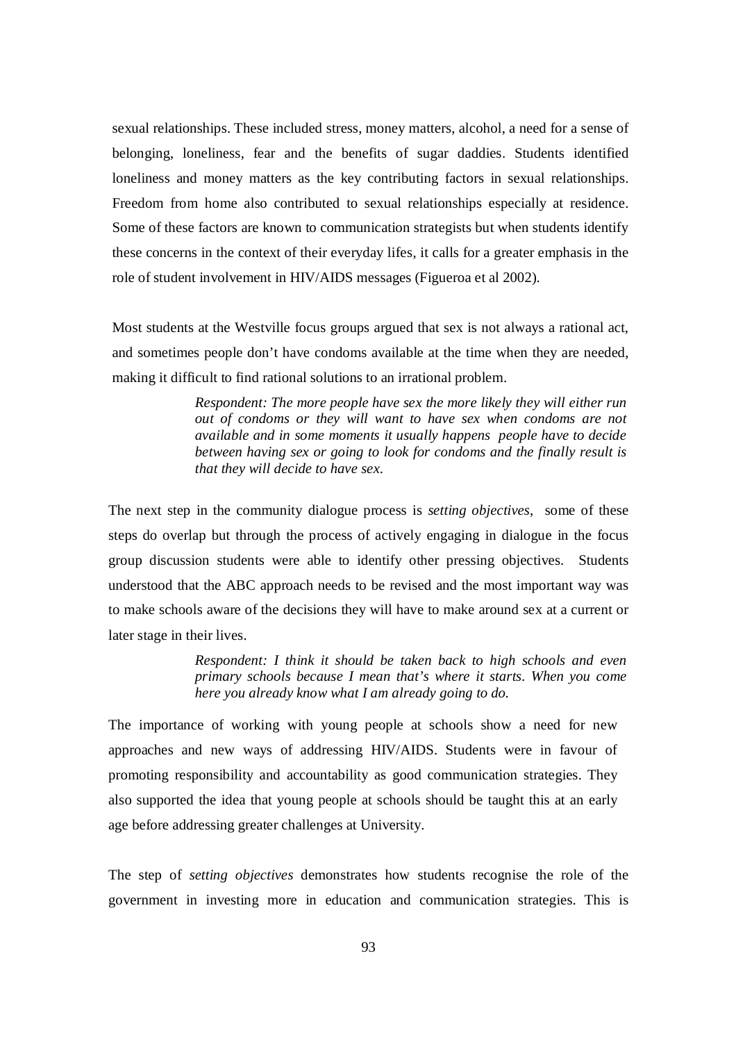sexual relationships. These included stress, money matters, alcohol, a need for a sense of belonging, loneliness, fear and the benefits of sugar daddies. Students identified loneliness and money matters as the key contributing factors in sexual relationships. Freedom from home also contributed to sexual relationships especially at residence. Some of these factors are known to communication strategists but when students identify these concerns in the context of their everyday lifes, it calls for a greater emphasis in the role of student involvement in HIV/AIDS messages (Figueroa et al 2002).

Most students at the Westville focus groups argued that sex is not always a rational act, and sometimes people don't have condoms available at the time when they are needed, making it difficult to find rational solutions to an irrational problem.

> *Respondent: The more people have sex the more likely they will either run out of condoms or they will want to have sex when condoms are not available and in some moments it usually happens people have to decide between having sex or going to look for condoms and the finally result is that they will decide to have sex.*

The next step in the community dialogue process is *setting objectives*, some of these steps do overlap but through the process of actively engaging in dialogue in the focus group discussion students were able to identify other pressing objectives. Students understood that the ABC approach needs to be revised and the most important way was to make schools aware of the decisions they will have to make around sex at a current or later stage in their lives.

> *Respondent: I think it should be taken back to high schools and even primary schools because I mean that's where it starts. When you come here you already know what I am already going to do.*

The importance of working with young people at schools show a need for new approaches and new ways of addressing HIV/AIDS. Students were in favour of promoting responsibility and accountability as good communication strategies. They also supported the idea that young people at schools should be taught this at an early age before addressing greater challenges at University.

The step of *setting objectives* demonstrates how students recognise the role of the government in investing more in education and communication strategies. This is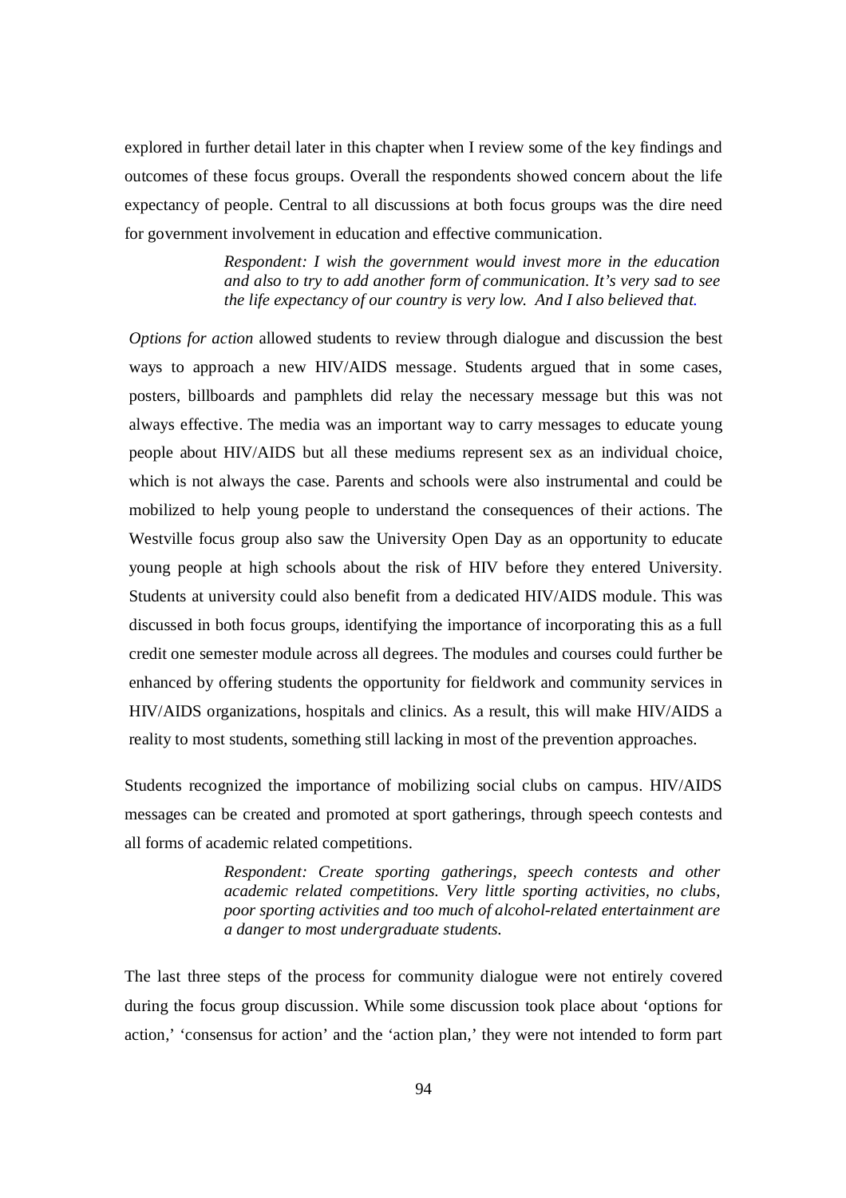explored in further detail later in this chapter when I review some of the key findings and outcomes of these focus groups. Overall the respondents showed concern about the life expectancy of people. Central to all discussions at both focus groups was the dire need for government involvement in education and effective communication.

> *Respondent: I wish the government would invest more in the education and also to try to add another form of communication. It's very sad to see the life expectancy of our country is very low. And I also believed that.*

*Options for action* allowed students to review through dialogue and discussion the best ways to approach a new HIV/AIDS message. Students argued that in some cases, posters, billboards and pamphlets did relay the necessary message but this was not always effective. The media was an important way to carry messages to educate young people about HIV/AIDS but all these mediums represent sex as an individual choice, which is not always the case. Parents and schools were also instrumental and could be mobilized to help young people to understand the consequences of their actions. The Westville focus group also saw the University Open Day as an opportunity to educate young people at high schools about the risk of HIV before they entered University. Students at university could also benefit from a dedicated HIV/AIDS module. This was discussed in both focus groups, identifying the importance of incorporating this as a full credit one semester module across all degrees. The modules and courses could further be enhanced by offering students the opportunity for fieldwork and community services in HIV/AIDS organizations, hospitals and clinics. As a result, this will make HIV/AIDS a reality to most students, something still lacking in most of the prevention approaches.

Students recognized the importance of mobilizing social clubs on campus. HIV/AIDS messages can be created and promoted at sport gatherings, through speech contests and all forms of academic related competitions.

> *Respondent: Create sporting gatherings, speech contests and other academic related competitions. Very little sporting activities, no clubs, poor sporting activities and too much of alcohol-related entertainment are a danger to most undergraduate students.*

The last three steps of the process for community dialogue were not entirely covered during the focus group discussion. While some discussion took place about 'options for action,' 'consensus for action' and the 'action plan,' they were not intended to form part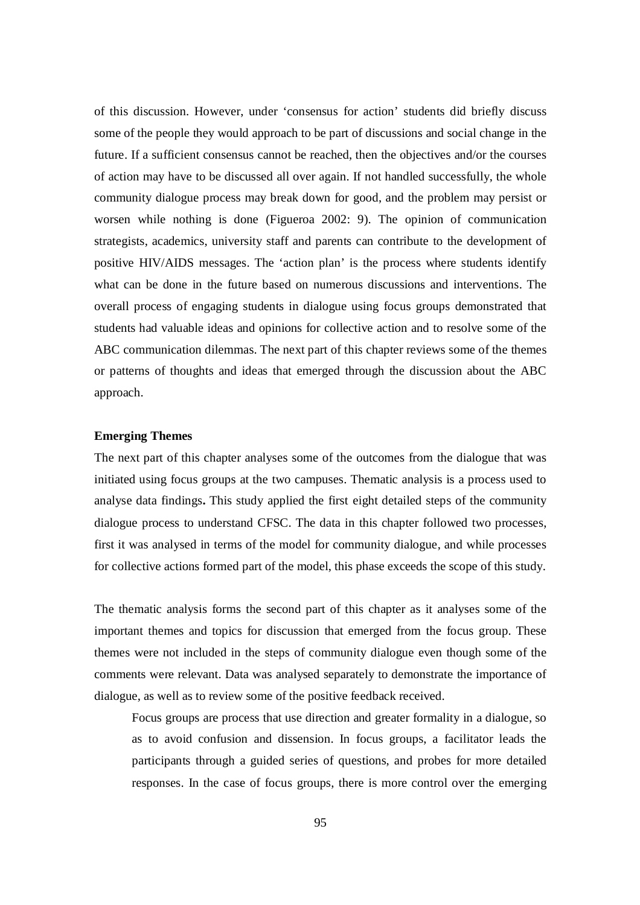of this discussion. However, under ‘consensus for action’ students did briefly discuss some of the people they would approach to be part of discussions and social change in the future. If a sufficient consensus cannot be reached, then the objectives and/or the courses of action may have to be discussed all over again. If not handled successfully, the whole community dialogue process may break down for good, and the problem may persist or worsen while nothing is done (Figueroa 2002: 9). The opinion of communication strategists, academics, university staff and parents can contribute to the development of positive HIV/AIDS messages. The ‘action plan’ is the process where students identify what can be done in the future based on numerous discussions and interventions. The overall process of engaging students in dialogue using focus groups demonstrated that students had valuable ideas and opinions for collective action and to resolve some of the ABC communication dilemmas. The next part of this chapter reviews some of the themes or patterns of thoughts and ideas that emerged through the discussion about the ABC approach.

**Emerging Themes**

The next part of this chapter analyses some of the outcomes from the dialogue that was initiated using focus groups at the two campuses. Thematic analysis is a process used to analyse data findings**.** This study applied the first eight detailed steps of the community dialogue process to understand CFSC. The data in this chapter followed two processes, first it was analysed in terms of the model for community dialogue, and while processes for collective actions formed part of the model, this phase exceeds the scope of this study.

The thematic analysis forms the second part of this chapter as it analyses some of the important themes and topics for discussion that emerged from the focus group. These themes were not included in the steps of community dialogue even though some of the comments were relevant. Data was analysed separately to demonstrate the importance of dialogue, as well as to review some of the positive feedback received.

> Focus groups are process that use direction and greater formality in a dialogue, so as to avoid confusion and dissension. In focus groups, a facilitator leads the participants through a guided series of questions, and probes for more detailed responses. In the case of focus groups, there is more control over the emerging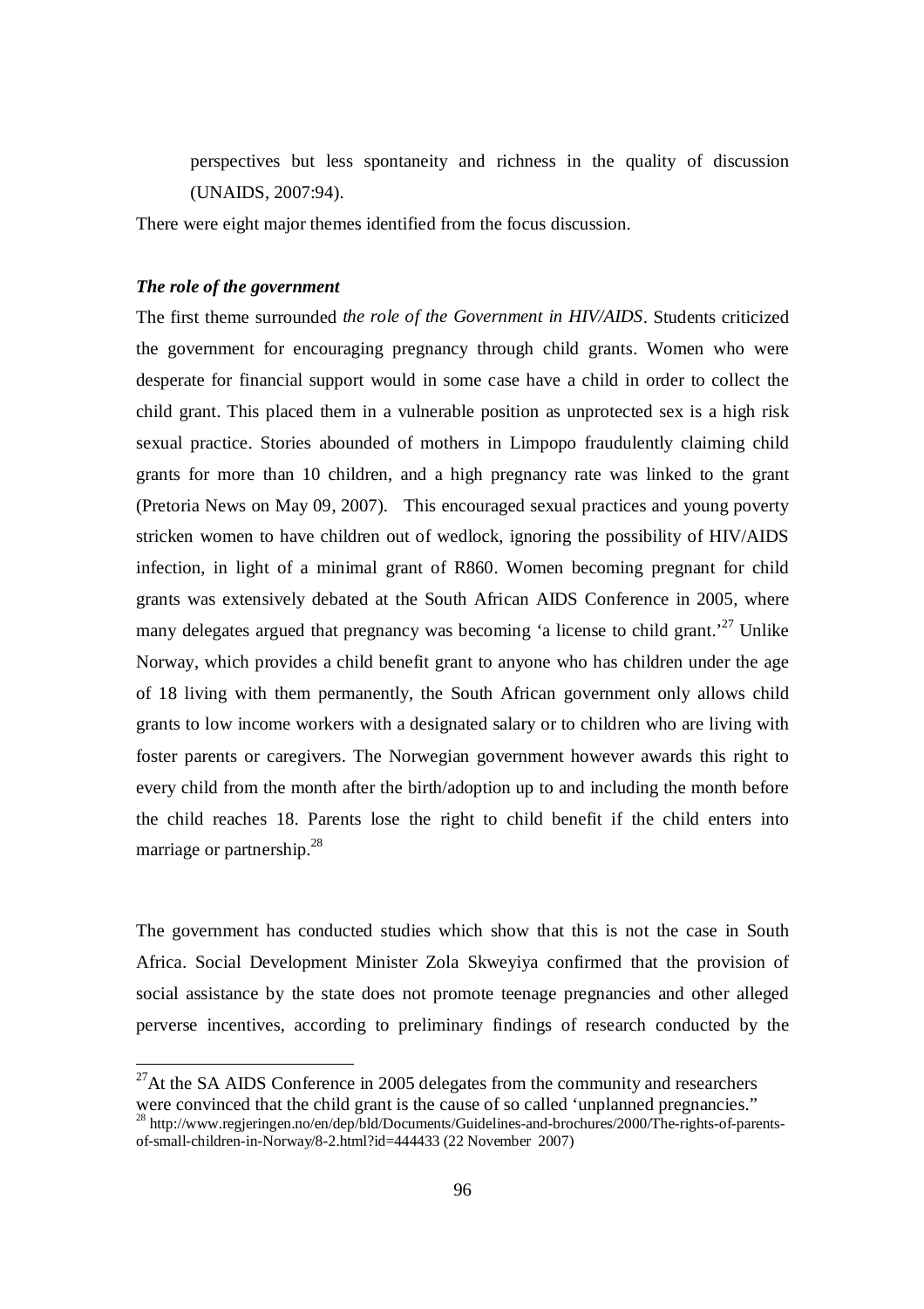perspectives but less spontaneity and richness in the quality of discussion (UNAIDS, 2007:94).

There were eight major themes identified from the focus discussion.

***The role of the government***

The first theme surrounded *the role of the Government in HIV/AIDS*. Students criticized the government for encouraging pregnancy through child grants. Women who were desperate for financial support would in some case have a child in order to collect the child grant. This placed them in a vulnerable position as unprotected sex is a high risk sexual practice. Stories abounded of mothers in Limpopo fraudulently claiming child grants for more than 10 children, and a high pregnancy rate was linked to the grant (Pretoria News on May 09, 2007). This encouraged sexual practices and young poverty stricken women to have children out of wedlock, ignoring the possibility of HIV/AIDS infection, in light of a minimal grant of R860. Women becoming pregnant for child grants was extensively debated at the South African AIDS Conference in 2005, where many delegates argued that pregnancy was becoming 'a license to child grant.'[27] Unlike Norway, which provides a child benefit grant to anyone who has children under the age of 18 living with them permanently, the South African government only allows child grants to low income workers with a designated salary or to children who are living with foster parents or caregivers. The Norwegian government however awards this right to every child from the month after the birth/adoption up to and including the month before the child reaches 18. Parents lose the right to child benefit if the child enters into marriage or partnership.[28]

The government has conducted studies which show that this is not the case in South Africa. Social Development Minister Zola Skweyiya confirmed that the provision of social assistance by the state does not promote teenage pregnancies and other alleged perverse incentives, according to preliminary findings of research conducted by the

---

[27] At the SA AIDS Conference in 2005 delegates from the community and researchers were convinced that the child grant is the cause of so called 'unplanned pregnancies."

[28] http://www.regjeringen.no/en/dep/bld/Documents/Guidelines-and-brochures/2000/The-rights-of-parents-of-small-children-in-Norway/8-2.html?id=444433 (22 November 2007)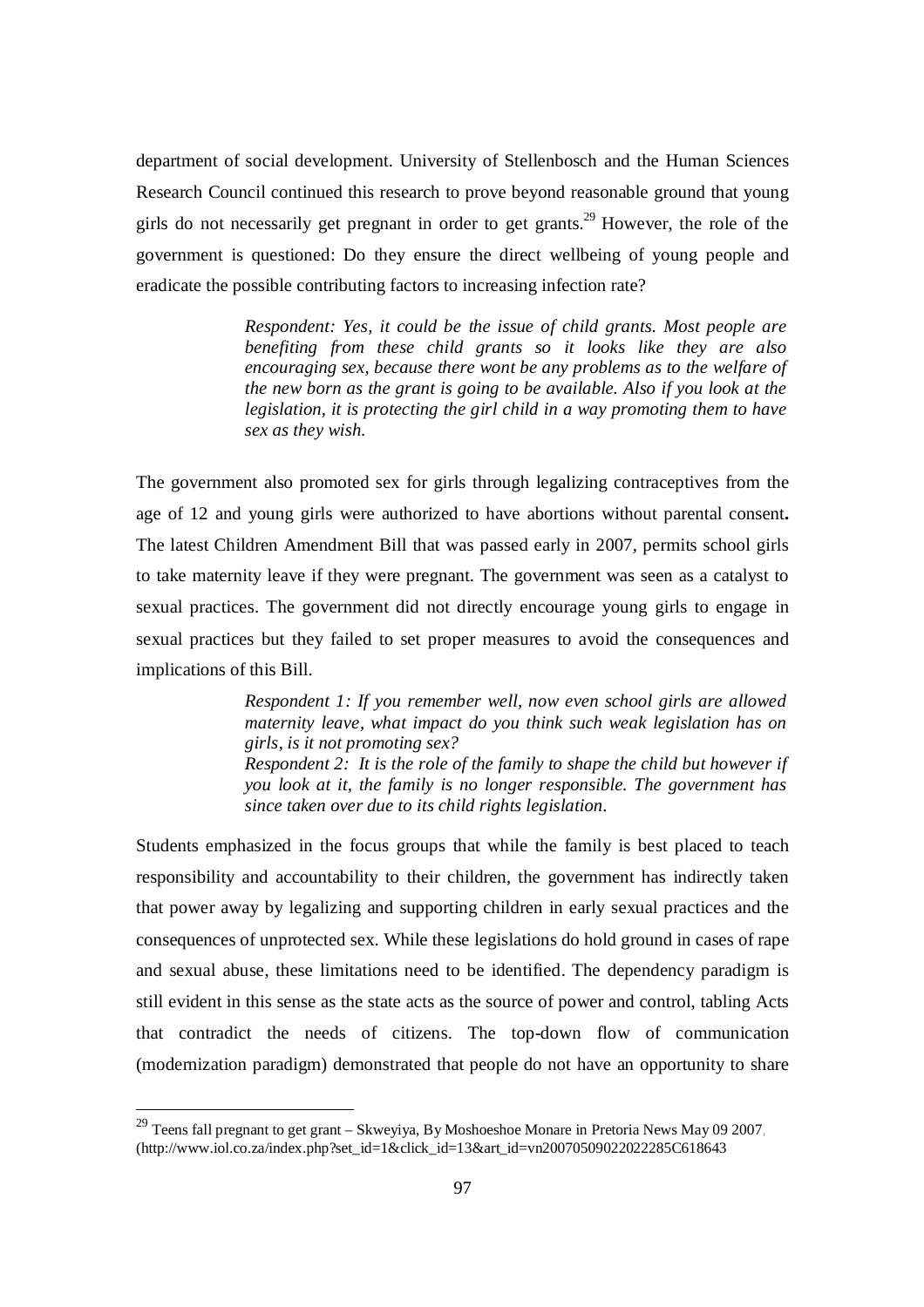department of social development. University of Stellenbosch and the Human Sciences Research Council continued this research to prove beyond reasonable ground that young girls do not necessarily get pregnant in order to get grants.[29] However, the role of the government is questioned: Do they ensure the direct wellbeing of young people and eradicate the possible contributing factors to increasing infection rate?

> *Respondent: Yes, it could be the issue of child grants. Most people are benefiting from these child grants so it looks like they are also encouraging sex, because there wont be any problems as to the welfare of the new born as the grant is going to be available. Also if you look at the legislation, it is protecting the girl child in a way promoting them to have sex as they wish.*

The government also promoted sex for girls through legalizing contraceptives from the age of 12 and young girls were authorized to have abortions without parental consent**.** The latest Children Amendment Bill that was passed early in 2007, permits school girls to take maternity leave if they were pregnant. The government was seen as a catalyst to sexual practices. The government did not directly encourage young girls to engage in sexual practices but they failed to set proper measures to avoid the consequences and implications of this Bill.

> *Respondent 1: If you remember well, now even school girls are allowed maternity leave, what impact do you think such weak legislation has on girls, is it not promoting sex?*
> *Respondent 2: It is the role of the family to shape the child but however if you look at it, the family is no longer responsible. The government has since taken over due to its child rights legislation.*

Students emphasized in the focus groups that while the family is best placed to teach responsibility and accountability to their children, the government has indirectly taken that power away by legalizing and supporting children in early sexual practices and the consequences of unprotected sex. While these legislations do hold ground in cases of rape and sexual abuse, these limitations need to be identified. The dependency paradigm is still evident in this sense as the state acts as the source of power and control, tabling Acts that contradict the needs of citizens. The top-down flow of communication (modernization paradigm) demonstrated that people do not have an opportunity to share

[29] Teens fall pregnant to get grant – Skweyiya, By Moshoeshoe Monare in Pretoria News May 09 2007, (http://www.iol.co.za/index.php?set_id=1&click_id=13&art_id=vn20070509022022285C618643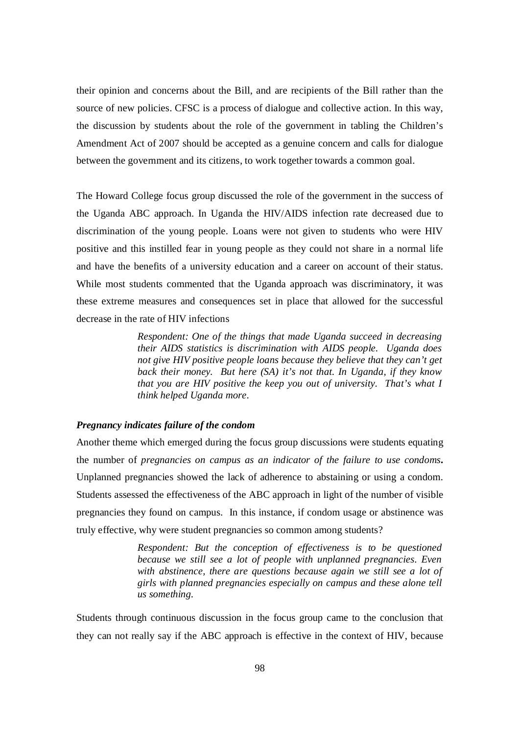their opinion and concerns about the Bill, and are recipients of the Bill rather than the source of new policies. CFSC is a process of dialogue and collective action. In this way, the discussion by students about the role of the government in tabling the Children's Amendment Act of 2007 should be accepted as a genuine concern and calls for dialogue between the government and its citizens, to work together towards a common goal.

The Howard College focus group discussed the role of the government in the success of the Uganda ABC approach. In Uganda the HIV/AIDS infection rate decreased due to discrimination of the young people. Loans were not given to students who were HIV positive and this instilled fear in young people as they could not share in a normal life and have the benefits of a university education and a career on account of their status. While most students commented that the Uganda approach was discriminatory, it was these extreme measures and consequences set in place that allowed for the successful decrease in the rate of HIV infections

> *Respondent: One of the things that made Uganda succeed in decreasing their AIDS statistics is discrimination with AIDS people. Uganda does not give HIV positive people loans because they believe that they can't get back their money. But here (SA) it's not that. In Uganda, if they know that you are HIV positive the keep you out of university. That's what I think helped Uganda more.*

***Pregnancy indicates failure of the condom***

Another theme which emerged during the focus group discussions were students equating the number of *pregnancies on campus as an indicator of the failure to use condoms***.** Unplanned pregnancies showed the lack of adherence to abstaining or using a condom. Students assessed the effectiveness of the ABC approach in light of the number of visible pregnancies they found on campus. In this instance, if condom usage or abstinence was truly effective, why were student pregnancies so common among students?

> *Respondent: But the conception of effectiveness is to be questioned because we still see a lot of people with unplanned pregnancies. Even with abstinence, there are questions because again we still see a lot of girls with planned pregnancies especially on campus and these alone tell us something.*

Students through continuous discussion in the focus group came to the conclusion that they can not really say if the ABC approach is effective in the context of HIV, because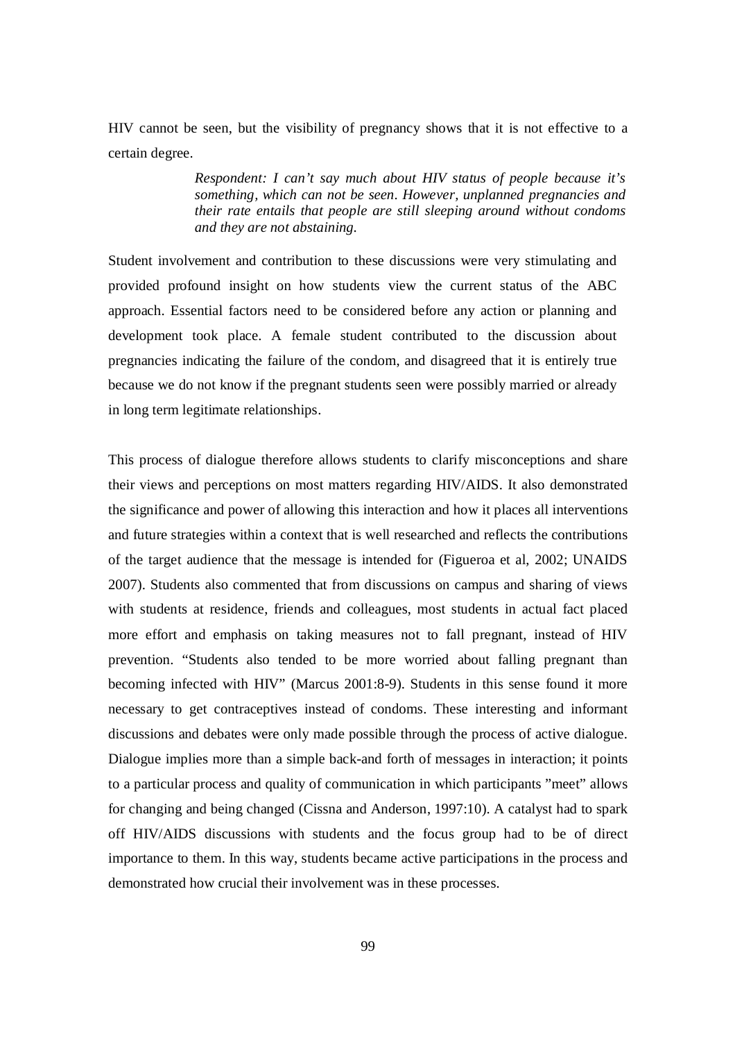HIV cannot be seen, but the visibility of pregnancy shows that it is not effective to a certain degree.

> *Respondent: I can't say much about HIV status of people because it's something, which can not be seen. However, unplanned pregnancies and their rate entails that people are still sleeping around without condoms and they are not abstaining.*

Student involvement and contribution to these discussions were very stimulating and provided profound insight on how students view the current status of the ABC approach. Essential factors need to be considered before any action or planning and development took place. A female student contributed to the discussion about pregnancies indicating the failure of the condom, and disagreed that it is entirely true because we do not know if the pregnant students seen were possibly married or already in long term legitimate relationships.

This process of dialogue therefore allows students to clarify misconceptions and share their views and perceptions on most matters regarding HIV/AIDS. It also demonstrated the significance and power of allowing this interaction and how it places all interventions and future strategies within a context that is well researched and reflects the contributions of the target audience that the message is intended for (Figueroa et al, 2002; UNAIDS 2007). Students also commented that from discussions on campus and sharing of views with students at residence, friends and colleagues, most students in actual fact placed more effort and emphasis on taking measures not to fall pregnant, instead of HIV prevention. "Students also tended to be more worried about falling pregnant than becoming infected with HIV" (Marcus 2001:8-9). Students in this sense found it more necessary to get contraceptives instead of condoms. These interesting and informant discussions and debates were only made possible through the process of active dialogue. Dialogue implies more than a simple back-and forth of messages in interaction; it points to a particular process and quality of communication in which participants "meet" allows for changing and being changed (Cissna and Anderson, 1997:10). A catalyst had to spark off HIV/AIDS discussions with students and the focus group had to be of direct importance to them. In this way, students became active participations in the process and demonstrated how crucial their involvement was in these processes.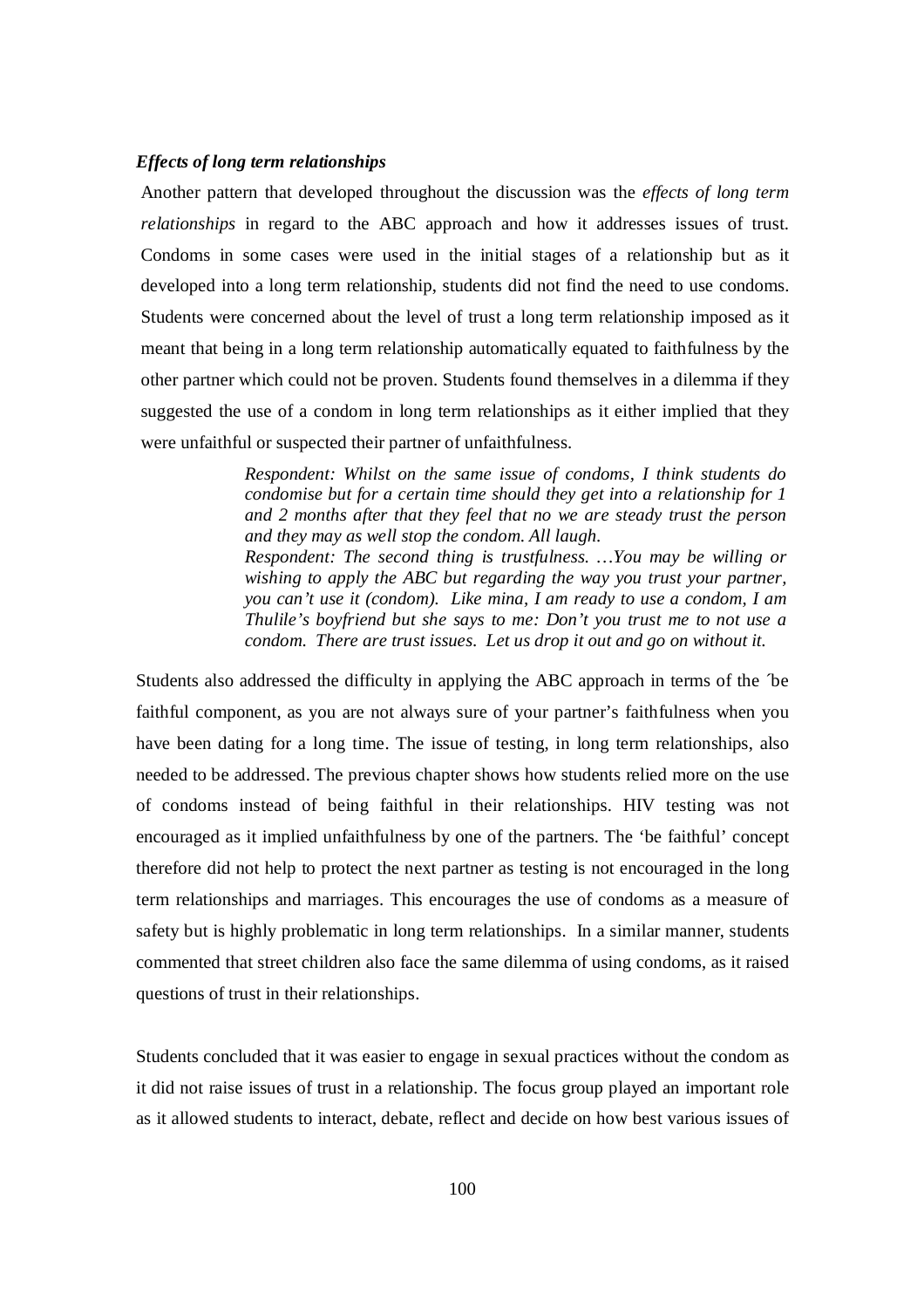***Effects of long term relationships***

Another pattern that developed throughout the discussion was the *effects of long term relationships* in regard to the ABC approach and how it addresses issues of trust. Condoms in some cases were used in the initial stages of a relationship but as it developed into a long term relationship, students did not find the need to use condoms. Students were concerned about the level of trust a long term relationship imposed as it meant that being in a long term relationship automatically equated to faithfulness by the other partner which could not be proven. Students found themselves in a dilemma if they suggested the use of a condom in long term relationships as it either implied that they were unfaithful or suspected their partner of unfaithfulness.

> *Respondent: Whilst on the same issue of condoms, I think students do condomise but for a certain time should they get into a relationship for 1 and 2 months after that they feel that no we are steady trust the person and they may as well stop the condom. All laugh.*
> *Respondent: The second thing is trustfulness. …You may be willing or wishing to apply the ABC but regarding the way you trust your partner, you can't use it (condom). Like mina, I am ready to use a condom, I am Thulile's boyfriend but she says to me: Don't you trust me to not use a condom. There are trust issues. Let us drop it out and go on without it.*

Students also addressed the difficulty in applying the ABC approach in terms of the ´be faithful component, as you are not always sure of your partner's faithfulness when you have been dating for a long time. The issue of testing, in long term relationships, also needed to be addressed. The previous chapter shows how students relied more on the use of condoms instead of being faithful in their relationships. HIV testing was not encouraged as it implied unfaithfulness by one of the partners. The 'be faithful' concept therefore did not help to protect the next partner as testing is not encouraged in the long term relationships and marriages. This encourages the use of condoms as a measure of safety but is highly problematic in long term relationships. In a similar manner, students commented that street children also face the same dilemma of using condoms, as it raised questions of trust in their relationships.

Students concluded that it was easier to engage in sexual practices without the condom as it did not raise issues of trust in a relationship. The focus group played an important role as it allowed students to interact, debate, reflect and decide on how best various issues of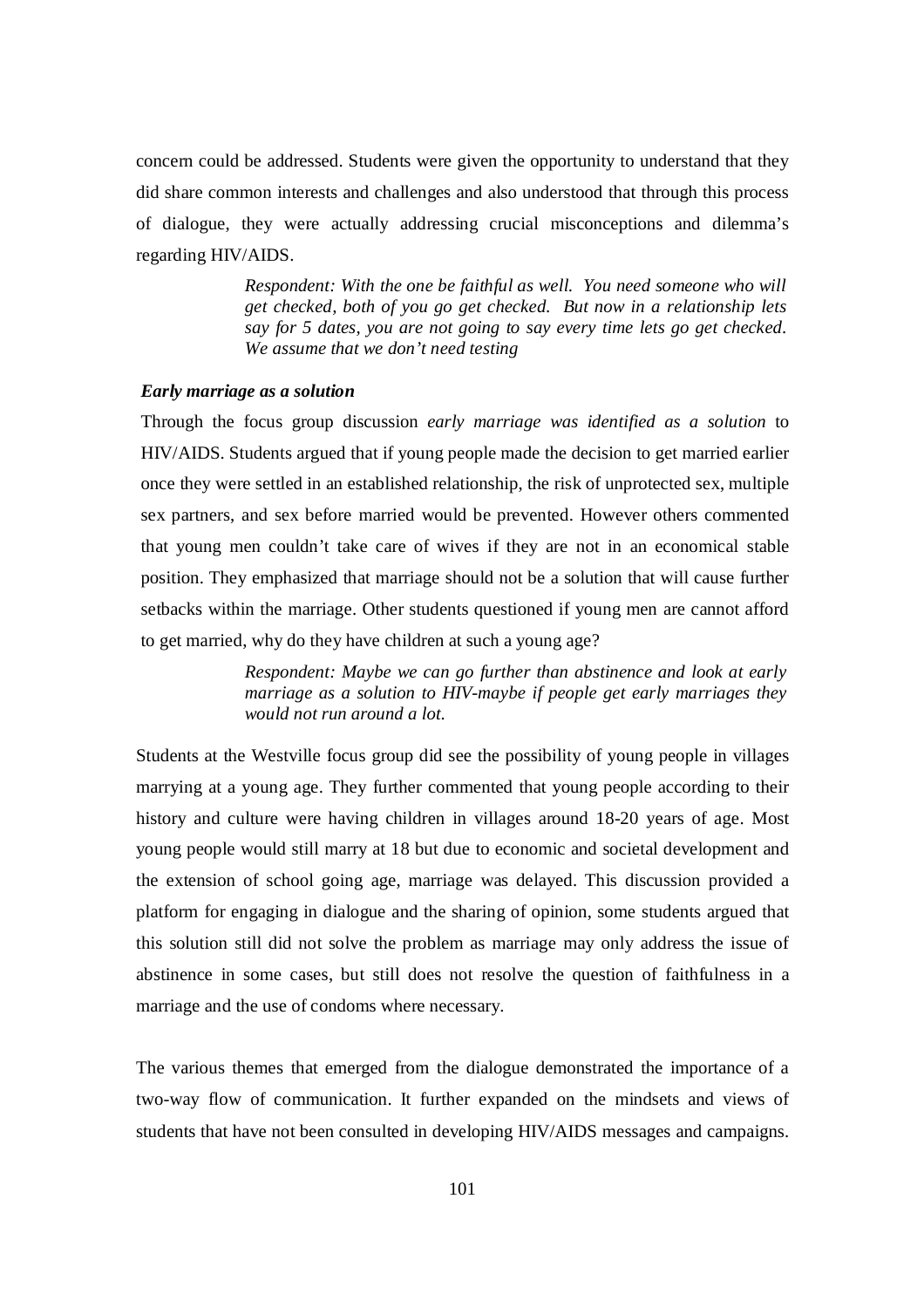concern could be addressed. Students were given the opportunity to understand that they did share common interests and challenges and also understood that through this process of dialogue, they were actually addressing crucial misconceptions and dilemma's regarding HIV/AIDS.

> *Respondent: With the one be faithful as well. You need someone who will get checked, both of you go get checked. But now in a relationship lets say for 5 dates, you are not going to say every time lets go get checked. We assume that we don't need testing*

***Early marriage as a solution***

Through the focus group discussion *early marriage was identified as a solution* to HIV/AIDS. Students argued that if young people made the decision to get married earlier once they were settled in an established relationship, the risk of unprotected sex, multiple sex partners, and sex before married would be prevented. However others commented that young men couldn't take care of wives if they are not in an economical stable position. They emphasized that marriage should not be a solution that will cause further setbacks within the marriage. Other students questioned if young men are cannot afford to get married, why do they have children at such a young age?

> *Respondent: Maybe we can go further than abstinence and look at early marriage as a solution to HIV-maybe if people get early marriages they would not run around a lot.*

Students at the Westville focus group did see the possibility of young people in villages marrying at a young age. They further commented that young people according to their history and culture were having children in villages around 18-20 years of age. Most young people would still marry at 18 but due to economic and societal development and the extension of school going age, marriage was delayed. This discussion provided a platform for engaging in dialogue and the sharing of opinion, some students argued that this solution still did not solve the problem as marriage may only address the issue of abstinence in some cases, but still does not resolve the question of faithfulness in a marriage and the use of condoms where necessary.

The various themes that emerged from the dialogue demonstrated the importance of a two-way flow of communication. It further expanded on the mindsets and views of students that have not been consulted in developing HIV/AIDS messages and campaigns.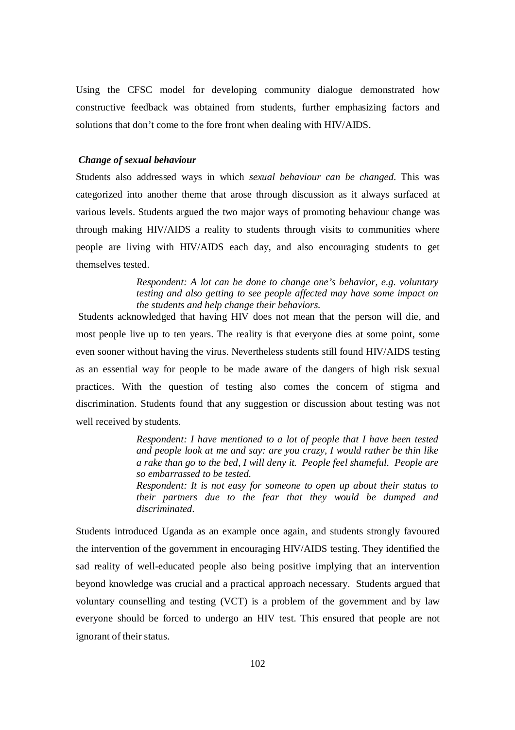Using the CFSC model for developing community dialogue demonstrated how constructive feedback was obtained from students, further emphasizing factors and solutions that don't come to the fore front when dealing with HIV/AIDS.

### *Change of sexual behaviour*

Students also addressed ways in which *sexual behaviour can be changed*. This was categorized into another theme that arose through discussion as it always surfaced at various levels. Students argued the two major ways of promoting behaviour change was through making HIV/AIDS a reality to students through visits to communities where people are living with HIV/AIDS each day, and also encouraging students to get themselves tested.

> *Respondent: A lot can be done to change one's behavior, e.g. voluntary testing and also getting to see people affected may have some impact on the students and help change their behaviors.*

Students acknowledged that having HIV does not mean that the person will die, and most people live up to ten years. The reality is that everyone dies at some point, some even sooner without having the virus. Nevertheless students still found HIV/AIDS testing as an essential way for people to be made aware of the dangers of high risk sexual practices. With the question of testing also comes the concern of stigma and discrimination. Students found that any suggestion or discussion about testing was not well received by students.

> *Respondent: I have mentioned to a lot of people that I have been tested and people look at me and say: are you crazy, I would rather be thin like a rake than go to the bed, I will deny it. People feel shameful. People are so embarrassed to be tested.*
>
> *Respondent: It is not easy for someone to open up about their status to their partners due to the fear that they would be dumped and discriminated.*

Students introduced Uganda as an example once again, and students strongly favoured the intervention of the government in encouraging HIV/AIDS testing. They identified the sad reality of well-educated people also being positive implying that an intervention beyond knowledge was crucial and a practical approach necessary. Students argued that voluntary counselling and testing (VCT) is a problem of the government and by law everyone should be forced to undergo an HIV test. This ensured that people are not ignorant of their status.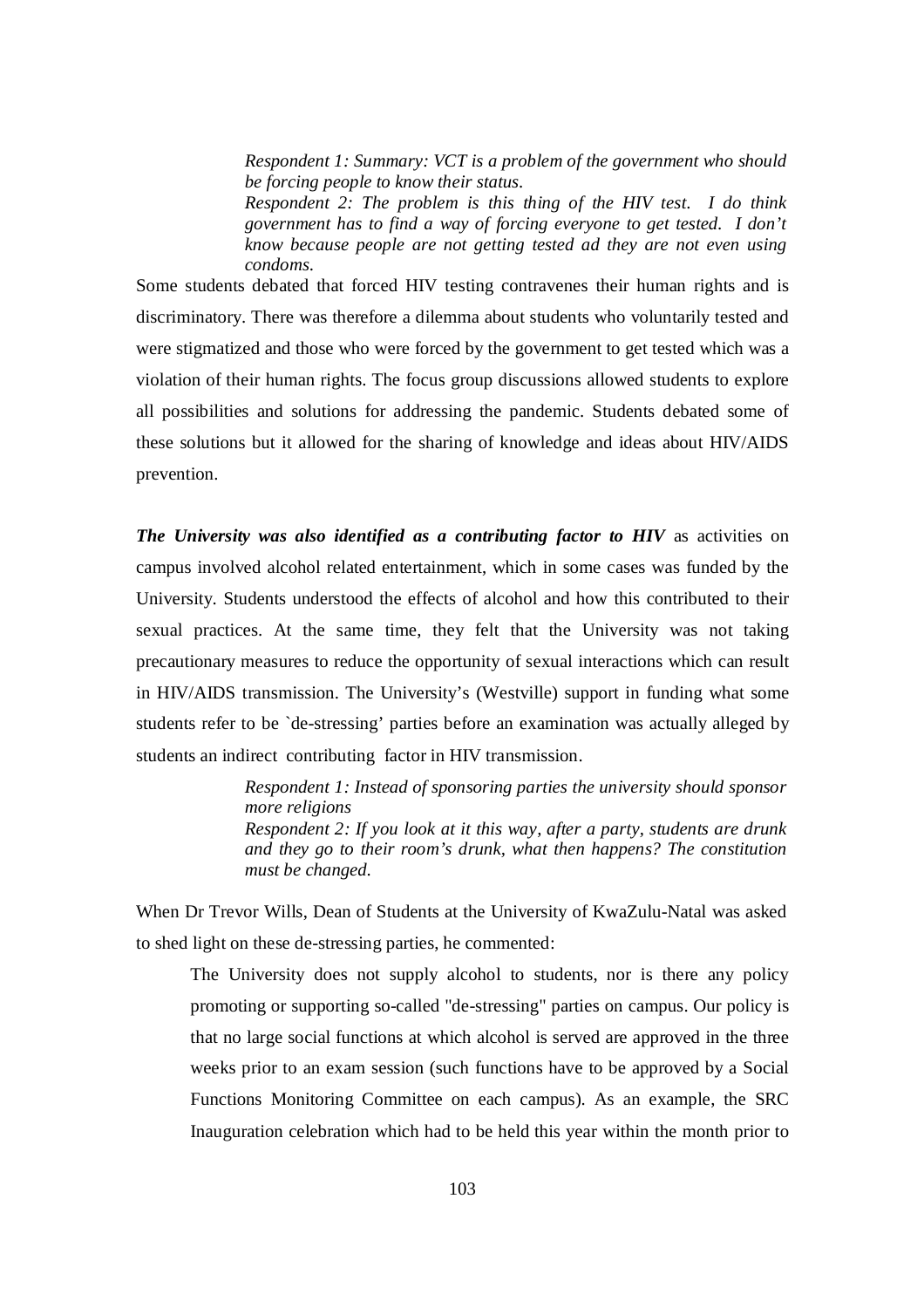> *Respondent 1: Summary: VCT is a problem of the government who should be forcing people to know their status.*
> *Respondent 2: The problem is this thing of the HIV test. I do think government has to find a way of forcing everyone to get tested. I don't know because people are not getting tested ad they are not even using condoms.*

Some students debated that forced HIV testing contravenes their human rights and is discriminatory. There was therefore a dilemma about students who voluntarily tested and were stigmatized and those who were forced by the government to get tested which was a violation of their human rights. The focus group discussions allowed students to explore all possibilities and solutions for addressing the pandemic. Students debated some of these solutions but it allowed for the sharing of knowledge and ideas about HIV/AIDS prevention.

***The University was also identified as a contributing factor to HIV*** as activities on campus involved alcohol related entertainment, which in some cases was funded by the University. Students understood the effects of alcohol and how this contributed to their sexual practices. At the same time, they felt that the University was not taking precautionary measures to reduce the opportunity of sexual interactions which can result in HIV/AIDS transmission. The University's (Westville) support in funding what some students refer to be `de-stressing' parties before an examination was actually alleged by students an indirect contributing factor in HIV transmission.

> *Respondent 1: Instead of sponsoring parties the university should sponsor more religions*
> *Respondent 2: If you look at it this way, after a party, students are drunk and they go to their room's drunk, what then happens? The constitution must be changed.*

When Dr Trevor Wills, Dean of Students at the University of KwaZulu-Natal was asked to shed light on these de-stressing parties, he commented:

> The University does not supply alcohol to students, nor is there any policy promoting or supporting so-called "de-stressing" parties on campus. Our policy is that no large social functions at which alcohol is served are approved in the three weeks prior to an exam session (such functions have to be approved by a Social Functions Monitoring Committee on each campus). As an example, the SRC Inauguration celebration which had to be held this year within the month prior to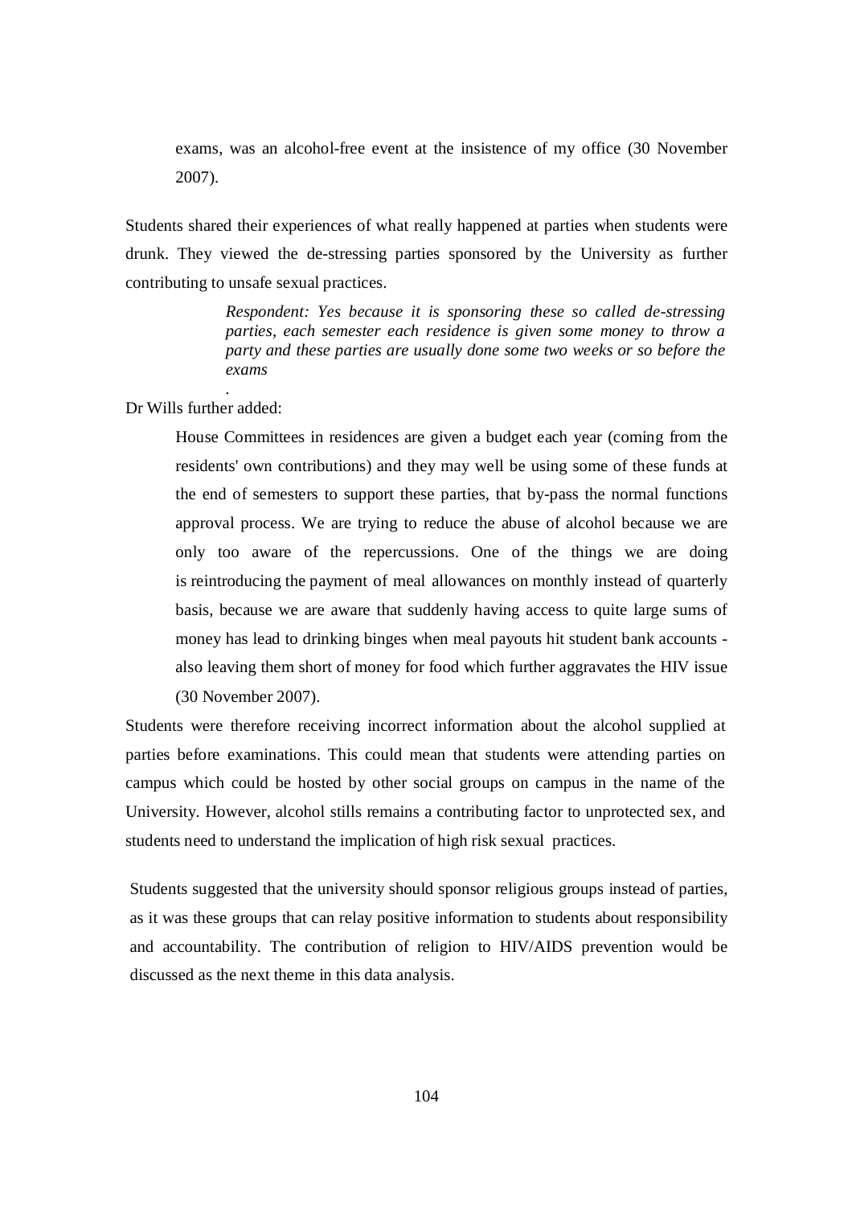> exams, was an alcohol-free event at the insistence of my office (30 November 2007).

Students shared their experiences of what really happened at parties when students were drunk. They viewed the de-stressing parties sponsored by the University as further contributing to unsafe sexual practices.

> *Respondent: Yes because it is sponsoring these so called de-stressing parties, each semester each residence is given some money to throw a party and these parties are usually done some two weeks or so before the exams*

Dr Wills further added:

> House Committees in residences are given a budget each year (coming from the residents' own contributions) and they may well be using some of these funds at the end of semesters to support these parties, that by-pass the normal functions approval process. We are trying to reduce the abuse of alcohol because we are only too aware of the repercussions. One of the things we are doing is reintroducing the payment of meal allowances on monthly instead of quarterly basis, because we are aware that suddenly having access to quite large sums of money has lead to drinking binges when meal payouts hit student bank accounts - also leaving them short of money for food which further aggravates the HIV issue (30 November 2007).

Students were therefore receiving incorrect information about the alcohol supplied at parties before examinations. This could mean that students were attending parties on campus which could be hosted by other social groups on campus in the name of the University. However, alcohol stills remains a contributing factor to unprotected sex, and students need to understand the implication of high risk sexual practices.

Students suggested that the university should sponsor religious groups instead of parties, as it was these groups that can relay positive information to students about responsibility and accountability. The contribution of religion to HIV/AIDS prevention would be discussed as the next theme in this data analysis.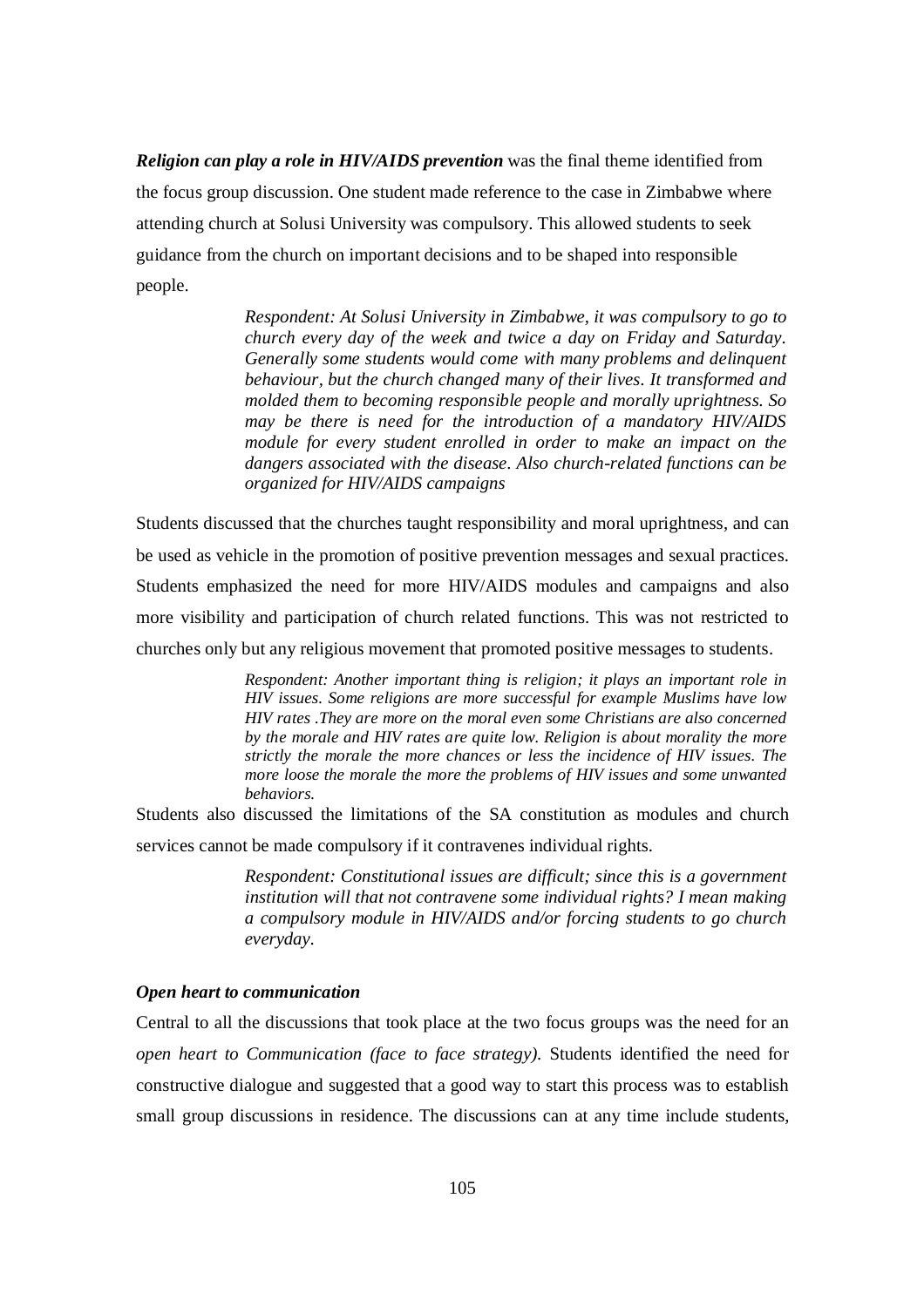***Religion can play a role in HIV/AIDS prevention*** was the final theme identified from the focus group discussion. One student made reference to the case in Zimbabwe where attending church at Solusi University was compulsory. This allowed students to seek guidance from the church on important decisions and to be shaped into responsible people.

> *Respondent: At Solusi University in Zimbabwe, it was compulsory to go to church every day of the week and twice a day on Friday and Saturday. Generally some students would come with many problems and delinquent behaviour, but the church changed many of their lives. It transformed and molded them to becoming responsible people and morally uprightness. So may be there is need for the introduction of a mandatory HIV/AIDS module for every student enrolled in order to make an impact on the dangers associated with the disease. Also church-related functions can be organized for HIV/AIDS campaigns*

Students discussed that the churches taught responsibility and moral uprightness, and can be used as vehicle in the promotion of positive prevention messages and sexual practices. Students emphasized the need for more HIV/AIDS modules and campaigns and also more visibility and participation of church related functions. This was not restricted to churches only but any religious movement that promoted positive messages to students.

> *Respondent: Another important thing is religion; it plays an important role in HIV issues. Some religions are more successful for example Muslims have low HIV rates .They are more on the moral even some Christians are also concerned by the morale and HIV rates are quite low. Religion is about morality the more strictly the morale the more chances or less the incidence of HIV issues. The more loose the morale the more the problems of HIV issues and some unwanted behaviors.*

Students also discussed the limitations of the SA constitution as modules and church services cannot be made compulsory if it contravenes individual rights.

> *Respondent: Constitutional issues are difficult; since this is a government institution will that not contravene some individual rights? I mean making a compulsory module in HIV/AIDS and/or forcing students to go church everyday.*

***Open heart to communication***

Central to all the discussions that took place at the two focus groups was the need for an *open heart to Communication (face to face strategy).* Students identified the need for constructive dialogue and suggested that a good way to start this process was to establish small group discussions in residence. The discussions can at any time include students,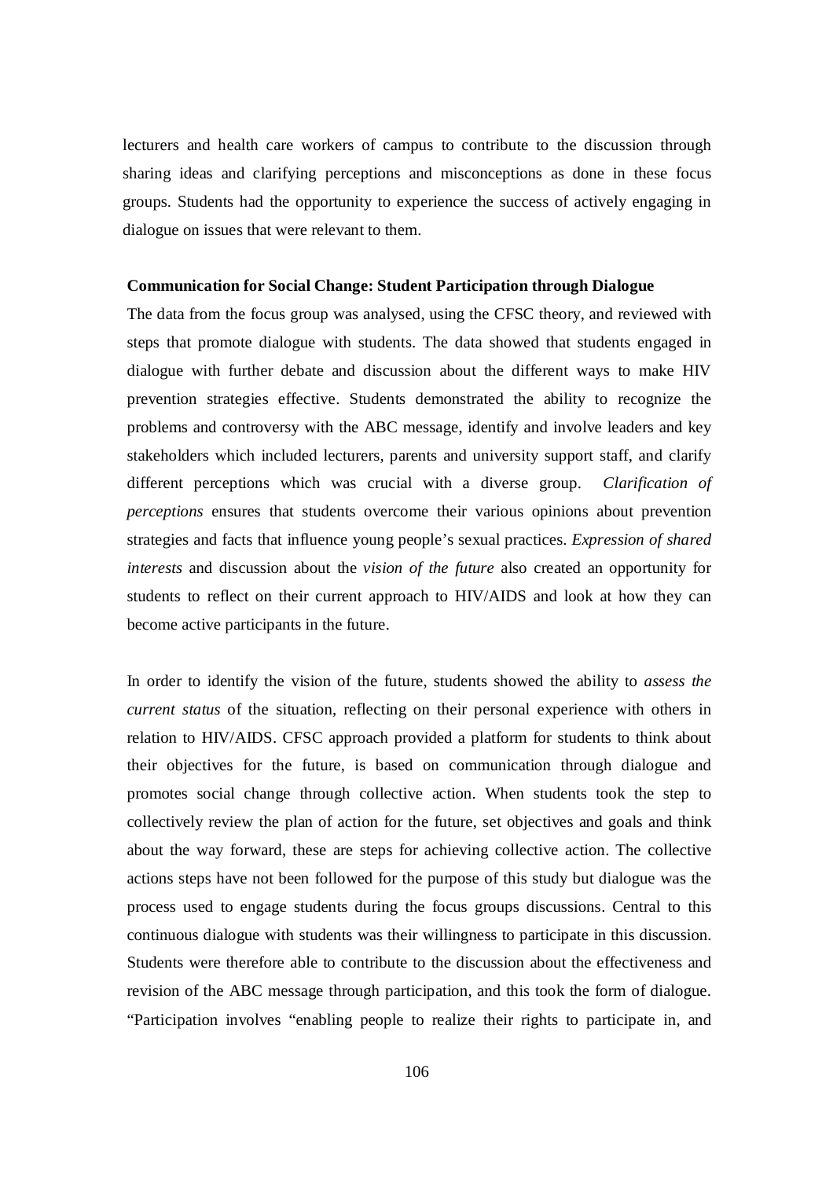lecturers and health care workers of campus to contribute to the discussion through sharing ideas and clarifying perceptions and misconceptions as done in these focus groups. Students had the opportunity to experience the success of actively engaging in dialogue on issues that were relevant to them.

**Communication for Social Change: Student Participation through Dialogue**

The data from the focus group was analysed, using the CFSC theory, and reviewed with steps that promote dialogue with students. The data showed that students engaged in dialogue with further debate and discussion about the different ways to make HIV prevention strategies effective. Students demonstrated the ability to recognize the problems and controversy with the ABC message, identify and involve leaders and key stakeholders which included lecturers, parents and university support staff, and clarify different perceptions which was crucial with a diverse group. *Clarification of perceptions* ensures that students overcome their various opinions about prevention strategies and facts that influence young people's sexual practices. *Expression of shared interests* and discussion about the *vision of the future* also created an opportunity for students to reflect on their current approach to HIV/AIDS and look at how they can become active participants in the future.

In order to identify the vision of the future, students showed the ability to *assess the current status* of the situation, reflecting on their personal experience with others in relation to HIV/AIDS. CFSC approach provided a platform for students to think about their objectives for the future, is based on communication through dialogue and promotes social change through collective action. When students took the step to collectively review the plan of action for the future, set objectives and goals and think about the way forward, these are steps for achieving collective action. The collective actions steps have not been followed for the purpose of this study but dialogue was the process used to engage students during the focus groups discussions. Central to this continuous dialogue with students was their willingness to participate in this discussion. Students were therefore able to contribute to the discussion about the effectiveness and revision of the ABC message through participation, and this took the form of dialogue. "Participation involves "enabling people to realize their rights to participate in, and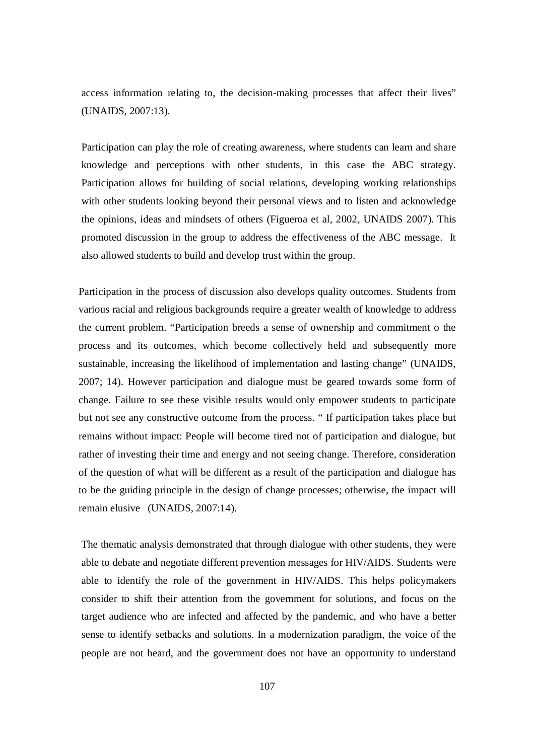access information relating to, the decision-making processes that affect their lives" (UNAIDS, 2007:13).

Participation can play the role of creating awareness, where students can learn and share knowledge and perceptions with other students, in this case the ABC strategy. Participation allows for building of social relations, developing working relationships with other students looking beyond their personal views and to listen and acknowledge the opinions, ideas and mindsets of others (Figueroa et al, 2002, UNAIDS 2007). This promoted discussion in the group to address the effectiveness of the ABC message. It also allowed students to build and develop trust within the group.

Participation in the process of discussion also develops quality outcomes. Students from various racial and religious backgrounds require a greater wealth of knowledge to address the current problem. "Participation breeds a sense of ownership and commitment o the process and its outcomes, which become collectively held and subsequently more sustainable, increasing the likelihood of implementation and lasting change" (UNAIDS, 2007; 14). However participation and dialogue must be geared towards some form of change. Failure to see these visible results would only empower students to participate but not see any constructive outcome from the process. " If participation takes place but remains without impact: People will become tired not of participation and dialogue, but rather of investing their time and energy and not seeing change. Therefore, consideration of the question of what will be different as a result of the participation and dialogue has to be the guiding principle in the design of change processes; otherwise, the impact will remain elusive (UNAIDS, 2007:14).

The thematic analysis demonstrated that through dialogue with other students, they were able to debate and negotiate different prevention messages for HIV/AIDS. Students were able to identify the role of the government in HIV/AIDS. This helps policymakers consider to shift their attention from the government for solutions, and focus on the target audience who are infected and affected by the pandemic, and who have a better sense to identify setbacks and solutions. In a modernization paradigm, the voice of the people are not heard, and the government does not have an opportunity to understand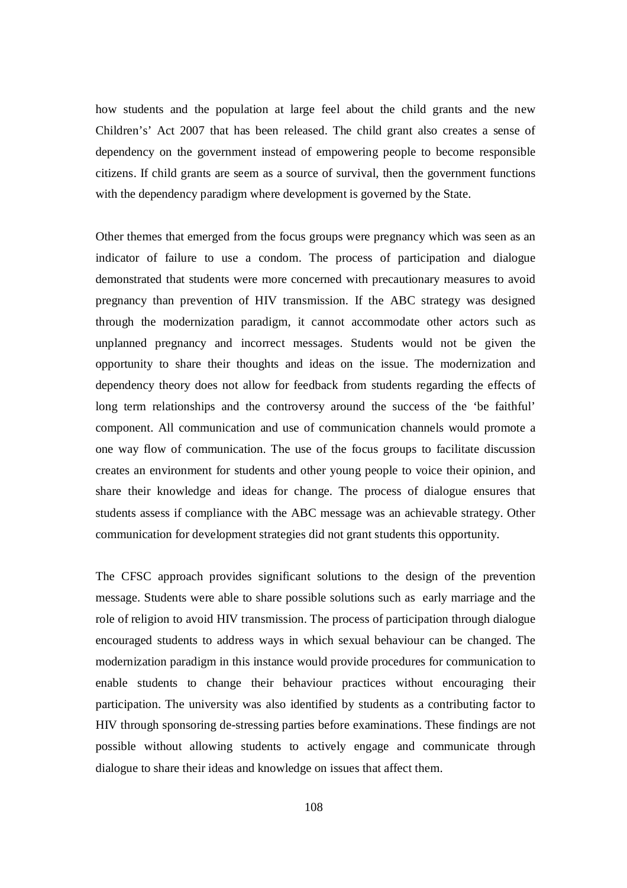how students and the population at large feel about the child grants and the new Children's' Act 2007 that has been released. The child grant also creates a sense of dependency on the government instead of empowering people to become responsible citizens. If child grants are seem as a source of survival, then the government functions with the dependency paradigm where development is governed by the State.

Other themes that emerged from the focus groups were pregnancy which was seen as an indicator of failure to use a condom. The process of participation and dialogue demonstrated that students were more concerned with precautionary measures to avoid pregnancy than prevention of HIV transmission. If the ABC strategy was designed through the modernization paradigm, it cannot accommodate other actors such as unplanned pregnancy and incorrect messages. Students would not be given the opportunity to share their thoughts and ideas on the issue. The modernization and dependency theory does not allow for feedback from students regarding the effects of long term relationships and the controversy around the success of the 'be faithful' component. All communication and use of communication channels would promote a one way flow of communication. The use of the focus groups to facilitate discussion creates an environment for students and other young people to voice their opinion, and share their knowledge and ideas for change. The process of dialogue ensures that students assess if compliance with the ABC message was an achievable strategy. Other communication for development strategies did not grant students this opportunity.

The CFSC approach provides significant solutions to the design of the prevention message. Students were able to share possible solutions such as early marriage and the role of religion to avoid HIV transmission. The process of participation through dialogue encouraged students to address ways in which sexual behaviour can be changed. The modernization paradigm in this instance would provide procedures for communication to enable students to change their behaviour practices without encouraging their participation. The university was also identified by students as a contributing factor to HIV through sponsoring de-stressing parties before examinations. These findings are not possible without allowing students to actively engage and communicate through dialogue to share their ideas and knowledge on issues that affect them.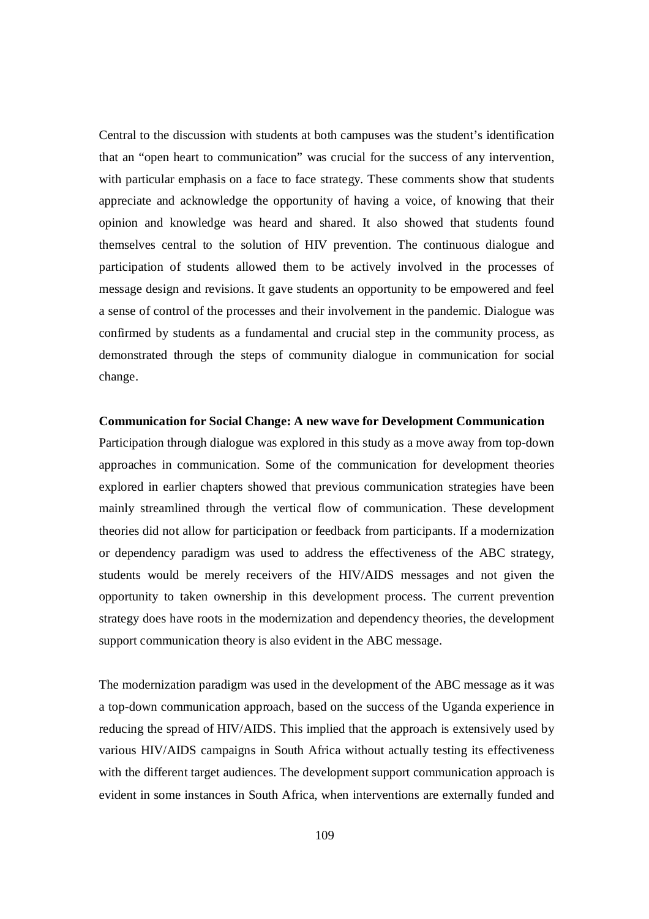Central to the discussion with students at both campuses was the student's identification that an "open heart to communication" was crucial for the success of any intervention, with particular emphasis on a face to face strategy. These comments show that students appreciate and acknowledge the opportunity of having a voice, of knowing that their opinion and knowledge was heard and shared. It also showed that students found themselves central to the solution of HIV prevention. The continuous dialogue and participation of students allowed them to be actively involved in the processes of message design and revisions. It gave students an opportunity to be empowered and feel a sense of control of the processes and their involvement in the pandemic. Dialogue was confirmed by students as a fundamental and crucial step in the community process, as demonstrated through the steps of community dialogue in communication for social change.

**Communication for Social Change: A new wave for Development Communication**

Participation through dialogue was explored in this study as a move away from top-down approaches in communication. Some of the communication for development theories explored in earlier chapters showed that previous communication strategies have been mainly streamlined through the vertical flow of communication. These development theories did not allow for participation or feedback from participants. If a modernization or dependency paradigm was used to address the effectiveness of the ABC strategy, students would be merely receivers of the HIV/AIDS messages and not given the opportunity to taken ownership in this development process. The current prevention strategy does have roots in the modernization and dependency theories, the development support communication theory is also evident in the ABC message.

The modernization paradigm was used in the development of the ABC message as it was a top-down communication approach, based on the success of the Uganda experience in reducing the spread of HIV/AIDS. This implied that the approach is extensively used by various HIV/AIDS campaigns in South Africa without actually testing its effectiveness with the different target audiences. The development support communication approach is evident in some instances in South Africa, when interventions are externally funded and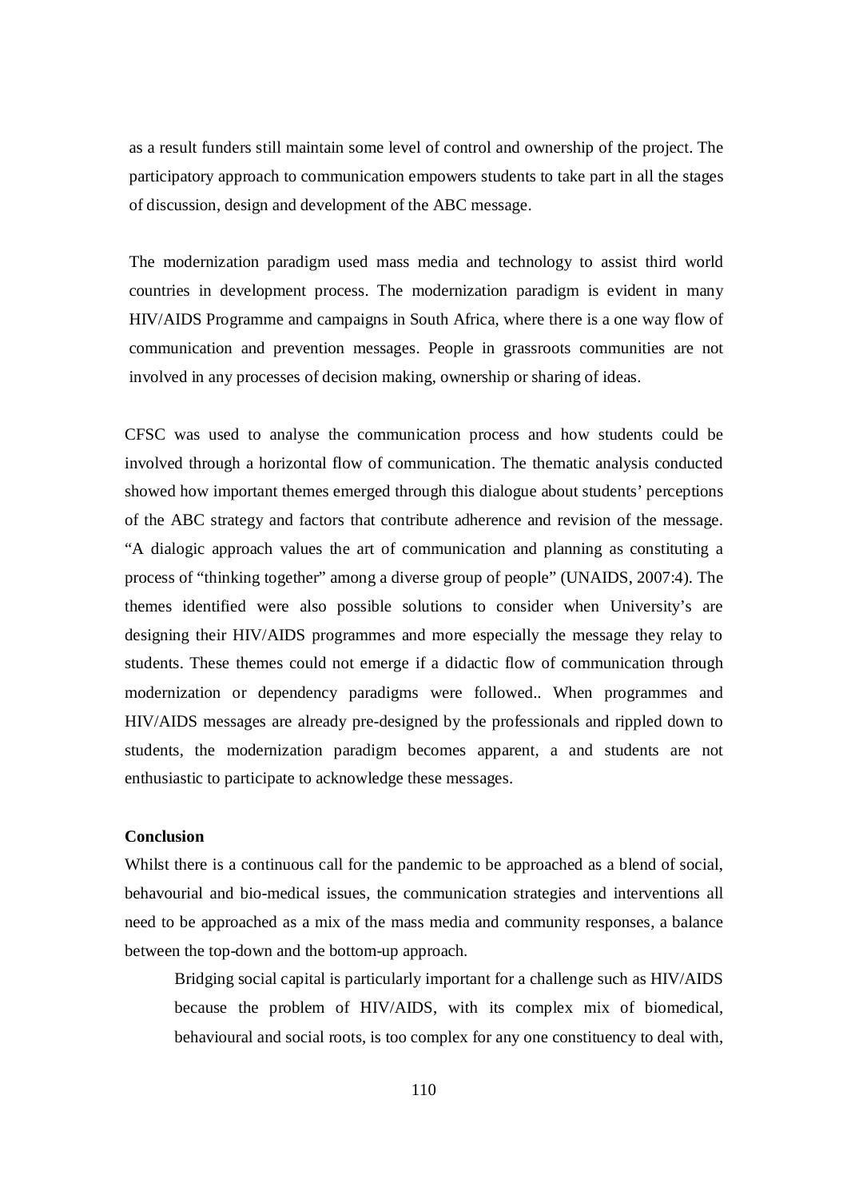as a result funders still maintain some level of control and ownership of the project. The participatory approach to communication empowers students to take part in all the stages of discussion, design and development of the ABC message.

The modernization paradigm used mass media and technology to assist third world countries in development process. The modernization paradigm is evident in many HIV/AIDS Programme and campaigns in South Africa, where there is a one way flow of communication and prevention messages. People in grassroots communities are not involved in any processes of decision making, ownership or sharing of ideas.

CFSC was used to analyse the communication process and how students could be involved through a horizontal flow of communication. The thematic analysis conducted showed how important themes emerged through this dialogue about students' perceptions of the ABC strategy and factors that contribute adherence and revision of the message. "A dialogic approach values the art of communication and planning as constituting a process of "thinking together" among a diverse group of people" (UNAIDS, 2007:4). The themes identified were also possible solutions to consider when University's are designing their HIV/AIDS programmes and more especially the message they relay to students. These themes could not emerge if a didactic flow of communication through modernization or dependency paradigms were followed.. When programmes and HIV/AIDS messages are already pre-designed by the professionals and rippled down to students, the modernization paradigm becomes apparent, a and students are not enthusiastic to participate to acknowledge these messages.

**Conclusion**

Whilst there is a continuous call for the pandemic to be approached as a blend of social, behavourial and bio-medical issues, the communication strategies and interventions all need to be approached as a mix of the mass media and community responses, a balance between the top-down and the bottom-up approach.

> Bridging social capital is particularly important for a challenge such as HIV/AIDS because the problem of HIV/AIDS, with its complex mix of biomedical, behavioural and social roots, is too complex for any one constituency to deal with,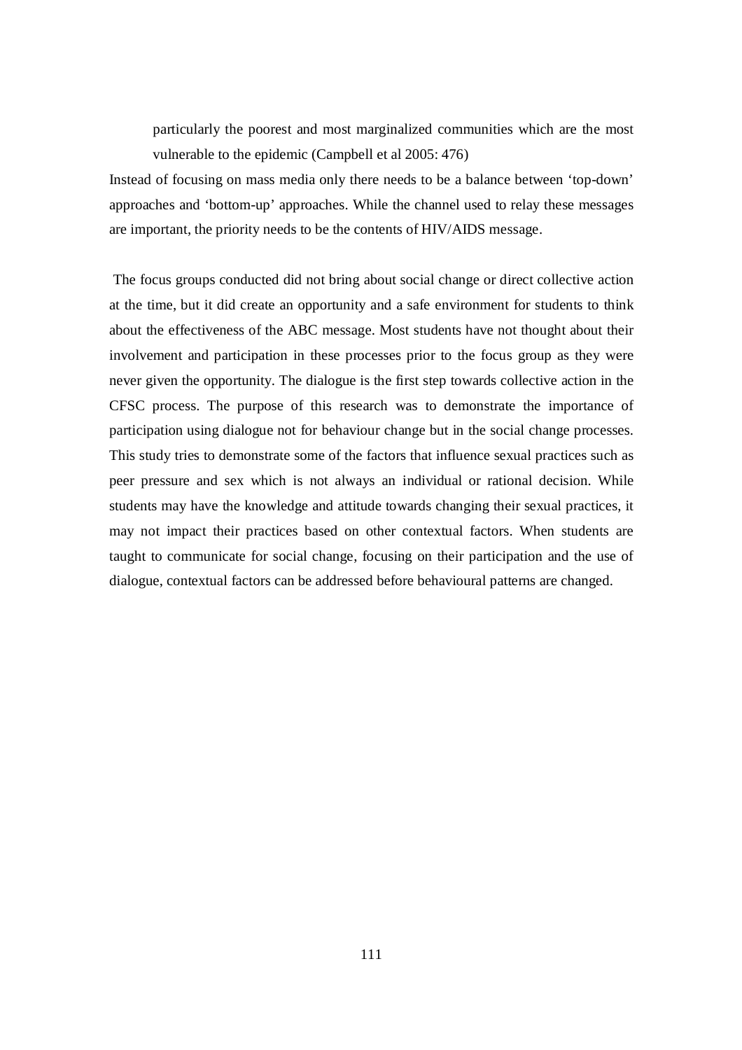> particularly the poorest and most marginalized communities which are the most vulnerable to the epidemic (Campbell et al 2005: 476)

Instead of focusing on mass media only there needs to be a balance between 'top-down' approaches and 'bottom-up' approaches. While the channel used to relay these messages are important, the priority needs to be the contents of HIV/AIDS message.

The focus groups conducted did not bring about social change or direct collective action at the time, but it did create an opportunity and a safe environment for students to think about the effectiveness of the ABC message. Most students have not thought about their involvement and participation in these processes prior to the focus group as they were never given the opportunity. The dialogue is the first step towards collective action in the CFSC process. The purpose of this research was to demonstrate the importance of participation using dialogue not for behaviour change but in the social change processes. This study tries to demonstrate some of the factors that influence sexual practices such as peer pressure and sex which is not always an individual or rational decision. While students may have the knowledge and attitude towards changing their sexual practices, it may not impact their practices based on other contextual factors. When students are taught to communicate for social change, focusing on their participation and the use of dialogue, contextual factors can be addressed before behavioural patterns are changed.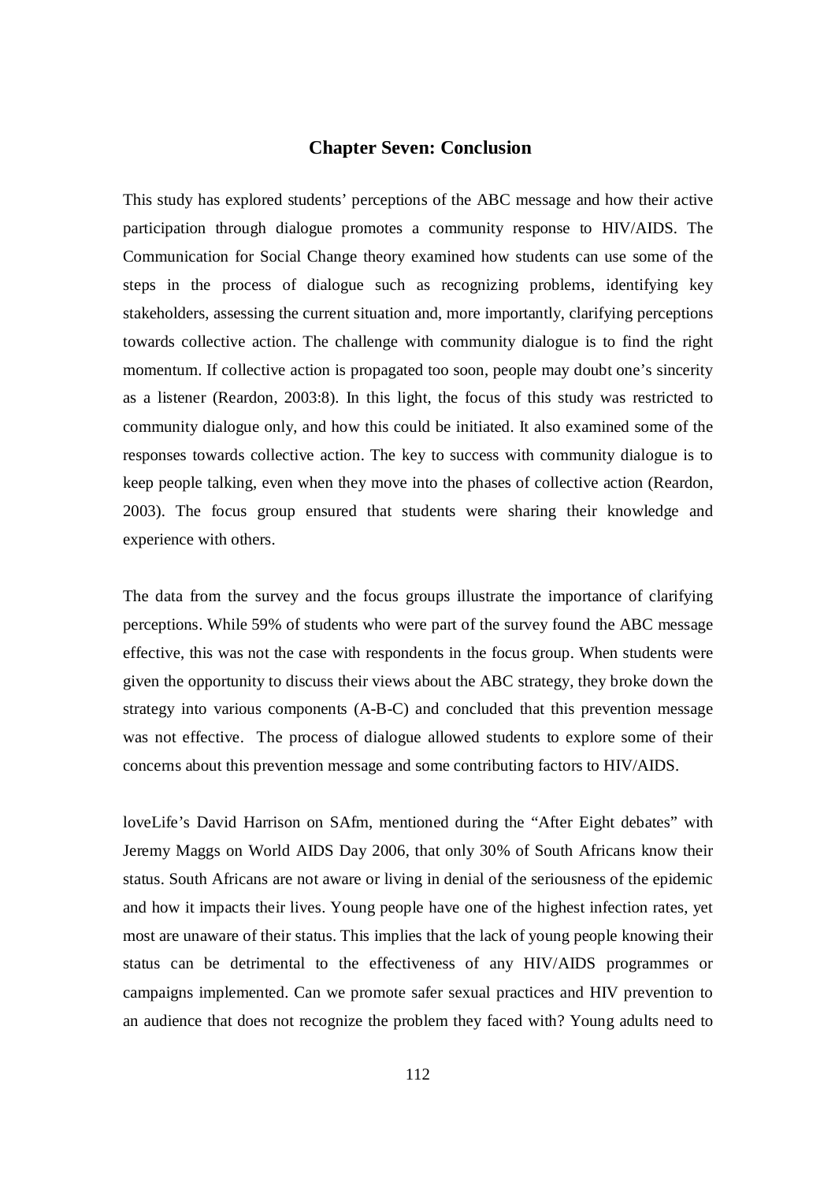# Chapter Seven: Conclusion

This study has explored students' perceptions of the ABC message and how their active participation through dialogue promotes a community response to HIV/AIDS. The Communication for Social Change theory examined how students can use some of the steps in the process of dialogue such as recognizing problems, identifying key stakeholders, assessing the current situation and, more importantly, clarifying perceptions towards collective action. The challenge with community dialogue is to find the right momentum. If collective action is propagated too soon, people may doubt one's sincerity as a listener (Reardon, 2003:8). In this light, the focus of this study was restricted to community dialogue only, and how this could be initiated. It also examined some of the responses towards collective action. The key to success with community dialogue is to keep people talking, even when they move into the phases of collective action (Reardon, 2003). The focus group ensured that students were sharing their knowledge and experience with others.

The data from the survey and the focus groups illustrate the importance of clarifying perceptions. While 59% of students who were part of the survey found the ABC message effective, this was not the case with respondents in the focus group. When students were given the opportunity to discuss their views about the ABC strategy, they broke down the strategy into various components (A-B-C) and concluded that this prevention message was not effective. The process of dialogue allowed students to explore some of their concerns about this prevention message and some contributing factors to HIV/AIDS.

loveLife's David Harrison on SAfm, mentioned during the "After Eight debates" with Jeremy Maggs on World AIDS Day 2006, that only 30% of South Africans know their status. South Africans are not aware or living in denial of the seriousness of the epidemic and how it impacts their lives. Young people have one of the highest infection rates, yet most are unaware of their status. This implies that the lack of young people knowing their status can be detrimental to the effectiveness of any HIV/AIDS programmes or campaigns implemented. Can we promote safer sexual practices and HIV prevention to an audience that does not recognize the problem they faced with? Young adults need to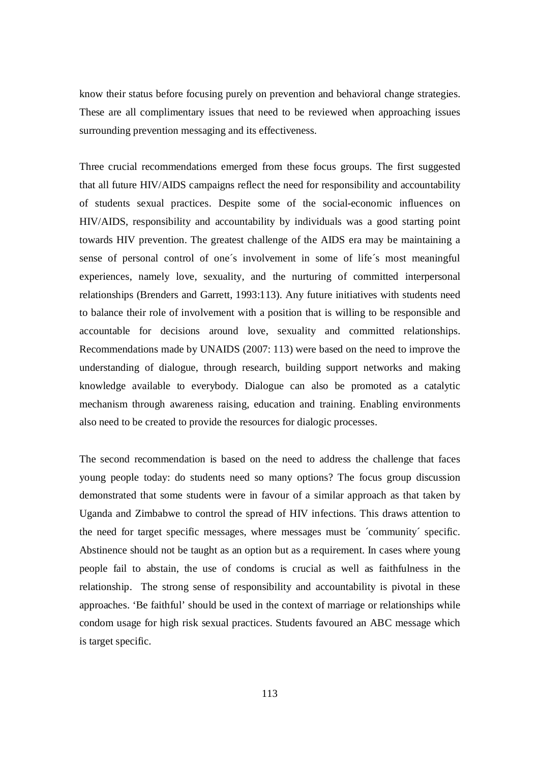know their status before focusing purely on prevention and behavioral change strategies. These are all complimentary issues that need to be reviewed when approaching issues surrounding prevention messaging and its effectiveness.

Three crucial recommendations emerged from these focus groups. The first suggested that all future HIV/AIDS campaigns reflect the need for responsibility and accountability of students sexual practices. Despite some of the social-economic influences on HIV/AIDS, responsibility and accountability by individuals was a good starting point towards HIV prevention. The greatest challenge of the AIDS era may be maintaining a sense of personal control of one´s involvement in some of life´s most meaningful experiences, namely love, sexuality, and the nurturing of committed interpersonal relationships (Brenders and Garrett, 1993:113). Any future initiatives with students need to balance their role of involvement with a position that is willing to be responsible and accountable for decisions around love, sexuality and committed relationships. Recommendations made by UNAIDS (2007: 113) were based on the need to improve the understanding of dialogue, through research, building support networks and making knowledge available to everybody. Dialogue can also be promoted as a catalytic mechanism through awareness raising, education and training. Enabling environments also need to be created to provide the resources for dialogic processes.

The second recommendation is based on the need to address the challenge that faces young people today: do students need so many options? The focus group discussion demonstrated that some students were in favour of a similar approach as that taken by Uganda and Zimbabwe to control the spread of HIV infections. This draws attention to the need for target specific messages, where messages must be ´community´ specific. Abstinence should not be taught as an option but as a requirement. In cases where young people fail to abstain, the use of condoms is crucial as well as faithfulness in the relationship. The strong sense of responsibility and accountability is pivotal in these approaches. 'Be faithful' should be used in the context of marriage or relationships while condom usage for high risk sexual practices. Students favoured an ABC message which is target specific.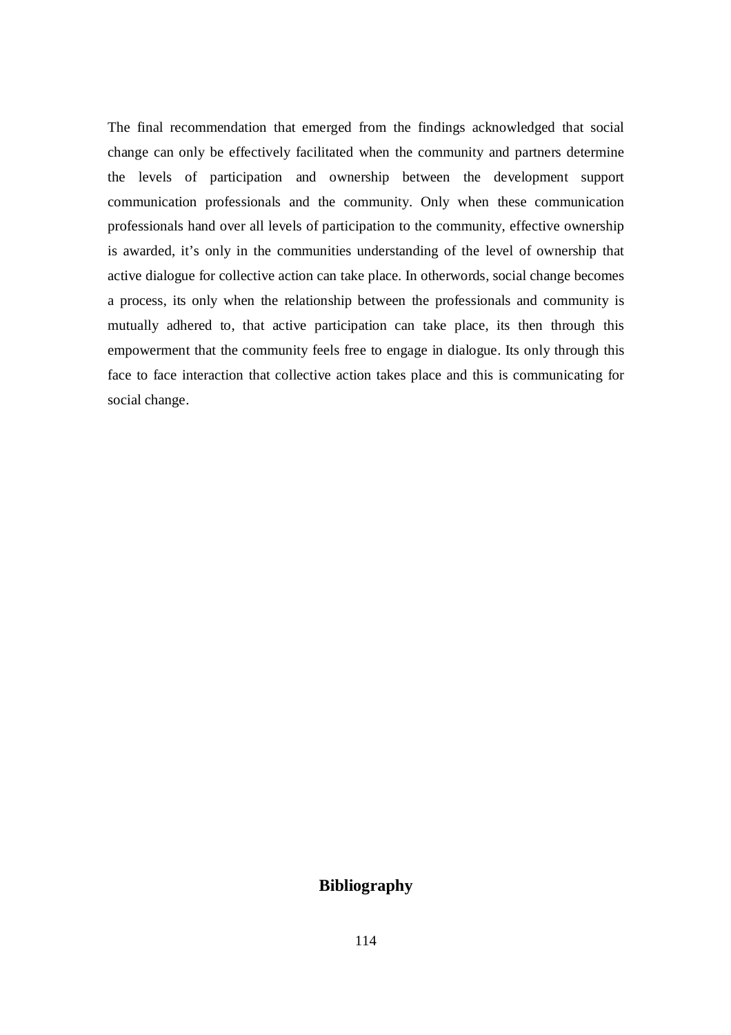The final recommendation that emerged from the findings acknowledged that social change can only be effectively facilitated when the community and partners determine the levels of participation and ownership between the development support communication professionals and the community. Only when these communication professionals hand over all levels of participation to the community, effective ownership is awarded, it's only in the communities understanding of the level of ownership that active dialogue for collective action can take place. In otherwords, social change becomes a process, its only when the relationship between the professionals and community is mutually adhered to, that active participation can take place, its then through this empowerment that the community feels free to engage in dialogue. Its only through this face to face interaction that collective action takes place and this is communicating for social change.

# Bibliography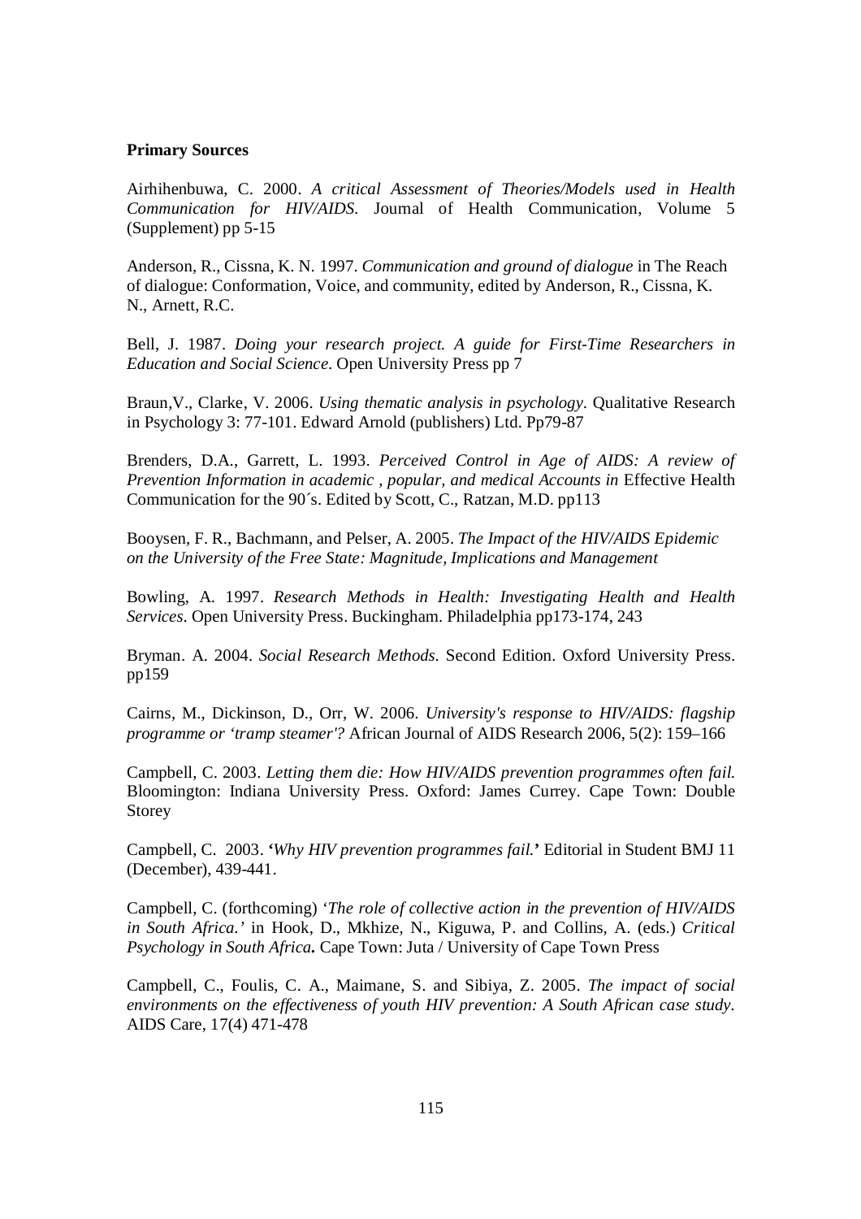**Primary Sources**

Airhihenbuwa, C. 2000. *A critical Assessment of Theories/Models used in Health Communication for HIV/AIDS*. Journal of Health Communication, Volume 5 (Supplement) pp 5-15

Anderson, R., Cissna, K. N. 1997. *Communication and ground of dialogue* in The Reach of dialogue: Conformation, Voice, and community, edited by Anderson, R., Cissna, K. N., Arnett, R.C.

Bell, J. 1987. *Doing your research project. A guide for First-Time Researchers in Education and Social Science*. Open University Press pp 7

Braun,V., Clarke, V. 2006. *Using thematic analysis in psychology*. Qualitative Research in Psychology 3: 77-101. Edward Arnold (publishers) Ltd. Pp79-87

Brenders, D.A., Garrett, L. 1993. *Perceived Control in Age of AIDS: A review of Prevention Information in academic , popular, and medical Accounts in* Effective Health Communication for the 90´s. Edited by Scott, C., Ratzan, M.D. pp113

Booysen, F. R., Bachmann, and Pelser, A. 2005. *The Impact of the HIV/AIDS Epidemic on the University of the Free State: Magnitude, Implications and Management*

Bowling, A. 1997. *Research Methods in Health: Investigating Health and Health Services*. Open University Press. Buckingham. Philadelphia pp173-174, 243

Bryman. A. 2004. *Social Research Methods*. Second Edition. Oxford University Press. pp159

Cairns, M., Dickinson, D., Orr, W. 2006. *University's response to HIV/AIDS: flagship programme or 'tramp steamer'?* African Journal of AIDS Research 2006, 5(2): 159–166

Campbell, C. 2003. *Letting them die: How HIV/AIDS prevention programmes often fail.* Bloomington: Indiana University Press. Oxford: James Currey. Cape Town: Double Storey

Campbell, C. 2003. **'***Why HIV prevention programmes fail.***'** Editorial in Student BMJ 11 (December), 439-441.

Campbell, C. (forthcoming) '*The role of collective action in the prevention of HIV/AIDS in South Africa.'* in Hook, D., Mkhize, N., Kiguwa, P. and Collins, A. (eds.) *Critical Psychology in South Africa***.** Cape Town: Juta / University of Cape Town Press

Campbell, C., Foulis, C. A., Maimane, S. and Sibiya, Z. 2005. *The impact of social environments on the effectiveness of youth HIV prevention: A South African case study*. AIDS Care, 17(4) 471-478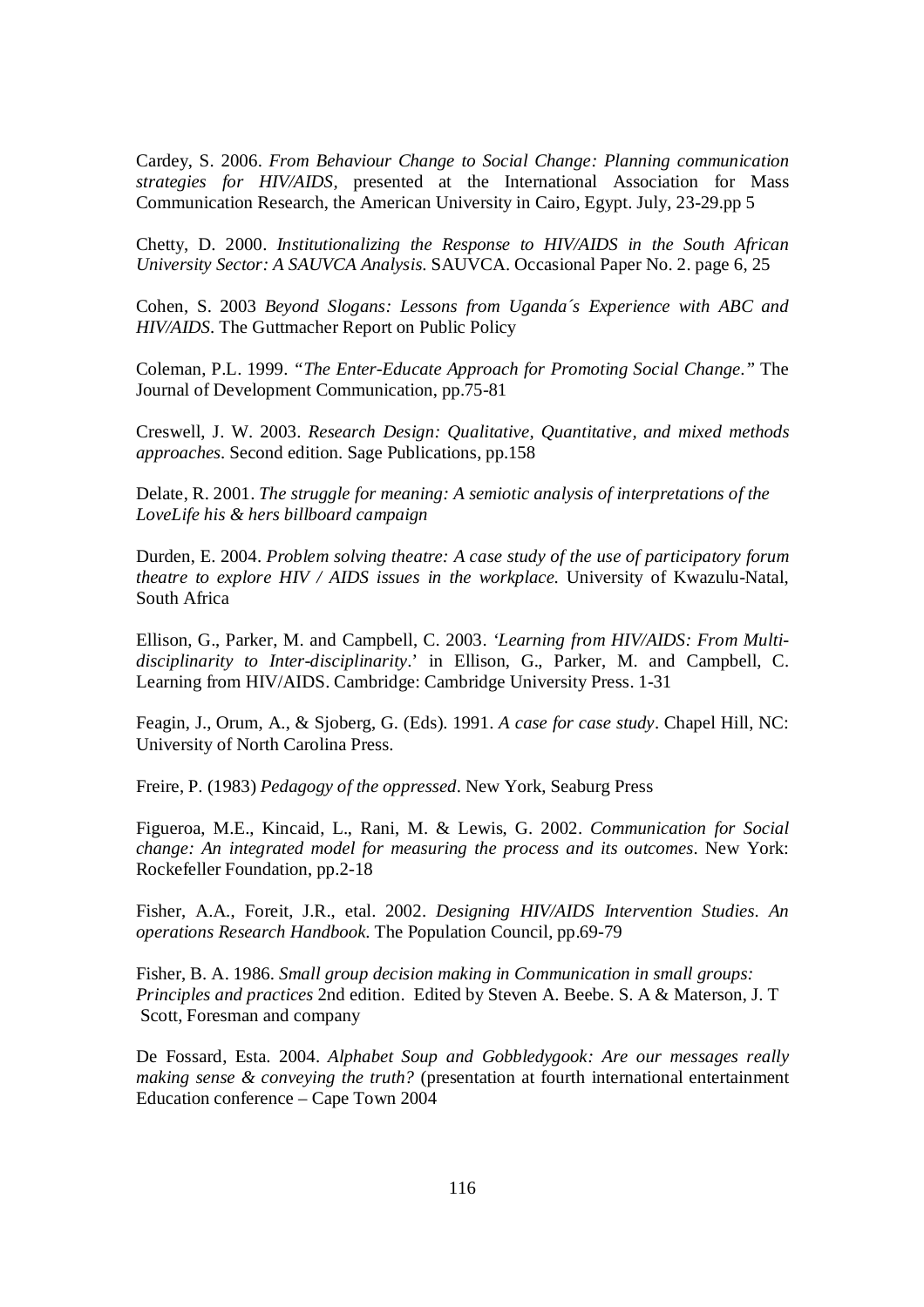Cardey, S. 2006. *From Behaviour Change to Social Change: Planning communication strategies for HIV/AIDS*, presented at the International Association for Mass Communication Research, the American University in Cairo, Egypt. July, 23-29.pp 5

Chetty, D. 2000. *Institutionalizing the Response to HIV/AIDS in the South African University Sector: A SAUVCA Analysis.* SAUVCA. Occasional Paper No. 2. page 6, 25

Cohen, S. 2003 *Beyond Slogans: Lessons from Uganda´s Experience with ABC and HIV/AIDS*. The Guttmacher Report on Public Policy

Coleman, P.L. 1999. *"The Enter-Educate Approach for Promoting Social Change."* The Journal of Development Communication, pp.75-81

Creswell, J. W. 2003. *Research Design: Qualitative, Quantitative, and mixed methods approaches*. Second edition. Sage Publications, pp.158

Delate, R. 2001. *The struggle for meaning: A semiotic analysis of interpretations of the LoveLife his & hers billboard campaign*

Durden, E. 2004. *Problem solving theatre: A case study of the use of participatory forum theatre to explore HIV / AIDS issues in the workplace.* University of Kwazulu-Natal, South Africa

Ellison, G., Parker, M. and Campbell, C. 2003. *'Learning from HIV/AIDS: From Multi-disciplinarity to Inter-disciplinarity*.' in Ellison, G., Parker, M. and Campbell, C. Learning from HIV/AIDS. Cambridge: Cambridge University Press. 1-31

Feagin, J., Orum, A., & Sjoberg, G. (Eds). 1991. *A case for case study*. Chapel Hill, NC: University of North Carolina Press.

Freire, P. (1983) *Pedagogy of the oppressed*. New York, Seaburg Press

Figueroa, M.E., Kincaid, L., Rani, M. & Lewis, G. 2002. *Communication for Social change: An integrated model for measuring the process and its outcomes*. New York: Rockefeller Foundation, pp.2-18

Fisher, A.A., Foreit, J.R., etal. 2002. *Designing HIV/AIDS Intervention Studies. An operations Research Handbook.* The Population Council, pp.69-79

Fisher, B. A. 1986. *Small group decision making in Communication in small groups: Principles and practices* 2nd edition. Edited by Steven A. Beebe. S. A & Materson, J. T Scott, Foresman and company

De Fossard, Esta. 2004. *Alphabet Soup and Gobbledygook: Are our messages really making sense & conveying the truth?* (presentation at fourth international entertainment Education conference – Cape Town 2004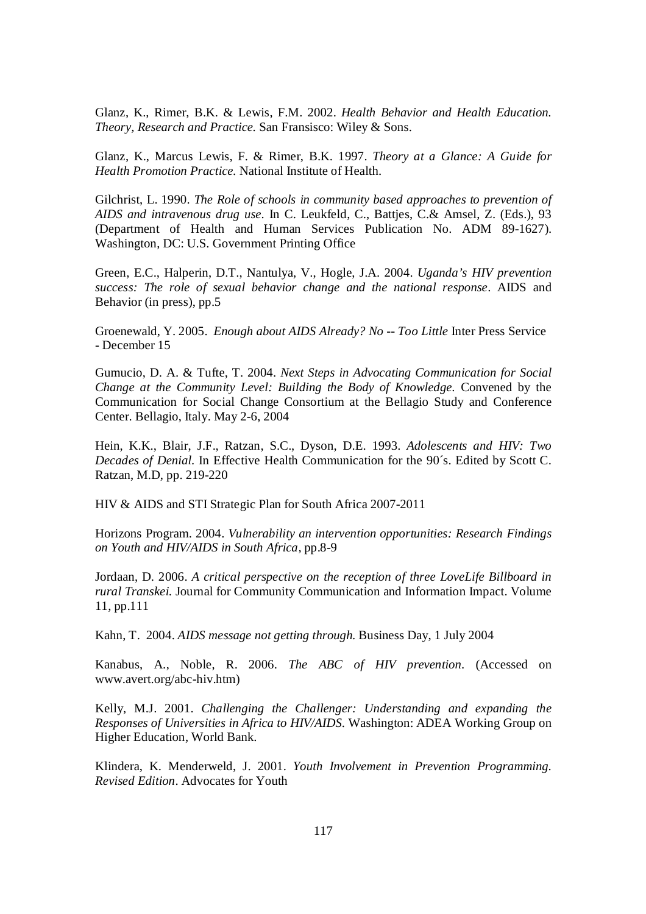Glanz, K., Rimer, B.K. & Lewis, F.M. 2002. *Health Behavior and Health Education. Theory, Research and Practice.* San Fransisco: Wiley & Sons.

Glanz, K., Marcus Lewis, F. & Rimer, B.K. 1997. *Theory at a Glance: A Guide for Health Promotion Practice.* National Institute of Health.

Gilchrist, L. 1990. *The Role of schools in community based approaches to prevention of AIDS and intravenous drug use.* In C. Leukfeld, C., Battjes, C.& Amsel, Z. (Eds.), 93 (Department of Health and Human Services Publication No. ADM 89-1627). Washington, DC: U.S. Government Printing Office

Green, E.C., Halperin, D.T., Nantulya, V., Hogle, J.A. 2004. *Uganda's HIV prevention success: The role of sexual behavior change and the national response*. AIDS and Behavior (in press), pp.5

Groenewald, Y. 2005. *Enough about AIDS Already? No -- Too Little* Inter Press Service - December 15

Gumucio, D. A. & Tufte, T. 2004. *Next Steps in Advocating Communication for Social Change at the Community Level: Building the Body of Knowledge.* Convened by the Communication for Social Change Consortium at the Bellagio Study and Conference Center. Bellagio, Italy. May 2-6, 2004

Hein, K.K., Blair, J.F., Ratzan, S.C., Dyson, D.E. 1993. *Adolescents and HIV: Two Decades of Denial.* In Effective Health Communication for the 90´s. Edited by Scott C. Ratzan, M.D, pp. 219-220

HIV & AIDS and STI Strategic Plan for South Africa 2007-2011

Horizons Program. 2004. *Vulnerability an intervention opportunities: Research Findings on Youth and HIV/AIDS in South Africa*, pp.8-9

Jordaan, D. 2006. *A critical perspective on the reception of three LoveLife Billboard in rural Transkei.* Journal for Community Communication and Information Impact. Volume 11, pp.111

Kahn, T. 2004. *AIDS message not getting through.* Business Day, 1 July 2004

Kanabus, A., Noble, R. 2006. *The ABC of HIV prevention*. (Accessed on www.avert.org/abc-hiv.htm)

Kelly, M.J. 2001. *Challenging the Challenger: Understanding and expanding the Responses of Universities in Africa to HIV/AIDS.* Washington: ADEA Working Group on Higher Education, World Bank.

Klindera, K. Menderweld, J. 2001. *Youth Involvement in Prevention Programming. Revised Edition*. Advocates for Youth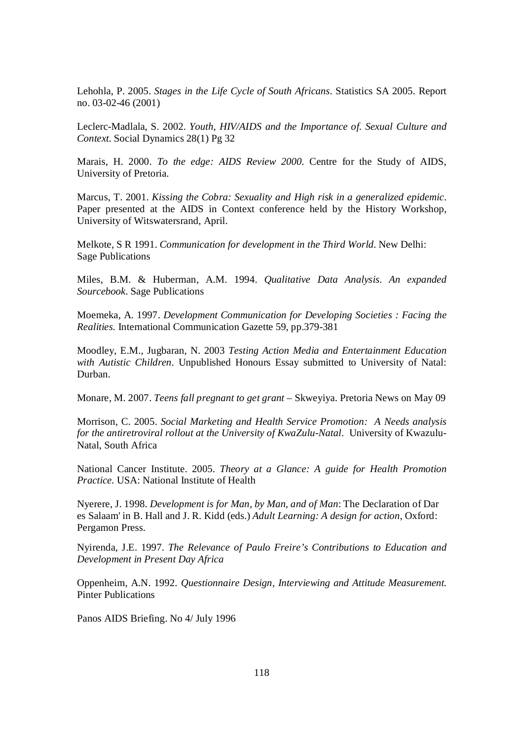Lehohla, P. 2005. *Stages in the Life Cycle of South Africans*. Statistics SA 2005. Report no. 03-02-46 (2001)

Leclerc-Madlala, S. 2002. *Youth, HIV/AIDS and the Importance of. Sexual Culture and Context.* Social Dynamics 28(1) Pg 32

Marais, H. 2000. *To the edge: AIDS Review 2000*. Centre for the Study of AIDS, University of Pretoria.

Marcus, T. 2001. *Kissing the Cobra: Sexuality and High risk in a generalized epidemic*. Paper presented at the AIDS in Context conference held by the History Workshop, University of Witswatersrand, April.

Melkote, S R 1991. *Communication for development in the Third World*. New Delhi: Sage Publications

Miles, B.M. & Huberman, A.M. 1994. *Qualitative Data Analysis. An expanded Sourcebook*. Sage Publications

Moemeka, A. 1997. *Development Communication for Developing Societies : Facing the Realities.* International Communication Gazette 59, pp.379-381

Moodley, E.M., Jugbaran, N. 2003 *Testing Action Media and Entertainment Education with Autistic Children*. Unpublished Honours Essay submitted to University of Natal: Durban.

Monare, M. 2007. *Teens fall pregnant to get grant* – Skweyiya. Pretoria News on May 09

Morrison, C. 2005. *Social Marketing and Health Service Promotion: A Needs analysis for the antiretroviral rollout at the University of KwaZulu-Natal*. University of Kwazulu-Natal, South Africa

National Cancer Institute. 2005. *Theory at a Glance: A guide for Health Promotion Practice.* USA: National Institute of Health

Nyerere, J. 1998. *Development is for Man, by Man, and of Man*: The Declaration of Dar es Salaam' in B. Hall and J. R. Kidd (eds.) *Adult Learning: A design for action*, Oxford: Pergamon Press.

Nyirenda, J.E. 1997. *The Relevance of Paulo Freire's Contributions to Education and Development in Present Day Africa*

Oppenheim, A.N. 1992. *Questionnaire Design, Interviewing and Attitude Measurement.* Pinter Publications

Panos AIDS Briefing. No 4/ July 1996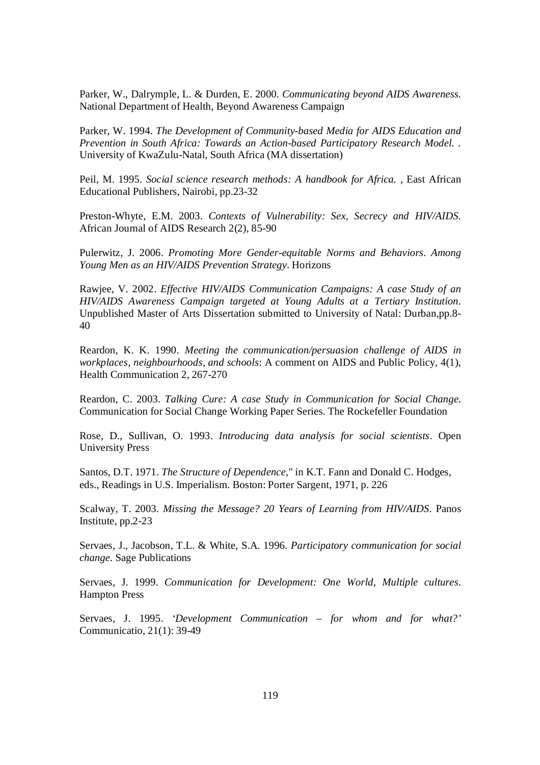Parker, W., Dalrymple, L. & Durden, E. 2000. *Communicating beyond AIDS Awareness.* National Department of Health, Beyond Awareness Campaign

Parker, W. 1994. *The Development of Community-based Media for AIDS Education and Prevention in South Africa: Towards an Action-based Participatory Research Model.* . University of KwaZulu-Natal, South Africa (MA dissertation)

Peil, M. 1995. *Social science research methods: A handbook for Africa.* , East African Educational Publishers, Nairobi, pp.23-32

Preston-Whyte, E.M. 2003. *Contexts of Vulnerability: Sex, Secrecy and HIV/AIDS.* African Journal of AIDS Research 2(2), 85-90

Pulerwitz, J. 2006. *Promoting More Gender-equitable Norms and Behaviors. Among Young Men as an HIV/AIDS Prevention Strategy*. Horizons

Rawjee, V. 2002. *Effective HIV/AIDS Communication Campaigns: A case Study of an HIV/AIDS Awareness Campaign targeted at Young Adults at a Tertiary Institution*. Unpublished Master of Arts Dissertation submitted to University of Natal: Durban,pp.8-40

Reardon, K. K. 1990. *Meeting the communication/persuasion challenge of AIDS in workplaces, neighbourhoods, and schools*: A comment on AIDS and Public Policy, 4(1), Health Communication 2, 267-270

Reardon, C. 2003. *Talking Cure: A case Study in Communication for Social Change.* Communication for Social Change Working Paper Series. The Rockefeller Foundation

Rose, D., Sullivan, O. 1993. *Introducing data analysis for social scientists*. Open University Press

Santos, D.T. 1971. *The Structure of Dependence*," in K.T. Fann and Donald C. Hodges, eds., Readings in U.S. Imperialism. Boston: Porter Sargent, 1971, p. 226

Scalway, T. 2003. *Missing the Message? 20 Years of Learning from HIV/AIDS*. Panos Institute, pp.2-23

Servaes, J., Jacobson, T.L. & White, S.A. 1996. *Participatory communication for social change.* Sage Publications

Servaes, J. 1999. *Communication for Development: One World, Multiple cultures*. Hampton Press

Servaes, J. 1995. *'Development Communication – for whom and for what?'* Communicatio, 21(1): 39-49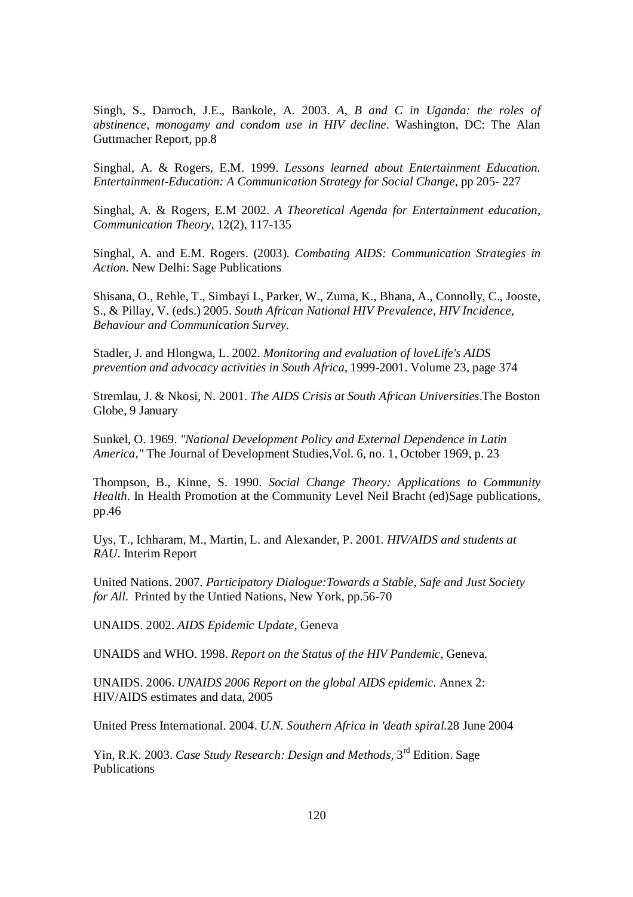Singh, S., Darroch, J.E., Bankole, A. 2003. *A, B and C in Uganda: the roles of abstinence, monogamy and condom use in HIV decline*. Washington, DC: The Alan Guttmacher Report, pp.8

Singhal, A. & Rogers, E.M. 1999. *Lessons learned about Entertainment Education. Entertainment-Education: A Communication Strategy for Social Change*, pp 205- 227

Singhal, A. & Rogers, E.M 2002. *A Theoretical Agenda for Entertainment education, Communication Theory,* 12(2), 117-135

Singhal, A. and E.M. Rogers. (2003). *Combating AIDS: Communication Strategies in Action*. New Delhi: Sage Publications

Shisana, O., Rehle, T., Simbayi L, Parker, W., Zuma, K., Bhana, A., Connolly, C., Jooste, S., & Pillay, V. (eds.) 2005. *South African National HIV Prevalence, HIV Incidence, Behaviour and Communication Survey*.

Stadler, J. and Hlongwa, L. 2002. *Monitoring and evaluation of loveLife's AIDS prevention and advocacy activities in South Africa*, 1999-2001. Volume 23, page 374

Stremlau, J. & Nkosi, N. 2001. *The AIDS Crisis at South African Universities*.The Boston Globe, 9 January

Sunkel, O. 1969. *"National Development Policy and External Dependence in Latin America,"* The Journal of Development Studies,Vol. 6, no. 1, October 1969, p. 23

Thompson, B., Kinne, S. 1990. *Social Change Theory: Applications to Community Health*. In Health Promotion at the Community Level Neil Bracht (ed)Sage publications, pp.46

Uys, T., Ichharam, M., Martin, L. and Alexander, P. 2001. *HIV/AIDS and students at RAU*. Interim Report

United Nations. 2007. *Participatory Dialogue:Towards a Stable, Safe and Just Society for All*. Printed by the Untied Nations, New York, pp.56-70

UNAIDS. 2002. *AIDS Epidemic Update*, Geneva

UNAIDS and WHO. 1998. *Report on the Status of the HIV Pandemic*, Geneva.

UNAIDS. 2006. *UNAIDS 2006 Report on the global AIDS epidemic*. Annex 2: HIV/AIDS estimates and data, 2005

United Press International. 2004. *U.N. Southern Africa in 'death spiral*.28 June 2004

Yin, R.K. 2003. *Case Study Research: Design and Methods*, 3rd Edition. Sage Publications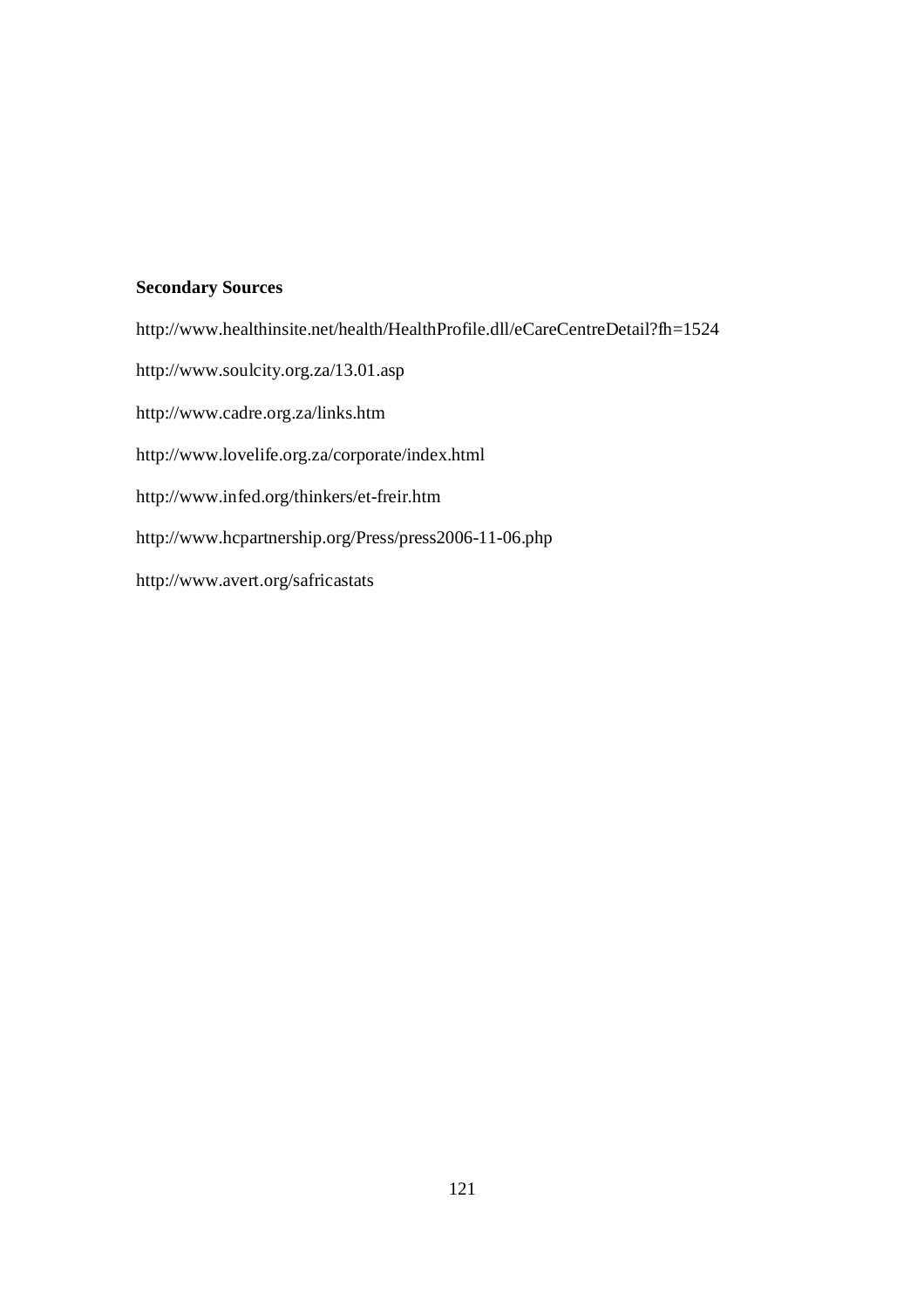**Secondary Sources**

http://www.healthinsite.net/health/HealthProfile.dll/eCareCentreDetail?fh=1524

http://www.soulcity.org.za/13.01.asp

http://www.cadre.org.za/links.htm

http://www.lovelife.org.za/corporate/index.html

http://www.infed.org/thinkers/et-freir.htm

http://www.hcpartnership.org/Press/press2006-11-06.php

http://www.avert.org/safricastats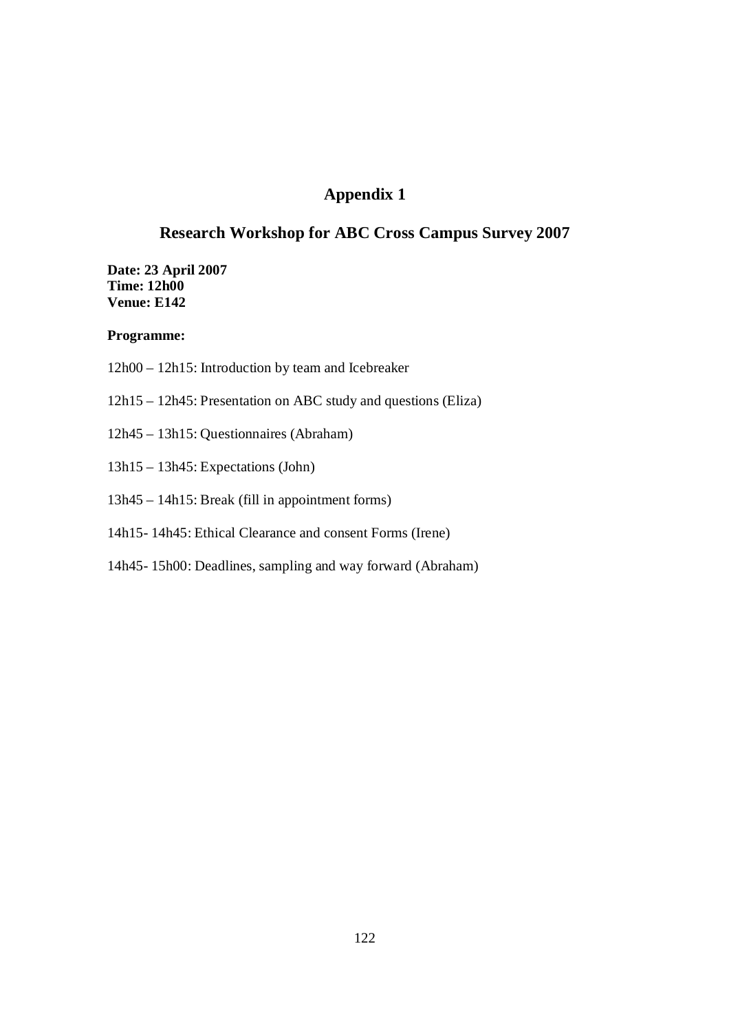# Appendix 1

## Research Workshop for ABC Cross Campus Survey 2007

**Date: 23 April 2007**
**Time: 12h00**
**Venue: E142**

**Programme:**

12h00 – 12h15: Introduction by team and Icebreaker

12h15 – 12h45: Presentation on ABC study and questions (Eliza)

12h45 – 13h15: Questionnaires (Abraham)

13h15 – 13h45: Expectations (John)

13h45 – 14h15: Break (fill in appointment forms)

14h15- 14h45: Ethical Clearance and consent Forms (Irene)

14h45- 15h00: Deadlines, sampling and way forward (Abraham)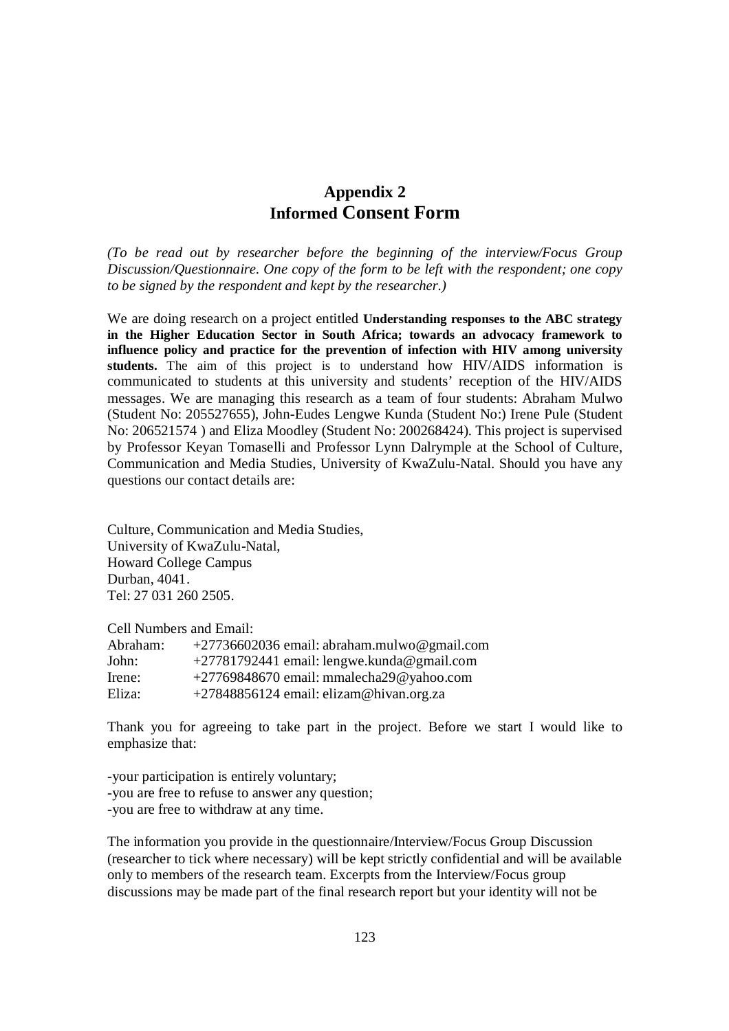# Appendix 2
# Informed Consent Form

*(To be read out by researcher before the beginning of the interview/Focus Group Discussion/Questionnaire. One copy of the form to be left with the respondent; one copy to be signed by the respondent and kept by the researcher.)*

We are doing research on a project entitled **Understanding responses to the ABC strategy in the Higher Education Sector in South Africa; towards an advocacy framework to influence policy and practice for the prevention of infection with HIV among university students.** The aim of this project is to understand how HIV/AIDS information is communicated to students at this university and students' reception of the HIV/AIDS messages. We are managing this research as a team of four students: Abraham Mulwo (Student No: 205527655), John-Eudes Lengwe Kunda (Student No:) Irene Pule (Student No: 206521574 ) and Eliza Moodley (Student No: 200268424). This project is supervised by Professor Keyan Tomaselli and Professor Lynn Dalrymple at the School of Culture, Communication and Media Studies, University of KwaZulu-Natal. Should you have any questions our contact details are:

Culture, Communication and Media Studies,
University of KwaZulu-Natal,
Howard College Campus
Durban, 4041.
Tel: 27 031 260 2505.

Cell Numbers and Email:

| | |
|---|---|
| Abraham: | +27736602036 email: abraham.mulwo@gmail.com |
| John: | +27781792441 email: lengwe.kunda@gmail.com |
| Irene: | +27769848670 email: mmalecha29@yahoo.com |
| Eliza: | +27848856124 email: elizam@hivan.org.za |

Thank you for agreeing to take part in the project. Before we start I would like to emphasize that:

-your participation is entirely voluntary;
-you are free to refuse to answer any question;
-you are free to withdraw at any time.

The information you provide in the questionnaire/Interview/Focus Group Discussion (researcher to tick where necessary) will be kept strictly confidential and will be available only to members of the research team. Excerpts from the Interview/Focus group discussions may be made part of the final research report but your identity will not be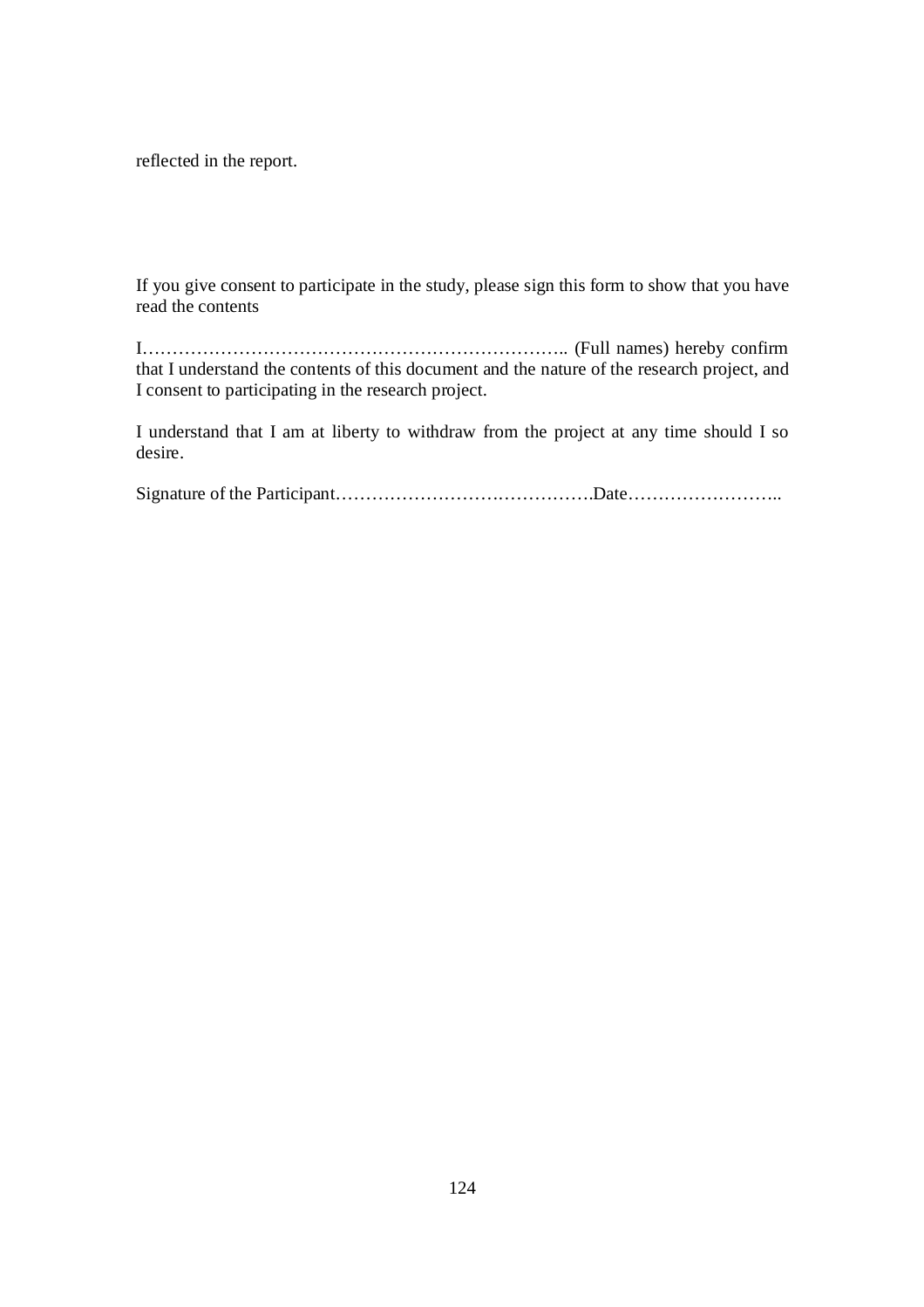reflected in the report.

If you give consent to participate in the study, please sign this form to show that you have read the contents

I………………………………………………………………. (Full names) hereby confirm that I understand the contents of this document and the nature of the research project, and I consent to participating in the research project.

I understand that I am at liberty to withdraw from the project at any time should I so desire.

Signature of the Participant…………………………………….Date……………………..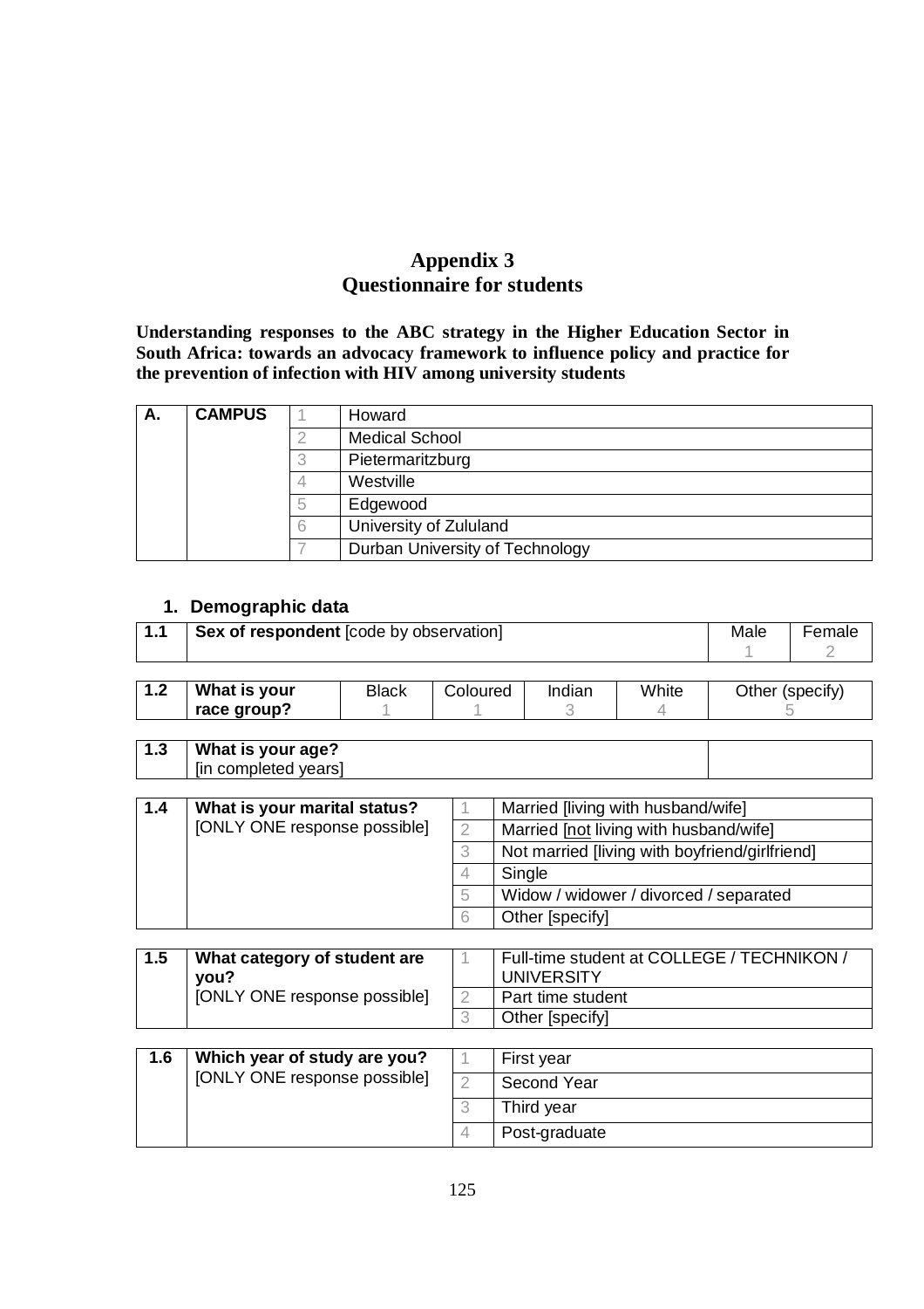# Appendix 3
## Questionnaire for students

**Understanding responses to the ABC strategy in the Higher Education Sector in South Africa: towards an advocacy framework to influence policy and practice for the prevention of infection with HIV among university students**

| A. | CAMPUS | 1 | Howard |
|---|---|---|---|
| | | 2 | Medical School |
| | | 3 | Pietermaritzburg |
| | | 4 | Westville |
| | | 5 | Edgewood |
| | | 6 | University of Zululand |
| | | 7 | Durban University of Technology |

### 1. Demographic data

| 1.1 | **Sex of respondent** [code by observation] | Male<br>1 | Female<br>2 |
|---|---|---|---|

| 1.2 | **What is your race group?** | Black<br>1 | Coloured<br>1 | Indian<br>3 | White<br>4 | Other (specify)<br>5 |
|---|---|---|---|---|---|---|

| 1.3 | **What is your age?**<br>[in completed years] | |
|---|---|---|

| 1.4 | **What is your marital status?**<br>[ONLY ONE response possible] | 1 | Married [living with husband/wife] |
|---|---|---|---|
| | | 2 | Married [not living with husband/wife] |
| | | 3 | Not married [living with boyfriend/girlfriend] |
| | | 4 | Single |
| | | 5 | Widow / widower / divorced / separated |
| | | 6 | Other [specify] |

| 1.5 | **What category of student are you?**<br>[ONLY ONE response possible] | 1 | Full-time student at COLLEGE / TECHNIKON / UNIVERSITY |
|---|---|---|---|
| | | 2 | Part time student |
| | | 3 | Other [specify] |

| 1.6 | **Which year of study are you?**<br>[ONLY ONE response possible] | 1 | First year |
|---|---|---|---|
| | | 2 | Second Year |
| | | 3 | Third year |
| | | 4 | Post-graduate |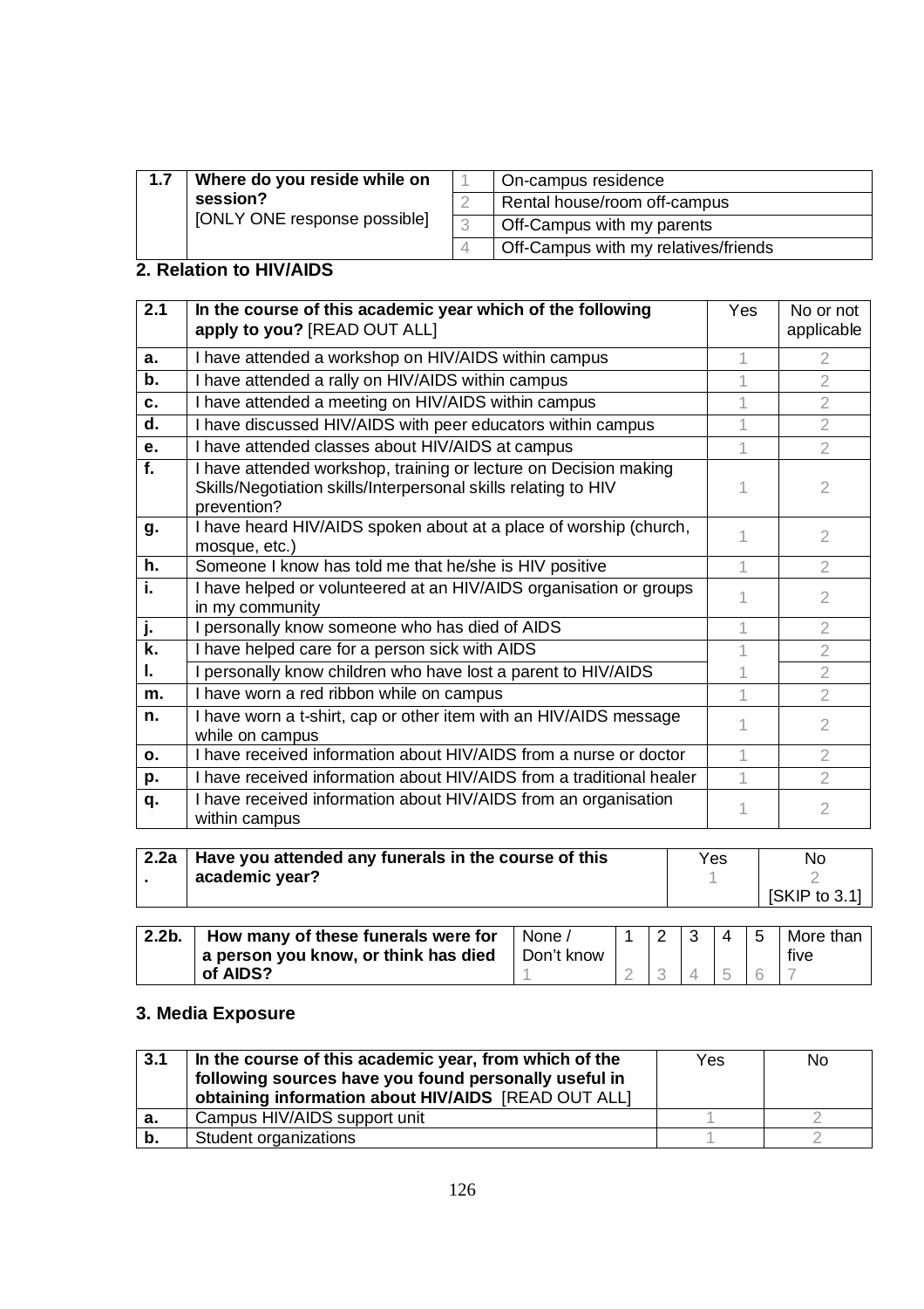| 1.7 | **Where do you reside while on session?** [ONLY ONE response possible] | 1 | On-campus residence |
|---|---|---|---|
| | | 2 | Rental house/room off-campus |
| | | 3 | Off-Campus with my parents |
| | | 4 | Off-Campus with my relatives/friends |

## 2. Relation to HIV/AIDS

| 2.1 | **In the course of this academic year which of the following apply to you?** [READ OUT ALL] | Yes | No or not applicable |
|---|---|---|---|
| **a.** | I have attended a workshop on HIV/AIDS within campus | 1 | 2 |
| **b.** | I have attended a rally on HIV/AIDS within campus | 1 | 2 |
| **c.** | I have attended a meeting on HIV/AIDS within campus | 1 | 2 |
| **d.** | I have discussed HIV/AIDS with peer educators within campus | 1 | 2 |
| **e.** | I have attended classes about HIV/AIDS at campus | 1 | 2 |
| **f.** | I have attended workshop, training or lecture on Decision making Skills/Negotiation skills/Interpersonal skills relating to HIV prevention? | 1 | 2 |
| **g.** | I have heard HIV/AIDS spoken about at a place of worship (church, mosque, etc.) | 1 | 2 |
| **h.** | Someone I know has told me that he/she is HIV positive | 1 | 2 |
| **i.** | I have helped or volunteered at an HIV/AIDS organisation or groups in my community | 1 | 2 |
| **j.** | I personally know someone who has died of AIDS | 1 | 2 |
| **k.** | I have helped care for a person sick with AIDS | 1 | 2 |
| **l.** | I personally know children who have lost a parent to HIV/AIDS | 1 | 2 |
| **m.** | I have worn a red ribbon while on campus | 1 | 2 |
| **n.** | I have worn a t-shirt, cap or other item with an HIV/AIDS message while on campus | 1 | 2 |
| **o.** | I have received information about HIV/AIDS from a nurse or doctor | 1 | 2 |
| **p.** | I have received information about HIV/AIDS from a traditional healer | 1 | 2 |
| **q.** | I have received information about HIV/AIDS from an organisation within campus | 1 | 2 |

| 2.2a. | **Have you attended any funerals in the course of this academic year?** | Yes 1 | No 2 [SKIP to 3.1] |
|---|---|---|---|

| 2.2b. | **How many of these funerals were for a person you know, or think has died of AIDS?** | None / Don't know | 1 | 2 | 3 | 4 | 5 | More than five |
|---|---|---|---|---|---|---|---|---|
| | | 1 | 2 | 3 | 4 | 5 | 6 | 7 |

## 3. Media Exposure

| 3.1 | **In the course of this academic year, from which of the following sources have you found personally useful in obtaining information about HIV/AIDS** [READ OUT ALL] | Yes | No |
|---|---|---|---|
| **a.** | Campus HIV/AIDS support unit | 1 | 2 |
| **b.** | Student organizations | 1 | 2 |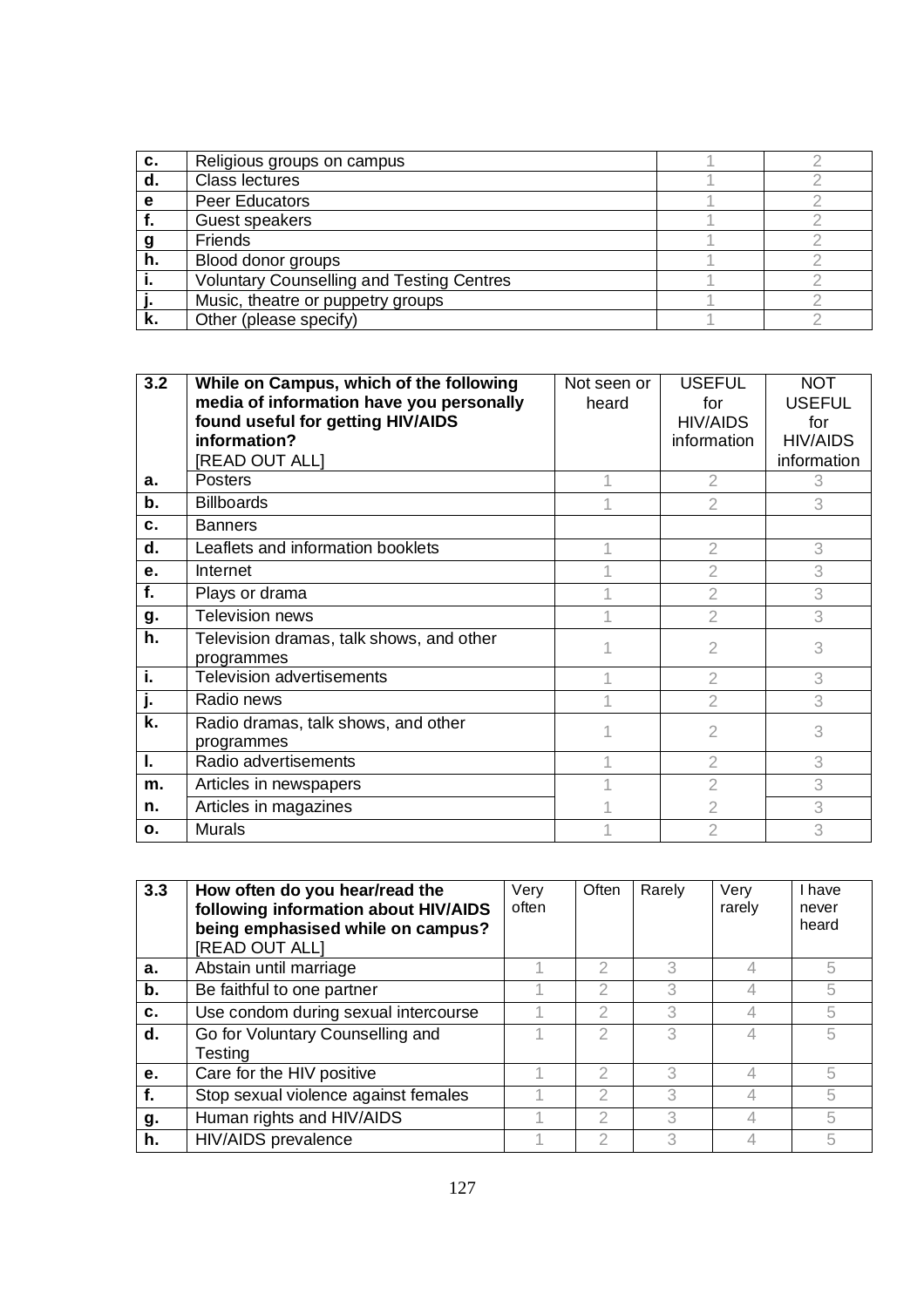| | | | |
|---|---|---|---|
| c. | Religious groups on campus | 1 | 2 |
| d. | Class lectures | 1 | 2 |
| e | Peer Educators | 1 | 2 |
| f. | Guest speakers | 1 | 2 |
| g | Friends | 1 | 2 |
| h. | Blood donor groups | 1 | 2 |
| i. | Voluntary Counselling and Testing Centres | 1 | 2 |
| j. | Music, theatre or puppetry groups | 1 | 2 |
| k. | Other (please specify) | 1 | 2 |

| 3.2 | **While on Campus, which of the following media of information have you personally found useful for getting HIV/AIDS information?** [READ OUT ALL] | Not seen or heard | USEFUL for HIV/AIDS information | NOT USEFUL for HIV/AIDS information |
|---|---|---|---|---|
| a. | Posters | 1 | 2 | 3 |
| b. | Billboards | 1 | 2 | 3 |
| c. | Banners | | | |
| d. | Leaflets and information booklets | 1 | 2 | 3 |
| e. | Internet | 1 | 2 | 3 |
| f. | Plays or drama | 1 | 2 | 3 |
| g. | Television news | 1 | 2 | 3 |
| h. | Television dramas, talk shows, and other programmes | 1 | 2 | 3 |
| i. | Television advertisements | 1 | 2 | 3 |
| j. | Radio news | 1 | 2 | 3 |
| k. | Radio dramas, talk shows, and other programmes | 1 | 2 | 3 |
| l. | Radio advertisements | 1 | 2 | 3 |
| m. | Articles in newspapers | 1 | 2 | 3 |
| n. | Articles in magazines | 1 | 2 | 3 |
| o. | Murals | 1 | 2 | 3 |

| 3.3 | **How often do you hear/read the following information about HIV/AIDS being emphasised while on campus?** [READ OUT ALL] | Very often | Often | Rarely | Very rarely | I have never heard |
|---|---|---|---|---|---|---|
| a. | Abstain until marriage | 1 | 2 | 3 | 4 | 5 |
| b. | Be faithful to one partner | 1 | 2 | 3 | 4 | 5 |
| c. | Use condom during sexual intercourse | 1 | 2 | 3 | 4 | 5 |
| d. | Go for Voluntary Counselling and Testing | 1 | 2 | 3 | 4 | 5 |
| e. | Care for the HIV positive | 1 | 2 | 3 | 4 | 5 |
| f. | Stop sexual violence against females | 1 | 2 | 3 | 4 | 5 |
| g. | Human rights and HIV/AIDS | 1 | 2 | 3 | 4 | 5 |
| h. | HIV/AIDS prevalence | 1 | 2 | 3 | 4 | 5 |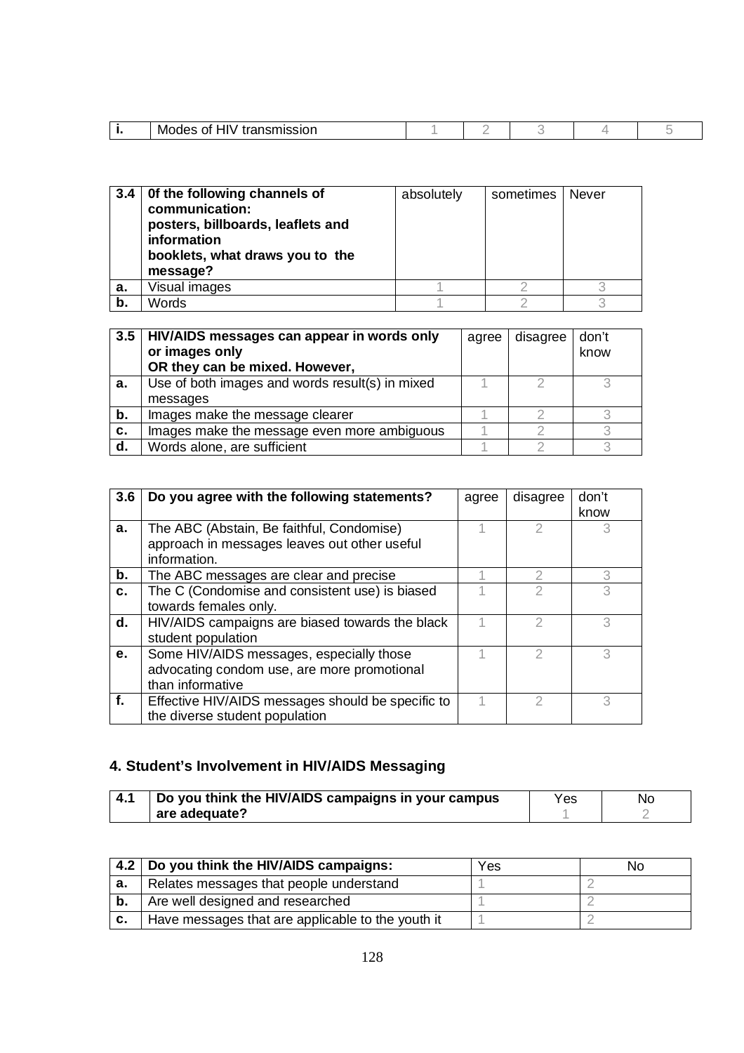| i. | Modes of HIV transmission | 1 | 2 | 3 | 4 | 5 |
|---|---|---|---|---|---|---|

| 3.4 | **0f the following channels of communication: posters, billboards, leaflets and information booklets, what draws you to the message?** | absolutely | sometimes | Never |
|---|---|---|---|---|
| a. | Visual images | 1 | 2 | 3 |
| b. | Words | 1 | 2 | 3 |

| 3.5 | **HIV/AIDS messages can appear in words only or images only OR they can be mixed. However,** | agree | disagree | don't know |
|---|---|---|---|---|
| a. | Use of both images and words result(s) in mixed messages | 1 | 2 | 3 |
| b. | Images make the message clearer | 1 | 2 | 3 |
| c. | Images make the message even more ambiguous | 1 | 2 | 3 |
| d. | Words alone, are sufficient | 1 | 2 | 3 |

| 3.6 | **Do you agree with the following statements?** | agree | disagree | don't know |
|---|---|---|---|---|
| a. | The ABC (Abstain, Be faithful, Condomise) approach in messages leaves out other useful information. | 1 | 2 | 3 |
| b. | The ABC messages are clear and precise | 1 | 2 | 3 |
| c. | The C (Condomise and consistent use) is biased towards females only. | 1 | 2 | 3 |
| d. | HIV/AIDS campaigns are biased towards the black student population | 1 | 2 | 3 |
| e. | Some HIV/AIDS messages, especially those advocating condom use, are more promotional than informative | 1 | 2 | 3 |
| f. | Effective HIV/AIDS messages should be specific to the diverse student population | 1 | 2 | 3 |

## 4. Student's Involvement in HIV/AIDS Messaging

| 4.1 | **Do you think the HIV/AIDS campaigns in your campus are adequate?** | Yes 1 | No 2 |
|---|---|---|---|

| 4.2 | **Do you think the HIV/AIDS campaigns:** | Yes | No |
|---|---|---|---|
| a. | Relates messages that people understand | 1 | 2 |
| b. | Are well designed and researched | 1 | 2 |
| c. | Have messages that are applicable to the youth it | 1 | 2 |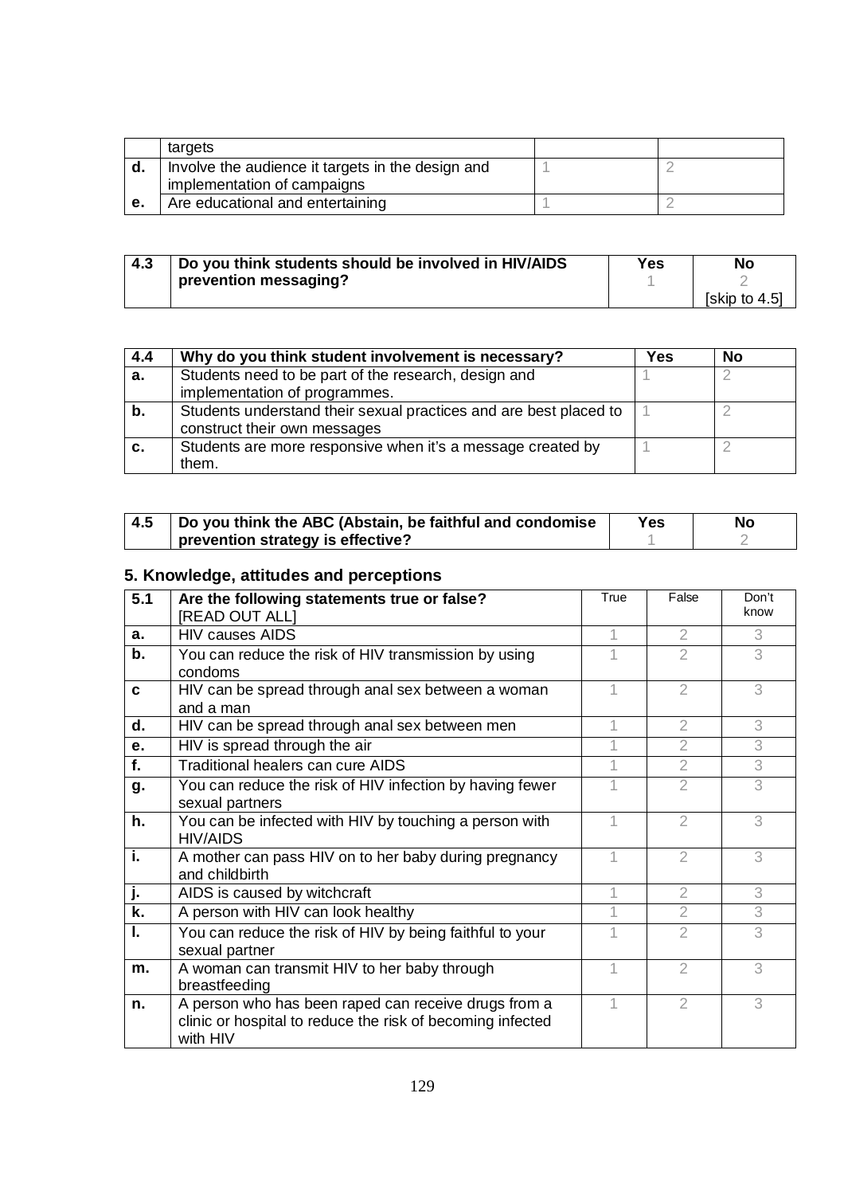|  | targets |  |  |
|---|---|---|---|
| **d.** | Involve the audience it targets in the design and implementation of campaigns | 1 | 2 |
| **e.** | Are educational and entertaining | 1 | 2 |

| **4.3** | **Do you think students should be involved in HIV/AIDS prevention messaging?** | **Yes** 1 | **No** 2 [skip to 4.5] |
|---|---|---|---|

| **4.4** | **Why do you think student involvement is necessary?** | **Yes** | **No** |
|---|---|---|---|
| **a.** | Students need to be part of the research, design and implementation of programmes. | 1 | 2 |
| **b.** | Students understand their sexual practices and are best placed to construct their own messages | 1 | 2 |
| **c.** | Students are more responsive when it's a message created by them. | 1 | 2 |

| **4.5** | **Do you think the ABC (Abstain, be faithful and condomise prevention strategy is effective?** | **Yes** 1 | **No** 2 |
|---|---|---|---|

## 5. Knowledge, attitudes and perceptions

| **5.1** | **Are the following statements true or false?** [READ OUT ALL] | True | False | Don't know |
|---|---|---|---|---|
| **a.** | HIV causes AIDS | 1 | 2 | 3 |
| **b.** | You can reduce the risk of HIV transmission by using condoms | 1 | 2 | 3 |
| **c** | HIV can be spread through anal sex between a woman and a man | 1 | 2 | 3 |
| **d.** | HIV can be spread through anal sex between men | 1 | 2 | 3 |
| **e.** | HIV is spread through the air | 1 | 2 | 3 |
| **f.** | Traditional healers can cure AIDS | 1 | 2 | 3 |
| **g.** | You can reduce the risk of HIV infection by having fewer sexual partners | 1 | 2 | 3 |
| **h.** | You can be infected with HIV by touching a person with HIV/AIDS | 1 | 2 | 3 |
| **i.** | A mother can pass HIV on to her baby during pregnancy and childbirth | 1 | 2 | 3 |
| **j.** | AIDS is caused by witchcraft | 1 | 2 | 3 |
| **k.** | A person with HIV can look healthy | 1 | 2 | 3 |
| **l.** | You can reduce the risk of HIV by being faithful to your sexual partner | 1 | 2 | 3 |
| **m.** | A woman can transmit HIV to her baby through breastfeeding | 1 | 2 | 3 |
| **n.** | A person who has been raped can receive drugs from a clinic or hospital to reduce the risk of becoming infected with HIV | 1 | 2 | 3 |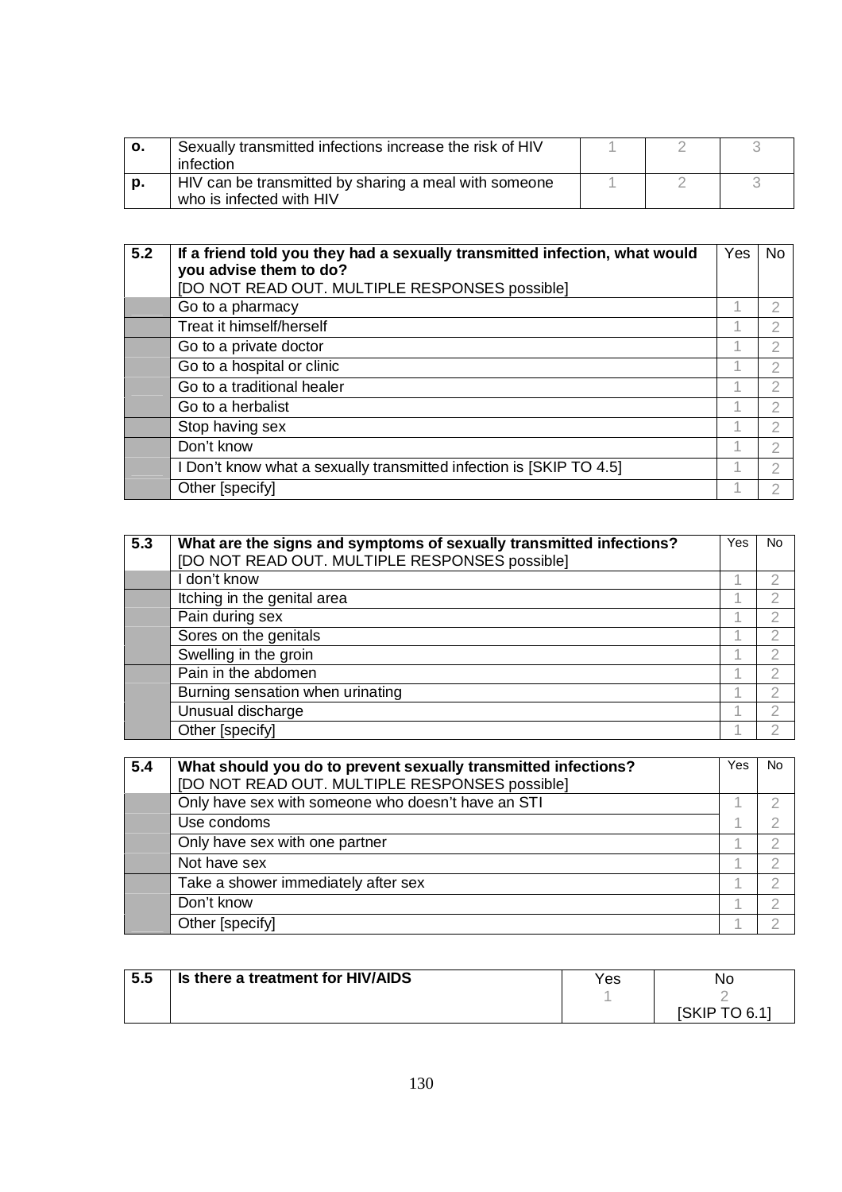| | | | | |
|---|---|---|---|---|
| **o.** | Sexually transmitted infections increase the risk of HIV infection | 1 | 2 | 3 |
| **p.** | HIV can be transmitted by sharing a meal with someone who is infected with HIV | 1 | 2 | 3 |

| 5.2 | If a friend told you they had a sexually transmitted infection, what would you advise them to do? [DO NOT READ OUT. MULTIPLE RESPONSES possible] | Yes | No |
|---|---|---|---|
| | Go to a pharmacy | 1 | 2 |
| | Treat it himself/herself | 1 | 2 |
| | Go to a private doctor | 1 | 2 |
| | Go to a hospital or clinic | 1 | 2 |
| | Go to a traditional healer | 1 | 2 |
| | Go to a herbalist | 1 | 2 |
| | Stop having sex | 1 | 2 |
| | Don't know | 1 | 2 |
| | I Don't know what a sexually transmitted infection is [SKIP TO 4.5] | 1 | 2 |
| | Other [specify] | 1 | 2 |

| 5.3 | What are the signs and symptoms of sexually transmitted infections? [DO NOT READ OUT. MULTIPLE RESPONSES possible] | Yes | No |
|---|---|---|---|
| | I don't know | 1 | 2 |
| | Itching in the genital area | 1 | 2 |
| | Pain during sex | 1 | 2 |
| | Sores on the genitals | 1 | 2 |
| | Swelling in the groin | 1 | 2 |
| | Pain in the abdomen | 1 | 2 |
| | Burning sensation when urinating | 1 | 2 |
| | Unusual discharge | 1 | 2 |
| | Other [specify] | 1 | 2 |

| 5.4 | What should you do to prevent sexually transmitted infections? [DO NOT READ OUT. MULTIPLE RESPONSES possible] | Yes | No |
|---|---|---|---|
| | Only have sex with someone who doesn't have an STI | 1 | 2 |
| | Use condoms | 1 | 2 |
| | Only have sex with one partner | 1 | 2 |
| | Not have sex | 1 | 2 |
| | Take a shower immediately after sex | 1 | 2 |
| | Don't know | 1 | 2 |
| | Other [specify] | 1 | 2 |

| 5.5 | Is there a treatment for HIV/AIDS | Yes<br>1 | No<br>2<br>[SKIP TO 6.1] |
|---|---|---|---|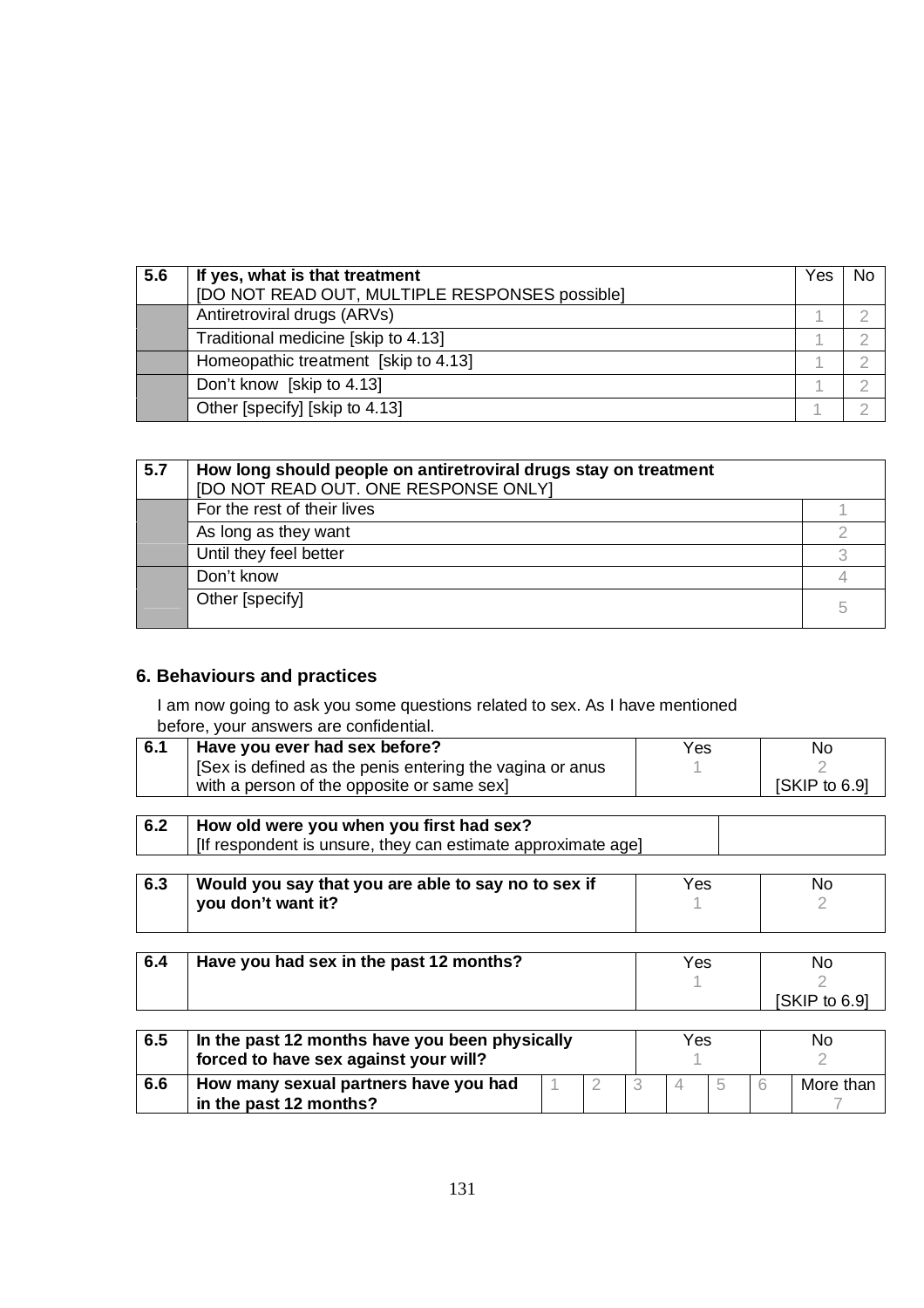| 5.6 | If yes, what is that treatment<br>[DO NOT READ OUT, MULTIPLE RESPONSES possible] | Yes | No |
|---|---|---|---|
| | Antiretroviral drugs (ARVs) | 1 | 2 |
| | Traditional medicine [skip to 4.13] | 1 | 2 |
| | Homeopathic treatment [skip to 4.13] | 1 | 2 |
| | Don't know [skip to 4.13] | 1 | 2 |
| | Other [specify] [skip to 4.13] | 1 | 2 |

| 5.7 | How long should people on antiretroviral drugs stay on treatment<br>[DO NOT READ OUT. ONE RESPONSE ONLY] | |
|---|---|---|
| | For the rest of their lives | 1 |
| | As long as they want | 2 |
| | Until they feel better | 3 |
| | Don't know | 4 |
| | Other [specify] | 5 |

## 6. Behaviours and practices

I am now going to ask you some questions related to sex. As I have mentioned before, your answers are confidential.

| 6.1 | Have you ever had sex before?<br>[Sex is defined as the penis entering the vagina or anus with a person of the opposite or same sex] | Yes<br>1 | No<br>2<br>[SKIP to 6.9] |
|---|---|---|---|

| 6.2 | How old were you when you first had sex?<br>[If respondent is unsure, they can estimate approximate age] | |
|---|---|---|

| 6.3 | Would you say that you are able to say no to sex if you don't want it? | Yes<br>1 | No<br>2 |
|---|---|---|---|

| 6.4 | Have you had sex in the past 12 months? | Yes<br>1 | No<br>2<br>[SKIP to 6.9] |
|---|---|---|---|

| 6.5 | In the past 12 months have you been physically forced to have sex against your will? | | | Yes<br>1 | | | No<br>2 |
|---|---|---|---|---|---|---|---|
| 6.6 | How many sexual partners have you had in the past 12 months? | 1 | 2 | 3 | 4 | 5 | 6 | More than<br>7 |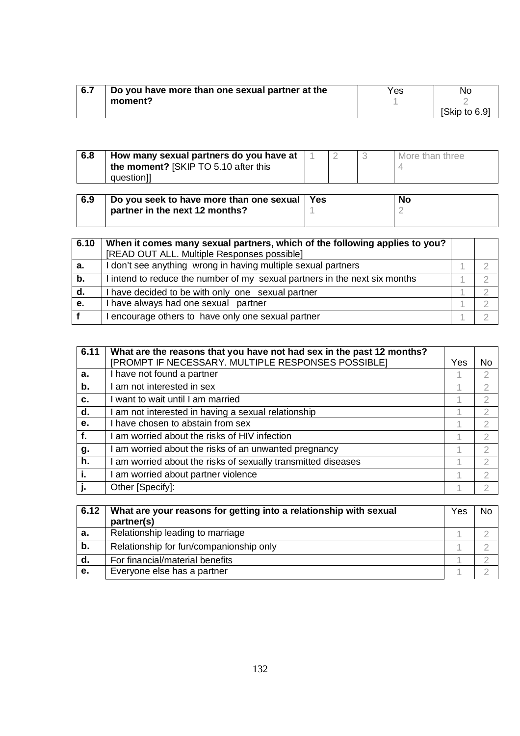| 6.7 | Do you have more than one sexual partner at the moment? | Yes<br>1 | No<br>2<br>[Skip to 6.9] |
|---|---|---|---|

| 6.8 | **How many sexual partners do you have at the moment?** [SKIP TO 5.10 after this question]] | 1 | 2 | 3 | More than three<br>4 |
|---|---|---|---|---|---|

| 6.9 | Do you seek to have more than one sexual partner in the next 12 months? | Yes<br>1 | No<br>2 |
|---|---|---|---|

| 6.10 | **When it comes many sexual partners, which of the following applies to you?** [READ OUT ALL. Multiple Responses possible] | | |
|---|---|---|---|
| a. | I don't see anything wrong in having multiple sexual partners | 1 | 2 |
| b. | I intend to reduce the number of my sexual partners in the next six months | 1 | 2 |
| d. | I have decided to be with only one sexual partner | 1 | 2 |
| e. | I have always had one sexual partner | 1 | 2 |
| f | I encourage others to have only one sexual partner | 1 | 2 |

| 6.11 | **What are the reasons that you have not had sex in the past 12 months?** [PROMPT IF NECESSARY. MULTIPLE RESPONSES POSSIBLE] | Yes | No |
|---|---|---|---|
| a. | I have not found a partner | 1 | 2 |
| b. | I am not interested in sex | 1 | 2 |
| c. | I want to wait until I am married | 1 | 2 |
| d. | I am not interested in having a sexual relationship | 1 | 2 |
| e. | I have chosen to abstain from sex | 1 | 2 |
| f. | I am worried about the risks of HIV infection | 1 | 2 |
| g. | I am worried about the risks of an unwanted pregnancy | 1 | 2 |
| h. | I am worried about the risks of sexually transmitted diseases | 1 | 2 |
| i. | I am worried about partner violence | 1 | 2 |
| j. | Other [Specify]: | 1 | 2 |

| 6.12 | **What are your reasons for getting into a relationship with sexual partner(s)** | Yes | No |
|---|---|---|---|
| a. | Relationship leading to marriage | 1 | 2 |
| b. | Relationship for fun/companionship only | 1 | 2 |
| d. | For financial/material benefits | 1 | 2 |
| e. | Everyone else has a partner | 1 | 2 |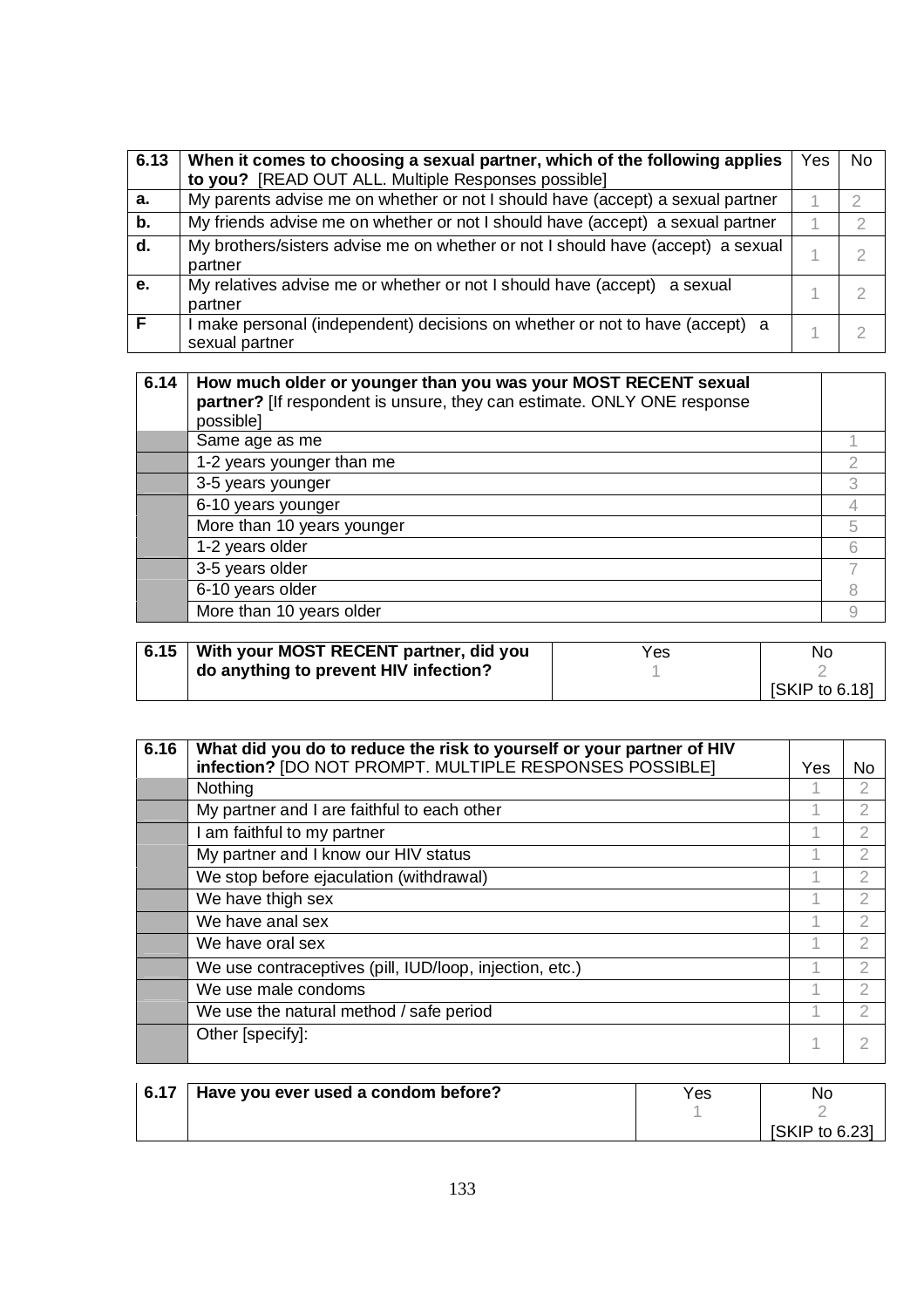| 6.13 | When it comes to choosing a sexual partner, which of the following applies to you? [READ OUT ALL. Multiple Responses possible] | Yes | No |
|---|---|---|---|
| a. | My parents advise me on whether or not I should have (accept) a sexual partner | 1 | 2 |
| b. | My friends advise me on whether or not I should have (accept) a sexual partner | 1 | 2 |
| d. | My brothers/sisters advise me on whether or not I should have (accept) a sexual partner | 1 | 2 |
| e. | My relatives advise me or whether or not I should have (accept) a sexual partner | 1 | 2 |
| F | I make personal (independent) decisions on whether or not to have (accept) a sexual partner | 1 | 2 |

| 6.14 | How much older or younger than you was your MOST RECENT sexual partner? [If respondent is unsure, they can estimate. ONLY ONE response possible] | |
|---|---|---|
| | Same age as me | 1 |
| | 1-2 years younger than me | 2 |
| | 3-5 years younger | 3 |
| | 6-10 years younger | 4 |
| | More than 10 years younger | 5 |
| | 1-2 years older | 6 |
| | 3-5 years older | 7 |
| | 6-10 years older | 8 |
| | More than 10 years older | 9 |

| 6.15 | With your MOST RECENT partner, did you do anything to prevent HIV infection? | Yes<br>1 | No<br>2<br>[SKIP to 6.18] |
|---|---|---|---|

| 6.16 | What did you do to reduce the risk to yourself or your partner of HIV infection? [DO NOT PROMPT. MULTIPLE RESPONSES POSSIBLE] | Yes | No |
|---|---|---|---|
| | Nothing | 1 | 2 |
| | My partner and I are faithful to each other | 1 | 2 |
| | I am faithful to my partner | 1 | 2 |
| | My partner and I know our HIV status | 1 | 2 |
| | We stop before ejaculation (withdrawal) | 1 | 2 |
| | We have thigh sex | 1 | 2 |
| | We have anal sex | 1 | 2 |
| | We have oral sex | 1 | 2 |
| | We use contraceptives (pill, IUD/loop, injection, etc.) | 1 | 2 |
| | We use male condoms | 1 | 2 |
| | We use the natural method / safe period | 1 | 2 |
| | Other [specify]: | 1 | 2 |

| 6.17 | Have you ever used a condom before? | Yes<br>1 | No<br>2<br>[SKIP to 6.23] |
|---|---|---|---|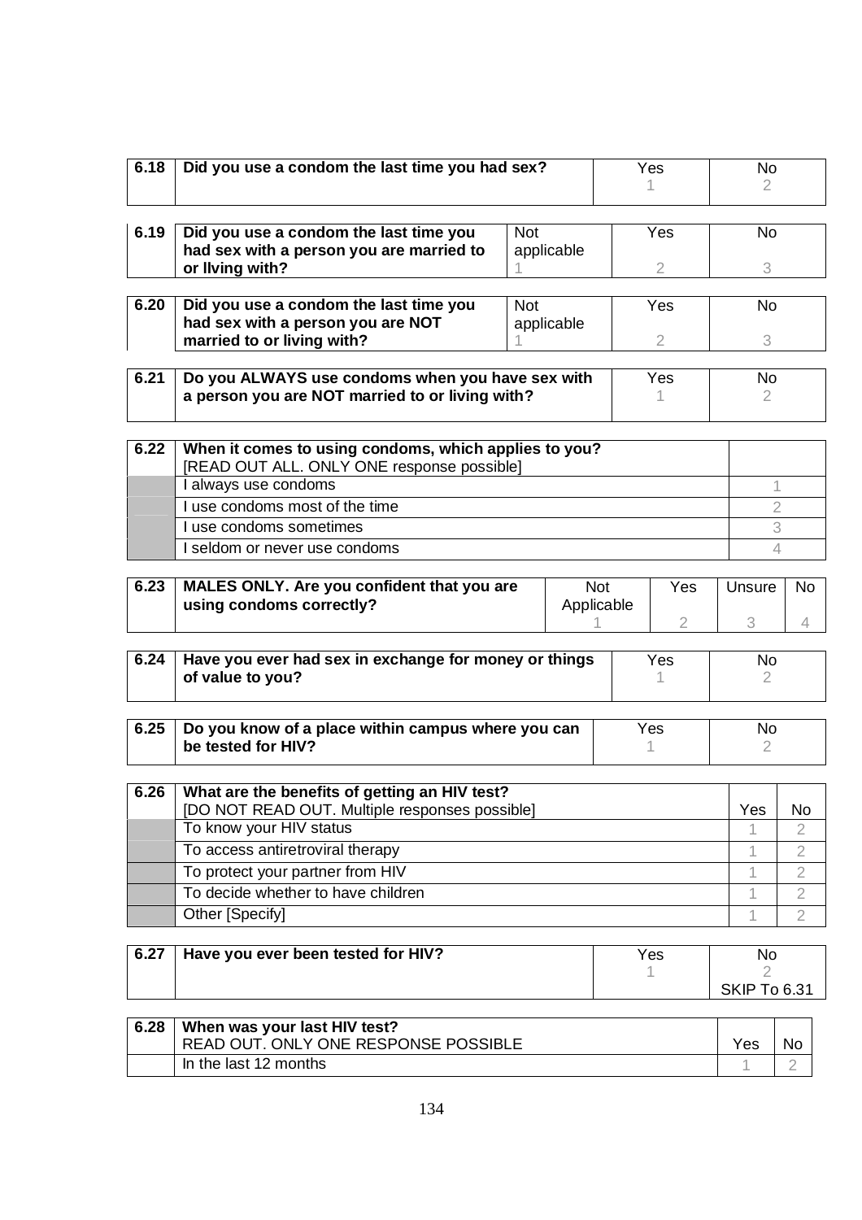| 6.18 | Did you use a condom the last time you had sex? | Yes<br>1 | No<br>2 |
|---|---|---|---|

| 6.19 | Did you use a condom the last time you had sex with a person you are married to or llving with? | Not applicable<br>1 | Yes<br>2 | No<br>3 |
|---|---|---|---|---|

| 6.20 | Did you use a condom the last time you had sex with a person you are NOT married to or living with? | Not applicable<br>1 | Yes<br>2 | No<br>3 |
|---|---|---|---|---|

| 6.21 | Do you ALWAYS use condoms when you have sex with a person you are NOT married to or living with? | Yes<br>1 | No<br>2 |
|---|---|---|---|

| 6.22 | When it comes to using condoms, which applies to you?<br>[READ OUT ALL. ONLY ONE response possible] | |
|---|---|---|
| | I always use condoms | 1 |
| | I use condoms most of the time | 2 |
| | I use condoms sometimes | 3 |
| | I seldom or never use condoms | 4 |

| 6.23 | MALES ONLY. Are you confident that you are using condoms correctly? | Not Applicable<br>1 | Yes<br>2 | Unsure<br>3 | No<br>4 |
|---|---|---|---|---|---|

| 6.24 | Have you ever had sex in exchange for money or things of value to you? | Yes<br>1 | No<br>2 |
|---|---|---|---|

| 6.25 | Do you know of a place within campus where you can be tested for HIV? | Yes<br>1 | No<br>2 |
|---|---|---|---|

| 6.26 | What are the benefits of getting an HIV test?<br>[DO NOT READ OUT. Multiple responses possible] | Yes | No |
|---|---|---|---|
| | To know your HIV status | 1 | 2 |
| | To access antiretroviral therapy | 1 | 2 |
| | To protect your partner from HIV | 1 | 2 |
| | To decide whether to have children | 1 | 2 |
| | Other [Specify] | 1 | 2 |

| 6.27 | Have you ever been tested for HIV? | Yes<br>1 | No<br>2<br>SKIP To 6.31 |
|---|---|---|---|

| 6.28 | When was your last HIV test?<br>READ OUT. ONLY ONE RESPONSE POSSIBLE | Yes | No |
|---|---|---|---|
| | In the last 12 months | 1 | 2 |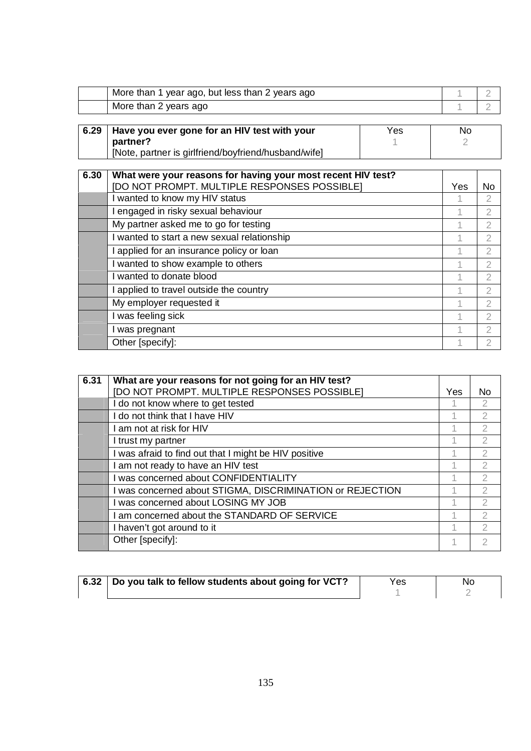| | | | |
|---|---|---|---|
| | More than 1 year ago, but less than 2 years ago | 1 | 2 |
| | More than 2 years ago | 1 | 2 |

| 6.29 | Have you ever gone for an HIV test with your partner? [Note, partner is girlfriend/boyfriend/husband/wife] | Yes 1 | No 2 |
|---|---|---|---|

| 6.30 | **What were your reasons for having your most recent HIV test?** [DO NOT PROMPT. MULTIPLE RESPONSES POSSIBLE] | Yes | No |
|---|---|---|---|
| | I wanted to know my HIV status | 1 | 2 |
| | I engaged in risky sexual behaviour | 1 | 2 |
| | My partner asked me to go for testing | 1 | 2 |
| | I wanted to start a new sexual relationship | 1 | 2 |
| | I applied for an insurance policy or loan | 1 | 2 |
| | I wanted to show example to others | 1 | 2 |
| | I wanted to donate blood | 1 | 2 |
| | I applied to travel outside the country | 1 | 2 |
| | My employer requested it | 1 | 2 |
| | I was feeling sick | 1 | 2 |
| | I was pregnant | 1 | 2 |
| | Other [specify]: | 1 | 2 |

| 6.31 | **What are your reasons for not going for an HIV test?** [DO NOT PROMPT. MULTIPLE RESPONSES POSSIBLE] | Yes | No |
|---|---|---|---|
| | I do not know where to get tested | 1 | 2 |
| | I do not think that I have HIV | 1 | 2 |
| | I am not at risk for HIV | 1 | 2 |
| | I trust my partner | 1 | 2 |
| | I was afraid to find out that I might be HIV positive | 1 | 2 |
| | I am not ready to have an HIV test | 1 | 2 |
| | I was concerned about CONFIDENTIALITY | 1 | 2 |
| | I was concerned about STIGMA, DISCRIMINATION or REJECTION | 1 | 2 |
| | I was concerned about LOSING MY JOB | 1 | 2 |
| | I am concerned about the STANDARD OF SERVICE | 1 | 2 |
| | I haven't got around to it | 1 | 2 |
| | Other [specify]: | 1 | 2 |

| 6.32 | **Do you talk to fellow students about going for VCT?** | Yes 1 | No 2 |
|---|---|---|---|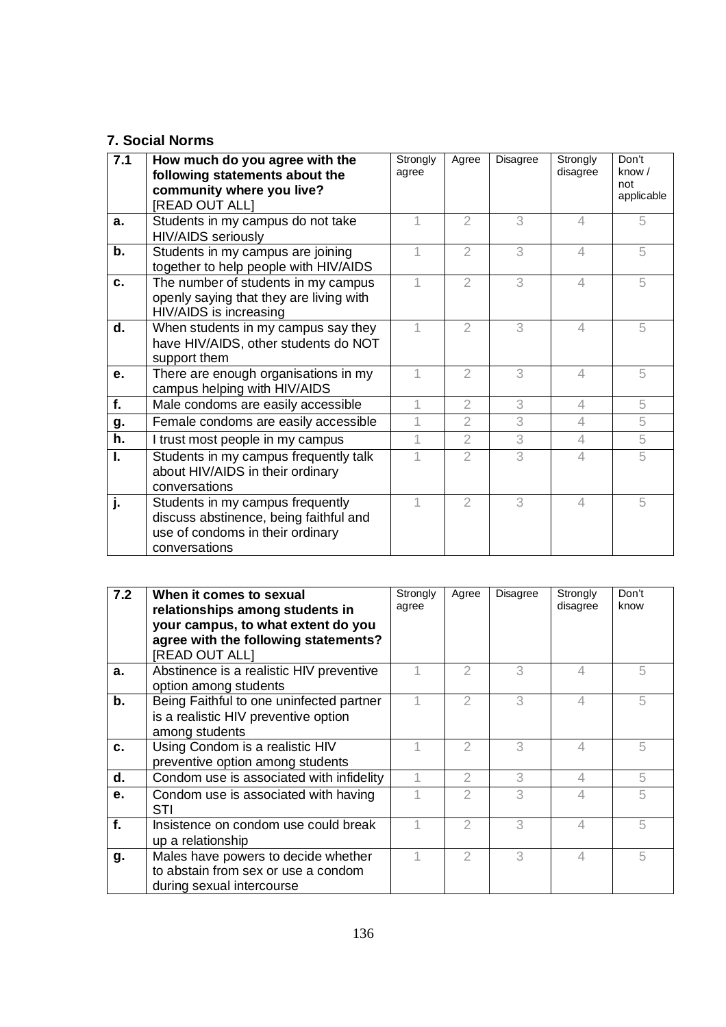**7. Social Norms**

| 7.1 | How much do you agree with the following statements about the community where you live? [READ OUT ALL] | Strongly agree | Agree | Disagree | Strongly disagree | Don't know / not applicable |
|---|---|---|---|---|---|---|
| a. | Students in my campus do not take HIV/AIDS seriously | 1 | 2 | 3 | 4 | 5 |
| b. | Students in my campus are joining together to help people with HIV/AIDS | 1 | 2 | 3 | 4 | 5 |
| c. | The number of students in my campus openly saying that they are living with HIV/AIDS is increasing | 1 | 2 | 3 | 4 | 5 |
| d. | When students in my campus say they have HIV/AIDS, other students do NOT support them | 1 | 2 | 3 | 4 | 5 |
| e. | There are enough organisations in my campus helping with HIV/AIDS | 1 | 2 | 3 | 4 | 5 |
| f. | Male condoms are easily accessible | 1 | 2 | 3 | 4 | 5 |
| g. | Female condoms are easily accessible | 1 | 2 | 3 | 4 | 5 |
| h. | I trust most people in my campus | 1 | 2 | 3 | 4 | 5 |
| I. | Students in my campus frequently talk about HIV/AIDS in their ordinary conversations | 1 | 2 | 3 | 4 | 5 |
| j. | Students in my campus frequently discuss abstinence, being faithful and use of condoms in their ordinary conversations | 1 | 2 | 3 | 4 | 5 |

| 7.2 | When it comes to sexual relationships among students in your campus, to what extent do you agree with the following statements? [READ OUT ALL] | Strongly agree | Agree | Disagree | Strongly disagree | Don't know |
|---|---|---|---|---|---|---|
| a. | Abstinence is a realistic HIV preventive option among students | 1 | 2 | 3 | 4 | 5 |
| b. | Being Faithful to one uninfected partner is a realistic HIV preventive option among students | 1 | 2 | 3 | 4 | 5 |
| c. | Using Condom is a realistic HIV preventive option among students | 1 | 2 | 3 | 4 | 5 |
| d. | Condom use is associated with infidelity | 1 | 2 | 3 | 4 | 5 |
| e. | Condom use is associated with having STI | 1 | 2 | 3 | 4 | 5 |
| f. | Insistence on condom use could break up a relationship | 1 | 2 | 3 | 4 | 5 |
| g. | Males have powers to decide whether to abstain from sex or use a condom during sexual intercourse | 1 | 2 | 3 | 4 | 5 |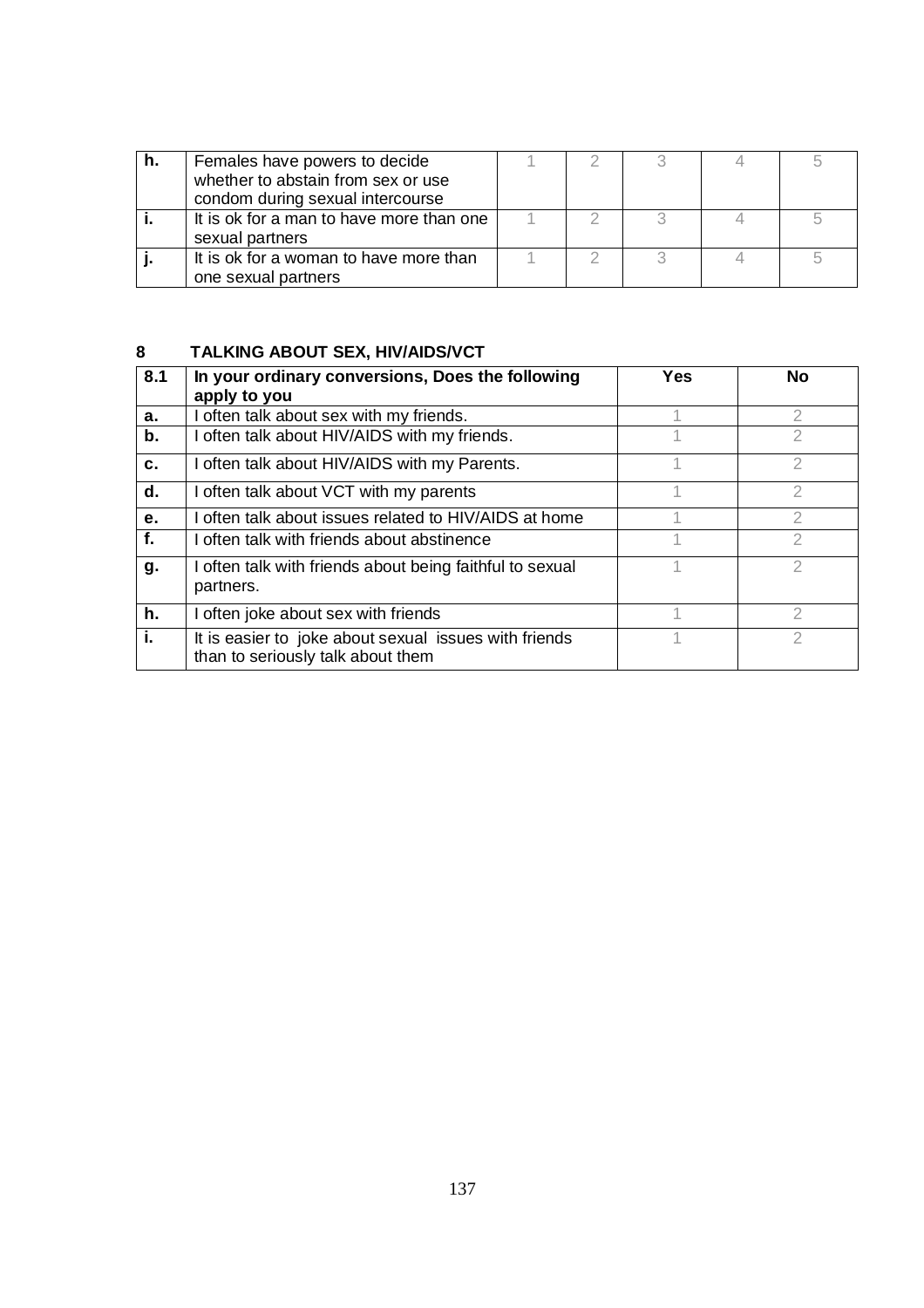| | | | | | | |
|---|---|---|---|---|---|---|
| **h.** | Females have powers to decide whether to abstain from sex or use condom during sexual intercourse | 1 | 2 | 3 | 4 | 5 |
| **i.** | It is ok for a man to have more than one sexual partners | 1 | 2 | 3 | 4 | 5 |
| **j.** | It is ok for a woman to have more than one sexual partners | 1 | 2 | 3 | 4 | 5 |

## 8 TALKING ABOUT SEX, HIV/AIDS/VCT

| **8.1** | **In your ordinary conversions, Does the following apply to you** | **Yes** | **No** |
|---|---|---|---|
| **a.** | I often talk about sex with my friends. | 1 | 2 |
| **b.** | I often talk about HIV/AIDS with my friends. | 1 | 2 |
| **c.** | I often talk about HIV/AIDS with my Parents. | 1 | 2 |
| **d.** | I often talk about VCT with my parents | 1 | 2 |
| **e.** | I often talk about issues related to HIV/AIDS at home | 1 | 2 |
| **f.** | I often talk with friends about abstinence | 1 | 2 |
| **g.** | I often talk with friends about being faithful to sexual partners. | 1 | 2 |
| **h.** | I often joke about sex with friends | 1 | 2 |
| **i.** | It is easier to joke about sexual issues with friends than to seriously talk about them | 1 | 2 |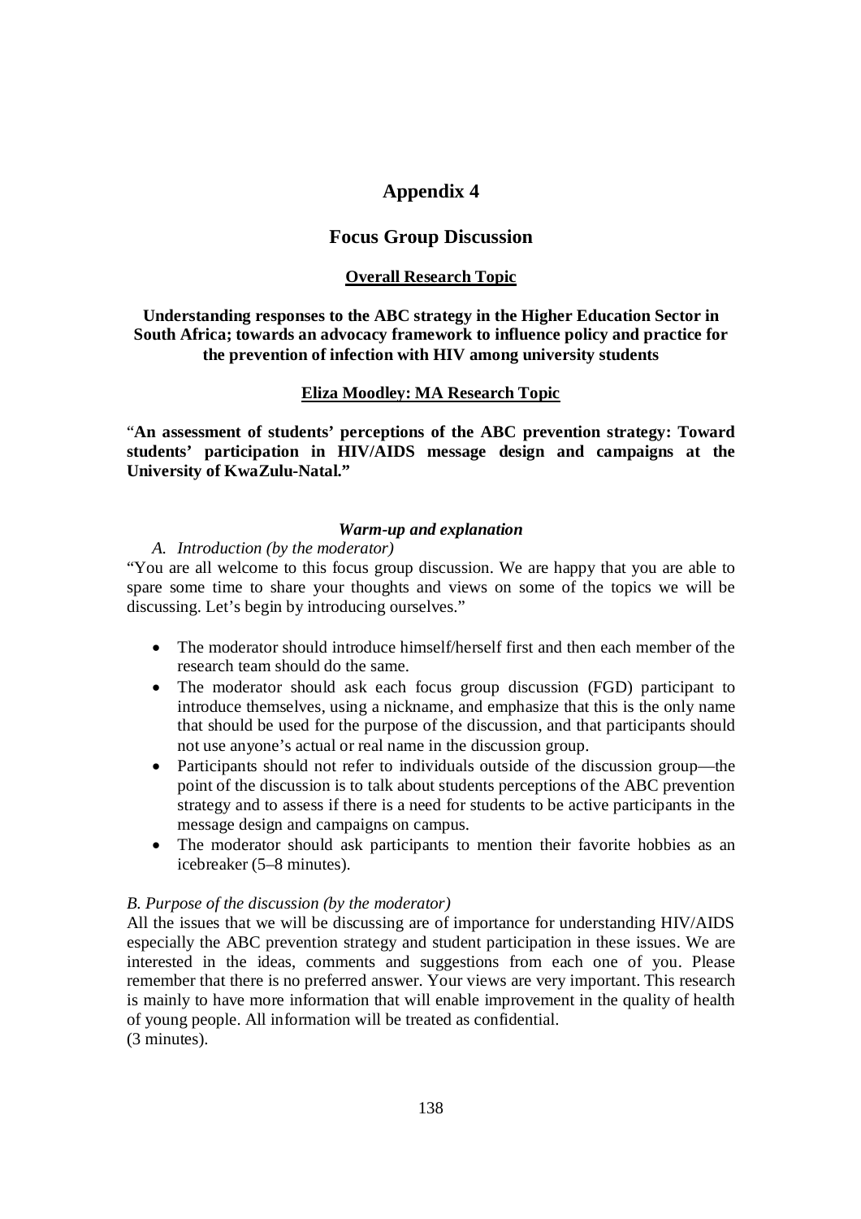# Appendix 4

## Focus Group Discussion

**Overall Research Topic**

**Understanding responses to the ABC strategy in the Higher Education Sector in South Africa; towards an advocacy framework to influence policy and practice for the prevention of infection with HIV among university students**

**Eliza Moodley: MA Research Topic**

"**An assessment of students' perceptions of the ABC prevention strategy: Toward students' participation in HIV/AIDS message design and campaigns at the University of KwaZulu-Natal."**

***Warm-up and explanation***

*A. Introduction (by the moderator)*

"You are all welcome to this focus group discussion. We are happy that you are able to spare some time to share your thoughts and views on some of the topics we will be discussing. Let's begin by introducing ourselves."

- The moderator should introduce himself/herself first and then each member of the research team should do the same.
- The moderator should ask each focus group discussion (FGD) participant to introduce themselves, using a nickname, and emphasize that this is the only name that should be used for the purpose of the discussion, and that participants should not use anyone's actual or real name in the discussion group.
- Participants should not refer to individuals outside of the discussion group—the point of the discussion is to talk about students perceptions of the ABC prevention strategy and to assess if there is a need for students to be active participants in the message design and campaigns on campus.
- The moderator should ask participants to mention their favorite hobbies as an icebreaker (5–8 minutes).

*B. Purpose of the discussion (by the moderator)*

All the issues that we will be discussing are of importance for understanding HIV/AIDS especially the ABC prevention strategy and student participation in these issues. We are interested in the ideas, comments and suggestions from each one of you. Please remember that there is no preferred answer. Your views are very important. This research is mainly to have more information that will enable improvement in the quality of health of young people. All information will be treated as confidential.
(3 minutes).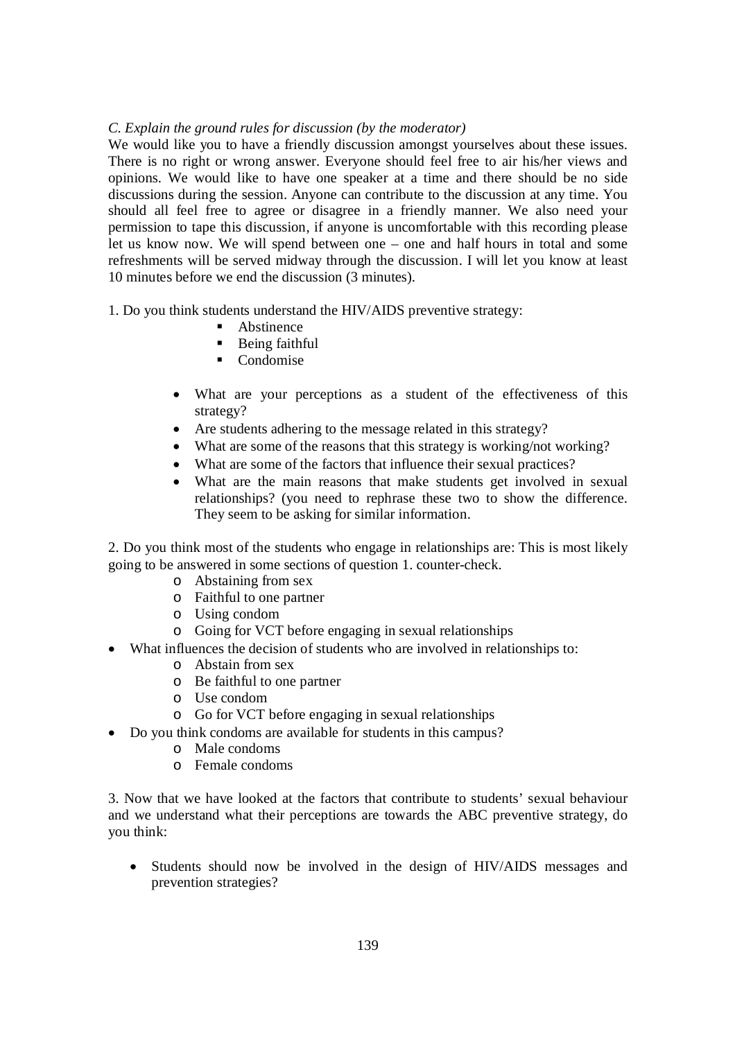*C. Explain the ground rules for discussion (by the moderator)*

We would like you to have a friendly discussion amongst yourselves about these issues. There is no right or wrong answer. Everyone should feel free to air his/her views and opinions. We would like to have one speaker at a time and there should be no side discussions during the session. Anyone can contribute to the discussion at any time. You should all feel free to agree or disagree in a friendly manner. We also need your permission to tape this discussion, if anyone is uncomfortable with this recording please let us know now. We will spend between one – one and half hours in total and some refreshments will be served midway through the discussion. I will let you know at least 10 minutes before we end the discussion (3 minutes).

1. Do you think students understand the HIV/AIDS preventive strategy:
    - Abstinence
    - Being faithful
    - Condomise

    - What are your perceptions as a student of the effectiveness of this strategy?
    - Are students adhering to the message related in this strategy?
    - What are some of the reasons that this strategy is working/not working?
    - What are some of the factors that influence their sexual practices?
    - What are the main reasons that make students get involved in sexual relationships? (you need to rephrase these two to show the difference. They seem to be asking for similar information.

2. Do you think most of the students who engage in relationships are: This is most likely going to be answered in some sections of question 1. counter-check.
    - Abstaining from sex
    - Faithful to one partner
    - Using condom
    - Going for VCT before engaging in sexual relationships

- What influences the decision of students who are involved in relationships to:
    - Abstain from sex
    - Be faithful to one partner
    - Use condom
    - Go for VCT before engaging in sexual relationships
- Do you think condoms are available for students in this campus?
    - Male condoms
    - Female condoms

3. Now that we have looked at the factors that contribute to students' sexual behaviour and we understand what their perceptions are towards the ABC preventive strategy, do you think:

    - Students should now be involved in the design of HIV/AIDS messages and prevention strategies?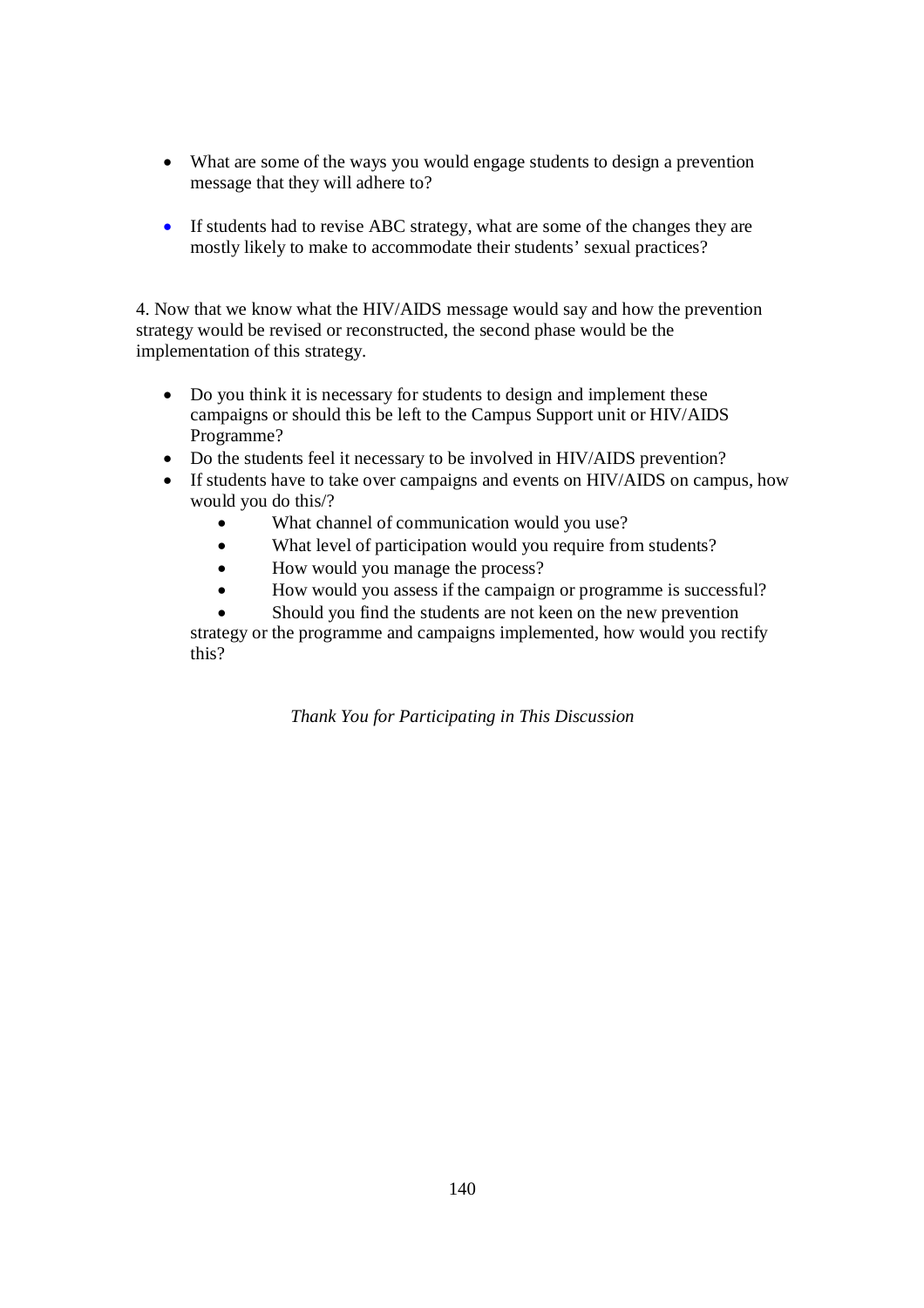- What are some of the ways you would engage students to design a prevention message that they will adhere to?

- If students had to revise ABC strategy, what are some of the changes they are mostly likely to make to accommodate their students' sexual practices?

4. Now that we know what the HIV/AIDS message would say and how the prevention strategy would be revised or reconstructed, the second phase would be the implementation of this strategy.

- Do you think it is necessary for students to design and implement these campaigns or should this be left to the Campus Support unit or HIV/AIDS Programme?
- Do the students feel it necessary to be involved in HIV/AIDS prevention?
- If students have to take over campaigns and events on HIV/AIDS on campus, how would you do this/?
    - What channel of communication would you use?
    - What level of participation would you require from students?
    - How would you manage the process?
    - How would you assess if the campaign or programme is successful?
    - Should you find the students are not keen on the new prevention strategy or the programme and campaigns implemented, how would you rectify this?

*Thank You for Participating in This Discussion*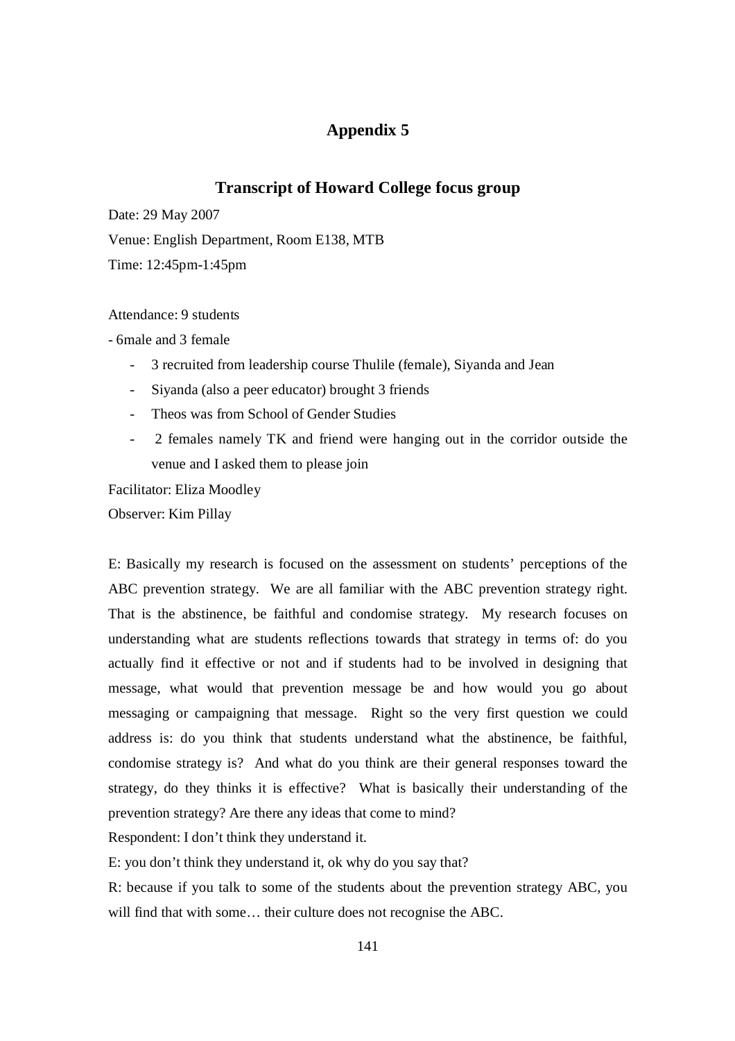# Appendix 5

## Transcript of Howard College focus group

Date: 29 May 2007

Venue: English Department, Room E138, MTB

Time: 12:45pm-1:45pm

Attendance: 9 students

- 6male and 3 female

- 3 recruited from leadership course Thulile (female), Siyanda and Jean
- Siyanda (also a peer educator) brought 3 friends
- Theos was from School of Gender Studies
- 2 females namely TK and friend were hanging out in the corridor outside the venue and I asked them to please join

Facilitator: Eliza Moodley

Observer: Kim Pillay

E: Basically my research is focused on the assessment on students' perceptions of the ABC prevention strategy. We are all familiar with the ABC prevention strategy right. That is the abstinence, be faithful and condomise strategy. My research focuses on understanding what are students reflections towards that strategy in terms of: do you actually find it effective or not and if students had to be involved in designing that message, what would that prevention message be and how would you go about messaging or campaigning that message. Right so the very first question we could address is: do you think that students understand what the abstinence, be faithful, condomise strategy is? And what do you think are their general responses toward the strategy, do they thinks it is effective? What is basically their understanding of the prevention strategy? Are there any ideas that come to mind?

Respondent: I don't think they understand it.

E: you don't think they understand it, ok why do you say that?

R: because if you talk to some of the students about the prevention strategy ABC, you will find that with some… their culture does not recognise the ABC.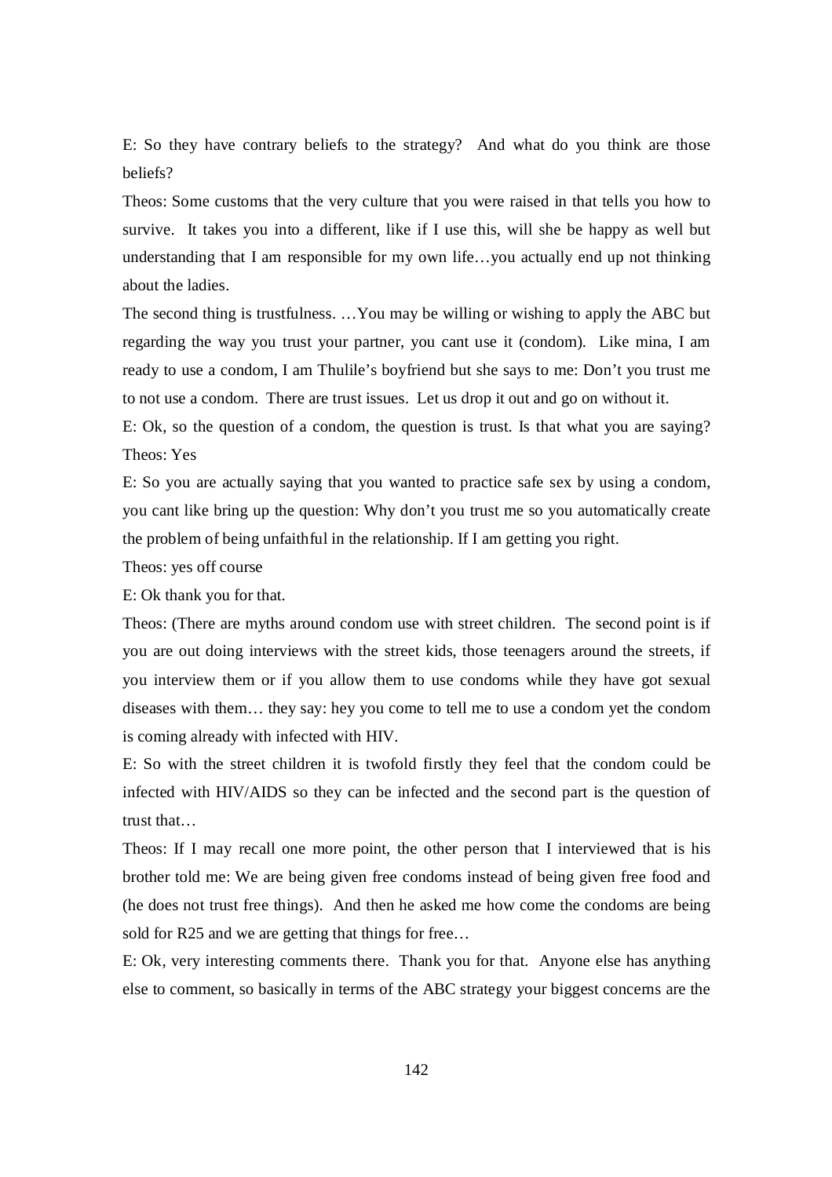E: So they have contrary beliefs to the strategy? And what do you think are those beliefs?

Theos: Some customs that the very culture that you were raised in that tells you how to survive. It takes you into a different, like if I use this, will she be happy as well but understanding that I am responsible for my own life…you actually end up not thinking about the ladies.

The second thing is trustfulness. …You may be willing or wishing to apply the ABC but regarding the way you trust your partner, you cant use it (condom). Like mina, I am ready to use a condom, I am Thulile's boyfriend but she says to me: Don't you trust me to not use a condom. There are trust issues. Let us drop it out and go on without it.

E: Ok, so the question of a condom, the question is trust. Is that what you are saying?

Theos: Yes

E: So you are actually saying that you wanted to practice safe sex by using a condom, you cant like bring up the question: Why don't you trust me so you automatically create the problem of being unfaithful in the relationship. If I am getting you right.

Theos: yes off course

E: Ok thank you for that.

Theos: (There are myths around condom use with street children. The second point is if you are out doing interviews with the street kids, those teenagers around the streets, if you interview them or if you allow them to use condoms while they have got sexual diseases with them… they say: hey you come to tell me to use a condom yet the condom is coming already with infected with HIV.

E: So with the street children it is twofold firstly they feel that the condom could be infected with HIV/AIDS so they can be infected and the second part is the question of trust that…

Theos: If I may recall one more point, the other person that I interviewed that is his brother told me: We are being given free condoms instead of being given free food and (he does not trust free things). And then he asked me how come the condoms are being sold for R25 and we are getting that things for free…

E: Ok, very interesting comments there. Thank you for that. Anyone else has anything else to comment, so basically in terms of the ABC strategy your biggest concerns are the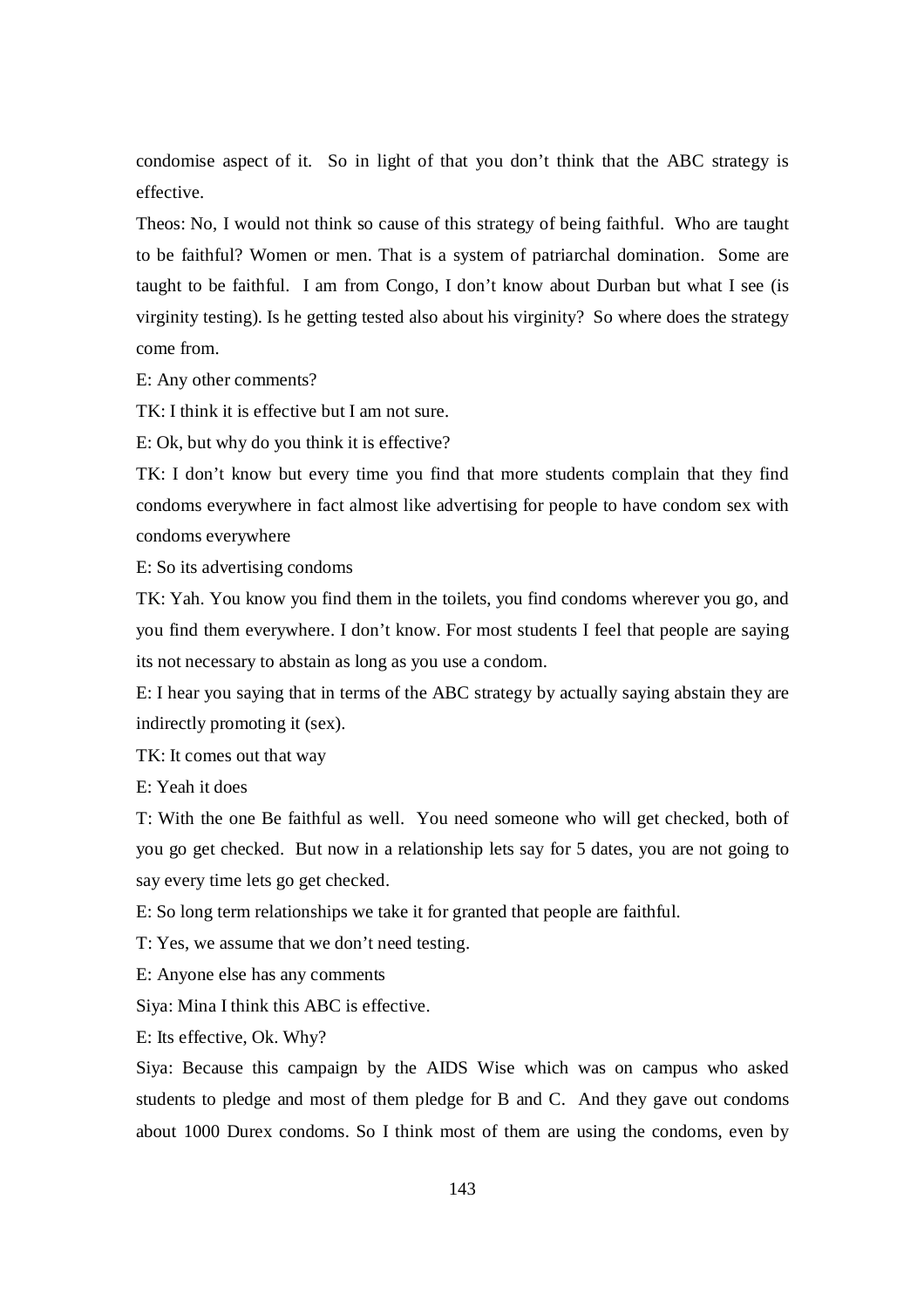condomise aspect of it. So in light of that you don't think that the ABC strategy is effective.

Theos: No, I would not think so cause of this strategy of being faithful. Who are taught to be faithful? Women or men. That is a system of patriarchal domination. Some are taught to be faithful. I am from Congo, I don't know about Durban but what I see (is virginity testing). Is he getting tested also about his virginity? So where does the strategy come from.

E: Any other comments?

TK: I think it is effective but I am not sure.

E: Ok, but why do you think it is effective?

TK: I don't know but every time you find that more students complain that they find condoms everywhere in fact almost like advertising for people to have condom sex with condoms everywhere

E: So its advertising condoms

TK: Yah. You know you find them in the toilets, you find condoms wherever you go, and you find them everywhere. I don't know. For most students I feel that people are saying its not necessary to abstain as long as you use a condom.

E: I hear you saying that in terms of the ABC strategy by actually saying abstain they are indirectly promoting it (sex).

TK: It comes out that way

E: Yeah it does

T: With the one Be faithful as well. You need someone who will get checked, both of you go get checked. But now in a relationship lets say for 5 dates, you are not going to say every time lets go get checked.

E: So long term relationships we take it for granted that people are faithful.

T: Yes, we assume that we don't need testing.

E: Anyone else has any comments

Siya: Mina I think this ABC is effective.

E: Its effective, Ok. Why?

Siya: Because this campaign by the AIDS Wise which was on campus who asked students to pledge and most of them pledge for B and C. And they gave out condoms about 1000 Durex condoms. So I think most of them are using the condoms, even by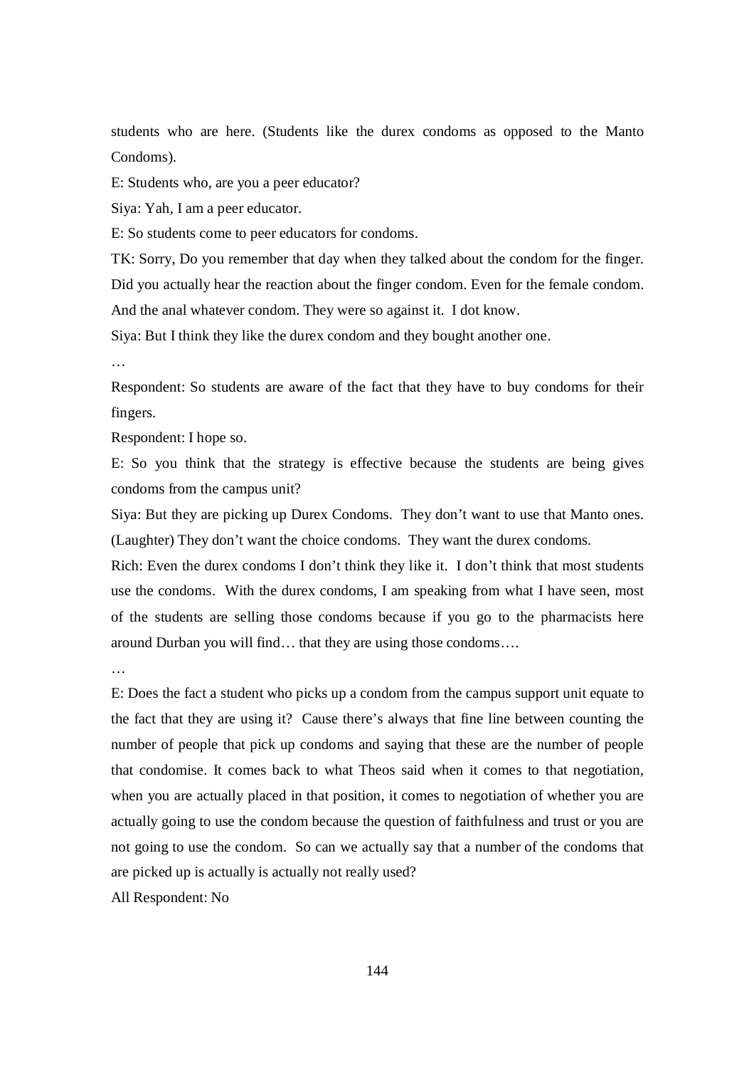students who are here. (Students like the durex condoms as opposed to the Manto Condoms).

E: Students who, are you a peer educator?

Siya: Yah, I am a peer educator.

E: So students come to peer educators for condoms.

TK: Sorry, Do you remember that day when they talked about the condom for the finger. Did you actually hear the reaction about the finger condom. Even for the female condom. And the anal whatever condom. They were so against it. I dot know.

Siya: But I think they like the durex condom and they bought another one.

…

Respondent: So students are aware of the fact that they have to buy condoms for their fingers.

Respondent: I hope so.

E: So you think that the strategy is effective because the students are being gives condoms from the campus unit?

Siya: But they are picking up Durex Condoms. They don't want to use that Manto ones. (Laughter) They don't want the choice condoms. They want the durex condoms.

Rich: Even the durex condoms I don't think they like it. I don't think that most students use the condoms. With the durex condoms, I am speaking from what I have seen, most of the students are selling those condoms because if you go to the pharmacists here around Durban you will find… that they are using those condoms….

…

E: Does the fact a student who picks up a condom from the campus support unit equate to the fact that they are using it? Cause there's always that fine line between counting the number of people that pick up condoms and saying that these are the number of people that condomise. It comes back to what Theos said when it comes to that negotiation, when you are actually placed in that position, it comes to negotiation of whether you are actually going to use the condom because the question of faithfulness and trust or you are not going to use the condom. So can we actually say that a number of the condoms that are picked up is actually is actually not really used?

All Respondent: No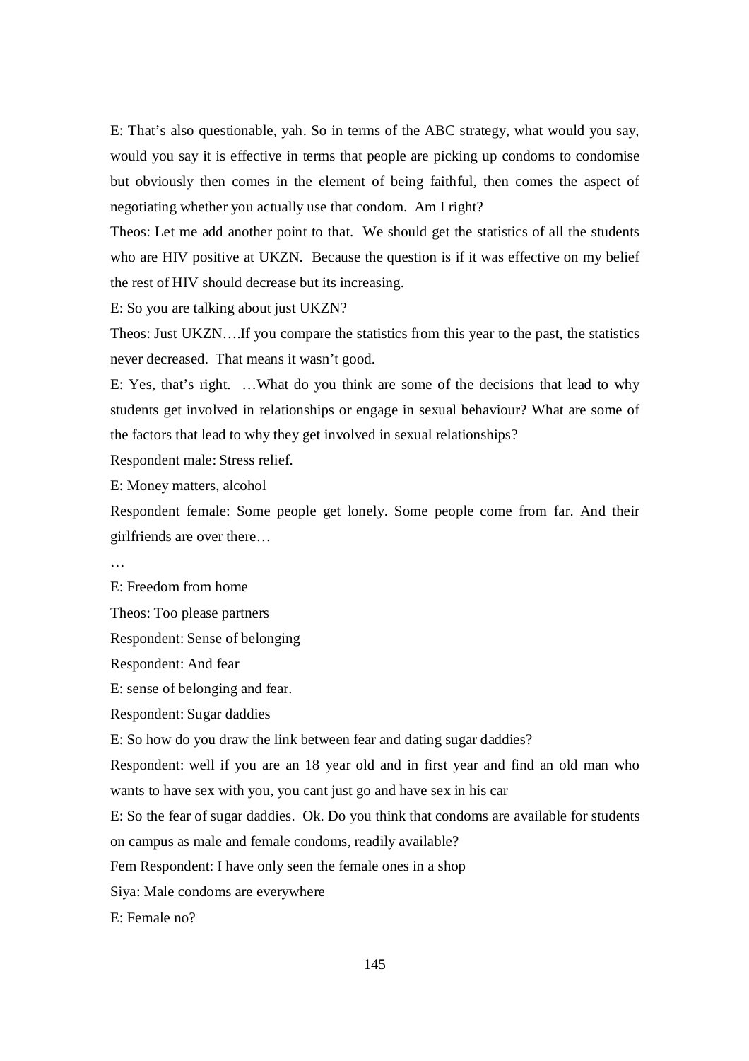E: That's also questionable, yah. So in terms of the ABC strategy, what would you say, would you say it is effective in terms that people are picking up condoms to condomise but obviously then comes in the element of being faithful, then comes the aspect of negotiating whether you actually use that condom. Am I right?

Theos: Let me add another point to that. We should get the statistics of all the students who are HIV positive at UKZN. Because the question is if it was effective on my belief the rest of HIV should decrease but its increasing.

E: So you are talking about just UKZN?

Theos: Just UKZN….If you compare the statistics from this year to the past, the statistics never decreased. That means it wasn't good.

E: Yes, that's right. …What do you think are some of the decisions that lead to why students get involved in relationships or engage in sexual behaviour? What are some of the factors that lead to why they get involved in sexual relationships?

Respondent male: Stress relief.

E: Money matters, alcohol

Respondent female: Some people get lonely. Some people come from far. And their girlfriends are over there…

…

E: Freedom from home

Theos: Too please partners

Respondent: Sense of belonging

Respondent: And fear

E: sense of belonging and fear.

Respondent: Sugar daddies

E: So how do you draw the link between fear and dating sugar daddies?

Respondent: well if you are an 18 year old and in first year and find an old man who wants to have sex with you, you cant just go and have sex in his car

E: So the fear of sugar daddies. Ok. Do you think that condoms are available for students on campus as male and female condoms, readily available?

Fem Respondent: I have only seen the female ones in a shop

Siya: Male condoms are everywhere

E: Female no?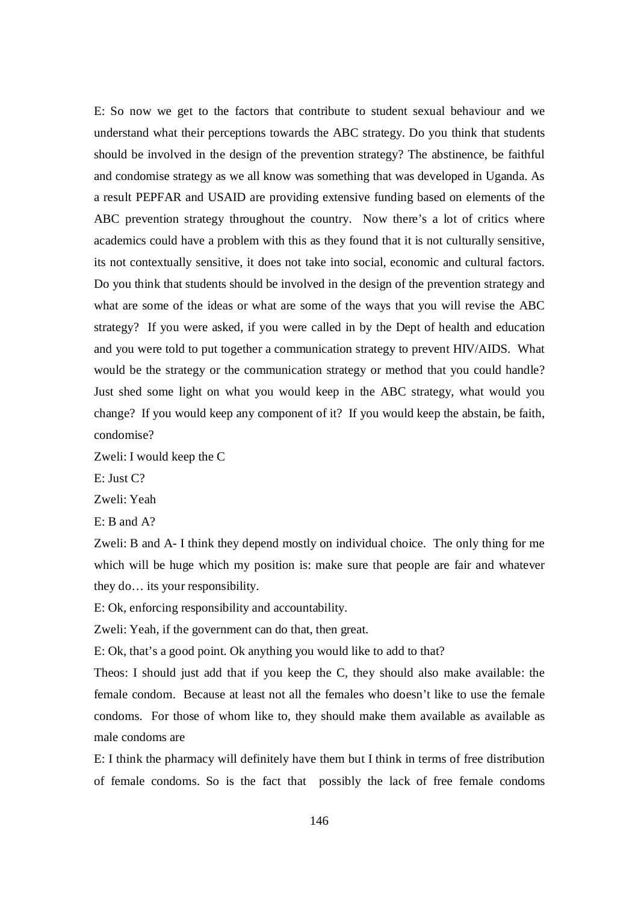E: So now we get to the factors that contribute to student sexual behaviour and we understand what their perceptions towards the ABC strategy. Do you think that students should be involved in the design of the prevention strategy? The abstinence, be faithful and condomise strategy as we all know was something that was developed in Uganda. As a result PEPFAR and USAID are providing extensive funding based on elements of the ABC prevention strategy throughout the country. Now there's a lot of critics where academics could have a problem with this as they found that it is not culturally sensitive, its not contextually sensitive, it does not take into social, economic and cultural factors. Do you think that students should be involved in the design of the prevention strategy and what are some of the ideas or what are some of the ways that you will revise the ABC strategy? If you were asked, if you were called in by the Dept of health and education and you were told to put together a communication strategy to prevent HIV/AIDS. What would be the strategy or the communication strategy or method that you could handle? Just shed some light on what you would keep in the ABC strategy, what would you change? If you would keep any component of it? If you would keep the abstain, be faith, condomise?

Zweli: I would keep the C

E: Just C?

Zweli: Yeah

E: B and A?

Zweli: B and A- I think they depend mostly on individual choice. The only thing for me which will be huge which my position is: make sure that people are fair and whatever they do… its your responsibility.

E: Ok, enforcing responsibility and accountability.

Zweli: Yeah, if the government can do that, then great.

E: Ok, that's a good point. Ok anything you would like to add to that?

Theos: I should just add that if you keep the C, they should also make available: the female condom. Because at least not all the females who doesn't like to use the female condoms. For those of whom like to, they should make them available as available as male condoms are

E: I think the pharmacy will definitely have them but I think in terms of free distribution of female condoms. So is the fact that possibly the lack of free female condoms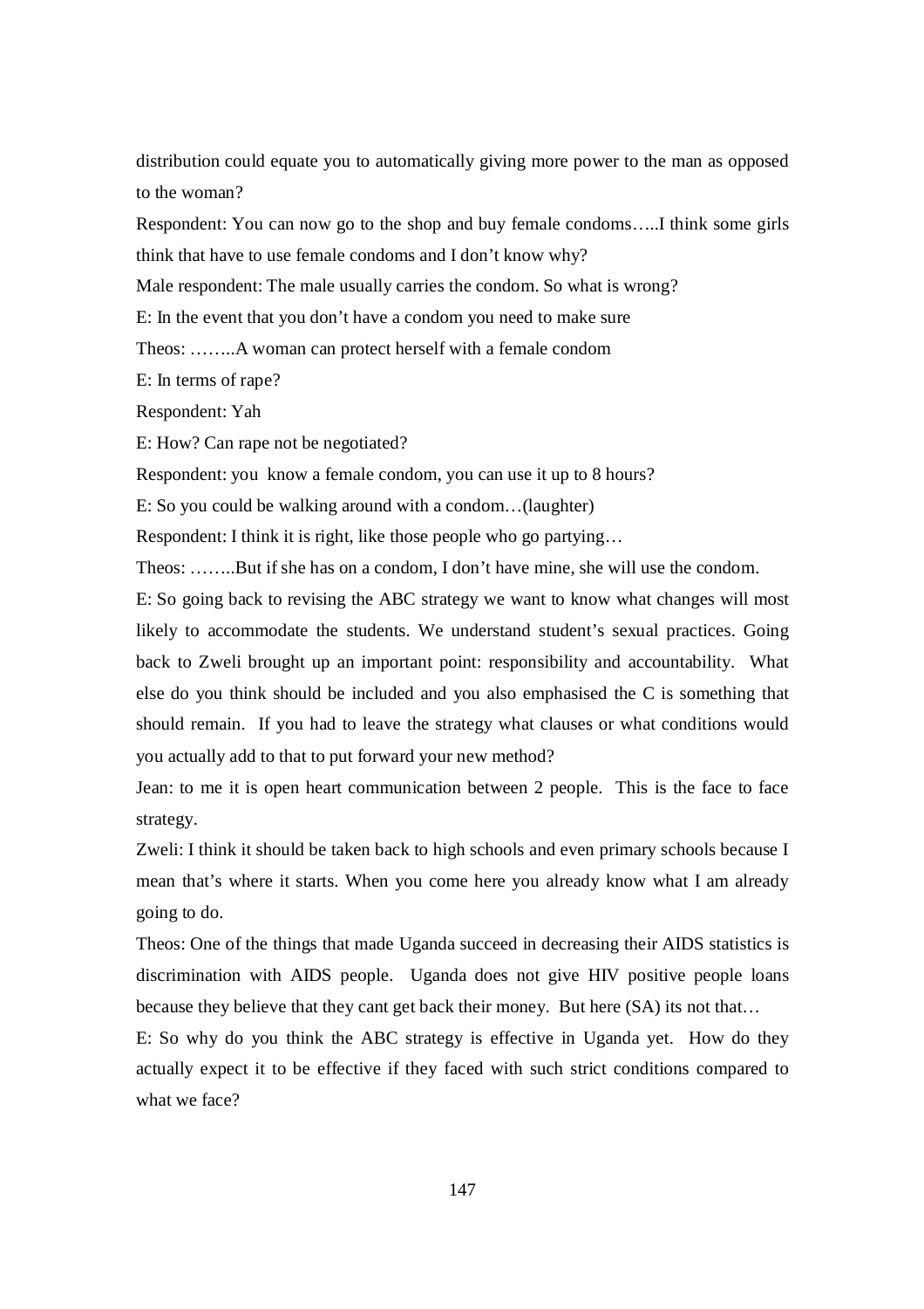distribution could equate you to automatically giving more power to the man as opposed to the woman?

Respondent: You can now go to the shop and buy female condoms…..I think some girls think that have to use female condoms and I don't know why?

Male respondent: The male usually carries the condom. So what is wrong?

E: In the event that you don't have a condom you need to make sure

Theos: ……..A woman can protect herself with a female condom

E: In terms of rape?

Respondent: Yah

E: How? Can rape not be negotiated?

Respondent: you know a female condom, you can use it up to 8 hours?

E: So you could be walking around with a condom…(laughter)

Respondent: I think it is right, like those people who go partying…

Theos: ……..But if she has on a condom, I don't have mine, she will use the condom.

E: So going back to revising the ABC strategy we want to know what changes will most likely to accommodate the students. We understand student's sexual practices. Going back to Zweli brought up an important point: responsibility and accountability. What else do you think should be included and you also emphasised the C is something that should remain. If you had to leave the strategy what clauses or what conditions would you actually add to that to put forward your new method?

Jean: to me it is open heart communication between 2 people. This is the face to face strategy.

Zweli: I think it should be taken back to high schools and even primary schools because I mean that's where it starts. When you come here you already know what I am already going to do.

Theos: One of the things that made Uganda succeed in decreasing their AIDS statistics is discrimination with AIDS people. Uganda does not give HIV positive people loans because they believe that they cant get back their money. But here (SA) its not that…

E: So why do you think the ABC strategy is effective in Uganda yet. How do they actually expect it to be effective if they faced with such strict conditions compared to what we face?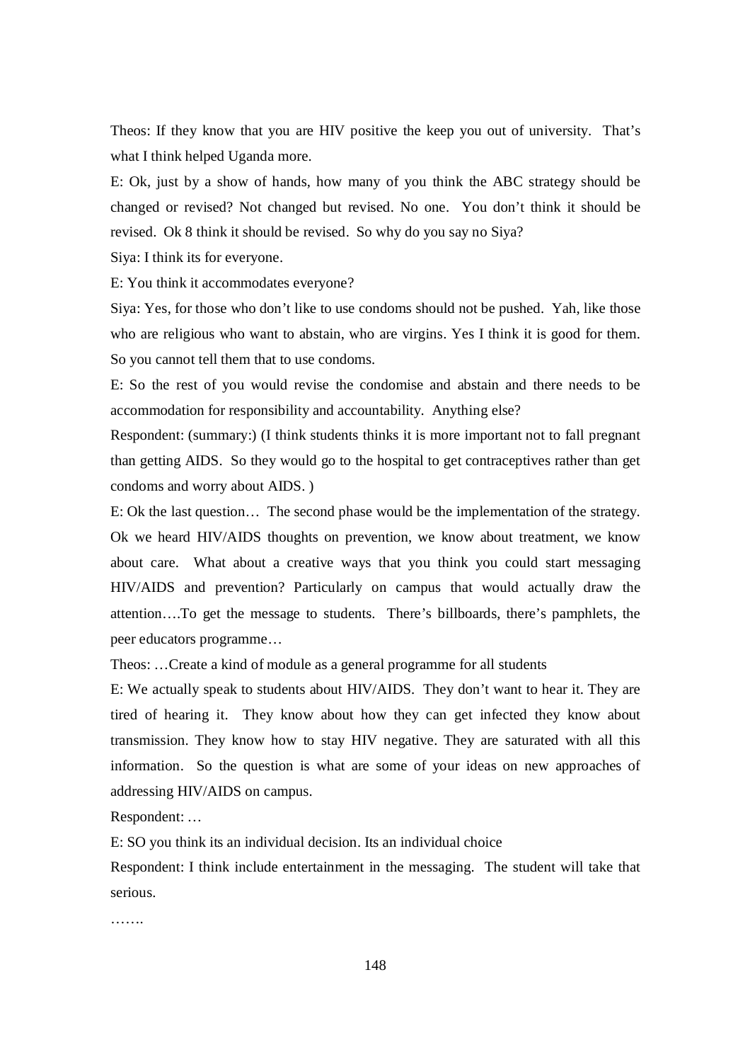Theos: If they know that you are HIV positive the keep you out of university. That's what I think helped Uganda more.

E: Ok, just by a show of hands, how many of you think the ABC strategy should be changed or revised? Not changed but revised. No one. You don't think it should be revised. Ok 8 think it should be revised. So why do you say no Siya?

Siya: I think its for everyone.

E: You think it accommodates everyone?

Siya: Yes, for those who don't like to use condoms should not be pushed. Yah, like those who are religious who want to abstain, who are virgins. Yes I think it is good for them. So you cannot tell them that to use condoms.

E: So the rest of you would revise the condomise and abstain and there needs to be accommodation for responsibility and accountability. Anything else?

Respondent: (summary:) (I think students thinks it is more important not to fall pregnant than getting AIDS. So they would go to the hospital to get contraceptives rather than get condoms and worry about AIDS. )

E: Ok the last question… The second phase would be the implementation of the strategy. Ok we heard HIV/AIDS thoughts on prevention, we know about treatment, we know about care. What about a creative ways that you think you could start messaging HIV/AIDS and prevention? Particularly on campus that would actually draw the attention….To get the message to students. There's billboards, there's pamphlets, the peer educators programme…

Theos: …Create a kind of module as a general programme for all students

E: We actually speak to students about HIV/AIDS. They don't want to hear it. They are tired of hearing it. They know about how they can get infected they know about transmission. They know how to stay HIV negative. They are saturated with all this information. So the question is what are some of your ideas on new approaches of addressing HIV/AIDS on campus.

Respondent: …

E: SO you think its an individual decision. Its an individual choice

Respondent: I think include entertainment in the messaging. The student will take that serious.

…….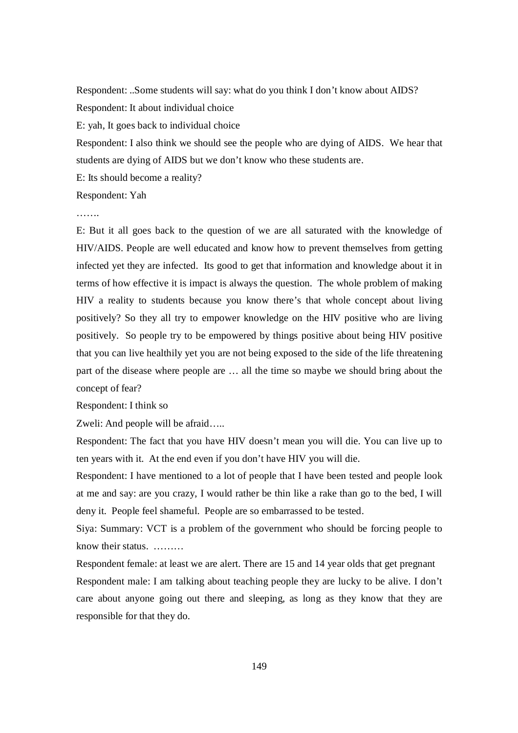Respondent: ..Some students will say: what do you think I don't know about AIDS?

Respondent: It about individual choice

E: yah, It goes back to individual choice

Respondent: I also think we should see the people who are dying of AIDS. We hear that students are dying of AIDS but we don't know who these students are.

E: Its should become a reality?

Respondent: Yah

…….

E: But it all goes back to the question of we are all saturated with the knowledge of HIV/AIDS. People are well educated and know how to prevent themselves from getting infected yet they are infected. Its good to get that information and knowledge about it in terms of how effective it is impact is always the question. The whole problem of making HIV a reality to students because you know there's that whole concept about living positively? So they all try to empower knowledge on the HIV positive who are living positively. So people try to be empowered by things positive about being HIV positive that you can live healthily yet you are not being exposed to the side of the life threatening part of the disease where people are … all the time so maybe we should bring about the concept of fear?

Respondent: I think so

Zweli: And people will be afraid…..

Respondent: The fact that you have HIV doesn't mean you will die. You can live up to ten years with it. At the end even if you don't have HIV you will die.

Respondent: I have mentioned to a lot of people that I have been tested and people look at me and say: are you crazy, I would rather be thin like a rake than go to the bed, I will deny it. People feel shameful. People are so embarrassed to be tested.

Siya: Summary: VCT is a problem of the government who should be forcing people to know their status. ………

Respondent female: at least we are alert. There are 15 and 14 year olds that get pregnant

Respondent male: I am talking about teaching people they are lucky to be alive. I don't care about anyone going out there and sleeping, as long as they know that they are responsible for that they do.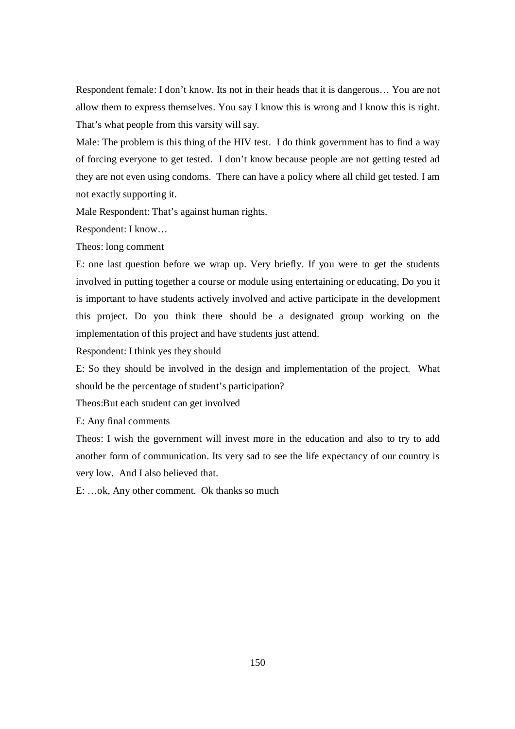Respondent female: I don't know. Its not in their heads that it is dangerous… You are not allow them to express themselves. You say I know this is wrong and I know this is right. That's what people from this varsity will say.

Male: The problem is this thing of the HIV test. I do think government has to find a way of forcing everyone to get tested. I don't know because people are not getting tested ad they are not even using condoms. There can have a policy where all child get tested. I am not exactly supporting it.

Male Respondent: That's against human rights.

Respondent: I know…

Theos: long comment

E: one last question before we wrap up. Very briefly. If you were to get the students involved in putting together a course or module using entertaining or educating, Do you it is important to have students actively involved and active participate in the development this project. Do you think there should be a designated group working on the implementation of this project and have students just attend.

Respondent: I think yes they should

E: So they should be involved in the design and implementation of the project. What should be the percentage of student's participation?

Theos:But each student can get involved

E: Any final comments

Theos: I wish the government will invest more in the education and also to try to add another form of communication. Its very sad to see the life expectancy of our country is very low. And I also believed that.

E: …ok, Any other comment. Ok thanks so much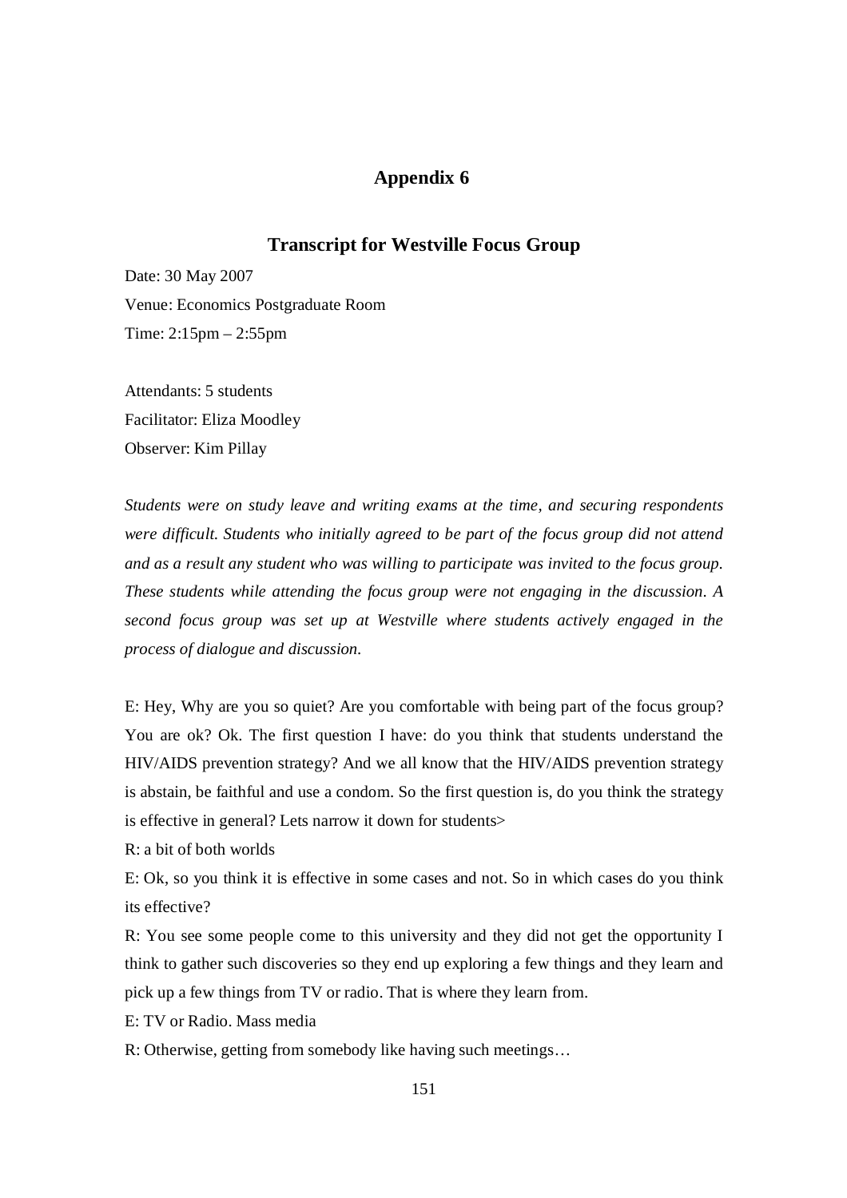# Appendix 6

## Transcript for Westville Focus Group

Date: 30 May 2007

Venue: Economics Postgraduate Room

Time: 2:15pm – 2:55pm

Attendants: 5 students

Facilitator: Eliza Moodley

Observer: Kim Pillay

*Students were on study leave and writing exams at the time, and securing respondents were difficult. Students who initially agreed to be part of the focus group did not attend and as a result any student who was willing to participate was invited to the focus group. These students while attending the focus group were not engaging in the discussion. A second focus group was set up at Westville where students actively engaged in the process of dialogue and discussion.*

E: Hey, Why are you so quiet? Are you comfortable with being part of the focus group? You are ok? Ok. The first question I have: do you think that students understand the HIV/AIDS prevention strategy? And we all know that the HIV/AIDS prevention strategy is abstain, be faithful and use a condom. So the first question is, do you think the strategy is effective in general? Lets narrow it down for students>

R: a bit of both worlds

E: Ok, so you think it is effective in some cases and not. So in which cases do you think its effective?

R: You see some people come to this university and they did not get the opportunity I think to gather such discoveries so they end up exploring a few things and they learn and pick up a few things from TV or radio. That is where they learn from.

E: TV or Radio. Mass media

R: Otherwise, getting from somebody like having such meetings…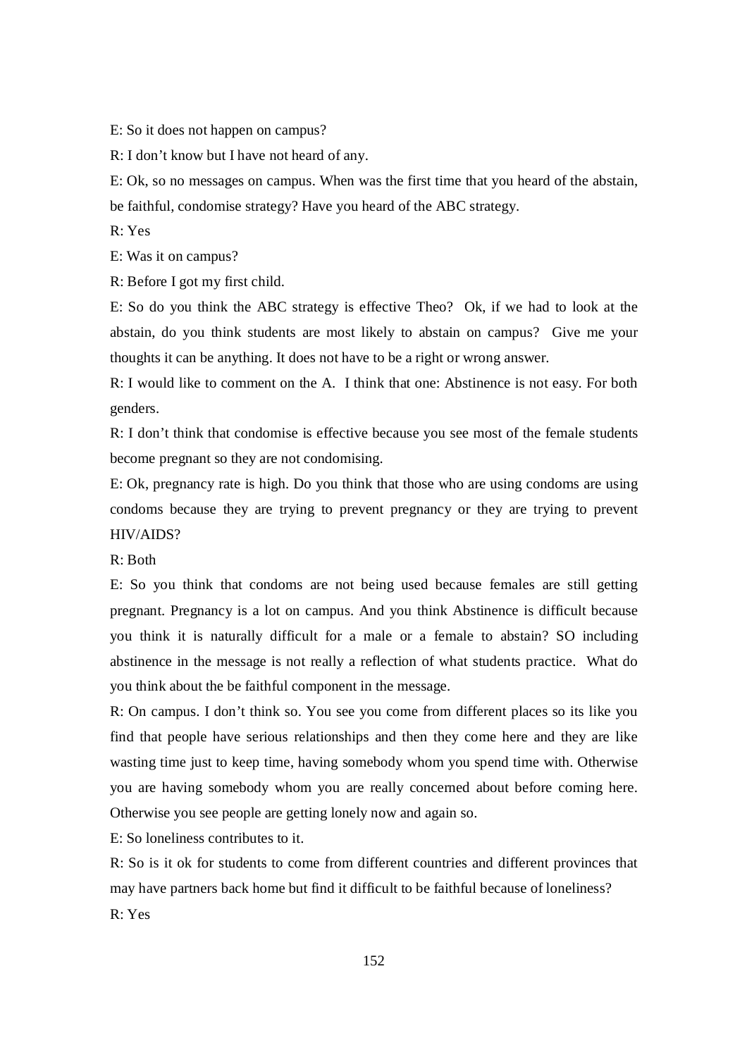E: So it does not happen on campus?

R: I don't know but I have not heard of any.

E: Ok, so no messages on campus. When was the first time that you heard of the abstain, be faithful, condomise strategy? Have you heard of the ABC strategy.

R: Yes

E: Was it on campus?

R: Before I got my first child.

E: So do you think the ABC strategy is effective Theo? Ok, if we had to look at the abstain, do you think students are most likely to abstain on campus? Give me your thoughts it can be anything. It does not have to be a right or wrong answer.

R: I would like to comment on the A. I think that one: Abstinence is not easy. For both genders.

R: I don't think that condomise is effective because you see most of the female students become pregnant so they are not condomising.

E: Ok, pregnancy rate is high. Do you think that those who are using condoms are using condoms because they are trying to prevent pregnancy or they are trying to prevent HIV/AIDS?

R: Both

E: So you think that condoms are not being used because females are still getting pregnant. Pregnancy is a lot on campus. And you think Abstinence is difficult because you think it is naturally difficult for a male or a female to abstain? SO including abstinence in the message is not really a reflection of what students practice. What do you think about the be faithful component in the message.

R: On campus. I don't think so. You see you come from different places so its like you find that people have serious relationships and then they come here and they are like wasting time just to keep time, having somebody whom you spend time with. Otherwise you are having somebody whom you are really concerned about before coming here. Otherwise you see people are getting lonely now and again so.

E: So loneliness contributes to it.

R: So is it ok for students to come from different countries and different provinces that may have partners back home but find it difficult to be faithful because of loneliness?

R: Yes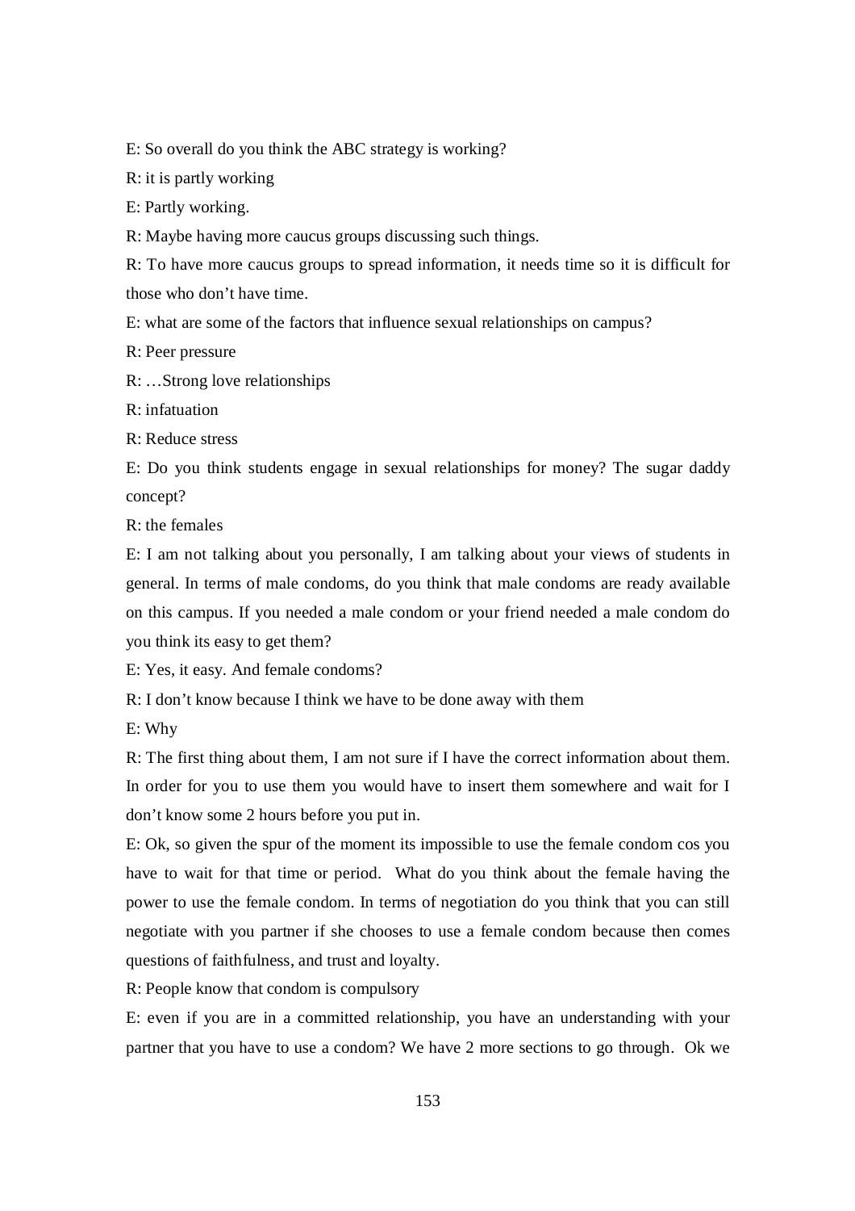E: So overall do you think the ABC strategy is working?

R: it is partly working

E: Partly working.

R: Maybe having more caucus groups discussing such things.

R: To have more caucus groups to spread information, it needs time so it is difficult for those who don't have time.

E: what are some of the factors that influence sexual relationships on campus?

R: Peer pressure

R: …Strong love relationships

R: infatuation

R: Reduce stress

E: Do you think students engage in sexual relationships for money? The sugar daddy concept?

R: the females

E: I am not talking about you personally, I am talking about your views of students in general. In terms of male condoms, do you think that male condoms are ready available on this campus. If you needed a male condom or your friend needed a male condom do you think its easy to get them?

E: Yes, it easy. And female condoms?

R: I don't know because I think we have to be done away with them

E: Why

R: The first thing about them, I am not sure if I have the correct information about them. In order for you to use them you would have to insert them somewhere and wait for I don't know some 2 hours before you put in.

E: Ok, so given the spur of the moment its impossible to use the female condom cos you have to wait for that time or period. What do you think about the female having the power to use the female condom. In terms of negotiation do you think that you can still negotiate with you partner if she chooses to use a female condom because then comes questions of faithfulness, and trust and loyalty.

R: People know that condom is compulsory

E: even if you are in a committed relationship, you have an understanding with your partner that you have to use a condom? We have 2 more sections to go through. Ok we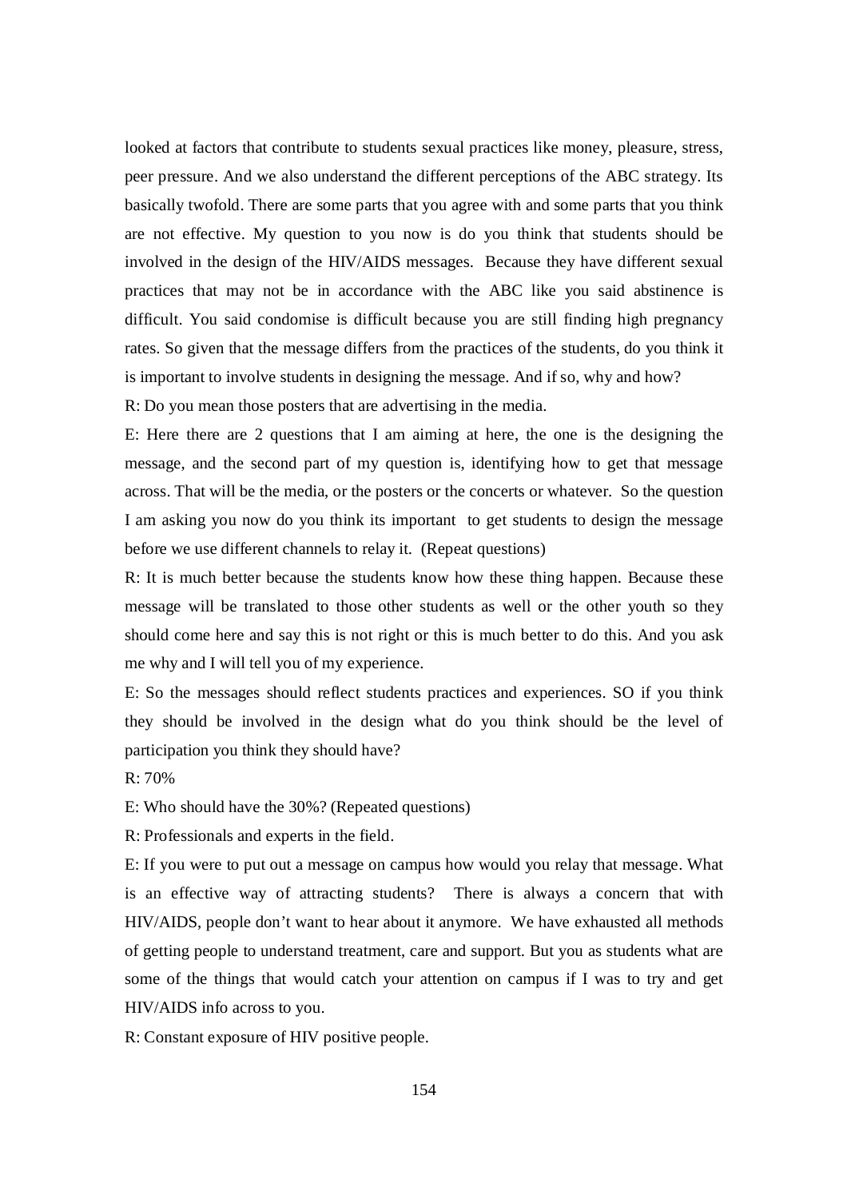looked at factors that contribute to students sexual practices like money, pleasure, stress, peer pressure. And we also understand the different perceptions of the ABC strategy. Its basically twofold. There are some parts that you agree with and some parts that you think are not effective. My question to you now is do you think that students should be involved in the design of the HIV/AIDS messages. Because they have different sexual practices that may not be in accordance with the ABC like you said abstinence is difficult. You said condomise is difficult because you are still finding high pregnancy rates. So given that the message differs from the practices of the students, do you think it is important to involve students in designing the message. And if so, why and how?

R: Do you mean those posters that are advertising in the media.

E: Here there are 2 questions that I am aiming at here, the one is the designing the message, and the second part of my question is, identifying how to get that message across. That will be the media, or the posters or the concerts or whatever. So the question I am asking you now do you think its important to get students to design the message before we use different channels to relay it. (Repeat questions)

R: It is much better because the students know how these thing happen. Because these message will be translated to those other students as well or the other youth so they should come here and say this is not right or this is much better to do this. And you ask me why and I will tell you of my experience.

E: So the messages should reflect students practices and experiences. SO if you think they should be involved in the design what do you think should be the level of participation you think they should have?

R: 70%

E: Who should have the 30%? (Repeated questions)

R: Professionals and experts in the field.

E: If you were to put out a message on campus how would you relay that message. What is an effective way of attracting students? There is always a concern that with HIV/AIDS, people don't want to hear about it anymore. We have exhausted all methods of getting people to understand treatment, care and support. But you as students what are some of the things that would catch your attention on campus if I was to try and get HIV/AIDS info across to you.

R: Constant exposure of HIV positive people.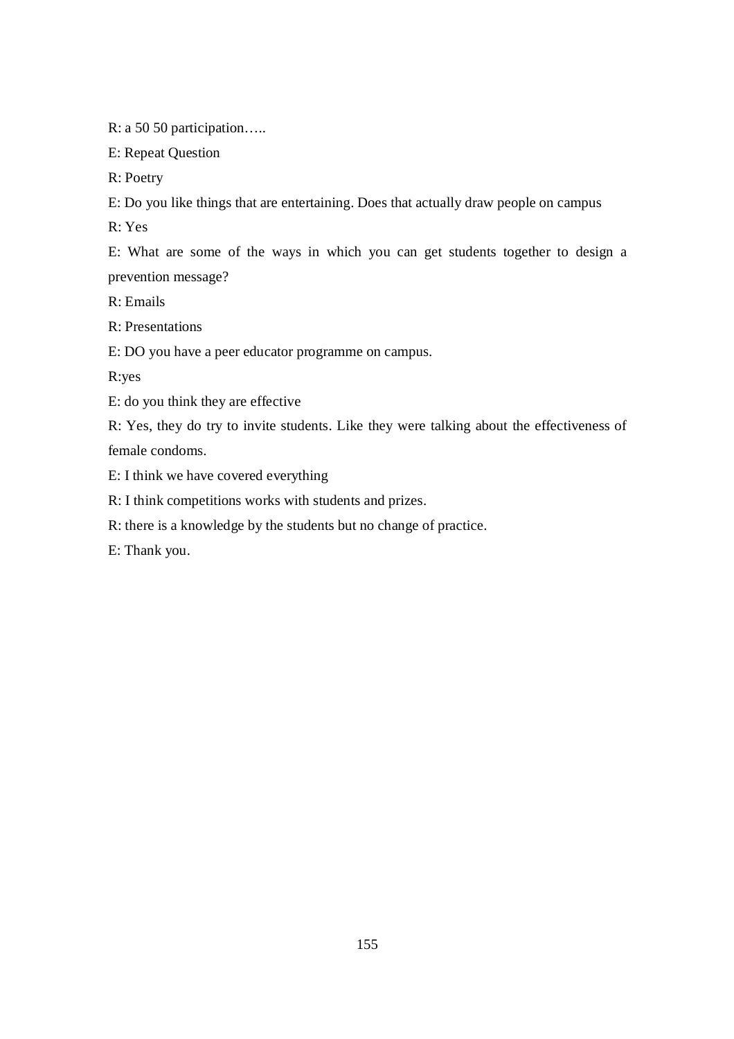R: a 50 50 participation…..

E: Repeat Question

R: Poetry

E: Do you like things that are entertaining. Does that actually draw people on campus

R: Yes

E: What are some of the ways in which you can get students together to design a prevention message?

R: Emails

R: Presentations

E: DO you have a peer educator programme on campus.

R:yes

E: do you think they are effective

R: Yes, they do try to invite students. Like they were talking about the effectiveness of female condoms.

E: I think we have covered everything

R: I think competitions works with students and prizes.

R: there is a knowledge by the students but no change of practice.

E: Thank you.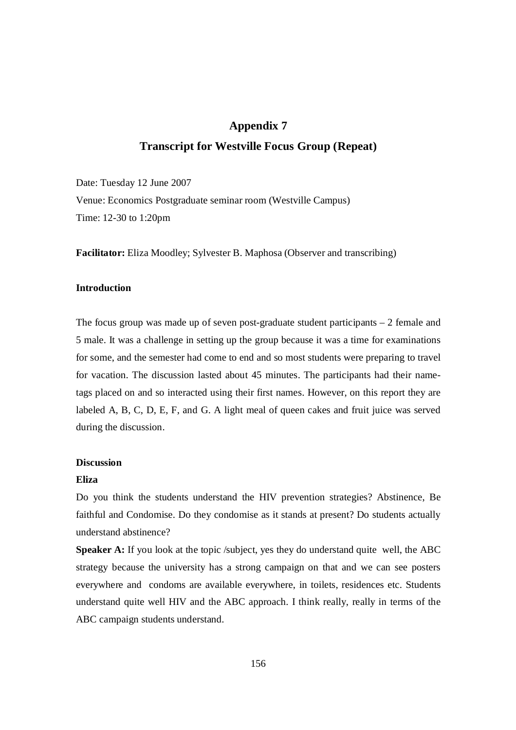# Appendix 7

## Transcript for Westville Focus Group (Repeat)

Date: Tuesday 12 June 2007

Venue: Economics Postgraduate seminar room (Westville Campus)

Time: 12-30 to 1:20pm

**Facilitator:** Eliza Moodley; Sylvester B. Maphosa (Observer and transcribing)

### Introduction

The focus group was made up of seven post-graduate student participants – 2 female and 5 male. It was a challenge in setting up the group because it was a time for examinations for some, and the semester had come to end and so most students were preparing to travel for vacation. The discussion lasted about 45 minutes. The participants had their name-tags placed on and so interacted using their first names. However, on this report they are labeled A, B, C, D, E, F, and G. A light meal of queen cakes and fruit juice was served during the discussion.

### Discussion

**Eliza**

Do you think the students understand the HIV prevention strategies? Abstinence, Be faithful and Condomise. Do they condomise as it stands at present? Do students actually understand abstinence?

**Speaker A:** If you look at the topic /subject, yes they do understand quite well, the ABC strategy because the university has a strong campaign on that and we can see posters everywhere and condoms are available everywhere, in toilets, residences etc. Students understand quite well HIV and the ABC approach. I think really, really in terms of the ABC campaign students understand.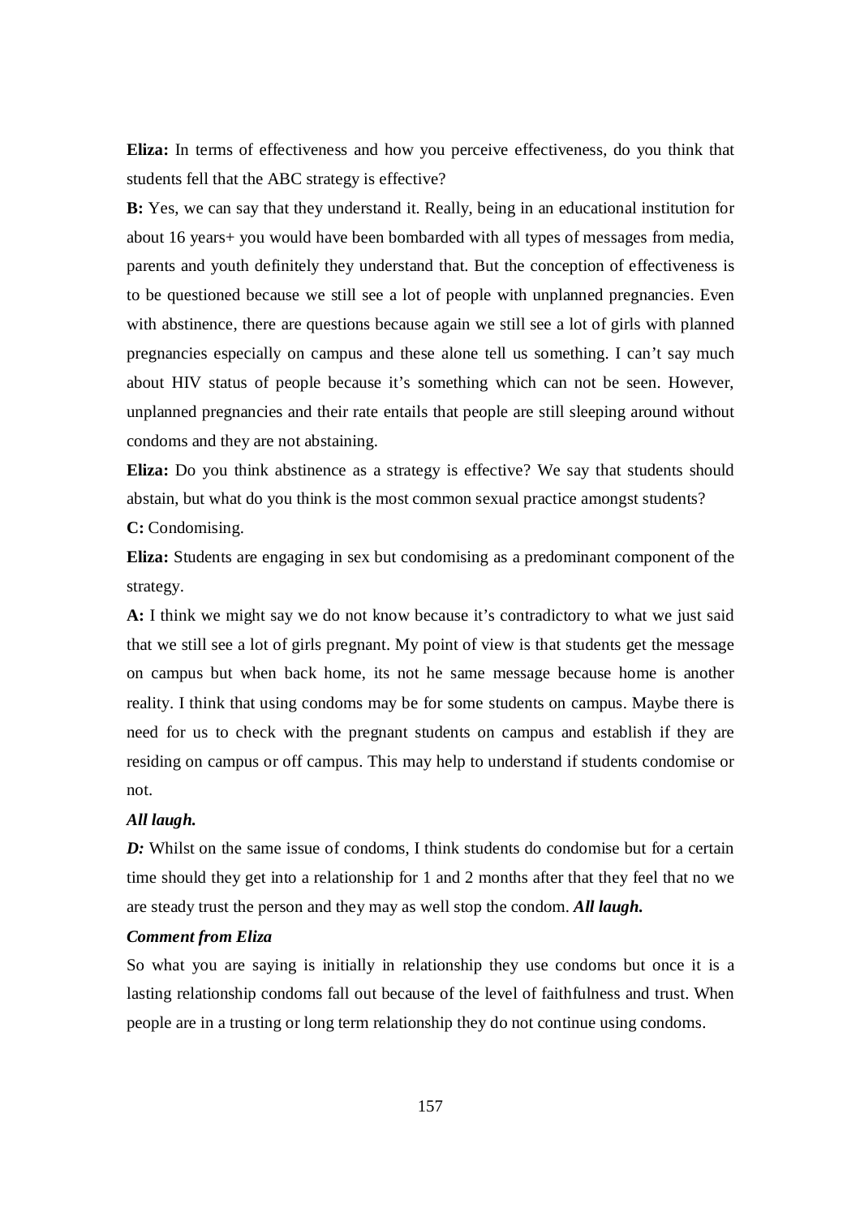**Eliza:** In terms of effectiveness and how you perceive effectiveness, do you think that students fell that the ABC strategy is effective?

**B:** Yes, we can say that they understand it. Really, being in an educational institution for about 16 years+ you would have been bombarded with all types of messages from media, parents and youth definitely they understand that. But the conception of effectiveness is to be questioned because we still see a lot of people with unplanned pregnancies. Even with abstinence, there are questions because again we still see a lot of girls with planned pregnancies especially on campus and these alone tell us something. I can't say much about HIV status of people because it's something which can not be seen. However, unplanned pregnancies and their rate entails that people are still sleeping around without condoms and they are not abstaining.

**Eliza:** Do you think abstinence as a strategy is effective? We say that students should abstain, but what do you think is the most common sexual practice amongst students?

**C:** Condomising.

**Eliza:** Students are engaging in sex but condomising as a predominant component of the strategy.

**A:** I think we might say we do not know because it's contradictory to what we just said that we still see a lot of girls pregnant. My point of view is that students get the message on campus but when back home, its not he same message because home is another reality. I think that using condoms may be for some students on campus. Maybe there is need for us to check with the pregnant students on campus and establish if they are residing on campus or off campus. This may help to understand if students condomise or not.

***All laugh.***

***D:*** Whilst on the same issue of condoms, I think students do condomise but for a certain time should they get into a relationship for 1 and 2 months after that they feel that no we are steady trust the person and they may as well stop the condom. ***All laugh.***

***Comment from Eliza***

So what you are saying is initially in relationship they use condoms but once it is a lasting relationship condoms fall out because of the level of faithfulness and trust. When people are in a trusting or long term relationship they do not continue using condoms.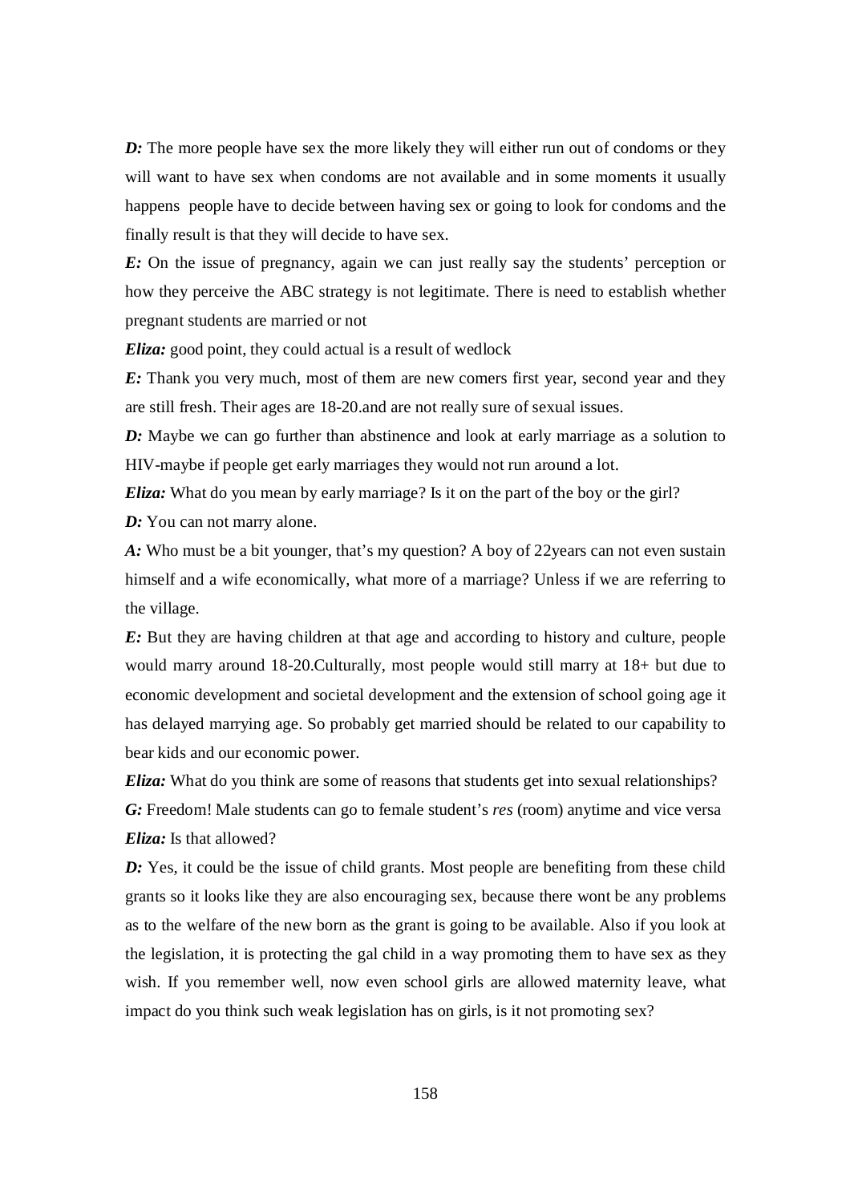***D:*** The more people have sex the more likely they will either run out of condoms or they will want to have sex when condoms are not available and in some moments it usually happens people have to decide between having sex or going to look for condoms and the finally result is that they will decide to have sex.

***E:*** On the issue of pregnancy, again we can just really say the students' perception or how they perceive the ABC strategy is not legitimate. There is need to establish whether pregnant students are married or not

***Eliza:*** good point, they could actual is a result of wedlock

***E:*** Thank you very much, most of them are new comers first year, second year and they are still fresh. Their ages are 18-20.and are not really sure of sexual issues.

***D:*** Maybe we can go further than abstinence and look at early marriage as a solution to HIV-maybe if people get early marriages they would not run around a lot.

***Eliza:*** What do you mean by early marriage? Is it on the part of the boy or the girl?

***D:*** You can not marry alone.

***A:*** Who must be a bit younger, that's my question? A boy of 22years can not even sustain himself and a wife economically, what more of a marriage? Unless if we are referring to the village.

***E:*** But they are having children at that age and according to history and culture, people would marry around 18-20.Culturally, most people would still marry at 18+ but due to economic development and societal development and the extension of school going age it has delayed marrying age. So probably get married should be related to our capability to bear kids and our economic power.

***Eliza:*** What do you think are some of reasons that students get into sexual relationships?

***G:*** Freedom! Male students can go to female student's *res* (room) anytime and vice versa

***Eliza:*** Is that allowed?

***D:*** Yes, it could be the issue of child grants. Most people are benefiting from these child grants so it looks like they are also encouraging sex, because there wont be any problems as to the welfare of the new born as the grant is going to be available. Also if you look at the legislation, it is protecting the gal child in a way promoting them to have sex as they wish. If you remember well, now even school girls are allowed maternity leave, what impact do you think such weak legislation has on girls, is it not promoting sex?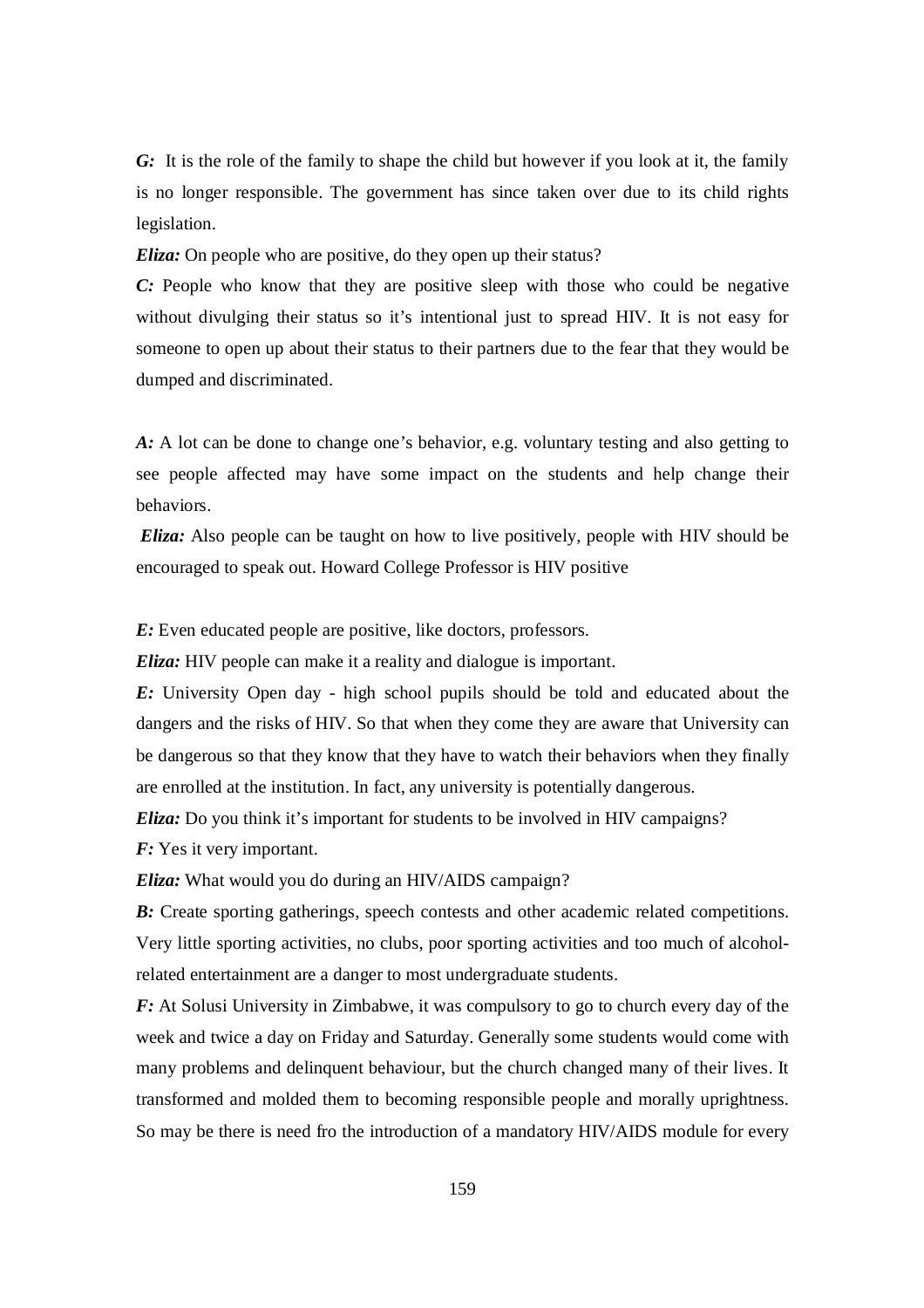***G:*** It is the role of the family to shape the child but however if you look at it, the family is no longer responsible. The government has since taken over due to its child rights legislation.

***Eliza:*** On people who are positive, do they open up their status?

***C:*** People who know that they are positive sleep with those who could be negative without divulging their status so it's intentional just to spread HIV. It is not easy for someone to open up about their status to their partners due to the fear that they would be dumped and discriminated.

***A:*** A lot can be done to change one's behavior, e.g. voluntary testing and also getting to see people affected may have some impact on the students and help change their behaviors.

***Eliza:*** Also people can be taught on how to live positively, people with HIV should be encouraged to speak out. Howard College Professor is HIV positive

***E:*** Even educated people are positive, like doctors, professors.

***Eliza:*** HIV people can make it a reality and dialogue is important.

***E:*** University Open day - high school pupils should be told and educated about the dangers and the risks of HIV. So that when they come they are aware that University can be dangerous so that they know that they have to watch their behaviors when they finally are enrolled at the institution. In fact, any university is potentially dangerous.

***Eliza:*** Do you think it's important for students to be involved in HIV campaigns?

***F:*** Yes it very important.

***Eliza:*** What would you do during an HIV/AIDS campaign?

***B:*** Create sporting gatherings, speech contests and other academic related competitions. Very little sporting activities, no clubs, poor sporting activities and too much of alcohol-related entertainment are a danger to most undergraduate students.

***F:*** At Solusi University in Zimbabwe, it was compulsory to go to church every day of the week and twice a day on Friday and Saturday. Generally some students would come with many problems and delinquent behaviour, but the church changed many of their lives. It transformed and molded them to becoming responsible people and morally uprightness. So may be there is need fro the introduction of a mandatory HIV/AIDS module for every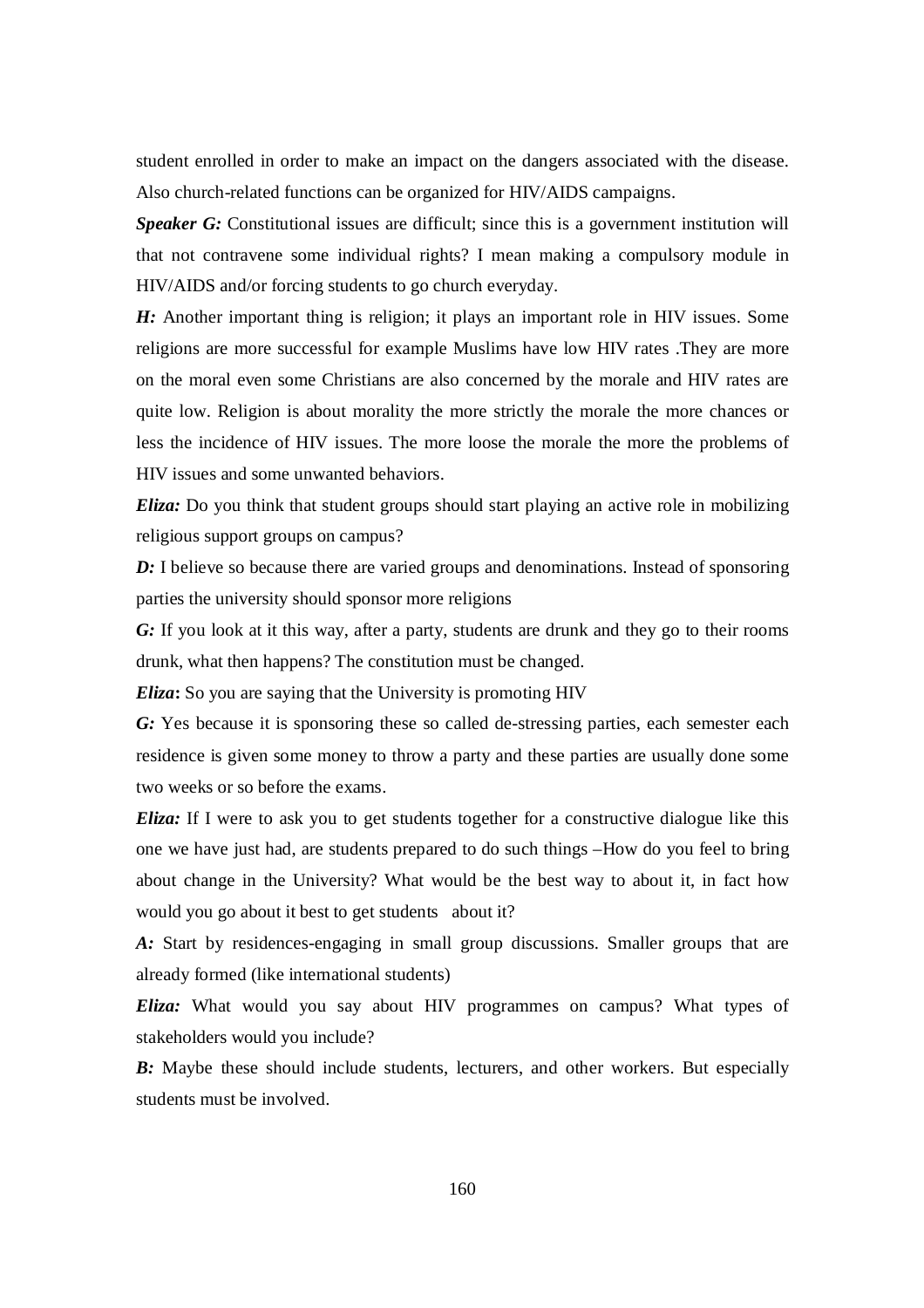student enrolled in order to make an impact on the dangers associated with the disease. Also church-related functions can be organized for HIV/AIDS campaigns.

***Speaker G:*** Constitutional issues are difficult; since this is a government institution will that not contravene some individual rights? I mean making a compulsory module in HIV/AIDS and/or forcing students to go church everyday.

***H:*** Another important thing is religion; it plays an important role in HIV issues. Some religions are more successful for example Muslims have low HIV rates .They are more on the moral even some Christians are also concerned by the morale and HIV rates are quite low. Religion is about morality the more strictly the morale the more chances or less the incidence of HIV issues. The more loose the morale the more the problems of HIV issues and some unwanted behaviors.

***Eliza:*** Do you think that student groups should start playing an active role in mobilizing religious support groups on campus?

***D:*** I believe so because there are varied groups and denominations. Instead of sponsoring parties the university should sponsor more religions

***G:*** If you look at it this way, after a party, students are drunk and they go to their rooms drunk, what then happens? The constitution must be changed.

***Eliza*:** So you are saying that the University is promoting HIV

***G:*** Yes because it is sponsoring these so called de-stressing parties, each semester each residence is given some money to throw a party and these parties are usually done some two weeks or so before the exams.

***Eliza:*** If I were to ask you to get students together for a constructive dialogue like this one we have just had, are students prepared to do such things –How do you feel to bring about change in the University? What would be the best way to about it, in fact how would you go about it best to get students about it?

***A:*** Start by residences-engaging in small group discussions. Smaller groups that are already formed (like international students)

***Eliza:*** What would you say about HIV programmes on campus? What types of stakeholders would you include?

***B:*** Maybe these should include students, lecturers, and other workers. But especially students must be involved.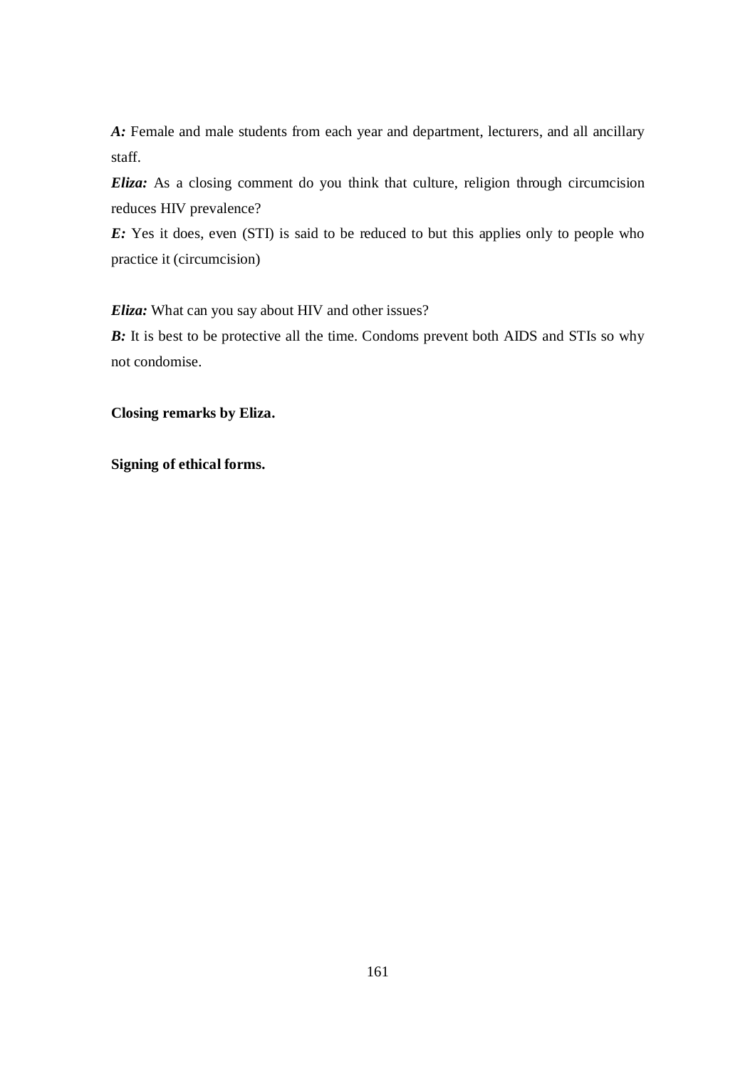***A:*** Female and male students from each year and department, lecturers, and all ancillary staff.

***Eliza:*** As a closing comment do you think that culture, religion through circumcision reduces HIV prevalence?

***E:*** Yes it does, even (STI) is said to be reduced to but this applies only to people who practice it (circumcision)

***Eliza:*** What can you say about HIV and other issues?

***B:*** It is best to be protective all the time. Condoms prevent both AIDS and STIs so why not condomise.

**Closing remarks by Eliza.**

**Signing of ethical forms.**